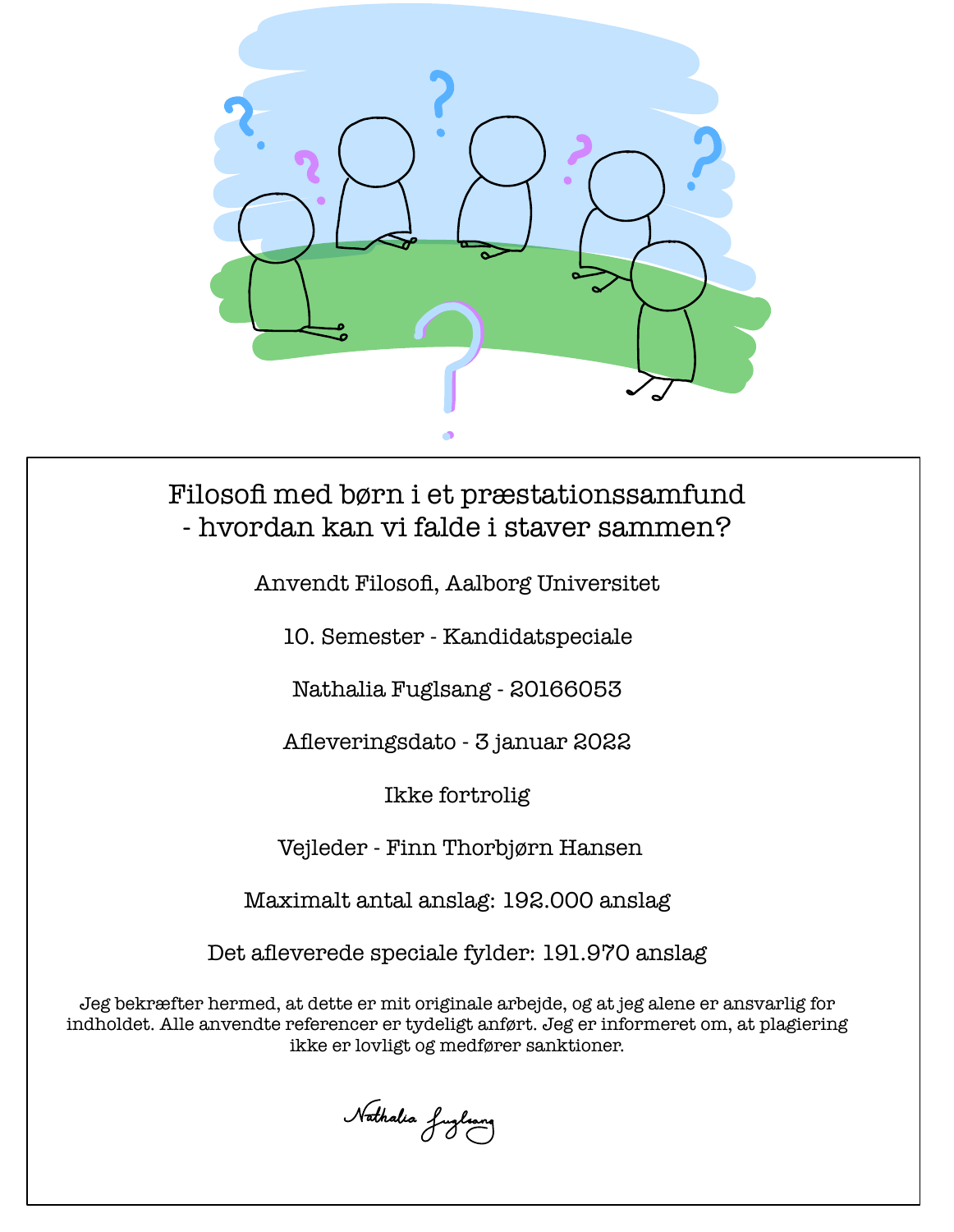# Filosofi med børn i et præstationssamfund - hvordan kan vi falde i staver sammen?

Anvendt Filosofi, Aalborg Universitet

10. Semester - Kandidatspeciale

Nathalia Fuglsang - 20166053

Afleveringsdato - 3 januar 2022

Ikke fortrolig

Vejleder - Finn Thorbjørn Hansen

Maximalt antal anslag: 192.000 anslag

Det afleverede speciale fylder: 191.970 anslag

Jeg bekræfter hermed, at dette er mit originale arbejde, og at jeg alene er ansvarlig for indholdet. Alle anvendte referencer er tydeligt anført. Jeg er informeret om, at plagiering ikke er lovligt og medfører sanktioner.

Nathalia Fuglsang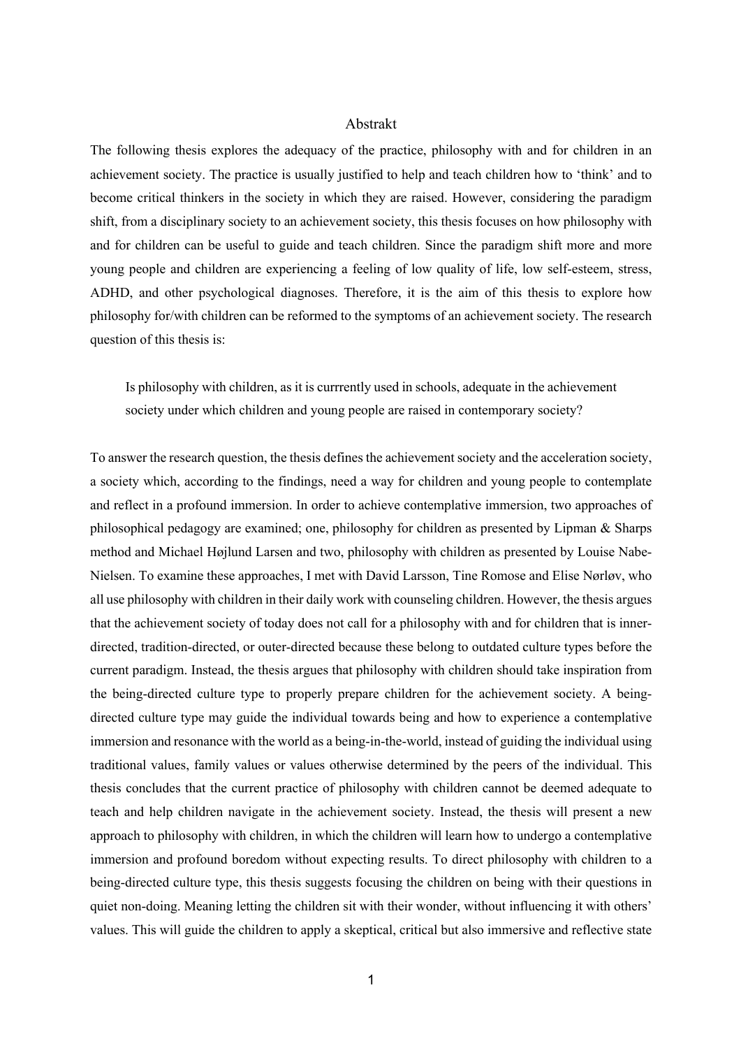# Abstrakt

The following thesis explores the adequacy of the practice, philosophy with and for children in an achievement society. The practice is usually justified to help and teach children how to 'think' and to become critical thinkers in the society in which they are raised. However, considering the paradigm shift, from a disciplinary society to an achievement society, this thesis focuses on how philosophy with and for children can be useful to guide and teach children. Since the paradigm shift more and more young people and children are experiencing a feeling of low quality of life, low self-esteem, stress, ADHD, and other psychological diagnoses. Therefore, it is the aim of this thesis to explore how philosophy for/with children can be reformed to the symptoms of an achievement society. The research question of this thesis is:

> Is philosophy with children, as it is currrently used in schools, adequate in the achievement society under which children and young people are raised in contemporary society?

To answer the research question, the thesis defines the achievement society and the acceleration society, a society which, according to the findings, need a way for children and young people to contemplate and reflect in a profound immersion. In order to achieve contemplative immersion, two approaches of philosophical pedagogy are examined; one, philosophy for children as presented by Lipman & Sharps method and Michael Højlund Larsen and two, philosophy with children as presented by Louise Nabe-Nielsen. To examine these approaches, I met with David Larsson, Tine Romose and Elise Nørløv, who all use philosophy with children in their daily work with counseling children. However, the thesis argues that the achievement society of today does not call for a philosophy with and for children that is inner-directed, tradition-directed, or outer-directed because these belong to outdated culture types before the current paradigm. Instead, the thesis argues that philosophy with children should take inspiration from the being-directed culture type to properly prepare children for the achievement society. A being-directed culture type may guide the individual towards being and how to experience a contemplative immersion and resonance with the world as a being-in-the-world, instead of guiding the individual using traditional values, family values or values otherwise determined by the peers of the individual. This thesis concludes that the current practice of philosophy with children cannot be deemed adequate to teach and help children navigate in the achievement society. Instead, the thesis will present a new approach to philosophy with children, in which the children will learn how to undergo a contemplative immersion and profound boredom without expecting results. To direct philosophy with children to a being-directed culture type, this thesis suggests focusing the children on being with their questions in quiet non-doing. Meaning letting the children sit with their wonder, without influencing it with others' values. This will guide the children to apply a skeptical, critical but also immersive and reflective state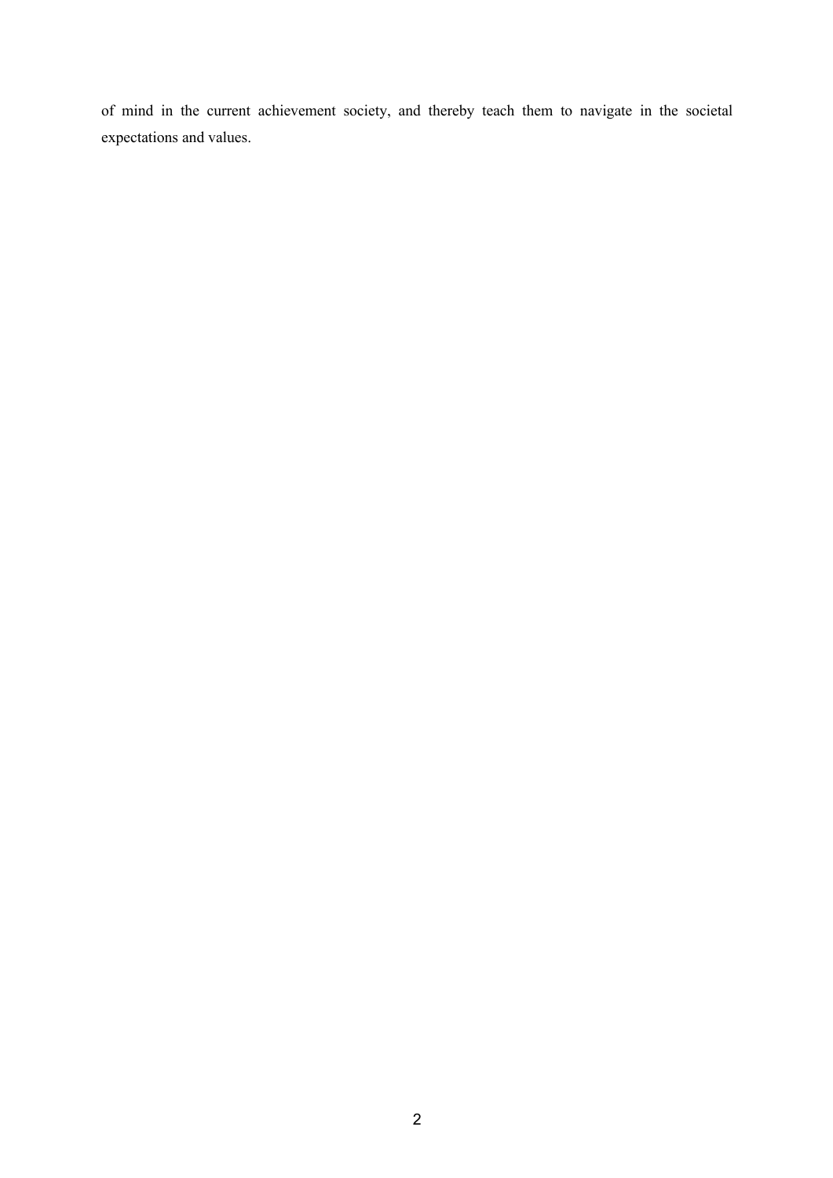of mind in the current achievement society, and thereby teach them to navigate in the societal expectations and values.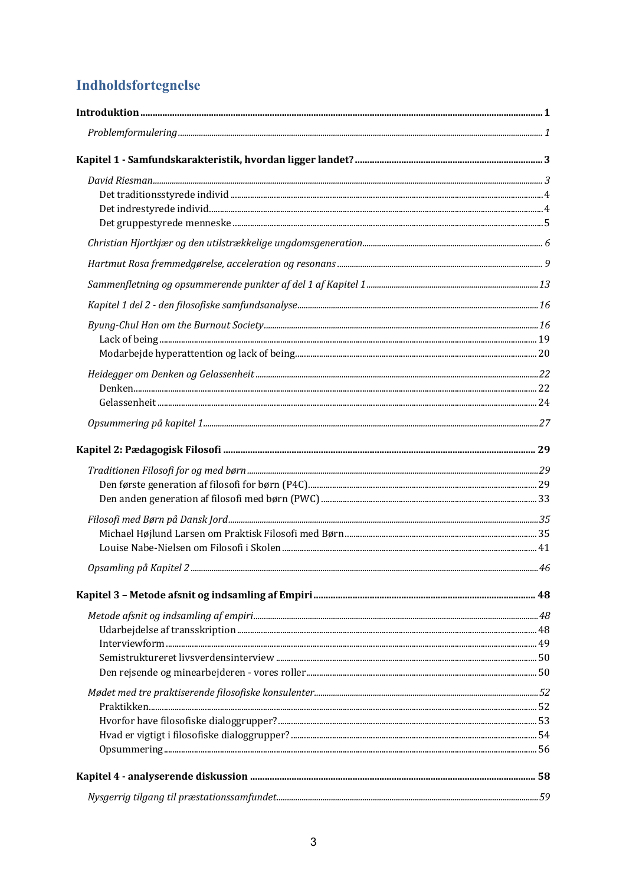# Indholdsfortegnelse

**Introduktion** ... **1**

*Problemformulering* ... *1*

**Kapitel 1 - Samfundskarakteristik, hvordan ligger landet?** ... **3**

*David Riesman* ... *3*

Det traditionsstyrede individ ... 4

Det indrestyrede individ ... 4

Det gruppestyrede menneske ... 5

*Christian Hjortkjær og den utilstrækkelige ungdomsgeneration* ... *6*

*Hartmut Rosa fremmedgørelse, acceleration og resonans* ... *9*

*Sammenfletning og opsummerende punkter af del 1 af Kapitel 1* ... *13*

*Kapitel 1 del 2 - den filosofiske samfundsanalyse* ... *16*

*Byung-Chul Han om the Burnout Society* ... *16*

Lack of being ... 19

Modarbejde hyperattention og lack of being ... 20

*Heidegger om Denken og Gelassenheit* ... *22*

Denken ... 22

Gelassenheit ... 24

*Opsummering på kapitel 1* ... *27*

**Kapitel 2: Pædagogisk Filosofi** ... **29**

*Traditionen Filosofi for og med børn* ... *29*

Den første generation af filosofi for børn (P4C) ... 29

Den anden generation af filosofi med børn (PWC) ... 33

*Filosofi med Børn på Dansk Jord* ... *35*

Michael Højlund Larsen om Praktisk Filosofi med Børn ... 35

Louise Nabe-Nielsen om Filosofi i Skolen ... 41

*Opsamling på Kapitel 2* ... *46*

**Kapitel 3 – Metode afsnit og indsamling af Empiri** ... **48**

*Metode afsnit og indsamling af empiri* ... *48*

Udarbejdelse af transskription ... 48

Interviewform ... 49

Semistruktureret livsverdensinterview ... 50

Den rejsende og minearbejderen - vores roller ... 50

*Mødet med tre praktiserende filosofiske konsulenter* ... *52*

Praktikken ... 52

Hvorfor have filosofiske dialoggrupper? ... 53

Hvad er vigtigt i filosofiske dialoggrupper? ... 54

Opsummering ... 56

**Kapitel 4 - analyserende diskussion** ... **58**

*Nysgerrig tilgang til præstationssamfundet* ... *59*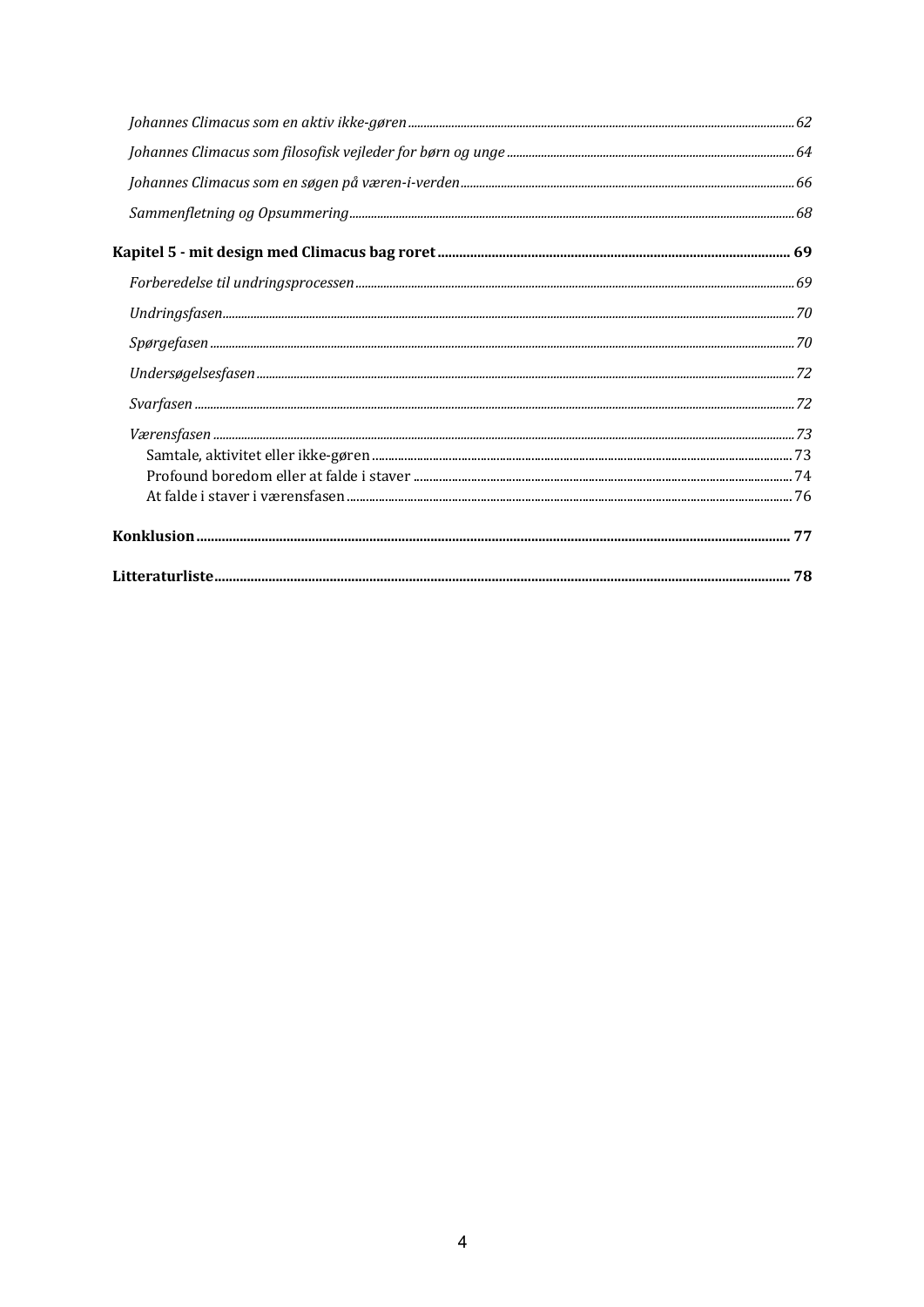*Johannes Climacus som en aktiv ikke-gøren* ............ 62

*Johannes Climacus som filosofisk vejleder for børn og unge* ............ 64

*Johannes Climacus som en søgen på væren-i-verden* ............ 66

*Sammenfletning og Opsummering* ............ 68

**Kapitel 5 - mit design med Climacus bag roret** ............ **69**

*Forberedelse til undringsprocessen* ............ 69

*Undringsfasen* ............ 70

*Spørgefasen* ............ 70

*Undersøgelsesfasen* ............ 72

*Svarfasen* ............ 72

*Værensfasen* ............ 73

Samtale, aktivitet eller ikke-gøren ............ 73

Profound boredom eller at falde i staver ............ 74

At falde i staver i værensfasen ............ 76

**Konklusion** ............ **77**

**Litteraturliste** ............ **78**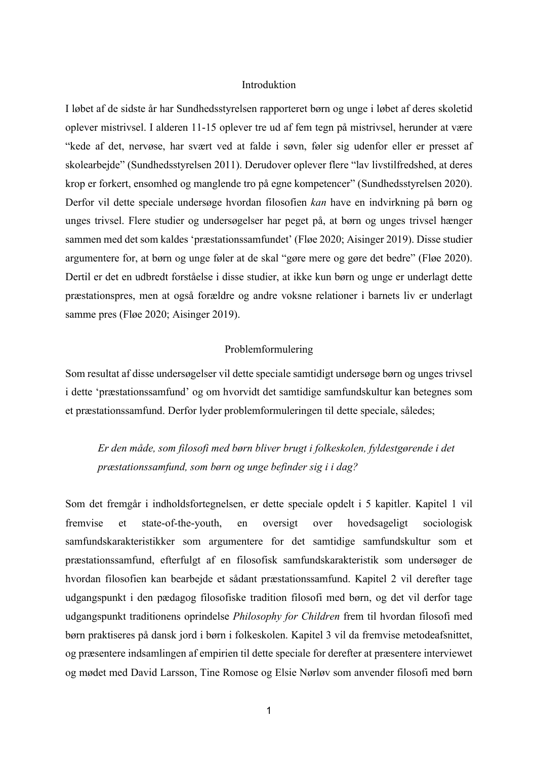## Introduktion

I løbet af de sidste år har Sundhedsstyrelsen rapporteret børn og unge i løbet af deres skoletid oplever mistrivsel. I alderen 11-15 oplever tre ud af fem tegn på mistrivsel, herunder at være "kede af det, nervøse, har svært ved at falde i søvn, føler sig udenfor eller er presset af skolearbejde" (Sundhedsstyrelsen 2011). Derudover oplever flere "lav livstilfredshed, at deres krop er forkert, ensomhed og manglende tro på egne kompetencer" (Sundhedsstyrelsen 2020). Derfor vil dette speciale undersøge hvordan filosofien *kan* have en indvirkning på børn og unges trivsel. Flere studier og undersøgelser har peget på, at børn og unges trivsel hænger sammen med det som kaldes 'præstationssamfundet' (Fløe 2020; Aisinger 2019). Disse studier argumentere for, at børn og unge føler at de skal "gøre mere og gøre det bedre" (Fløe 2020). Dertil er det en udbredt forståelse i disse studier, at ikke kun børn og unge er underlagt dette præstationspres, men at også forældre og andre voksne relationer i barnets liv er underlagt samme pres (Fløe 2020; Aisinger 2019).

## Problemformulering

Som resultat af disse undersøgelser vil dette speciale samtidigt undersøge børn og unges trivsel i dette 'præstationssamfund' og om hvorvidt det samtidige samfundskultur kan betegnes som et præstationssamfund. Derfor lyder problemformuleringen til dette speciale, således;

> *Er den måde, som filosofi med børn bliver brugt i folkeskolen, fyldestgørende i det præstationssamfund, som børn og unge befinder sig i i dag?*

Som det fremgår i indholdsfortegnelsen, er dette speciale opdelt i 5 kapitler. Kapitel 1 vil fremvise et state-of-the-youth, en oversigt over hovedsageligt sociologisk samfundskarakteristikker som argumentere for det samtidige samfundskultur som et præstationssamfund, efterfulgt af en filosofisk samfundskarakteristik som undersøger de hvordan filosofien kan bearbejde et sådant præstationssamfund. Kapitel 2 vil derefter tage udgangspunkt i den pædagog filosofiske tradition filosofi med børn, og det vil derfor tage udgangspunkt traditionens oprindelse *Philosophy for Children* frem til hvordan filosofi med børn praktiseres på dansk jord i børn i folkeskolen. Kapitel 3 vil da fremvise metodeafsnittet, og præsentere indsamlingen af empirien til dette speciale for derefter at præsentere interviewet og mødet med David Larsson, Tine Romose og Elsie Nørløv som anvender filosofi med børn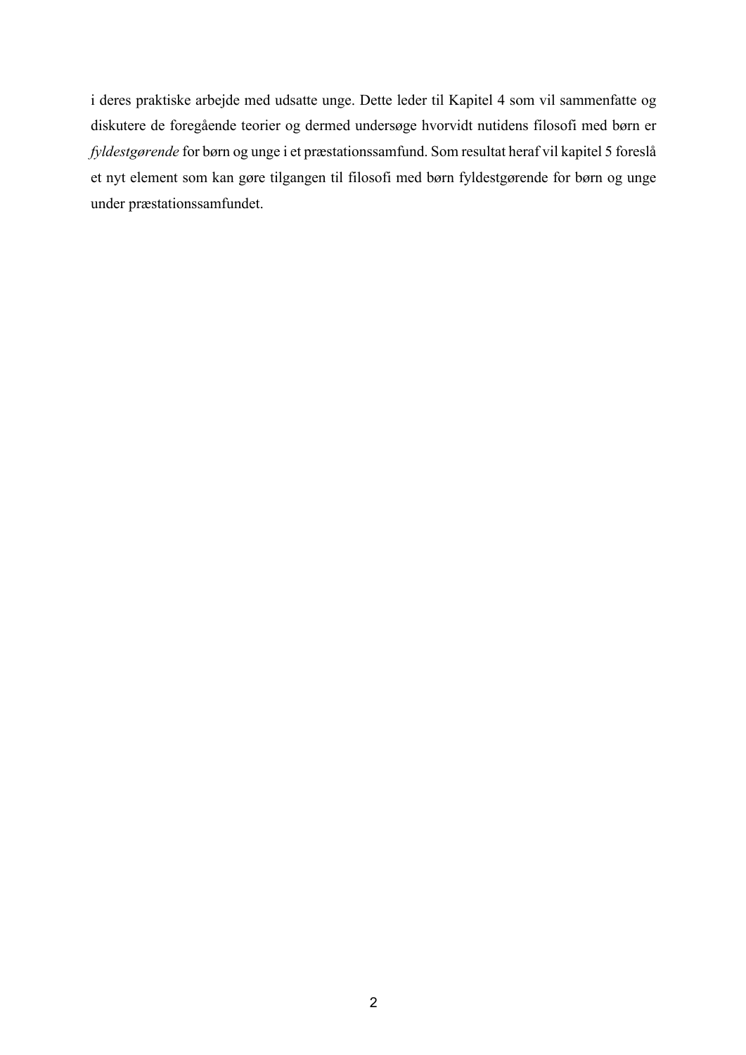i deres praktiske arbejde med udsatte unge. Dette leder til Kapitel 4 som vil sammenfatte og diskutere de foregående teorier og dermed undersøge hvorvidt nutidens filosofi med børn er *fyldestgørende* for børn og unge i et præstationssamfund. Som resultat heraf vil kapitel 5 foreslå et nyt element som kan gøre tilgangen til filosofi med børn fyldestgørende for børn og unge under præstationssamfundet.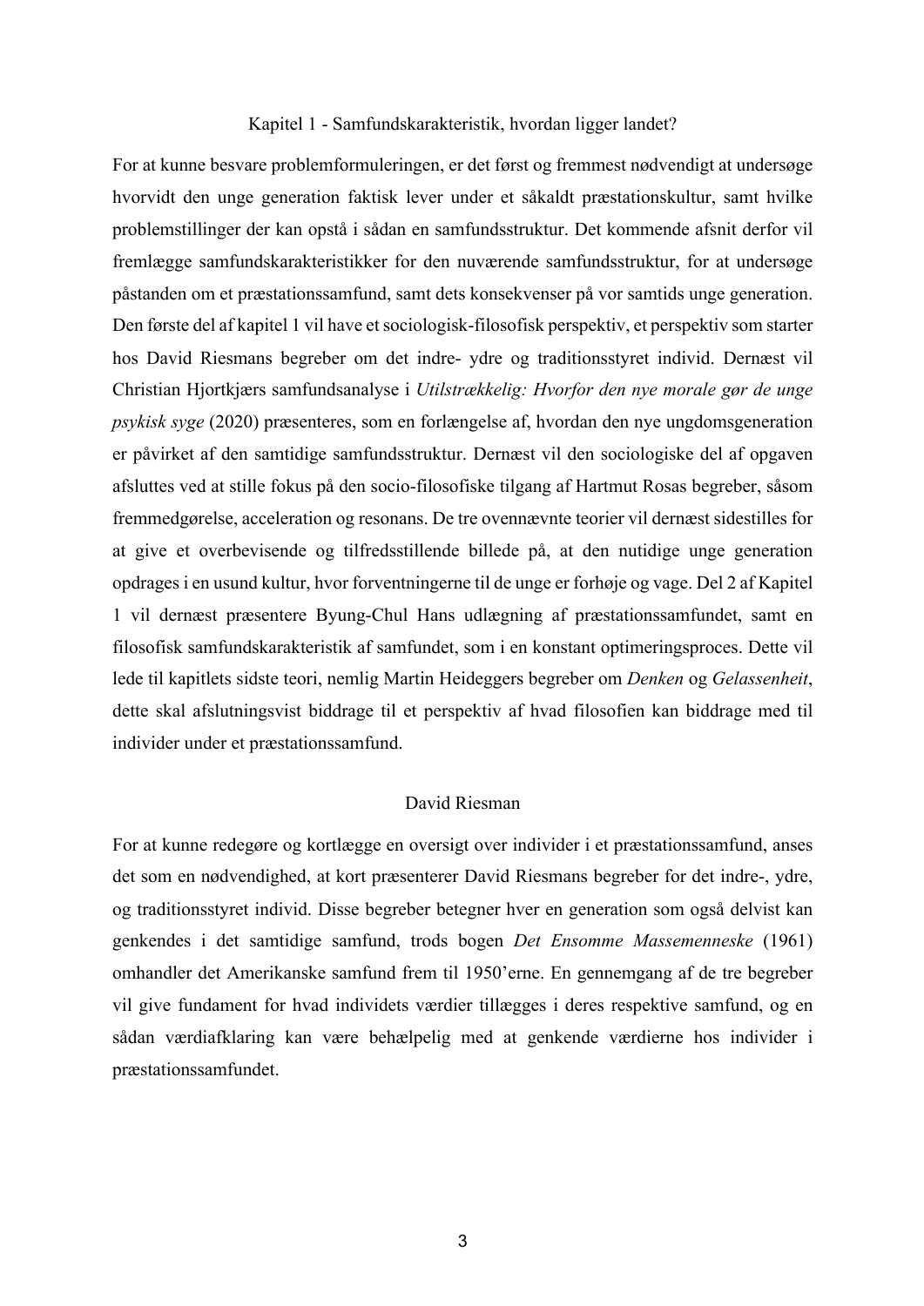## Kapitel 1 - Samfundskarakteristik, hvordan ligger landet?

For at kunne besvare problemformuleringen, er det først og fremmest nødvendigt at undersøge hvorvidt den unge generation faktisk lever under et såkaldt præstationskultur, samt hvilke problemstillinger der kan opstå i sådan en samfundsstruktur. Det kommende afsnit derfor vil fremlægge samfundskarakteristikker for den nuværende samfundsstruktur, for at undersøge påstanden om et præstationssamfund, samt dets konsekvenser på vor samtids unge generation. Den første del af kapitel 1 vil have et sociologisk-filosofisk perspektiv, et perspektiv som starter hos David Riesmans begreber om det indre- ydre og traditionsstyret individ. Dernæst vil Christian Hjortkjærs samfundsanalyse i *Utilstrækkelig: Hvorfor den nye morale gør de unge psykisk syge* (2020) præsenteres, som en forlængelse af, hvordan den nye ungdomsgeneration er påvirket af den samtidige samfundsstruktur. Dernæst vil den sociologiske del af opgaven afsluttes ved at stille fokus på den socio-filosofiske tilgang af Hartmut Rosas begreber, såsom fremmedgørelse, acceleration og resonans. De tre ovennævnte teorier vil dernæst sidestilles for at give et overbevisende og tilfredsstillende billede på, at den nutidige unge generation opdrages i en usund kultur, hvor forventningerne til de unge er forhøje og vage. Del 2 af Kapitel 1 vil dernæst præsentere Byung-Chul Hans udlægning af præstationssamfundet, samt en filosofisk samfundskarakteristik af samfundet, som i en konstant optimeringsproces. Dette vil lede til kapitlets sidste teori, nemlig Martin Heideggers begreber om *Denken* og *Gelassenheit*, dette skal afslutningsvist biddrage til et perspektiv af hvad filosofien kan biddrage med til individer under et præstationssamfund.

### David Riesman

For at kunne redegøre og kortlægge en oversigt over individer i et præstationssamfund, anses det som en nødvendighed, at kort præsenterer David Riesmans begreber for det indre-, ydre, og traditionsstyret individ. Disse begreber betegner hver en generation som også delvist kan genkendes i det samtidige samfund, trods bogen *Det Ensomme Massemenneske* (1961) omhandler det Amerikanske samfund frem til 1950'erne. En gennemgang af de tre begreber vil give fundament for hvad individets værdier tillægges i deres respektive samfund, og en sådan værdiafklaring kan være behælpelig med at genkende værdierne hos individer i præstationssamfundet.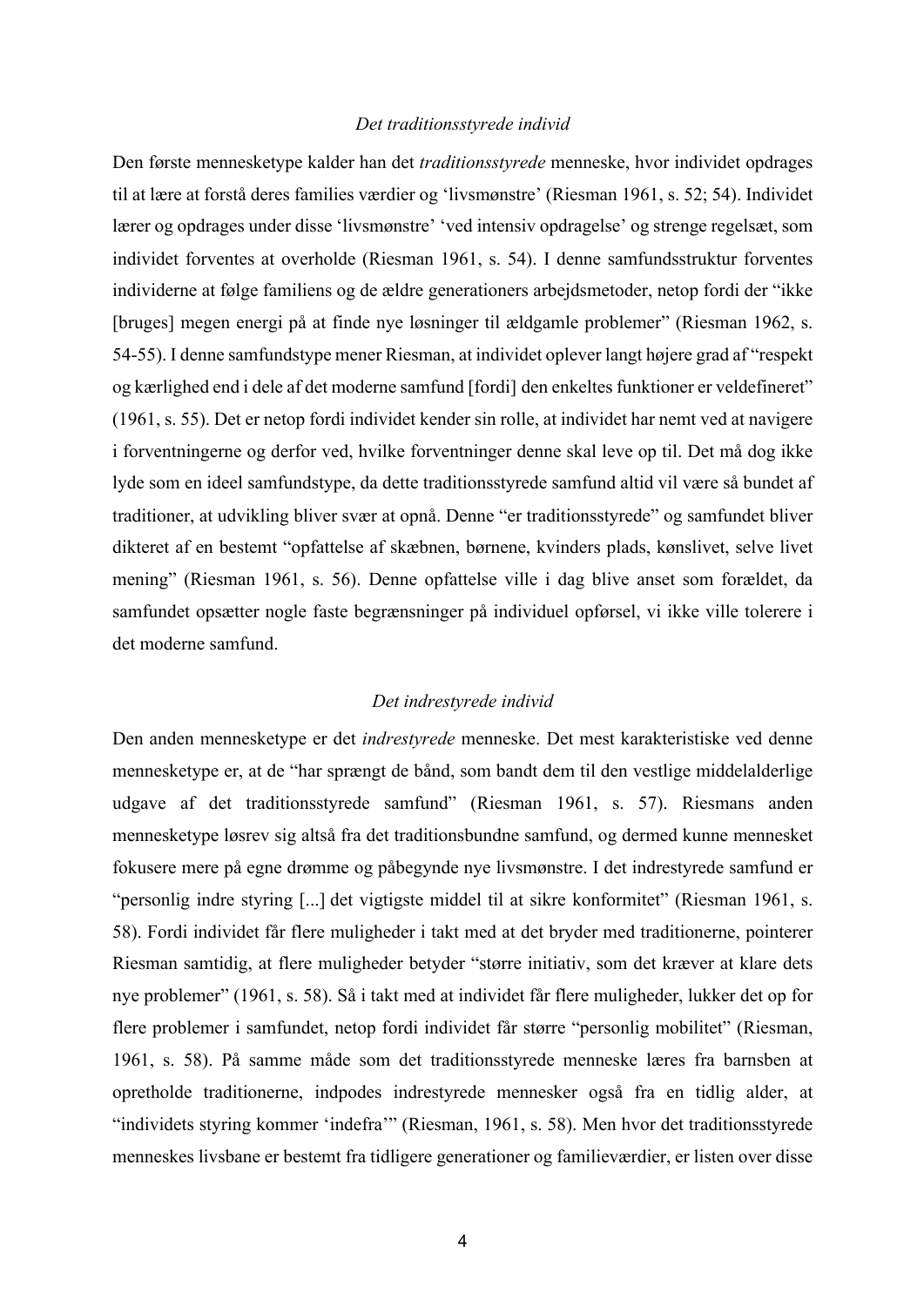*Det traditionsstyrede individ*

Den første mennesketype kalder han det *traditionsstyrede* menneske, hvor individet opdrages til at lære at forstå deres families værdier og 'livsmønstre' (Riesman 1961, s. 52; 54). Individet lærer og opdrages under disse 'livsmønstre' 'ved intensiv opdragelse' og strenge regelsæt, som individet forventes at overholde (Riesman 1961, s. 54). I denne samfundsstruktur forventes individerne at følge familiens og de ældre generationers arbejdsmetoder, netop fordi der "ikke [bruges] megen energi på at finde nye løsninger til ældgamle problemer" (Riesman 1962, s. 54-55). I denne samfundstype mener Riesman, at individet oplever langt højere grad af "respekt og kærlighed end i dele af det moderne samfund [fordi] den enkeltes funktioner er veldefineret" (1961, s. 55). Det er netop fordi individet kender sin rolle, at individet har nemt ved at navigere i forventningerne og derfor ved, hvilke forventninger denne skal leve op til. Det må dog ikke lyde som en ideel samfundstype, da dette traditionsstyrede samfund altid vil være så bundet af traditioner, at udvikling bliver svær at opnå. Denne "er traditionsstyrede" og samfundet bliver dikteret af en bestemt "opfattelse af skæbnen, børnene, kvinders plads, kønslivet, selve livet mening" (Riesman 1961, s. 56). Denne opfattelse ville i dag blive anset som forældet, da samfundet opsætter nogle faste begrænsninger på individuel opførsel, vi ikke ville tolerere i det moderne samfund.

*Det indrestyrede individ*

Den anden mennesketype er det *indrestyrede* menneske. Det mest karakteristiske ved denne mennesketype er, at de "har sprængt de bånd, som bandt dem til den vestlige middelalderlige udgave af det traditionsstyrede samfund" (Riesman 1961, s. 57). Riesmans anden mennesketype løsrev sig altså fra det traditionsbundne samfund, og dermed kunne mennesket fokusere mere på egne drømme og påbegynde nye livsmønstre. I det indrestyrede samfund er "personlig indre styring [...] det vigtigste middel til at sikre konformitet" (Riesman 1961, s. 58). Fordi individet får flere muligheder i takt med at det bryder med traditionerne, pointerer Riesman samtidig, at flere muligheder betyder "større initiativ, som det kræver at klare dets nye problemer" (1961, s. 58). Så i takt med at individet får flere muligheder, lukker det op for flere problemer i samfundet, netop fordi individet får større "personlig mobilitet" (Riesman, 1961, s. 58). På samme måde som det traditionsstyrede menneske læres fra barnsben at opretholde traditionerne, indpodes indrestyrede mennesker også fra en tidlig alder, at "individets styring kommer 'indefra'" (Riesman, 1961, s. 58). Men hvor det traditionsstyrede menneskes livsbane er bestemt fra tidligere generationer og familieværdier, er listen over disse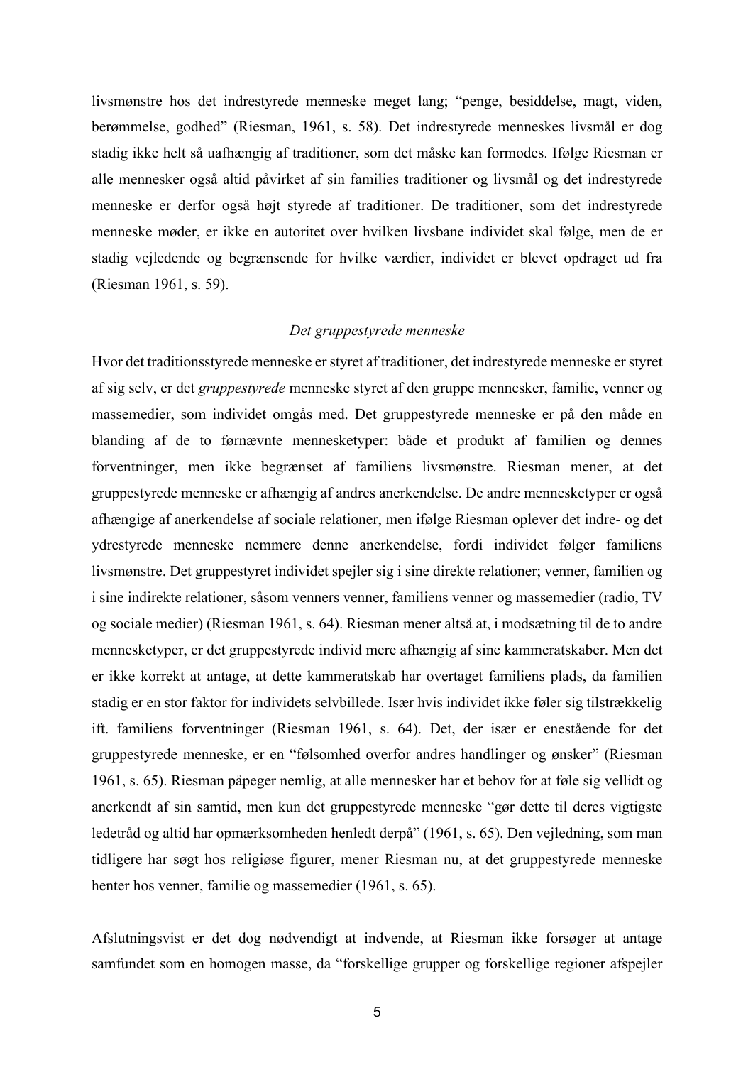livsmønstre hos det indrestyrede menneske meget lang; "penge, besiddelse, magt, viden, berømmelse, godhed" (Riesman, 1961, s. 58). Det indrestyrede menneskes livsmål er dog stadig ikke helt så uafhængig af traditioner, som det måske kan formodes. Ifølge Riesman er alle mennesker også altid påvirket af sin families traditioner og livsmål og det indrestyrede menneske er derfor også højt styrede af traditioner. De traditioner, som det indrestyrede menneske møder, er ikke en autoritet over hvilken livsbane individet skal følge, men de er stadig vejledende og begrænsende for hvilke værdier, individet er blevet opdraget ud fra (Riesman 1961, s. 59).

### *Det gruppestyrede menneske*

Hvor det traditionsstyrede menneske er styret af traditioner, det indrestyrede menneske er styret af sig selv, er det *gruppestyrede* menneske styret af den gruppe mennesker, familie, venner og massemedier, som individet omgås med. Det gruppestyrede menneske er på den måde en blanding af de to førnævnte mennesketyper: både et produkt af familien og dennes forventninger, men ikke begrænset af familiens livsmønstre. Riesman mener, at det gruppestyrede menneske er afhængig af andres anerkendelse. De andre mennesketyper er også afhængige af anerkendelse af sociale relationer, men ifølge Riesman oplever det indre- og det ydrestyrede menneske nemmere denne anerkendelse, fordi individet følger familiens livsmønstre. Det gruppestyret individet spejler sig i sine direkte relationer; venner, familien og i sine indirekte relationer, såsom venners venner, familiens venner og massemedier (radio, TV og sociale medier) (Riesman 1961, s. 64). Riesman mener altså at, i modsætning til de to andre mennesketyper, er det gruppestyrede individ mere afhængig af sine kammeratskaber. Men det er ikke korrekt at antage, at dette kammeratskab har overtaget familiens plads, da familien stadig er en stor faktor for individets selvbillede. Især hvis individet ikke føler sig tilstrækkelig ift. familiens forventninger (Riesman 1961, s. 64). Det, der især er enestående for det gruppestyrede menneske, er en "følsomhed overfor andres handlinger og ønsker" (Riesman 1961, s. 65). Riesman påpeger nemlig, at alle mennesker har et behov for at føle sig vellidt og anerkendt af sin samtid, men kun det gruppestyrede menneske "gør dette til deres vigtigste ledetråd og altid har opmærksomheden henledt derpå" (1961, s. 65). Den vejledning, som man tidligere har søgt hos religiøse figurer, mener Riesman nu, at det gruppestyrede menneske henter hos venner, familie og massemedier (1961, s. 65).

Afslutningsvist er det dog nødvendigt at indvende, at Riesman ikke forsøger at antage samfundet som en homogen masse, da "forskellige grupper og forskellige regioner afspejler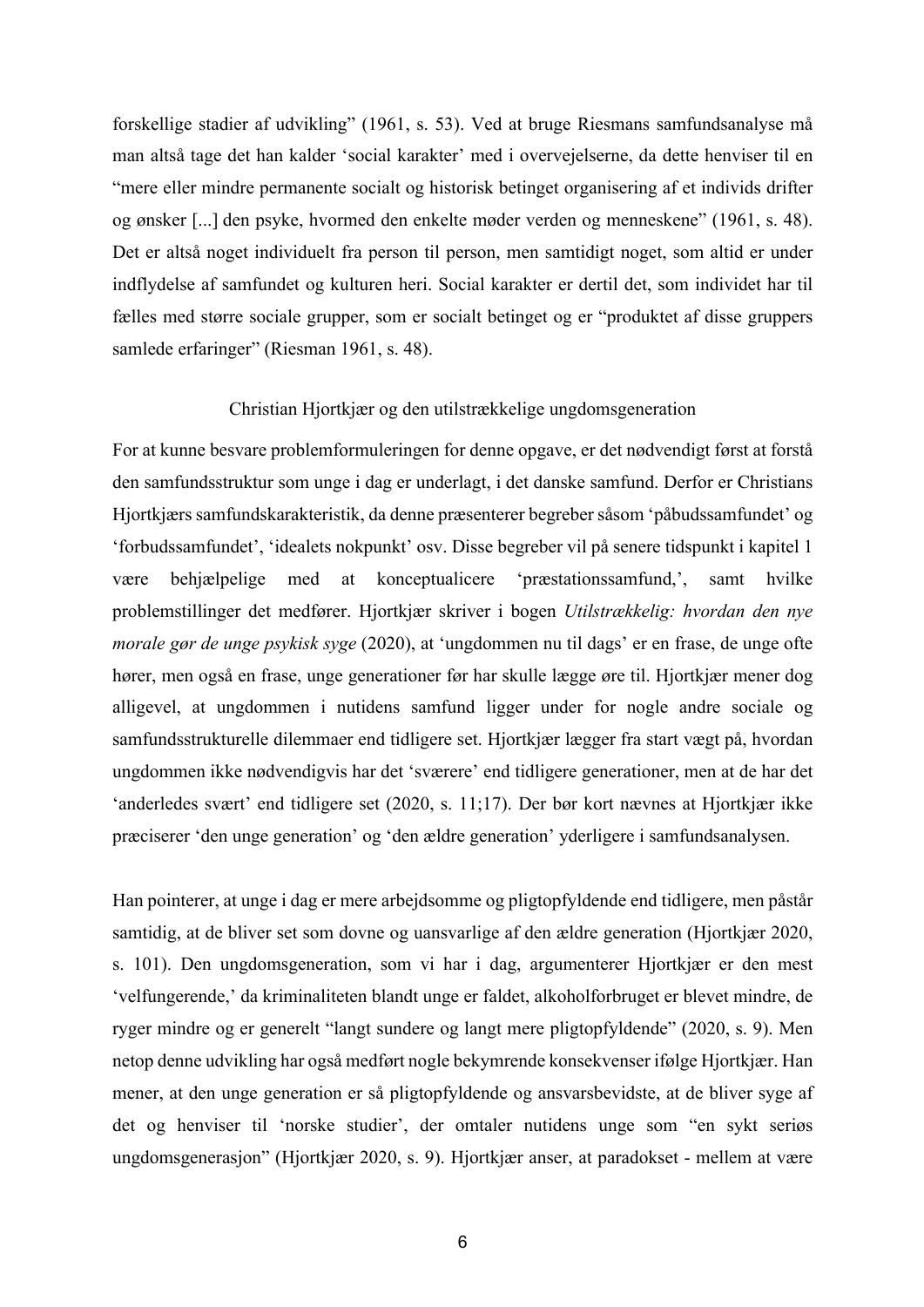forskellige stadier af udvikling" (1961, s. 53). Ved at bruge Riesmans samfundsanalyse må man altså tage det han kalder 'social karakter' med i overvejelserne, da dette henviser til en "mere eller mindre permanente socialt og historisk betinget organisering af et individs drifter og ønsker [...] den psyke, hvormed den enkelte møder verden og menneskene" (1961, s. 48). Det er altså noget individuelt fra person til person, men samtidigt noget, som altid er under indflydelse af samfundet og kulturen heri. Social karakter er dertil det, som individet har til fælles med større sociale grupper, som er socialt betinget og er "produktet af disse gruppers samlede erfaringer" (Riesman 1961, s. 48).

## Christian Hjortkjær og den utilstrækkelige ungdomsgeneration

For at kunne besvare problemformuleringen for denne opgave, er det nødvendigt først at forstå den samfundsstruktur som unge i dag er underlagt, i det danske samfund. Derfor er Christians Hjortkjærs samfundskarakteristik, da denne præsenterer begreber såsom 'påbudssamfundet' og 'forbudssamfundet', 'idealets nokpunkt' osv. Disse begreber vil på senere tidspunkt i kapitel 1 være behjælpelige med at konceptualicere 'præstationssamfund,', samt hvilke problemstillinger det medfører. Hjortkjær skriver i bogen *Utilstrækkelig: hvordan den nye morale gør de unge psykisk syge* (2020), at 'ungdommen nu til dags' er en frase, de unge ofte hører, men også en frase, unge generationer før har skulle lægge øre til. Hjortkjær mener dog alligevel, at ungdommen i nutidens samfund ligger under for nogle andre sociale og samfundsstrukturelle dilemmaer end tidligere set. Hjortkjær lægger fra start vægt på, hvordan ungdommen ikke nødvendigvis har det 'sværere' end tidligere generationer, men at de har det 'anderledes svært' end tidligere set (2020, s. 11;17). Der bør kort nævnes at Hjortkjær ikke præciserer 'den unge generation' og 'den ældre generation' yderligere i samfundsanalysen.

Han pointerer, at unge i dag er mere arbejdsomme og pligtopfyldende end tidligere, men påstår samtidig, at de bliver set som dovne og uansvarlige af den ældre generation (Hjortkjær 2020, s. 101). Den ungdomsgeneration, som vi har i dag, argumenterer Hjortkjær er den mest 'velfungerende,' da kriminaliteten blandt unge er faldet, alkoholforbruget er blevet mindre, de ryger mindre og er generelt "langt sundere og langt mere pligtopfyldende" (2020, s. 9). Men netop denne udvikling har også medført nogle bekymrende konsekvenser ifølge Hjortkjær. Han mener, at den unge generation er så pligtopfyldende og ansvarsbevidste, at de bliver syge af det og henviser til 'norske studier', der omtaler nutidens unge som "en sykt seriøs ungdomsgenerasjon" (Hjortkjær 2020, s. 9). Hjortkjær anser, at paradokset - mellem at være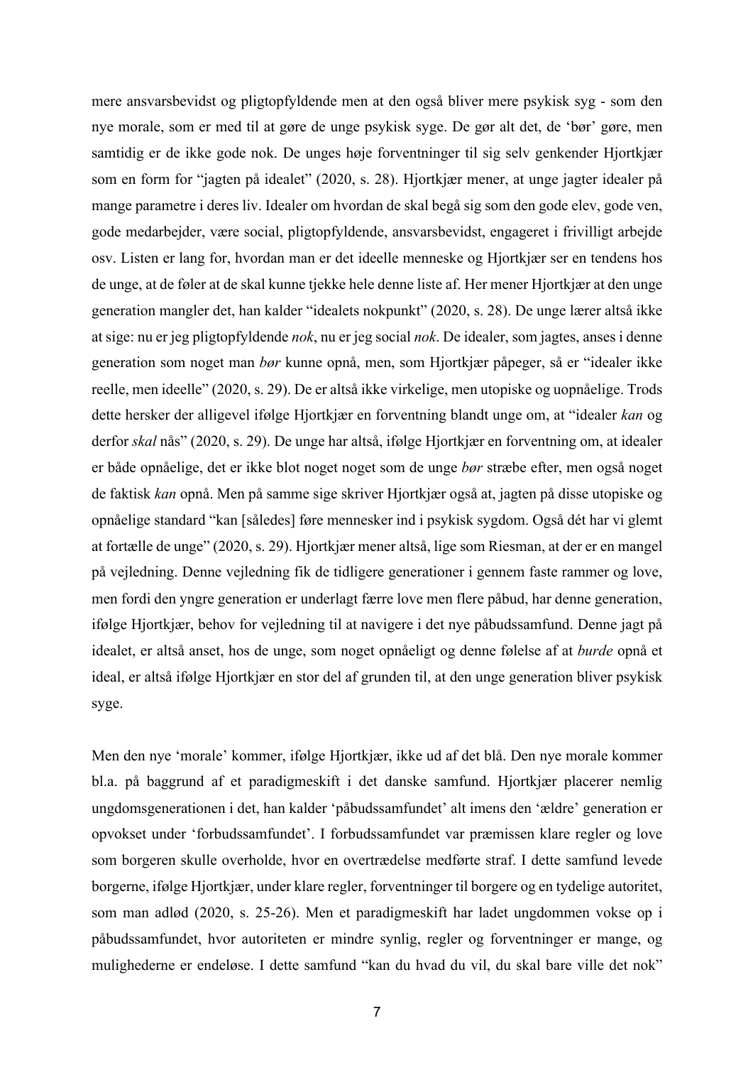mere ansvarsbevidst og pligtopfyldende men at den også bliver mere psykisk syg - som den nye morale, som er med til at gøre de unge psykisk syge. De gør alt det, de 'bør' gøre, men samtidig er de ikke gode nok. De unges høje forventninger til sig selv genkender Hjortkjær som en form for "jagten på idealet" (2020, s. 28). Hjortkjær mener, at unge jagter idealer på mange parametre i deres liv. Idealer om hvordan de skal begå sig som den gode elev, gode ven, gode medarbejder, være social, pligtopfyldende, ansvarsbevidst, engageret i frivilligt arbejde osv. Listen er lang for, hvordan man er det ideelle menneske og Hjortkjær ser en tendens hos de unge, at de føler at de skal kunne tjekke hele denne liste af. Her mener Hjortkjær at den unge generation mangler det, han kalder "idealets nokpunkt" (2020, s. 28). De unge lærer altså ikke at sige: nu er jeg pligtopfyldende *nok*, nu er jeg social *nok*. De idealer, som jagtes, anses i denne generation som noget man *bør* kunne opnå, men, som Hjortkjær påpeger, så er "idealer ikke reelle, men ideelle" (2020, s. 29). De er altså ikke virkelige, men utopiske og uopnåelige. Trods dette hersker der alligevel ifølge Hjortkjær en forventning blandt unge om, at "idealer *kan* og derfor *skal* nås" (2020, s. 29). De unge har altså, ifølge Hjortkjær en forventning om, at idealer er både opnåelige, det er ikke blot noget som de unge *bør* stræbe efter, men også noget de faktisk *kan* opnå. Men på samme sige skriver Hjortkjær også at, jagten på disse utopiske og opnåelige standard "kan [således] føre mennesker ind i psykisk sygdom. Også dét har vi glemt at fortælle de unge" (2020, s. 29). Hjortkjær mener altså, lige som Riesman, at der er en mangel på vejledning. Denne vejledning fik de tidligere generationer i gennem faste rammer og love, men fordi den yngre generation er underlagt færre love men flere påbud, har denne generation, ifølge Hjortkjær, behov for vejledning til at navigere i det nye påbudssamfund. Denne jagt på idealet, er altså anset, hos de unge, som noget opnåeligt og denne følelse af at *burde* opnå et ideal, er altså ifølge Hjortkjær en stor del af grunden til, at den unge generation bliver psykisk syge.

Men den nye 'morale' kommer, ifølge Hjortkjær, ikke ud af det blå. Den nye morale kommer bl.a. på baggrund af et paradigmeskift i det danske samfund. Hjortkjær placerer nemlig ungdomsgenerationen i det, han kalder 'påbudssamfundet' alt imens den 'ældre' generation er opvokset under 'forbudssamfundet'. I forbudssamfundet var præmissen klare regler og love som borgeren skulle overholde, hvor en overtrædelse medførte straf. I dette samfund levede borgerne, ifølge Hjortkjær, under klare regler, forventninger til borgere og en tydelige autoritet, som man adlød (2020, s. 25-26). Men et paradigmeskift har ladet ungdommen vokse op i påbudssamfundet, hvor autoriteten er mindre synlig, regler og forventninger er mange, og mulighederne er endeløse. I dette samfund "kan du hvad du vil, du skal bare ville det nok"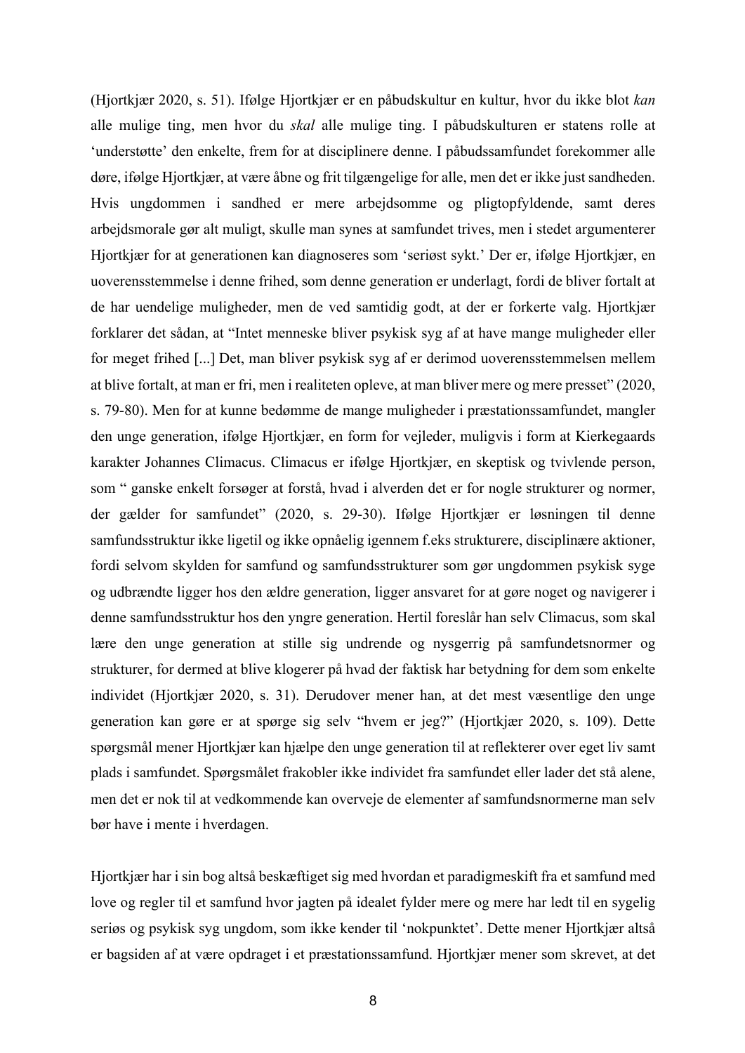(Hjortkjær 2020, s. 51). Ifølge Hjortkjær er en påbudskultur en kultur, hvor du ikke blot *kan* alle mulige ting, men hvor du *skal* alle mulige ting. I påbudskulturen er statens rolle at 'understøtte' den enkelte, frem for at disciplinere denne. I påbudssamfundet forekommer alle døre, ifølge Hjortkjær, at være åbne og frit tilgængelige for alle, men det er ikke just sandheden. Hvis ungdommen i sandhed er mere arbejdsomme og pligtopfyldende, samt deres arbejdsmorale gør alt muligt, skulle man synes at samfundet trives, men i stedet argumenterer Hjortkjær for at generationen kan diagnoseres som 'seriøst sykt.' Der er, ifølge Hjortkjær, en uoverensstemmelse i denne frihed, som denne generation er underlagt, fordi de bliver fortalt at de har uendelige muligheder, men de ved samtidig godt, at der er forkerte valg. Hjortkjær forklarer det sådan, at "Intet menneske bliver psykisk syg af at have mange muligheder eller for meget frihed [...] Det, man bliver psykisk syg af er derimod uoverensstemmelsen mellem at blive fortalt, at man er fri, men i realiteten opleve, at man bliver mere og mere presset" (2020, s. 79-80). Men for at kunne bedømme de mange muligheder i præstationssamfundet, mangler den unge generation, ifølge Hjortkjær, en form for vejleder, muligvis i form at Kierkegaards karakter Johannes Climacus. Climacus er ifølge Hjortkjær, en skeptisk og tvivlende person, som " ganske enkelt forsøger at forstå, hvad i alverden det er for nogle strukturer og normer, der gælder for samfundet" (2020, s. 29-30). Ifølge Hjortkjær er løsningen til denne samfundsstruktur ikke ligetil og ikke opnåelig igennem f.eks strukturere, disciplinære aktioner, fordi selvom skylden for samfund og samfundsstrukturer som gør ungdommen psykisk syge og udbrændte ligger hos den ældre generation, ligger ansvaret for at gøre noget og navigerer i denne samfundsstruktur hos den yngre generation. Hertil foreslår han selv Climacus, som skal lære den unge generation at stille sig undrende og nysgerrig på samfundetsnormer og strukturer, for dermed at blive klogerer på hvad der faktisk har betydning for dem som enkelte individet (Hjortkjær 2020, s. 31). Derudover mener han, at det mest væsentlige den unge generation kan gøre er at spørge sig selv "hvem er jeg?" (Hjortkjær 2020, s. 109). Dette spørgsmål mener Hjortkjær kan hjælpe den unge generation til at reflekterer over eget liv samt plads i samfundet. Spørgsmålet frakobler ikke individet fra samfundet eller lader det stå alene, men det er nok til at vedkommende kan overveje de elementer af samfundsnormerne man selv bør have i mente i hverdagen.

Hjortkjær har i sin bog altså beskæftiget sig med hvordan et paradigmeskift fra et samfund med love og regler til et samfund hvor jagten på idealet fylder mere og mere har ledt til en sygelig seriøs og psykisk syg ungdom, som ikke kender til 'nokpunktet'. Dette mener Hjortkjær altså er bagsiden af at være opdraget i et præstationssamfund. Hjortkjær mener som skrevet, at det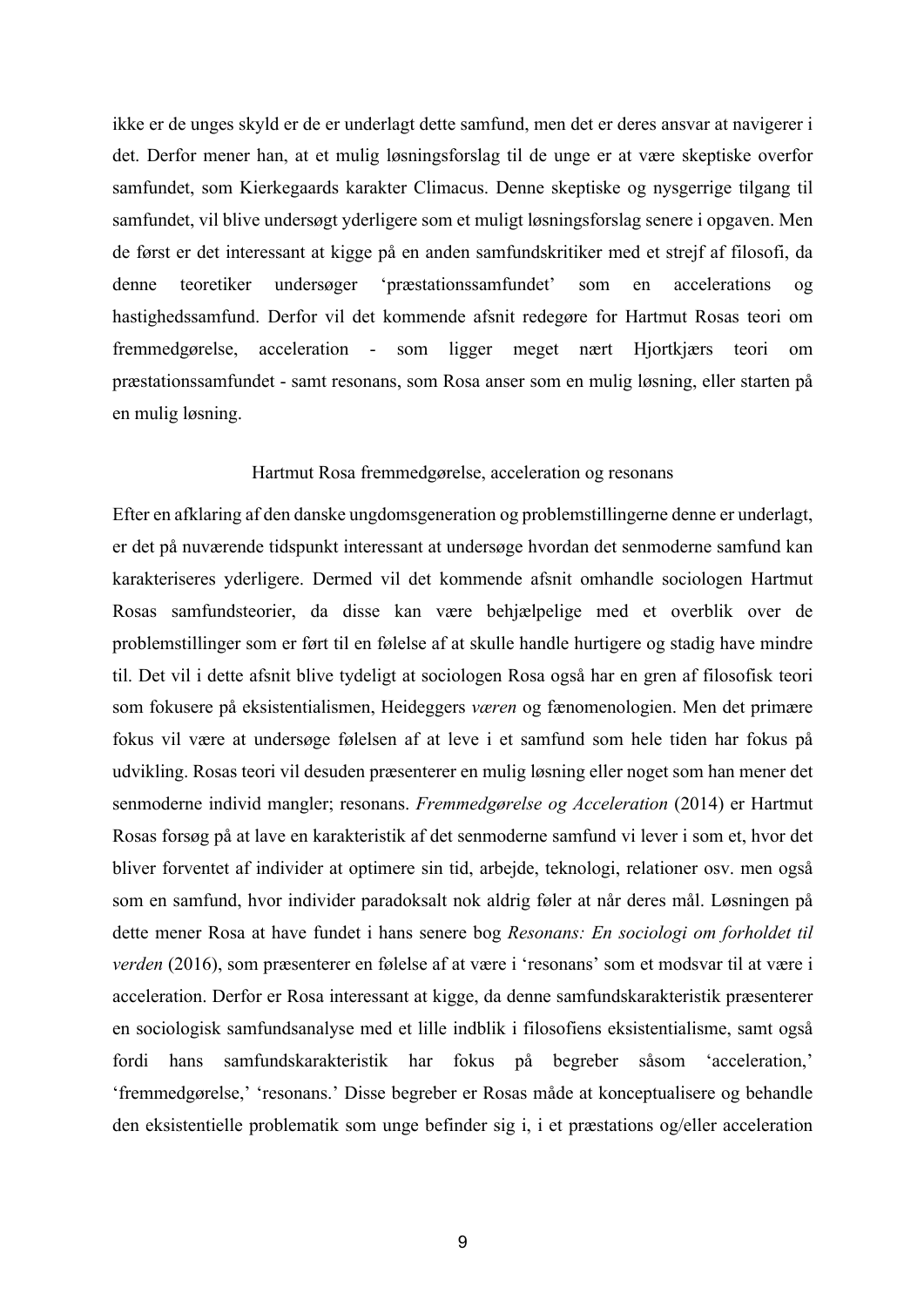ikke er de unges skyld er de er underlagt dette samfund, men det er deres ansvar at navigerer i det. Derfor mener han, at et mulig løsningsforslag til de unge er at være skeptiske overfor samfundet, som Kierkegaards karakter Climacus. Denne skeptiske og nysgerrige tilgang til samfundet, vil blive undersøgt yderligere som et muligt løsningsforslag senere i opgaven. Men de først er det interessant at kigge på en anden samfundskritiker med et strejf af filosofi, da denne teoretiker undersøger 'præstationssamfundet' som en accelerations og hastighedssamfund. Derfor vil det kommende afsnit redegøre for Hartmut Rosas teori om fremmedgørelse, acceleration - som ligger meget nært Hjortkjærs teori om præstationssamfundet - samt resonans, som Rosa anser som en mulig løsning, eller starten på en mulig løsning.

## Hartmut Rosa fremmedgørelse, acceleration og resonans

Efter en afklaring af den danske ungdomsgeneration og problemstillingerne denne er underlagt, er det på nuværende tidspunkt interessant at undersøge hvordan det senmoderne samfund kan karakteriseres yderligere. Dermed vil det kommende afsnit omhandle sociologen Hartmut Rosas samfundsteorier, da disse kan være behjælpelige med et overblik over de problemstillinger som er ført til en følelse af at skulle handle hurtigere og stadig have mindre til. Det vil i dette afsnit blive tydeligt at sociologen Rosa også har en gren af filosofisk teori som fokusere på eksistentialismen, Heideggers *væren* og fænomenologien. Men det primære fokus vil være at undersøge følelsen af at leve i et samfund som hele tiden har fokus på udvikling. Rosas teori vil desuden præsenterer en mulig løsning eller noget som han mener det senmoderne individ mangler; resonans. *Fremmedgørelse og Acceleration* (2014) er Hartmut Rosas forsøg på at lave en karakteristik af det senmoderne samfund vi lever i som et, hvor det bliver forventet af individer at optimere sin tid, arbejde, teknologi, relationer osv. men også som en samfund, hvor individer paradoksalt nok aldrig føler at når deres mål. Løsningen på dette mener Rosa at have fundet i hans senere bog *Resonans: En sociologi om forholdet til verden* (2016), som præsenterer en følelse af at være i 'resonans' som et modsvar til at være i acceleration. Derfor er Rosa interessant at kigge, da denne samfundskarakteristik præsenterer en sociologisk samfundsanalyse med et lille indblik i filosofiens eksistentialisme, samt også fordi hans samfundskarakteristik har fokus på begreber såsom 'acceleration,' 'fremmedgørelse,' 'resonans.' Disse begreber er Rosas måde at konceptualisere og behandle den eksistentielle problematik som unge befinder sig i, i et præstations og/eller acceleration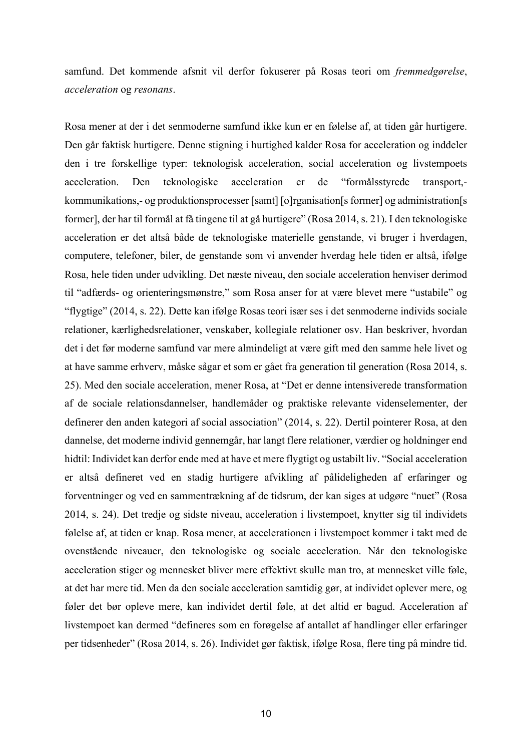samfund. Det kommende afsnit vil derfor fokuserer på Rosas teori om *fremmedgørelse*, *acceleration* og *resonans*.

Rosa mener at der i det senmoderne samfund ikke kun er en følelse af, at tiden går hurtigere. Den går faktisk hurtigere. Denne stigning i hurtighed kalder Rosa for acceleration og inddeler den i tre forskellige typer: teknologisk acceleration, social acceleration og livstempoets acceleration. Den teknologiske acceleration er de "formålsstyrede transport,- kommunikations,- og produktionsprocesser [samt] [o]rganisation[s former] og administration[s former], der har til formål at få tingene til at gå hurtigere" (Rosa 2014, s. 21). I den teknologiske acceleration er det altså både de teknologiske materielle genstande, vi bruger i hverdagen, computere, telefoner, biler, de genstande som vi anvender hverdag hele tiden er altså, ifølge Rosa, hele tiden under udvikling. Det næste niveau, den sociale acceleration henviser derimod til "adfærds- og orienteringsmønstre," som Rosa anser for at være blevet mere "ustabile" og "flygtige" (2014, s. 22). Dette kan ifølge Rosas teori især ses i det senmoderne individs sociale relationer, kærlighedsrelationer, venskaber, kollegiale relationer osv. Han beskriver, hvordan det i det før moderne samfund var mere almindeligt at være gift med den samme hele livet og at have samme erhverv, måske sågar et som er gået fra generation til generation (Rosa 2014, s. 25). Med den sociale acceleration, mener Rosa, at "Det er denne intensiverede transformation af de sociale relationsdannelser, handlemåder og praktiske relevante videnselementer, der definerer den anden kategori af social association" (2014, s. 22). Dertil pointerer Rosa, at den dannelse, det moderne individ gennemgår, har langt flere relationer, værdier og holdninger end hidtil: Individet kan derfor ende med at have et mere flygtigt og ustabilt liv. "Social acceleration er altså defineret ved en stadig hurtigere afvikling af påliteligheden af erfaringer og forventninger og ved en sammentrækning af de tidsrum, der kan siges at udgøre "nuet" (Rosa 2014, s. 24). Det tredje og sidste niveau, acceleration i livstempoet, knytter sig til individets følelse af, at tiden er knap. Rosa mener, at accelerationen i livstempoet kommer i takt med de ovenstående niveauer, den teknologiske og sociale acceleration. Når den teknologiske acceleration stiger og mennesket bliver mere effektivt skulle man tro, at mennesket ville føle, at det har mere tid. Men da den sociale acceleration samtidig gør, at individet oplever mere, og føler det bør opleve mere, kan individet dertil føle, at det altid er bagud. Acceleration af livstempoet kan dermed "defineres som en forøgelse af antallet af handlinger eller erfaringer per tidsenheder" (Rosa 2014, s. 26). Individet gør faktisk, ifølge Rosa, flere ting på mindre tid.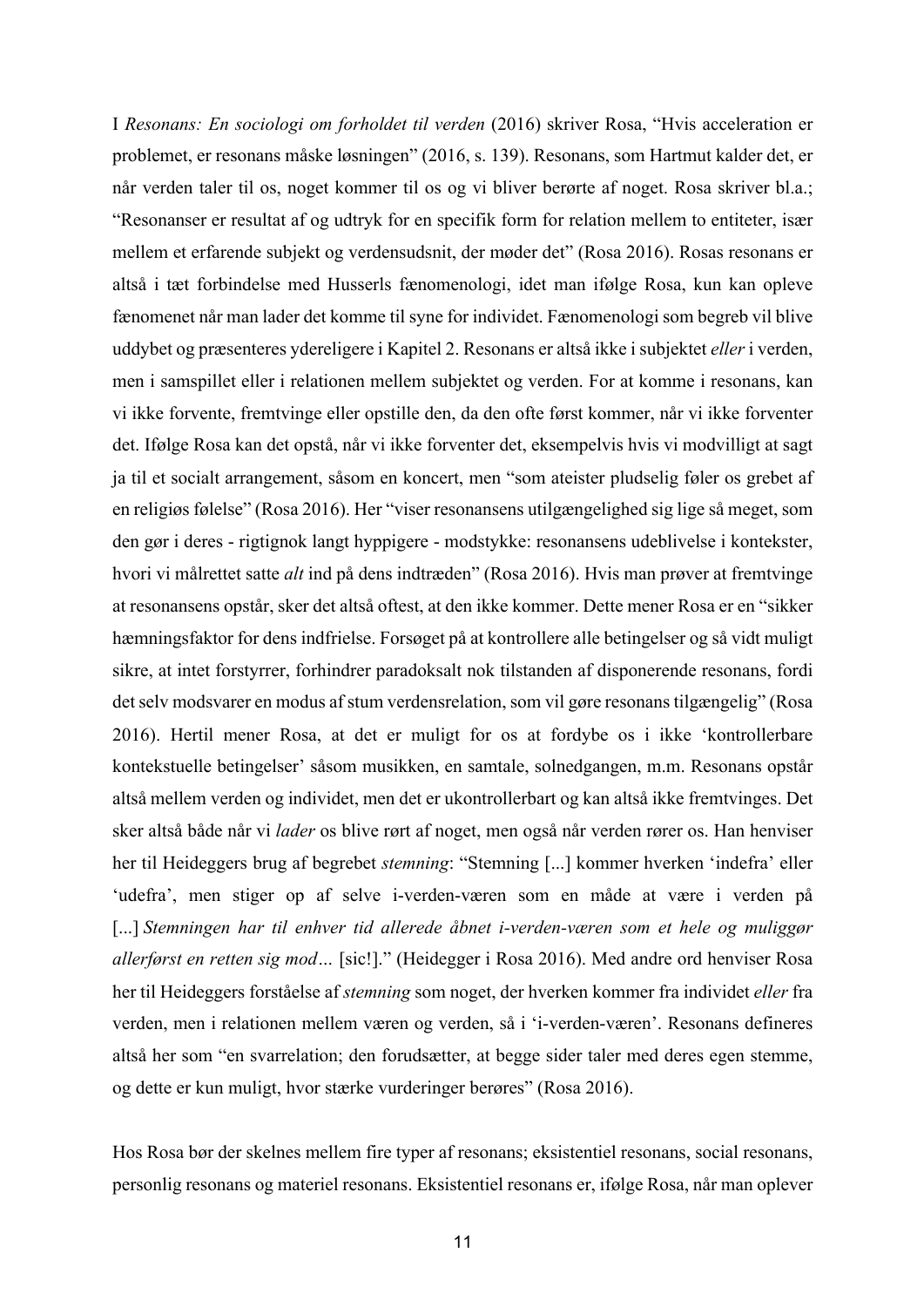I *Resonans: En sociologi om forholdet til verden* (2016) skriver Rosa, "Hvis acceleration er problemet, er resonans måske løsningen" (2016, s. 139). Resonans, som Hartmut kalder det, er når verden taler til os, noget kommer til os og vi bliver berørte af noget. Rosa skriver bl.a.; "Resonanser er resultat af og udtryk for en specifik form for relation mellem to entiteter, især mellem et erfarende subjekt og verdensudsnit, der møder det" (Rosa 2016). Rosas resonans er altså i tæt forbindelse med Husserls fænomenologi, idet man ifølge Rosa, kun kan opleve fænomenet når man lader det komme til syne for individet. Fænomenologi som begreb vil blive uddybet og præsenteres ydereligere i Kapitel 2. Resonans er altså ikke i subjektet *eller* i verden, men i samspillet eller i relationen mellem subjektet og verden. For at komme i resonans, kan vi ikke forvente, fremtvinge eller opstille den, da den ofte først kommer, når vi ikke forventer det. Ifølge Rosa kan det opstå, når vi ikke forventer det, eksempelvis hvis vi modvilligt at sagt ja til et socialt arrangement, såsom en koncert, men "som ateister pludselig føler os grebet af en religiøs følelse" (Rosa 2016). Her "viser resonansens utilgængelighed sig lige så meget, som den gør i deres - rigtignok langt hyppigere - modstykke: resonansens udeblivelse i kontekster, hvori vi målrettet satte *alt* ind på dens indtræden" (Rosa 2016). Hvis man prøver at fremtvinge at resonansens opstår, sker det altså oftest, at den ikke kommer. Dette mener Rosa er en "sikker hæmningsfaktor for dens indfrielse. Forsøget på at kontrollere alle betingelser og så vidt muligt sikre, at intet forstyrrer, forhindrer paradoksalt nok tilstanden af disponerende resonans, fordi det selv modsvarer en modus af stum verdensrelation, som vil gøre resonans tilgængelig" (Rosa 2016). Hertil mener Rosa, at det er muligt for os at fordybe os i ikke 'kontrollerbare kontekstuelle betingelser' såsom musikken, en samtale, solnedgangen, m.m. Resonans opstår altså mellem verden og individet, men det er ukontrollerbart og kan altså ikke fremtvinges. Det sker altså både når vi *lader* os blive rørt af noget, men også når verden rører os. Han henviser her til Heideggers brug af begrebet *stemning*: "Stemning [...] kommer hverken 'indefra' eller 'udefra', men stiger op af selve i-verden-væren som en måde at være i verden på [...] *Stemningen har til enhver tid allerede åbnet i-verden-væren som et hele og muliggør allerførst en retten sig mod…* [sic!]." (Heidegger i Rosa 2016). Med andre ord henviser Rosa her til Heideggers forståelse af *stemning* som noget, der hverken kommer fra individet *eller* fra verden, men i relationen mellem væren og verden, så i 'i-verden-væren'. Resonans defineres altså her som "en svarrelation; den forudsætter, at begge sider taler med deres egen stemme, og dette er kun muligt, hvor stærke vurderinger berøres" (Rosa 2016).

Hos Rosa bør der skelnes mellem fire typer af resonans; eksistentiel resonans, social resonans, personlig resonans og materiel resonans. Eksistentiel resonans er, ifølge Rosa, når man oplever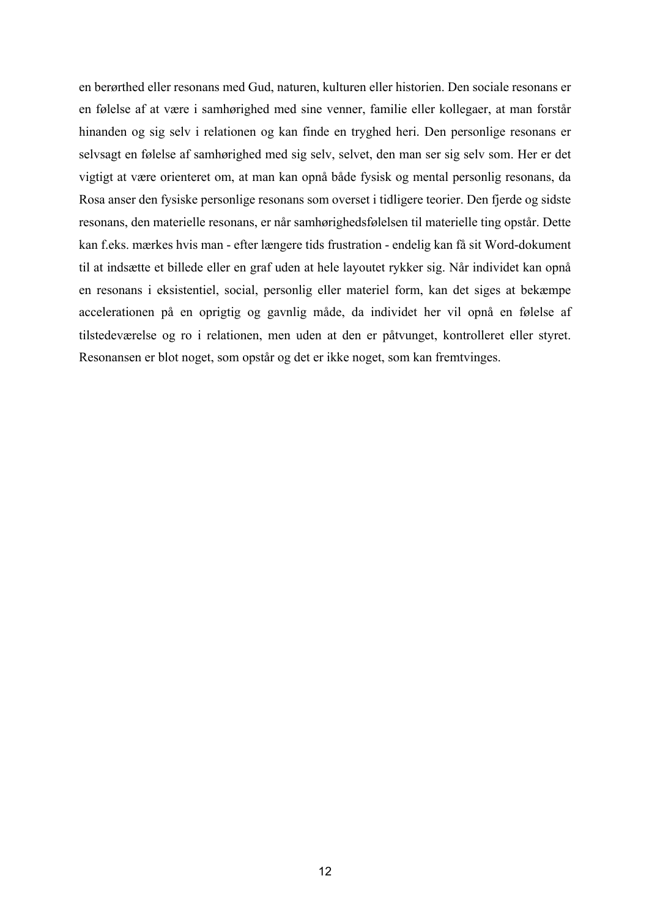en berørthed eller resonans med Gud, naturen, kulturen eller historien. Den sociale resonans er en følelse af at være i samhørighed med sine venner, familie eller kollegaer, at man forstår hinanden og sig selv i relationen og kan finde en tryghed heri. Den personlige resonans er selvsagt en følelse af samhørighed med sig selv, selvet, den man ser sig selv som. Her er det vigtigt at være orienteret om, at man kan opnå både fysisk og mental personlig resonans, da Rosa anser den fysiske personlige resonans som overset i tidligere teorier. Den fjerde og sidste resonans, den materielle resonans, er når samhørighedsfølelsen til materielle ting opstår. Dette kan f.eks. mærkes hvis man - efter længere tids frustration - endelig kan få sit Word-dokument til at indsætte et billede eller en graf uden at hele layoutet rykker sig. Når individet kan opnå en resonans i eksistentiel, social, personlig eller materiel form, kan det siges at bekæmpe accelerationen på en oprigtig og gavnlig måde, da individet her vil opnå en følelse af tilstedeværelse og ro i relationen, men uden at den er påtvunget, kontrolleret eller styret. Resonansen er blot noget, som opstår og det er ikke noget, som kan fremtvinges.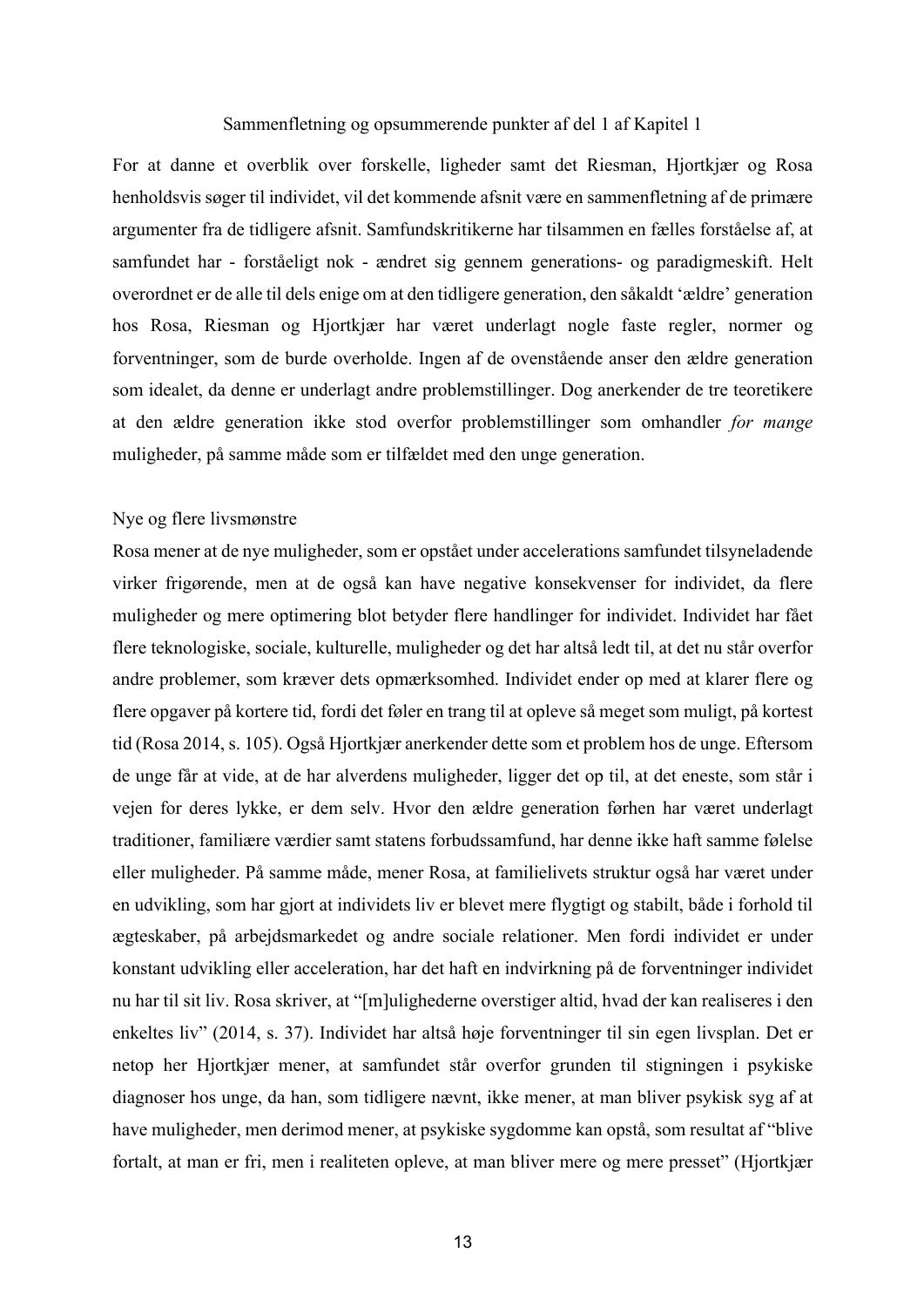## Sammenfletning og opsummerende punkter af del 1 af Kapitel 1

For at danne et overblik over forskelle, ligheder samt det Riesman, Hjortkjær og Rosa henholdsvis søger til individet, vil det kommende afsnit være en sammenfletning af de primære argumenter fra de tidligere afsnit. Samfundskritikerne har tilsammen en fælles forståelse af, at samfundet har - forståeligt nok - ændret sig gennem generations- og paradigmeskift. Helt overordnet er de alle til dels enige om at den tidligere generation, den såkaldt 'ældre' generation hos Rosa, Riesman og Hjortkjær har været underlagt nogle faste regler, normer og forventninger, som de burde overholde. Ingen af de ovenstående anser den ældre generation som idealet, da denne er underlagt andre problemstillinger. Dog anerkender de tre teoretikere at den ældre generation ikke stod overfor problemstillinger som omhandler *for mange* muligheder, på samme måde som er tilfældet med den unge generation.

### Nye og flere livsmønstre

Rosa mener at de nye muligheder, som er opstået under accelerations samfundet tilsyneladende virker frigørende, men at de også kan have negative konsekvenser for individet, da flere muligheder og mere optimering blot betyder flere handlinger for individet. Individet har fået flere teknologiske, sociale, kulturelle, muligheder og det har altså ledt til, at det nu står overfor andre problemer, som kræver dets opmærksomhed. Individet ender op med at klarer flere og flere opgaver på kortere tid, fordi det føler en trang til at opleve så meget som muligt, på kortest tid (Rosa 2014, s. 105). Også Hjortkjær anerkender dette som et problem hos de unge. Eftersom de unge får at vide, at de har alverdens muligheder, ligger det op til, at det eneste, som står i vejen for deres lykke, er dem selv. Hvor den ældre generation førhen har været underlagt traditioner, familiære værdier samt statens forbudssamfund, har denne ikke haft samme følelse eller muligheder. På samme måde, mener Rosa, at familielivets struktur også har været under en udvikling, som har gjort at individets liv er blevet mere flygtigt og stabilt, både i forhold til ægteskaber, på arbejdsmarkedet og andre sociale relationer. Men fordi individet er under konstant udvikling eller acceleration, har det haft en indvirkning på de forventninger individet nu har til sit liv. Rosa skriver, at "[m]ulighederne overstiger altid, hvad der kan realiseres i den enkeltes liv" (2014, s. 37). Individet har altså høje forventninger til sin egen livsplan. Det er netop her Hjortkjær mener, at samfundet står overfor grunden til stigningen i psykiske diagnoser hos unge, da han, som tidligere nævnt, ikke mener, at man bliver psykisk syg af at have muligheder, men derimod mener, at psykiske sygdomme kan opstå, som resultat af "blive fortalt, at man er fri, men i realiteten opleve, at man bliver mere og mere presset" (Hjortkjær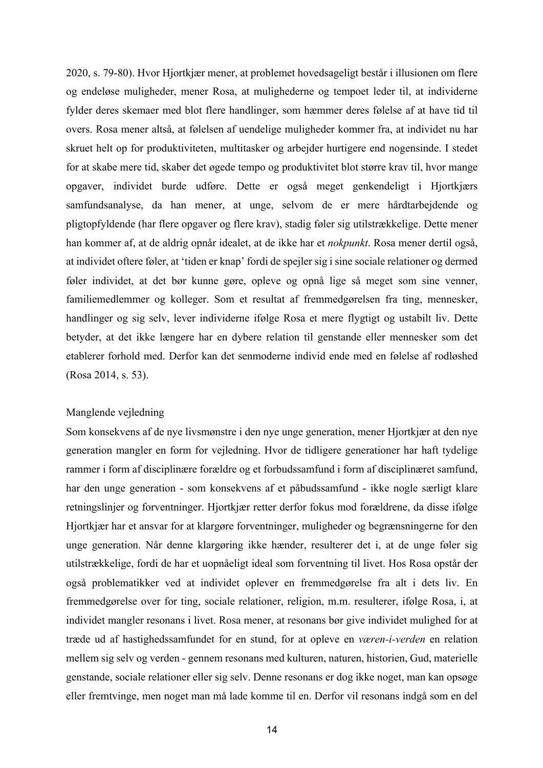2020, s. 79-80). Hvor Hjortkjær mener, at problemet hovedsageligt består i illusionen om flere og endeløse muligheder, mener Rosa, at mulighederne og tempoet leder til, at individerne fylder deres skemaer med blot flere handlinger, som hæmmer deres følelse af at have tid til overs. Rosa mener altså, at følelsen af uendelige muligheder kommer fra, at individet nu har skruet helt op for produktiviteten, multitasker og arbejder hurtigere end nogensinde. I stedet for at skabe mere tid, skaber det øgede tempo og produktivitet blot større krav til, hvor mange opgaver, individet burde udføre. Dette er også meget genkendeligt i Hjortkjærs samfundsanalyse, da han mener, at unge, selvom de er mere hårdtarbejdende og pligtopfyldende (har flere opgaver og flere krav), stadig føler sig utilstrækkelige. Dette mener han kommer af, at de aldrig opnår idealet, at de ikke har et *nokpunkt*. Rosa mener dertil også, at individet oftere føler, at 'tiden er knap' fordi de spejler sig i sine sociale relationer og dermed føler individet, at det bør kunne gøre, opleve og opnå lige så meget som sine venner, familiemedlemmer og kolleger. Som et resultat af fremmedgørelsen fra ting, mennesker, handlinger og sig selv, lever individerne ifølge Rosa et mere flygtigt og ustabilt liv. Dette betyder, at det ikke længere har en dybere relation til genstande eller mennesker som det etablerer forhold med. Derfor kan det senmoderne individ ende med en følelse af rodløshed (Rosa 2014, s. 53).

### Manglende vejledning

Som konsekvens af de nye livsmønstre i den nye unge generation, mener Hjortkjær at den nye generation mangler en form for vejledning. Hvor de tidligere generationer har haft tydelige rammer i form af disciplinære forældre og et forbudssamfund i form af disciplinæret samfund, har den unge generation - som konsekvens af et påbudssamfund - ikke nogle særligt klare retningslinjer og forventninger. Hjortkjær retter derfor fokus mod forældrene, da disse ifølge Hjortkjær har et ansvar for at klargøre forventninger, muligheder og begrænsningerne for den unge generation. Når denne klargøring ikke hænder, resulterer det i, at de unge føler sig utilstrækkelige, fordi de har et uopnåeligt ideal som forventning til livet. Hos Rosa opstår der også problematikker ved at individet oplever en fremmedgørelse fra alt i dets liv. En fremmedgørelse over for ting, sociale relationer, religion, m.m. resulterer, ifølge Rosa, i, at individet mangler resonans i livet. Rosa mener, at resonans bør give individet mulighed for at træde ud af hastighedssamfundet for en stund, for at opleve en *væren-i-verden* en relation mellem sig selv og verden - gennem resonans med kulturen, naturen, historien, Gud, materielle genstande, sociale relationer eller sig selv. Denne resonans er dog ikke noget, man kan opsøge eller fremtvinge, men noget man må lade komme til en. Derfor vil resonans indgå som en del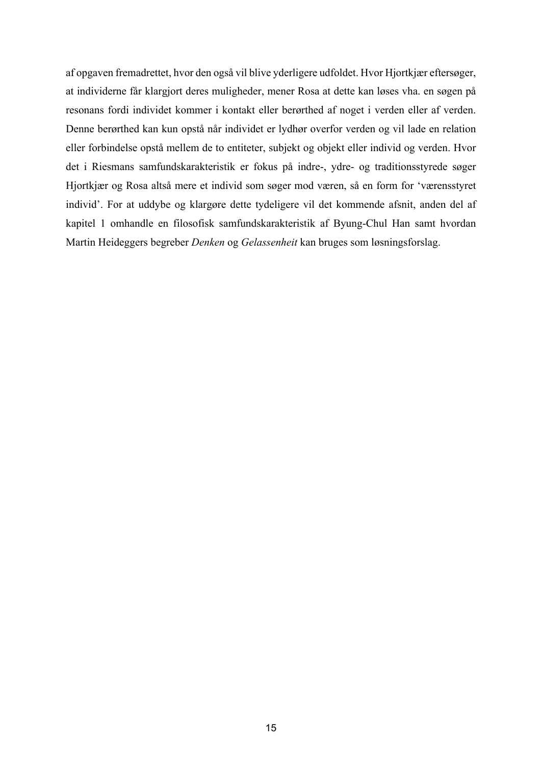af opgaven fremadrettet, hvor den også vil blive yderligere udfoldet. Hvor Hjortkjær eftersøger, at individerne får klargjort deres muligheder, mener Rosa at dette kan løses vha. en søgen på resonans fordi individet kommer i kontakt eller berørthed af noget i verden eller af verden. Denne berørthed kan kun opstå når individet er lydhør overfor verden og vil lade en relation eller forbindelse opstå mellem de to entiteter, subjekt og objekt eller individ og verden. Hvor det i Riesmans samfundskarakteristik er fokus på indre-, ydre- og traditionsstyrede søger Hjortkjær og Rosa altså mere et individ som søger mod væren, så en form for 'værensstyret individ'. For at uddybe og klargøre dette tydeligere vil det kommende afsnit, anden del af kapitel 1 omhandle en filosofisk samfundskarakteristik af Byung-Chul Han samt hvordan Martin Heideggers begreber *Denken* og *Gelassenheit* kan bruges som løsningsforslag.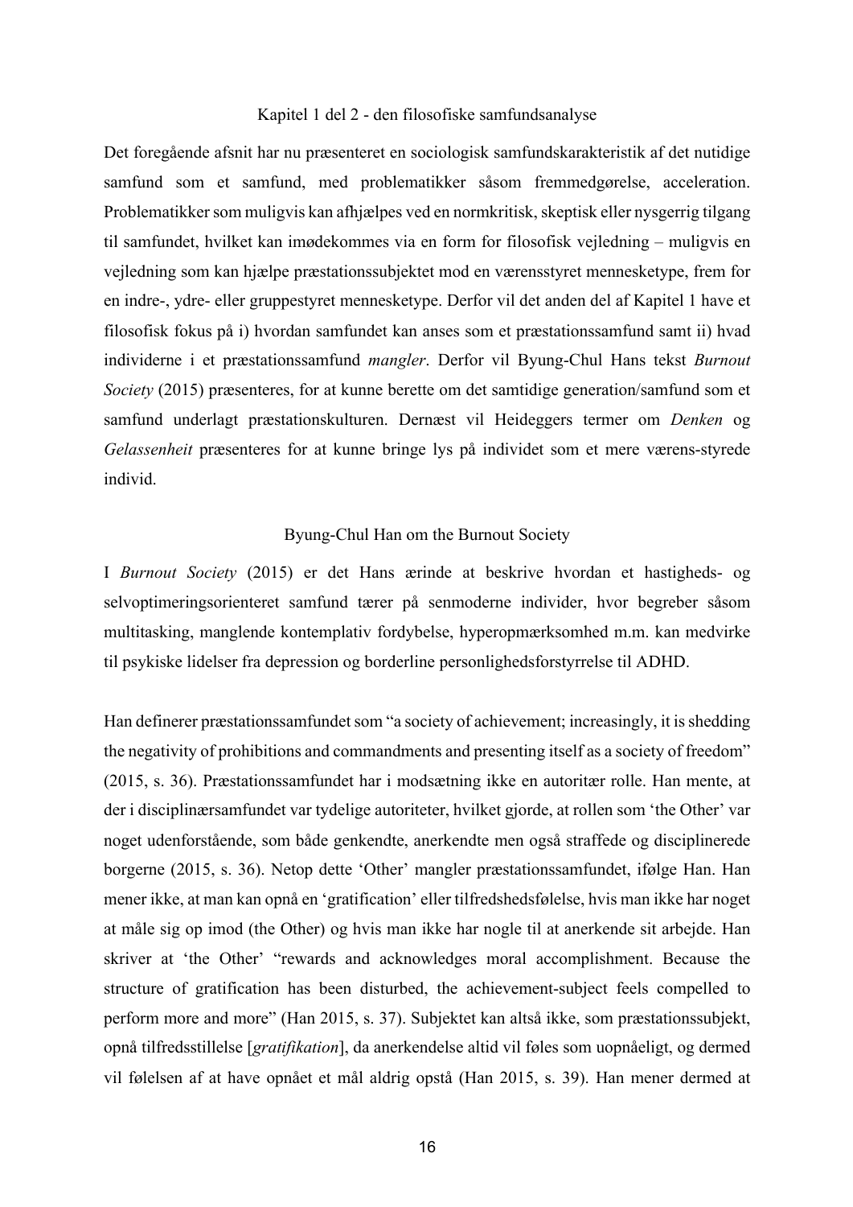## Kapitel 1 del 2 - den filosofiske samfundsanalyse

Det foregående afsnit har nu præsenteret en sociologisk samfundskarakteristik af det nutidige samfund som et samfund, med problematikker såsom fremmedgørelse, acceleration. Problematikker som muligvis kan afhjælpes ved en normkritisk, skeptisk eller nysgerrig tilgang til samfundet, hvilket kan imødekommes via en form for filosofisk vejledning – muligvis en vejledning som kan hjælpe præstationssubjektet mod en værensstyret mennesketype, frem for en indre-, ydre- eller gruppestyret mennesketype. Derfor vil det anden del af Kapitel 1 have et filosofisk fokus på i) hvordan samfundet kan anses som et præstationssamfund samt ii) hvad individerne i et præstationssamfund *mangler*. Derfor vil Byung-Chul Hans tekst *Burnout Society* (2015) præsenteres, for at kunne berette om det samtidige generation/samfund som et samfund underlagt præstationskulturen. Dernæst vil Heideggers termer om *Denken* og *Gelassenheit* præsenteres for at kunne bringe lys på individet som et mere værens-styrede individ.

### Byung-Chul Han om the Burnout Society

I *Burnout Society* (2015) er det Hans ærinde at beskrive hvordan et hastigheds- og selvoptimeringsorienteret samfund tærer på senmoderne individer, hvor begreber såsom multitasking, manglende kontemplativ fordybelse, hyperopmærksomhed m.m. kan medvirke til psykiske lidelser fra depression og borderline personlighedsforstyrrelse til ADHD.

Han definerer præstationssamfundet som "a society of achievement; increasingly, it is shedding the negativity of prohibitions and commandments and presenting itself as a society of freedom" (2015, s. 36). Præstationssamfundet har i modsætning ikke en autoritær rolle. Han mente, at der i disciplinærsamfundet var tydelige autoriteter, hvilket gjorde, at rollen som 'the Other' var noget udenforstående, som både genkendte, anerkendte men også straffede og disciplinerede borgerne (2015, s. 36). Netop dette 'Other' mangler præstationssamfundet, ifølge Han. Han mener ikke, at man kan opnå en 'gratification' eller tilfredshedsfølelse, hvis man ikke har noget at måle sig op imod (the Other) og hvis man ikke har nogle til at anerkende sit arbejde. Han skriver at 'the Other' "rewards and acknowledges moral accomplishment. Because the structure of gratification has been disturbed, the achievement-subject feels compelled to perform more and more" (Han 2015, s. 37). Subjektet kan altså ikke, som præstationssubjekt, opnå tilfredsstillelse [*gratifikation*], da anerkendelse altid vil føles som uopnåeligt, og dermed vil følelsen af at have opnået et mål aldrig opstå (Han 2015, s. 39). Han mener dermed at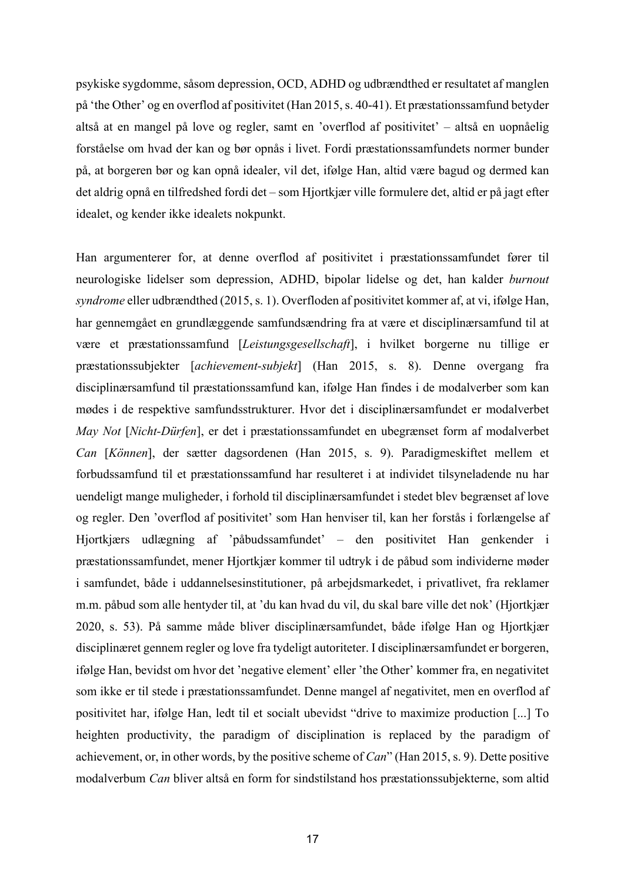psykiske sygdomme, såsom depression, OCD, ADHD og udbrændthed er resultatet af manglen på 'the Other' og en overflod af positivitet (Han 2015, s. 40-41). Et præstationssamfund betyder altså at en mangel på love og regler, samt en 'overflod af positivitet' – altså en uopnåelig forståelse om hvad der kan og bør opnås i livet. Fordi præstationssamfundets normer bunder på, at borgeren bør og kan opnå idealer, vil det, ifølge Han, altid være bagud og dermed kan det aldrig opnå en tilfredshed fordi det – som Hjortkjær ville formulere det, altid er på jagt efter idealet, og kender ikke idealets nokpunkt.

Han argumenterer for, at denne overflod af positivitet i præstationssamfundet fører til neurologiske lidelser som depression, ADHD, bipolar lidelse og det, han kalder *burnout syndrome* eller udbrændthed (2015, s. 1). Overfloden af positivitet kommer af, at vi, ifølge Han, har gennemgået en grundlæggende samfundsændring fra at være et disciplinærsamfund til at være et præstationssamfund [*Leistungsgesellschaft*], i hvilket borgerne nu tillige er præstationssubjekter [*achievement-subjekt*] (Han 2015, s. 8). Denne overgang fra disciplinærsamfund til præstationssamfund kan, ifølge Han findes i de modalverber som kan mødes i de respektive samfundsstrukturer. Hvor det i disciplinærsamfundet er modalverbet *May Not* [*Nicht-Dürfen*], er det i præstationssamfundet en ubegrænset form af modalverbet *Can* [*Können*], der sætter dagsordenen (Han 2015, s. 9). Paradigmeskiftet mellem et forbudssamfund til et præstationssamfund har resulteret i at individet tilsyneladende nu har uendeligt mange muligheder, i forhold til disciplinærsamfundet i stedet blev begrænset af love og regler. Den 'overflod af positivitet' som Han henviser til, kan her forstås i forlængelse af Hjortkjærs udlægning af 'påbudssamfundet' – den positivitet Han genkender i præstationssamfundet, mener Hjortkjær kommer til udtryk i de påbud som individerne møder i samfundet, både i uddannelsesinstitutioner, på arbejdsmarkedet, i privatlivet, fra reklamer m.m. påbud som alle hentyder til, at 'du kan hvad du vil, du skal bare ville det nok' (Hjortkjær 2020, s. 53). På samme måde bliver disciplinærsamfundet, både ifølge Han og Hjortkjær disciplinæret gennem regler og love fra tydeligt autoriteter. I disciplinærsamfundet er borgeren, ifølge Han, bevidst om hvor det 'negative element' eller 'the Other' kommer fra, en negativitet som ikke er til stede i præstationssamfundet. Denne mangel af negativitet, men en overflod af positivitet har, ifølge Han, ledt til et socialt ubevidst "drive to maximize production [...] To heighten productivity, the paradigm of disciplination is replaced by the paradigm of achievement, or, in other words, by the positive scheme of *Can*" (Han 2015, s. 9). Dette positive modalverbum *Can* bliver altså en form for sindstilstand hos præstationssubjekterne, som altid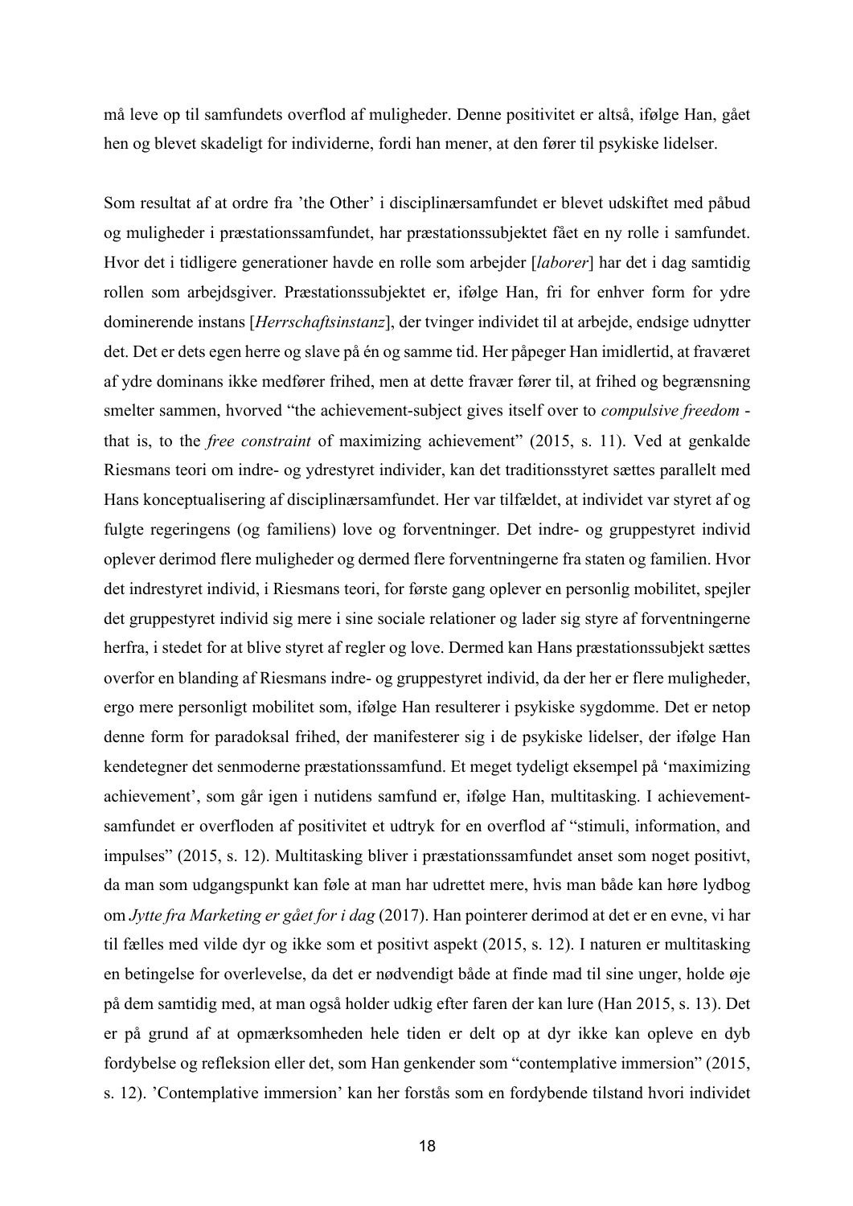må leve op til samfundets overflod af muligheder. Denne positivitet er altså, ifølge Han, gået hen og blevet skadeligt for individerne, fordi han mener, at den fører til psykiske lidelser.

Som resultat af at ordre fra 'the Other' i disciplinærsamfundet er blevet udskiftet med påbud og muligheder i præstationssamfundet, har præstationssubjektet fået en ny rolle i samfundet. Hvor det i tidligere generationer havde en rolle som arbejder [*laborer*] har det i dag samtidig rollen som arbejdsgiver. Præstationssubjektet er, ifølge Han, fri for enhver form for ydre dominerende instans [*Herrschaftsinstanz*], der tvinger individet til at arbejde, endsige udnytter det. Det er dets egen herre og slave på én og samme tid. Her påpeger Han imidlertid, at fraværet af ydre dominans ikke medfører frihed, men at dette fravær fører til, at frihed og begrænsning smelter sammen, hvorved "the achievement-subject gives itself over to *compulsive freedom* - that is, to the *free constraint* of maximizing achievement" (2015, s. 11). Ved at genkalde Riesmans teori om indre- og ydrestyret individer, kan det traditionsstyret sættes parallelt med Hans konceptualisering af disciplinærsamfundet. Her var tilfældet, at individet var styret af og fulgte regeringens (og familiens) love og forventninger. Det indre- og gruppestyret individ oplever derimod flere muligheder og dermed flere forventningerne fra staten og familien. Hvor det indrestyret individ, i Riesmans teori, for første gang oplever en personlig mobilitet, spejler det gruppestyret individ sig mere i sine sociale relationer og lader sig styre af forventningerne herfra, i stedet for at blive styret af regler og love. Dermed kan Hans præstationssubjekt sættes overfor en blanding af Riesmans indre- og gruppestyret individ, da der her er flere muligheder, ergo mere personligt mobilitet som, ifølge Han resulterer i psykiske sygdomme. Det er netop denne form for paradoksal frihed, der manifesterer sig i de psykiske lidelser, der ifølge Han kendetegner det senmoderne præstationssamfund. Et meget tydeligt eksempel på 'maximizing achievement', som går igen i nutidens samfund er, ifølge Han, multitasking. I achievement-samfundet er overfloden af positivitet et udtryk for en overflod af "stimuli, information, and impulses" (2015, s. 12). Multitasking bliver i præstationssamfundet anset som noget positivt, da man som udgangspunkt kan føle at man har udrettet mere, hvis man både kan høre lydbog om *Jytte fra Marketing er gået for i dag* (2017). Han pointerer derimod at det er en evne, vi har til fælles med vilde dyr og ikke som et positivt aspekt (2015, s. 12). I naturen er multitasking en betingelse for overlevelse, da det er nødvendigt både at finde mad til sine unger, holde øje på dem samtidig med, at man også holder udkig efter faren der kan lure (Han 2015, s. 13). Det er på grund af at opmærksomheden hele tiden er delt op at dyr ikke kan opleve en dyb fordybelse og refleksion eller det, som Han genkender som "contemplative immersion" (2015, s. 12). 'Contemplative immersion' kan her forstås som en fordybende tilstand hvori individet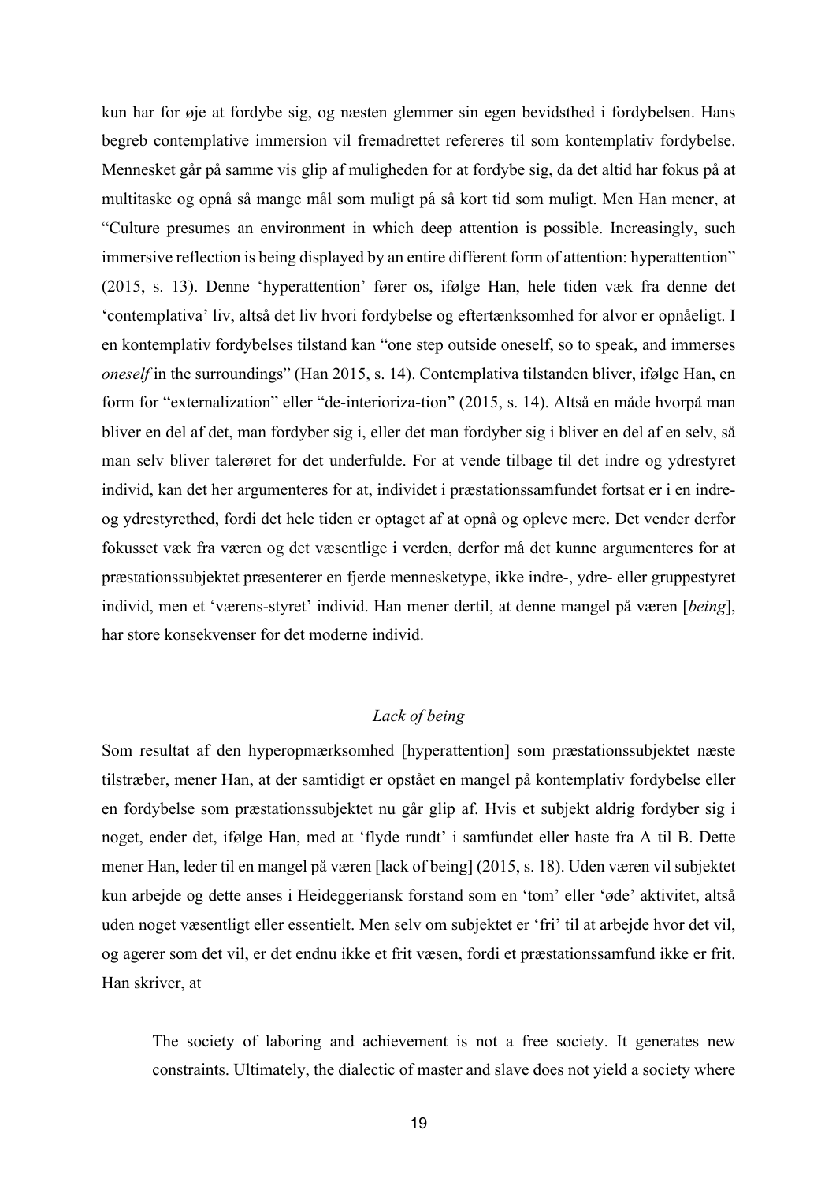kun har for øje at fordybe sig, og næsten glemmer sin egen bevidsthed i fordybelsen. Hans begreb contemplative immersion vil fremadrettet refereres til som kontemplativ fordybelse. Mennesket går på samme vis glip af muligheden for at fordybe sig, da det altid har fokus på at multitaske og opnå så mange mål som muligt på så kort tid som muligt. Men Han mener, at "Culture presumes an environment in which deep attention is possible. Increasingly, such immersive reflection is being displayed by an entire different form of attention: hyperattention" (2015, s. 13). Denne 'hyperattention' fører os, ifølge Han, hele tiden væk fra denne det 'contemplativa' liv, altså det liv hvori fordybelse og eftertænksomhed for alvor er opnåeligt. I en kontemplativ fordybelses tilstand kan "one step outside oneself, so to speak, and immerses *oneself* in the surroundings" (Han 2015, s. 14). Contemplativa tilstanden bliver, ifølge Han, en form for "externalization" eller "de-interioriza-tion" (2015, s. 14). Altså en måde hvorpå man bliver en del af det, man fordyber sig i, eller det man fordyber sig i bliver en del af en selv, så man selv bliver talerøret for det underfulde. For at vende tilbage til det indre og ydrestyret individ, kan det her argumenteres for at, individet i præstationssamfundet fortsat er i en indre- og ydrestyrethed, fordi det hele tiden er optaget af at opnå og opleve mere. Det vender derfor fokusset væk fra væren og det væsentlige i verden, derfor må det kunne argumenteres for at præstationssubjektet præsenterer en fjerde mennesketype, ikke indre-, ydre- eller gruppestyret individ, men et 'værens-styret' individ. Han mener dertil, at denne mangel på væren [*being*], har store konsekvenser for det moderne individ.

### *Lack of being*

Som resultat af den hyperopmærksomhed [hyperattention] som præstationssubjektet næste tilstræber, mener Han, at der samtidigt er opstået en mangel på kontemplativ fordybelse eller en fordybelse som præstationssubjektet nu går glip af. Hvis et subjekt aldrig fordyber sig i noget, ender det, ifølge Han, med at 'flyde rundt' i samfundet eller haste fra A til B. Dette mener Han, leder til en mangel på væren [lack of being] (2015, s. 18). Uden væren vil subjektet kun arbejde og dette anses i Heideggeriansk forstand som en 'tom' eller 'øde' aktivitet, altså uden noget væsentligt eller essentielt. Men selv om subjektet er 'fri' til at arbejde hvor det vil, og agerer som det vil, er det endnu ikke et frit væsen, fordi et præstationssamfund ikke er frit. Han skriver, at

> The society of laboring and achievement is not a free society. It generates new constraints. Ultimately, the dialectic of master and slave does not yield a society where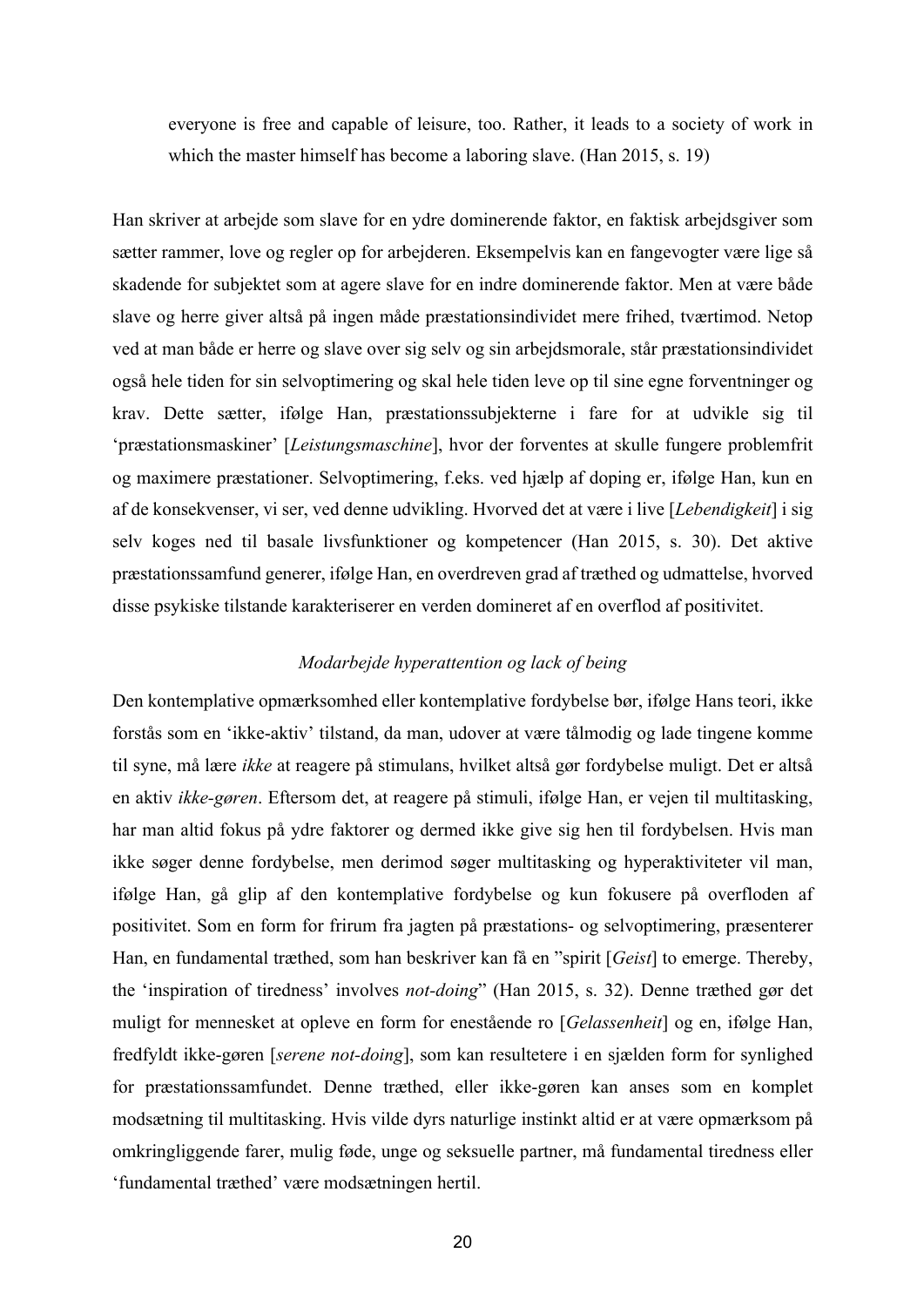everyone is free and capable of leisure, too. Rather, it leads to a society of work in which the master himself has become a laboring slave. (Han 2015, s. 19)

Han skriver at arbejde som slave for en ydre dominerende faktor, en faktisk arbejdsgiver som sætter rammer, love og regler op for arbejderen. Eksempelvis kan en fangevogter være lige så skadende for subjektet som at agere slave for en indre dominerende faktor. Men at være både slave og herre giver altså på ingen måde præstationsindividet mere frihed, tværtimod. Netop ved at man både er herre og slave over sig selv og sin arbejdsmorale, står præstationsindividet også hele tiden for sin selvoptimering og skal hele tiden leve op til sine egne forventninger og krav. Dette sætter, ifølge Han, præstationssubjekterne i fare for at udvikle sig til 'præstationsmaskiner' [*Leistungsmaschine*], hvor der forventes at skulle fungere problemfrit og maximere præstationer. Selvoptimering, f.eks. ved hjælp af doping er, ifølge Han, kun en af de konsekvenser, vi ser, ved denne udvikling. Hvorved det at være i live [*Lebendigkeit*] i sig selv koges ned til basale livsfunktioner og kompetencer (Han 2015, s. 30). Det aktive præstationssamfund generer, ifølge Han, en overdreven grad af træthed og udmattelse, hvorved disse psykiske tilstande karakteriserer en verden domineret af en overflod af positivitet.

*Modarbejde hyperattention og lack of being*

Den kontemplative opmærksomhed eller kontemplative fordybelse bør, ifølge Hans teori, ikke forstås som en 'ikke-aktiv' tilstand, da man, udover at være tålmodig og lade tingene komme til syne, må lære *ikke* at reagere på stimulans, hvilket altså gør fordybelse muligt. Det er altså en aktiv *ikke-gøren*. Eftersom det, at reagere på stimuli, ifølge Han, er vejen til multitasking, har man altid fokus på ydre faktorer og dermed ikke give sig hen til fordybelsen. Hvis man ikke søger denne fordybelse, men derimod søger multitasking og hyperaktiviteter vil man, ifølge Han, gå glip af den kontemplative fordybelse og kun fokusere på overfloden af positivitet. Som en form for frirum fra jagten på præstations- og selvoptimering, præsenterer Han, en fundamental træthed, som han beskriver kan få en "spirit [*Geist*] to emerge. Thereby, the 'inspiration of tiredness' involves *not-doing*" (Han 2015, s. 32). Denne træthed gør det muligt for mennesket at opleve en form for enestående ro [*Gelassenheit*] og en, ifølge Han, fredfyldt ikke-gøren [*serene not-doing*], som kan resultetere i en sjælden form for synlighed for præstationssamfundet. Denne træthed, eller ikke-gøren kan anses som en komplet modsætning til multitasking. Hvis vilde dyrs naturlige instinkt altid er at være opmærksom på omkringliggende farer, mulig føde, unge og seksuelle partner, må fundamental tiredness eller 'fundamental træthed' være modsætningen hertil.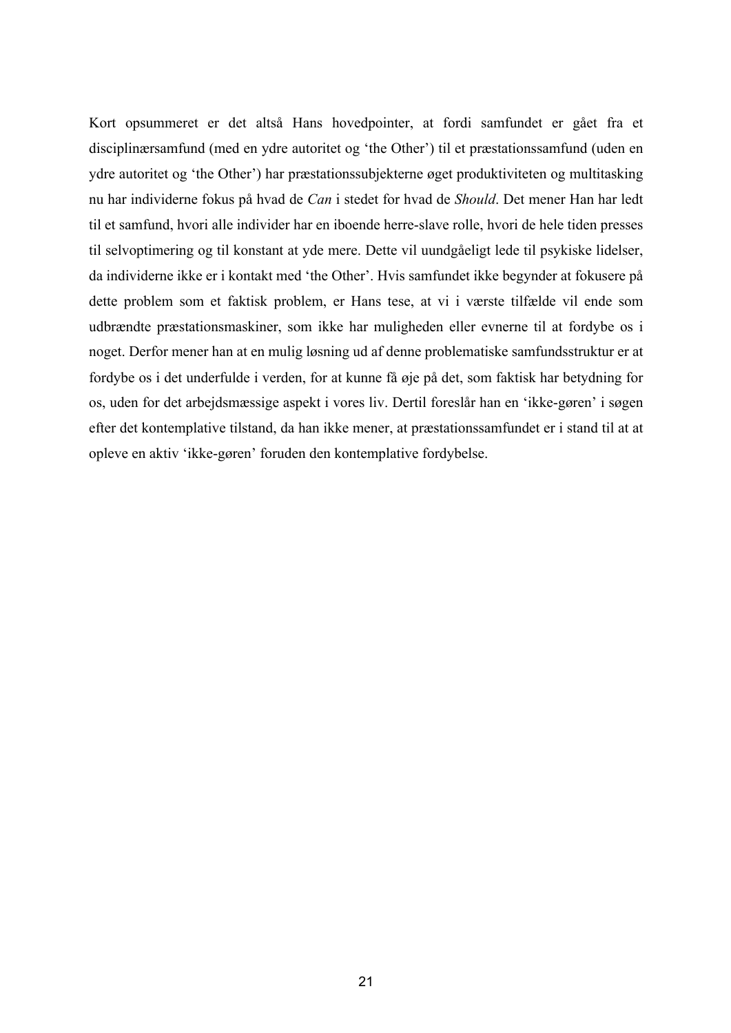Kort opsummeret er det altså Hans hovedpointer, at fordi samfundet er gået fra et disciplinærsamfund (med en ydre autoritet og 'the Other') til et præstationssamfund (uden en ydre autoritet og 'the Other') har præstationssubjekterne øget produktiviteten og multitasking nu har individerne fokus på hvad de *Can* i stedet for hvad de *Should*. Det mener Han har ledt til et samfund, hvori alle individer har en iboende herre-slave rolle, hvori de hele tiden presses til selvoptimering og til konstant at yde mere. Dette vil uundgåeligt lede til psykiske lidelser, da individerne ikke er i kontakt med 'the Other'. Hvis samfundet ikke begynder at fokusere på dette problem som et faktisk problem, er Hans tese, at vi i værste tilfælde vil ende som udbrændte præstationsmaskiner, som ikke har muligheden eller evnerne til at fordybe os i noget. Derfor mener han at en mulig løsning ud af denne problematiske samfundsstruktur er at fordybe os i det underfulde i verden, for at kunne få øje på det, som faktisk har betydning for os, uden for det arbejdsmæssige aspekt i vores liv. Dertil foreslår han en 'ikke-gøren' i søgen efter det kontemplative tilstand, da han ikke mener, at præstationssamfundet er i stand til at at opleve en aktiv 'ikke-gøren' foruden den kontemplative fordybelse.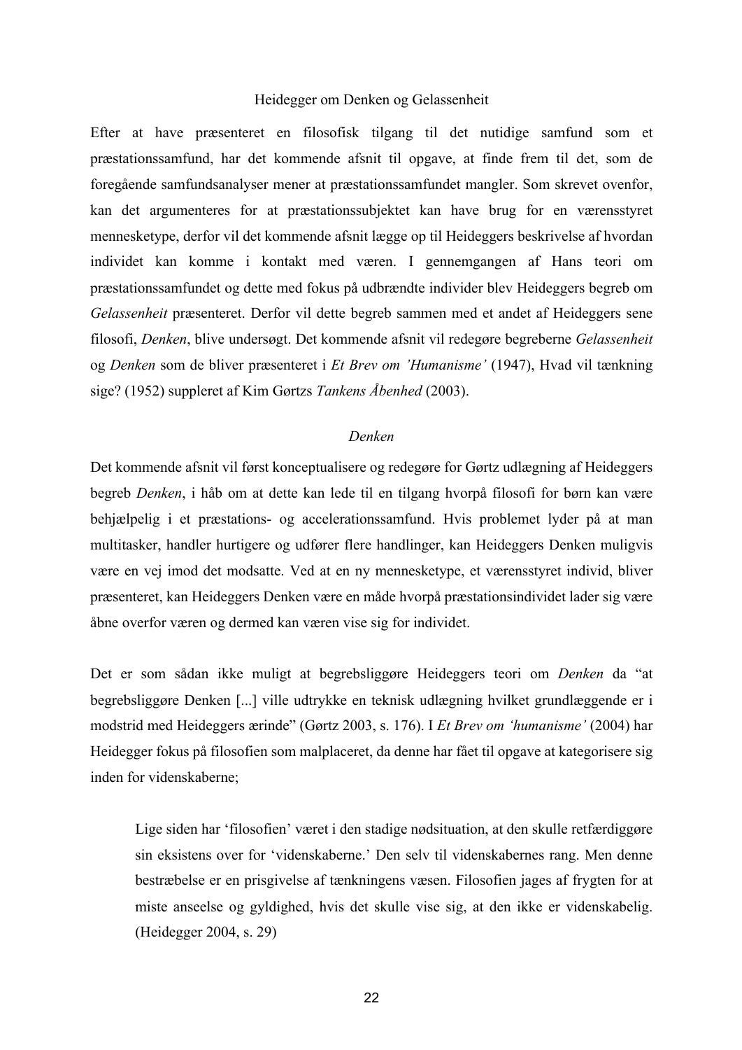## Heidegger om Denken og Gelassenheit

Efter at have præsenteret en filosofisk tilgang til det nutidige samfund som et præstationssamfund, har det kommende afsnit til opgave, at finde frem til det, som de foregående samfundsanalyser mener at præstationssamfundet mangler. Som skrevet ovenfor, kan det argumenteres for at præstationssubjektet kan have brug for en værensstyret mennesketype, derfor vil det kommende afsnit lægge op til Heideggers beskrivelse af hvordan individet kan komme i kontakt med væren. I gennemgangen af Hans teori om præstationssamfundet og dette med fokus på udbrændte individer blev Heideggers begreb om *Gelassenheit* præsenteret. Derfor vil dette begreb sammen med et andet af Heideggers sene filosofi, *Denken*, blive undersøgt. Det kommende afsnit vil redegøre begreberne *Gelassenheit* og *Denken* som de bliver præsenteret i *Et Brev om 'Humanisme'* (1947), Hvad vil tænkning sige? (1952) suppleret af Kim Gørtzs *Tankens Åbenhed* (2003).

### *Denken*

Det kommende afsnit vil først konceptualisere og redegøre for Gørtz udlægning af Heideggers begreb *Denken*, i håb om at dette kan lede til en tilgang hvorpå filosofi for børn kan være behjælpelig i et præstations- og accelerationssamfund. Hvis problemet lyder på at man multitasker, handler hurtigere og udfører flere handlinger, kan Heideggers Denken muligvis være en vej imod det modsatte. Ved at en ny mennesketype, et værensstyret individ, bliver præsenteret, kan Heideggers Denken være en måde hvorpå præstationsindividet lader sig være åbne overfor væren og dermed kan væren vise sig for individet.

Det er som sådan ikke muligt at begrebsliggøre Heideggers teori om *Denken* da "at begrebsliggøre Denken [...] ville udtrykke en teknisk udlægning hvilket grundlæggende er i modstrid med Heideggers ærinde" (Gørtz 2003, s. 176). I *Et Brev om 'humanisme'* (2004) har Heidegger fokus på filosofien som malplaceret, da denne har fået til opgave at kategorisere sig inden for videnskaberne;

> Lige siden har 'filosofien' været i den stadige nødsituation, at den skulle retfærdiggøre sin eksistens over for 'videnskaberne.' Den selv til videnskabernes rang. Men denne bestræbelse er en prisgivelse af tænkningens væsen. Filosofien jages af frygten for at miste anseelse og gyldighed, hvis det skulle vise sig, at den ikke er videnskabelig. (Heidegger 2004, s. 29)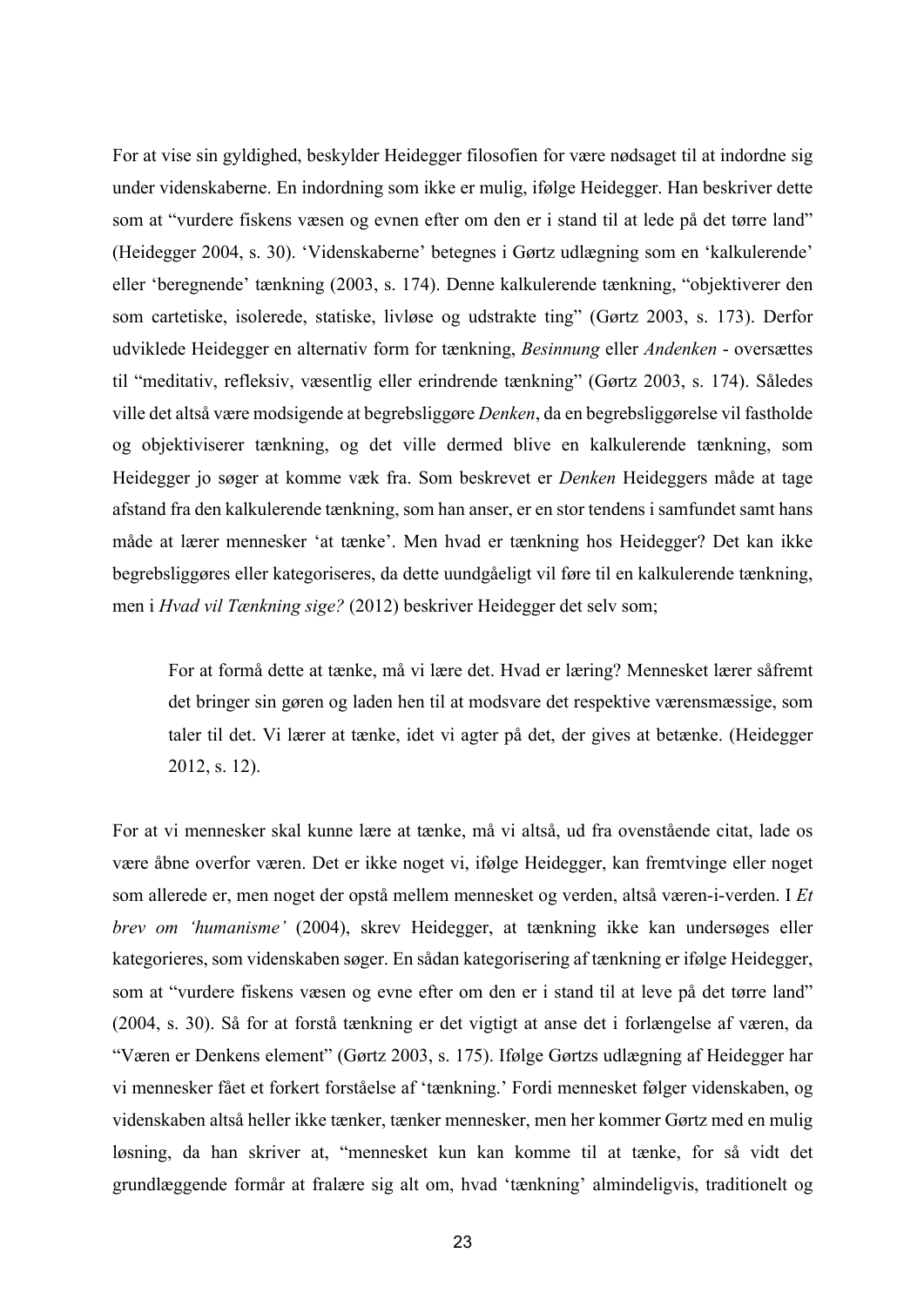For at vise sin gyldighed, beskylder Heidegger filosofien for være nødsaget til at indordne sig under videnskaberne. En indordning som ikke er mulig, ifølge Heidegger. Han beskriver dette som at "vurdere fiskens væsen og evnen efter om den er i stand til at lede på det tørre land" (Heidegger 2004, s. 30). 'Videnskaberne' betegnes i Gørtz udlægning som en 'kalkulerende' eller 'beregnende' tænkning (2003, s. 174). Denne kalkulerende tænkning, "objektiverer den som cartetiske, isolerede, statiske, livløse og udstrakte ting" (Gørtz 2003, s. 173). Derfor udviklede Heidegger en alternativ form for tænkning, *Besinnung* eller *Andenken* - oversættes til "meditativ, refleksiv, væsentlig eller erindrende tænkning" (Gørtz 2003, s. 174). Således ville det altså være modsigende at begrebsliggøre *Denken*, da en begrebsliggørelse vil fastholde og objektiviserer tænkning, og det ville dermed blive en kalkulerende tænkning, som Heidegger jo søger at komme væk fra. Som beskrevet er *Denken* Heideggers måde at tage afstand fra den kalkulerende tænkning, som han anser, er en stor tendens i samfundet samt hans måde at lærer mennesker 'at tænke'. Men hvad er tænkning hos Heidegger? Det kan ikke begrebsliggøres eller kategoriseres, da dette uundgåeligt vil føre til en kalkulerende tænkning, men i *Hvad vil Tænkning sige?* (2012) beskriver Heidegger det selv som;

> For at formå dette at tænke, må vi lære det. Hvad er læring? Mennesket lærer såfremt det bringer sin gøren og laden hen til at modsvare det respektive værensmæssige, som taler til det. Vi lærer at tænke, idet vi agter på det, der gives at betænke. (Heidegger 2012, s. 12).

For at vi mennesker skal kunne lære at tænke, må vi altså, ud fra ovenstående citat, lade os være åbne overfor væren. Det er ikke noget vi, ifølge Heidegger, kan fremtvinge eller noget som allerede er, men noget der opstå mellem mennesket og verden, altså væren-i-verden. I *Et brev om 'humanisme'* (2004), skrev Heidegger, at tænkning ikke kan undersøges eller kategorieres, som videnskaben søger. En sådan kategorisering af tænkning er ifølge Heidegger, som at "vurdere fiskens væsen og evne efter om den er i stand til at leve på det tørre land" (2004, s. 30). Så for at forstå tænkning er det vigtigt at anse det i forlængelse af væren, da "Væren er Denkens element" (Gørtz 2003, s. 175). Ifølge Gørtzs udlægning af Heidegger har vi mennesker fået et forkert forståelse af 'tænkning.' Fordi mennesket følger videnskaben, og videnskaben altså heller ikke tænker, tænker mennesker, men her kommer Gørtz med en mulig løsning, da han skriver at, "mennesket kun kan komme til at tænke, for så vidt det grundlæggende formår at fralære sig alt om, hvad 'tænkning' almindeligvis, traditionelt og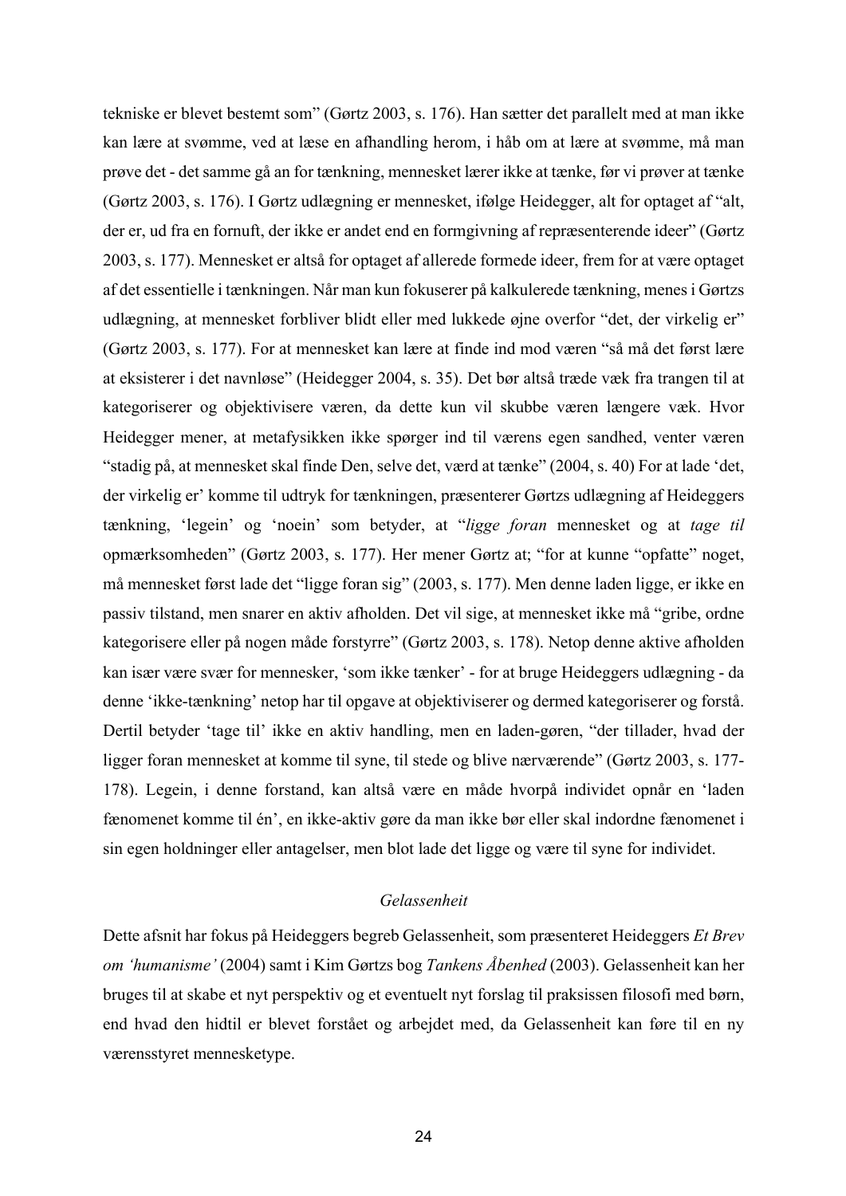tekniske er blevet bestemt som" (Gørtz 2003, s. 176). Han sætter det parallelt med at man ikke kan lære at svømme, ved at læse en afhandling herom, i håb om at lære at svømme, må man prøve det - det samme gå an for tænkning, mennesket lærer ikke at tænke, før vi prøver at tænke (Gørtz 2003, s. 176). I Gørtz udlægning er mennesket, ifølge Heidegger, alt for optaget af "alt, der er, ud fra en fornuft, der ikke er andet end en formgivning af repræsenterende ideer" (Gørtz 2003, s. 177). Mennesket er altså for optaget af allerede formede ideer, frem for at være optaget af det essentielle i tænkningen. Når man kun fokuserer på kalkulerede tænkning, menes i Gørtzs udlægning, at mennesket forbliver blidt eller med lukkede øjne overfor "det, der virkelig er" (Gørtz 2003, s. 177). For at mennesket kan lære at finde ind mod væren "så må det først lære at eksisterer i det navnløse" (Heidegger 2004, s. 35). Det bør altså træde væk fra trangen til at kategoriserer og objektivisere væren, da dette kun vil skubbe væren længere væk. Hvor Heidegger mener, at metafysikken ikke spørger ind til værens egen sandhed, venter væren "stadig på, at mennesket skal finde Den, selve det, værd at tænke" (2004, s. 40) For at lade 'det, der virkelig er' komme til udtryk for tænkningen, præsenterer Gørtzs udlægning af Heideggers tænkning, 'legein' og 'noein' som betyder, at "*ligge foran* mennesket og at *tage til* opmærksomheden" (Gørtz 2003, s. 177). Her mener Gørtz at; "for at kunne "opfatte" noget, må mennesket først lade det "ligge foran sig" (2003, s. 177). Men denne laden ligge, er ikke en passiv tilstand, men snarer en aktiv afholden. Det vil sige, at mennesket ikke må "gribe, ordne kategorisere eller på nogen måde forstyrre" (Gørtz 2003, s. 178). Netop denne aktive afholden kan især være svær for mennesker, 'som ikke tænker' - for at bruge Heideggers udlægning - da denne 'ikke-tænkning' netop har til opgave at objektiviserer og dermed kategoriserer og forstå. Dertil betyder 'tage til' ikke en aktiv handling, men en laden-gøren, "der tillader, hvad der ligger foran mennesket at komme til syne, til stede og blive nærværende" (Gørtz 2003, s. 177-178). Legein, i denne forstand, kan altså være en måde hvorpå individet opnår en 'laden fænomenet komme til én', en ikke-aktiv gøre da man ikke bør eller skal indordne fænomenet i sin egen holdninger eller antagelser, men blot lade det ligge og være til syne for individet.

### *Gelassenheit*

Dette afsnit har fokus på Heideggers begreb Gelassenheit, som præsenteret Heideggers *Et Brev om 'humanisme'* (2004) samt i Kim Gørtzs bog *Tankens Åbenhed* (2003). Gelassenheit kan her bruges til at skabe et nyt perspektiv og et eventuelt nyt forslag til praksissen filosofi med børn, end hvad den hidtil er blevet forstået og arbejdet med, da Gelassenheit kan føre til en ny værensstyret mennesketype.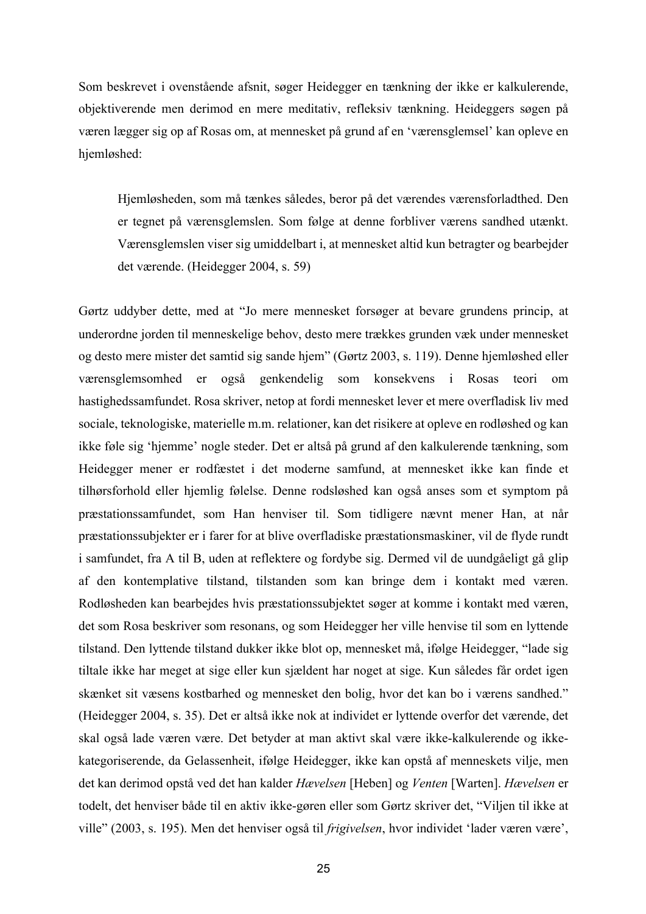Som beskrevet i ovenstående afsnit, søger Heidegger en tænkning der ikke er kalkulerende, objektiverende men derimod en mere meditativ, refleksiv tænkning. Heideggers søgen på væren lægger sig op af Rosas om, at mennesket på grund af en 'værensglemsel' kan opleve en hjemløshed:

> Hjemløsheden, som må tænkes således, beror på det værendes værensforladthed. Den er tegnet på værensglemslen. Som følge at denne forbliver værens sandhed utænkt. Værensglemslen viser sig umiddelbart i, at mennesket altid kun betragter og bearbejder det værende. (Heidegger 2004, s. 59)

Gørtz uddyber dette, med at "Jo mere mennesket forsøger at bevare grundens princip, at underordne jorden til menneskelige behov, desto mere trækkes grunden væk under mennesket og desto mere mister det samtid sig sande hjem" (Gørtz 2003, s. 119). Denne hjemløshed eller værensglemsomhed er også genkendelig som konsekvens i Rosas teori om hastighedssamfundet. Rosa skriver, netop at fordi mennesket lever et mere overfladisk liv med sociale, teknologiske, materielle m.m. relationer, kan det risikere at opleve en rodløshed og kan ikke føle sig 'hjemme' nogle steder. Det er altså på grund af den kalkulerende tænkning, som Heidegger mener er rodfæstet i det moderne samfund, at mennesket ikke kan finde et tilhørsforhold eller hjemlig følelse. Denne rodsløshed kan også anses som et symptom på præstationssamfundet, som Han henviser til. Som tidligere nævnt mener Han, at når præstationssubjekter er i farer for at blive overfladiske præstationsmaskiner, vil de flyde rundt i samfundet, fra A til B, uden at reflektere og fordybe sig. Dermed vil de uundgåeligt gå glip af den kontemplative tilstand, tilstanden som kan bringe dem i kontakt med væren. Rodløsheden kan bearbejdes hvis præstationssubjektet søger at komme i kontakt med væren, det som Rosa beskriver som resonans, og som Heidegger her ville henvise til som en lyttende tilstand. Den lyttende tilstand dukker ikke blot op, mennesket må, ifølge Heidegger, "lade sig tiltale ikke har meget at sige eller kun sjældent har noget at sige. Kun således får ordet igen skænket sit væsens kostbarhed og mennesket den bolig, hvor det kan bo i værens sandhed." (Heidegger 2004, s. 35). Det er altså ikke nok at individet er lyttende overfor det værende, det skal også lade væren være. Det betyder at man aktivt skal være ikke-kalkulerende og ikke-kategoriserende, da Gelassenheit, ifølge Heidegger, ikke kan opstå af menneskets vilje, men det kan derimod opstå ved det han kalder *Hævelsen* [Heben] og *Venten* [Warten]. *Hævelsen* er todelt, det henviser både til en aktiv ikke-gøren eller som Gørtz skriver det, "Viljen til ikke at ville" (2003, s. 195). Men det henviser også til *frigivelsen*, hvor individet 'lader væren være',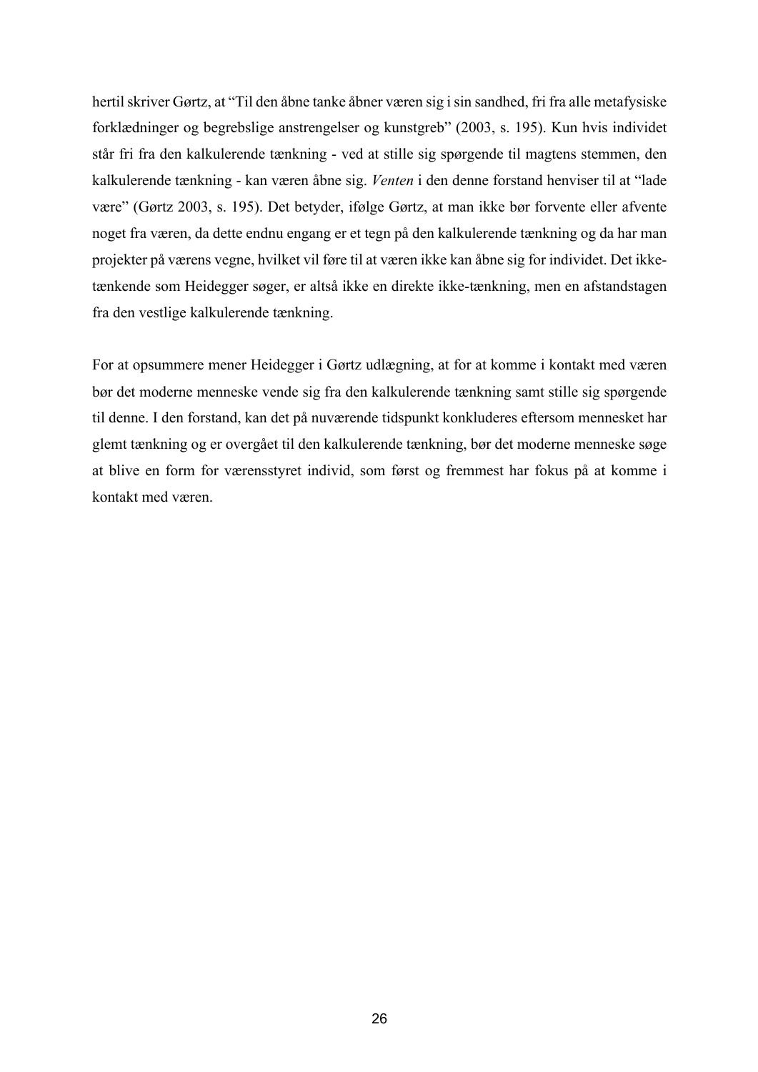hertil skriver Gørtz, at "Til den åbne tanke åbner væren sig i sin sandhed, fri fra alle metafysiske forklædninger og begrebslige anstrengelser og kunstgreb" (2003, s. 195). Kun hvis individet står fri fra den kalkulerende tænkning - ved at stille sig spørgende til magtens stemmen, den kalkulerende tænkning - kan væren åbne sig. *Venten* i den denne forstand henviser til at "lade være" (Gørtz 2003, s. 195). Det betyder, ifølge Gørtz, at man ikke bør forvente eller afvente noget fra væren, da dette endnu engang er et tegn på den kalkulerende tænkning og da har man projekter på værens vegne, hvilket vil føre til at væren ikke kan åbne sig for individet. Det ikke-tænkende som Heidegger søger, er altså ikke en direkte ikke-tænkning, men en afstandstagen fra den vestlige kalkulerende tænkning.

For at opsummere mener Heidegger i Gørtz udlægning, at for at komme i kontakt med væren bør det moderne menneske vende sig fra den kalkulerende tænkning samt stille sig spørgende til denne. I den forstand, kan det på nuværende tidspunkt konkluderes eftersom mennesket har glemt tænkning og er overgået til den kalkulerende tænkning, bør det moderne menneske søge at blive en form for værensstyret individ, som først og fremmest har fokus på at komme i kontakt med væren.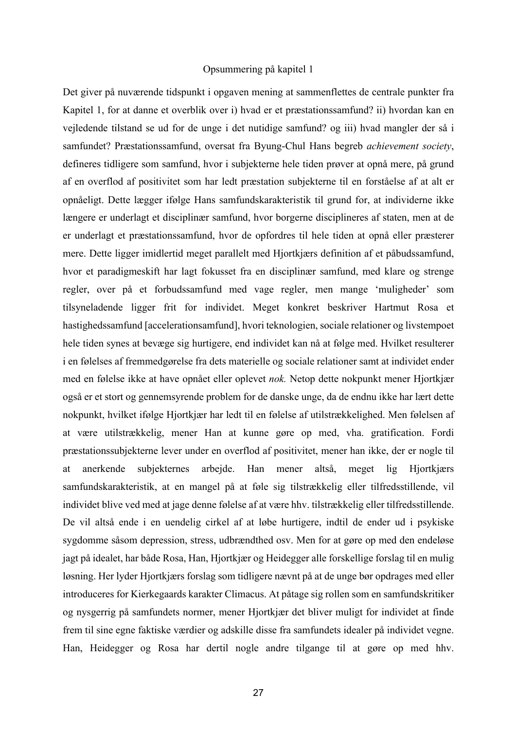## Opsummering på kapitel 1

Det giver på nuværende tidspunkt i opgaven mening at sammenflettes de centrale punkter fra Kapitel 1, for at danne et overblik over i) hvad er et præstationssamfund? ii) hvordan kan en vejledende tilstand se ud for de unge i det nutidige samfund? og iii) hvad mangler der så i samfundet? Præstationssamfund, oversat fra Byung-Chul Hans begreb *achievement society*, defineres tidligere som samfund, hvor i subjekterne hele tiden prøver at opnå mere, på grund af en overflod af positivitet som har ledt præstation subjekterne til en forståelse af at alt er opnåeligt. Dette lægger ifølge Hans samfundskarakteristik til grund for, at individerne ikke længere er underlagt et disciplinær samfund, hvor borgerne disciplineres af staten, men at de er underlagt et præstationssamfund, hvor de opfordres til hele tiden at opnå eller præsterer mere. Dette ligger imidlertid meget parallelt med Hjortkjærs definition af et påbudssamfund, hvor et paradigmeskift har lagt fokusset fra en disciplinær samfund, med klare og strenge regler, over på et forbudssamfund med vage regler, men mange 'muligheder' som tilsyneladende ligger frit for individet. Meget konkret beskriver Hartmut Rosa et hastighedssamfund [accelerationsamfund], hvori teknologien, sociale relationer og livstempoet hele tiden synes at bevæge sig hurtigere, end individet kan nå at følge med. Hvilket resulterer i en følelses af fremmedgørelse fra dets materielle og sociale relationer samt at individet ender med en følelse ikke at have opnået eller oplevet *nok.* Netop dette nokpunkt mener Hjortkjær også er et stort og gennemsyrende problem for de danske unge, da de endnu ikke har lært dette nokpunkt, hvilket ifølge Hjortkjær har ledt til en følelse af utilstrækkelighed. Men følelsen af at være utilstrækkelig, mener Han at kunne gøre op med, vha. gratification. Fordi præstationssubjekterne lever under en overflod af positivitet, mener han ikke, der er nogle til at anerkende subjekternes arbejde. Han mener altså, meget lig Hjortkjærs samfundskarakteristik, at en mangel på at føle sig tilstrækkelig eller tilfredsstillende, vil individet blive ved med at jage denne følelse af at være hhv. tilstrækkelig eller tilfredsstillende. De vil altså ende i en uendelig cirkel af at løbe hurtigere, indtil de ender ud i psykiske sygdomme såsom depression, stress, udbrændthed osv. Men for at gøre op med den endeløse jagt på idealet, har både Rosa, Han, Hjortkjær og Heidegger alle forskellige forslag til en mulig løsning. Her lyder Hjortkjærs forslag som tidligere nævnt på at de unge bør opdrages med eller introduceres for Kierkegaards karakter Climacus. At påtage sig rollen som en samfundskritiker og nysgerrig på samfundets normer, mener Hjortkjær det bliver muligt for individet at finde frem til sine egne faktiske værdier og adskille disse fra samfundets idealer på individet vegne. Han, Heidegger og Rosa har dertil nogle andre tilgange til at gøre op med hhv.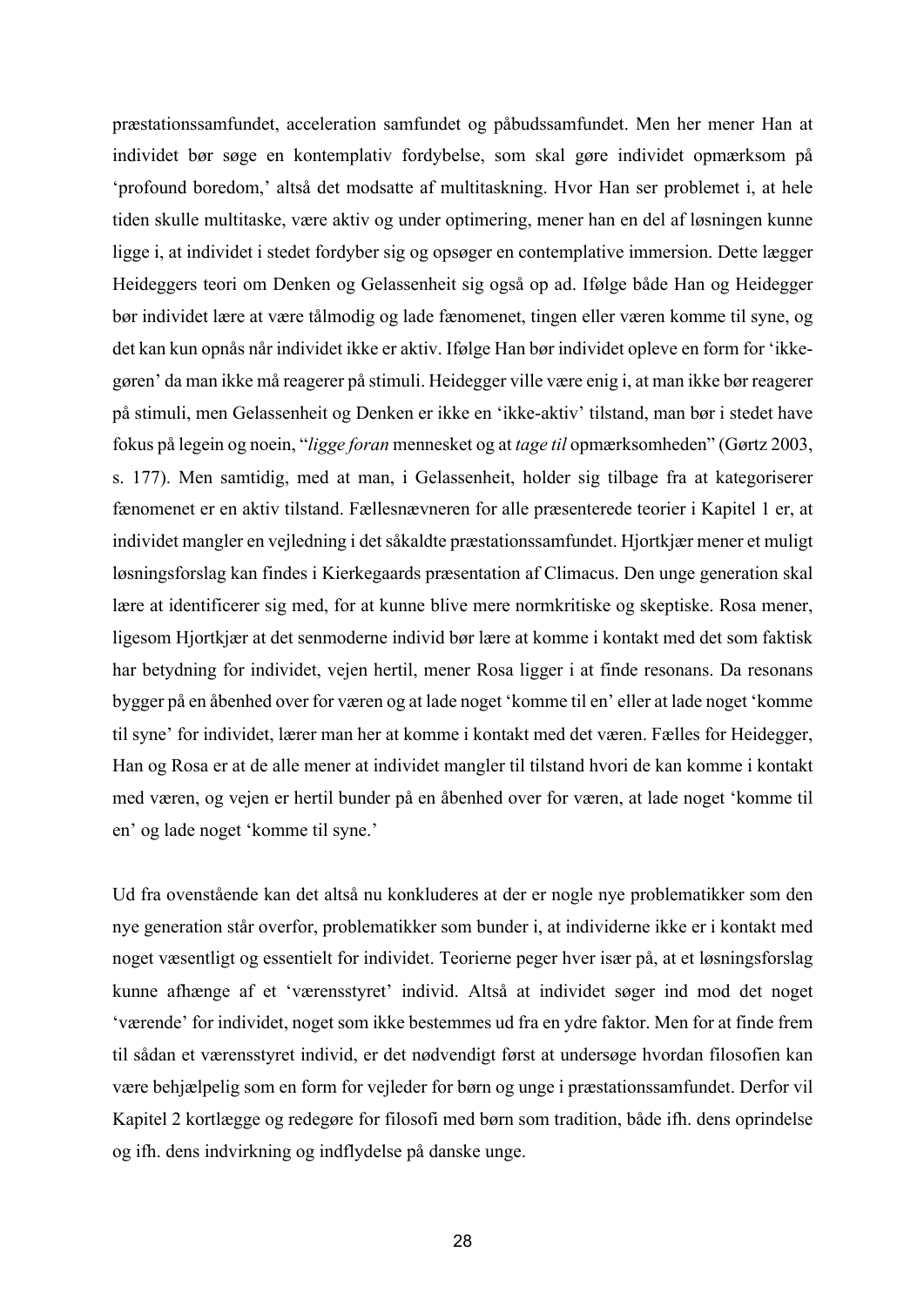præstationssamfundet, acceleration samfundet og påbudssamfundet. Men her mener Han at individet bør søge en kontemplativ fordybelse, som skal gøre individet opmærksom på 'profound boredom,' altså det modsatte af multitaskning. Hvor Han ser problemet i, at hele tiden skulle multitaske, være aktiv og under optimering, mener han en del af løsningen kunne ligge i, at individet i stedet fordyber sig og opsøger en contemplative immersion. Dette lægger Heideggers teori om Denken og Gelassenheit sig også op ad. Ifølge både Han og Heidegger bør individet lære at være tålmodig og lade fænomenet, tingen eller væren komme til syne, og det kan kun opnås når individet ikke er aktiv. Ifølge Han bør individet opleve en form for 'ikke-gøren' da man ikke må reagerer på stimuli. Heidegger ville være enig i, at man ikke bør reagerer på stimuli, men Gelassenheit og Denken er ikke en 'ikke-aktiv' tilstand, man bør i stedet have fokus på legein og noein, "*ligge foran* mennesket og at *tage til* opmærksomheden" (Gørtz 2003, s. 177). Men samtidig, med at man, i Gelassenheit, holder sig tilbage fra at kategoriserer fænomenet er en aktiv tilstand. Fællesnævneren for alle præsenterede teorier i Kapitel 1 er, at individet mangler en vejledning i det såkaldte præstationssamfundet. Hjortkjær mener et muligt løsningsforslag kan findes i Kierkegaards præsentation af Climacus. Den unge generation skal lære at identificerer sig med, for at kunne blive mere normkritiske og skeptiske. Rosa mener, ligesom Hjortkjær at det senmoderne individ bør lære at komme i kontakt med det som faktisk har betydning for individet, vejen hertil, mener Rosa ligger i at finde resonans. Da resonans bygger på en åbenhed over for væren og at lade noget 'komme til en' eller at lade noget 'komme til syne' for individet, lærer man her at komme i kontakt med det væren. Fælles for Heidegger, Han og Rosa er at de alle mener at individet mangler til tilstand hvori de kan komme i kontakt med væren, og vejen er hertil bunder på en åbenhed over for væren, at lade noget 'komme til en' og lade noget 'komme til syne.'

Ud fra ovenstående kan det altså nu konkluderes at der er nogle nye problematikker som den nye generation står overfor, problematikker som bunder i, at individerne ikke er i kontakt med noget væsentligt og essentielt for individet. Teorierne peger hver især på, at et løsningsforslag kunne afhænge af et 'værensstyret' individ. Altså at individet søger ind mod det noget 'værende' for individet, noget som ikke bestemmes ud fra en ydre faktor. Men for at finde frem til sådan et værensstyret individ, er det nødvendigt først at undersøge hvordan filosofien kan være behjælpelig som en form for vejleder for børn og unge i præstationssamfundet. Derfor vil Kapitel 2 kortlægge og redegøre for filosofi med børn som tradition, både ifh. dens oprindelse og ifh. dens indvirkning og indflydelse på danske unge.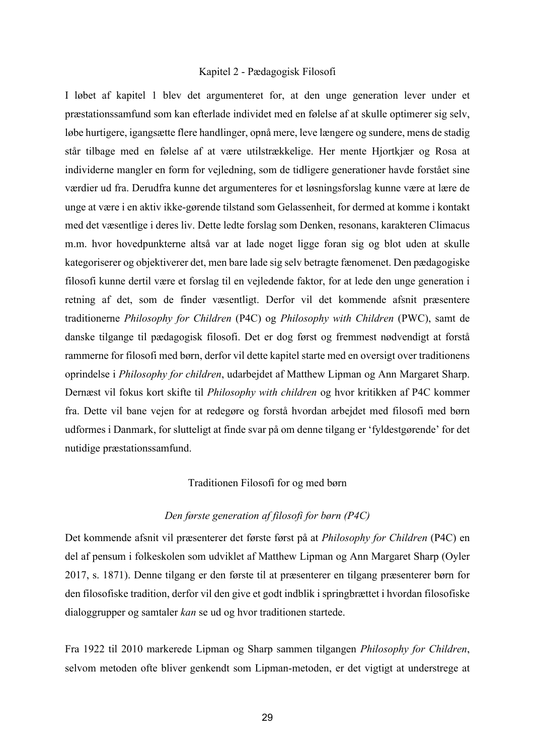## Kapitel 2 - Pædagogisk Filosofi

I løbet af kapitel 1 blev det argumenteret for, at den unge generation lever under et præstationssamfund som kan efterlade individet med en følelse af at skulle optimerer sig selv, løbe hurtigere, igangsætte flere handlinger, opnå mere, leve længere og sundere, mens de stadig står tilbage med en følelse af at være utilstrækkelige. Her mente Hjortkjær og Rosa at individerne mangler en form for vejledning, som de tidligere generationer havde forstået sine værdier ud fra. Derudfra kunne det argumenteres for et løsningsforslag kunne være at lære de unge at være i en aktiv ikke-gørende tilstand som Gelassenheit, for dermed at komme i kontakt med det væsentlige i deres liv. Dette ledte forslag som Denken, resonans, karakteren Climacus m.m. hvor hovedpunkterne altså var at lade noget ligge foran sig og blot uden at skulle kategoriserer og objektiverer det, men bare lade sig selv betragte fænomenet. Den pædagogiske filosofi kunne dertil være et forslag til en vejledende faktor, for at lede den unge generation i retning af det, som de finder væsentligt. Derfor vil det kommende afsnit præsentere traditionerne *Philosophy for Children* (P4C) og *Philosophy with Children* (PWC), samt de danske tilgange til pædagogisk filosofi. Det er dog først og fremmest nødvendigt at forstå rammerne for filosofi med børn, derfor vil dette kapitel starte med en oversigt over traditionens oprindelse i *Philosophy for children*, udarbejdet af Matthew Lipman og Ann Margaret Sharp. Dernæst vil fokus kort skifte til *Philosophy with children* og hvor kritikken af P4C kommer fra. Dette vil bane vejen for at redegøre og forstå hvordan arbejdet med filosofi med børn udformes i Danmark, for slutteligt at finde svar på om denne tilgang er 'fyldestgørende' for det nutidige præstationssamfund.

### Traditionen Filosofi for og med børn

#### *Den første generation af filosofi for børn (P4C)*

Det kommende afsnit vil præsenterer det første først på at *Philosophy for Children* (P4C) en del af pensum i folkeskolen som udviklet af Matthew Lipman og Ann Margaret Sharp (Oyler 2017, s. 1871). Denne tilgang er den første til at præsenterer en tilgang præsenterer børn for den filosofiske tradition, derfor vil den give et godt indblik i springbrættet i hvordan filosofiske dialoggrupper og samtaler *kan* se ud og hvor traditionen startede.

Fra 1922 til 2010 markerede Lipman og Sharp sammen tilgangen *Philosophy for Children*, selvom metoden ofte bliver genkendt som Lipman-metoden, er det vigtigt at understrege at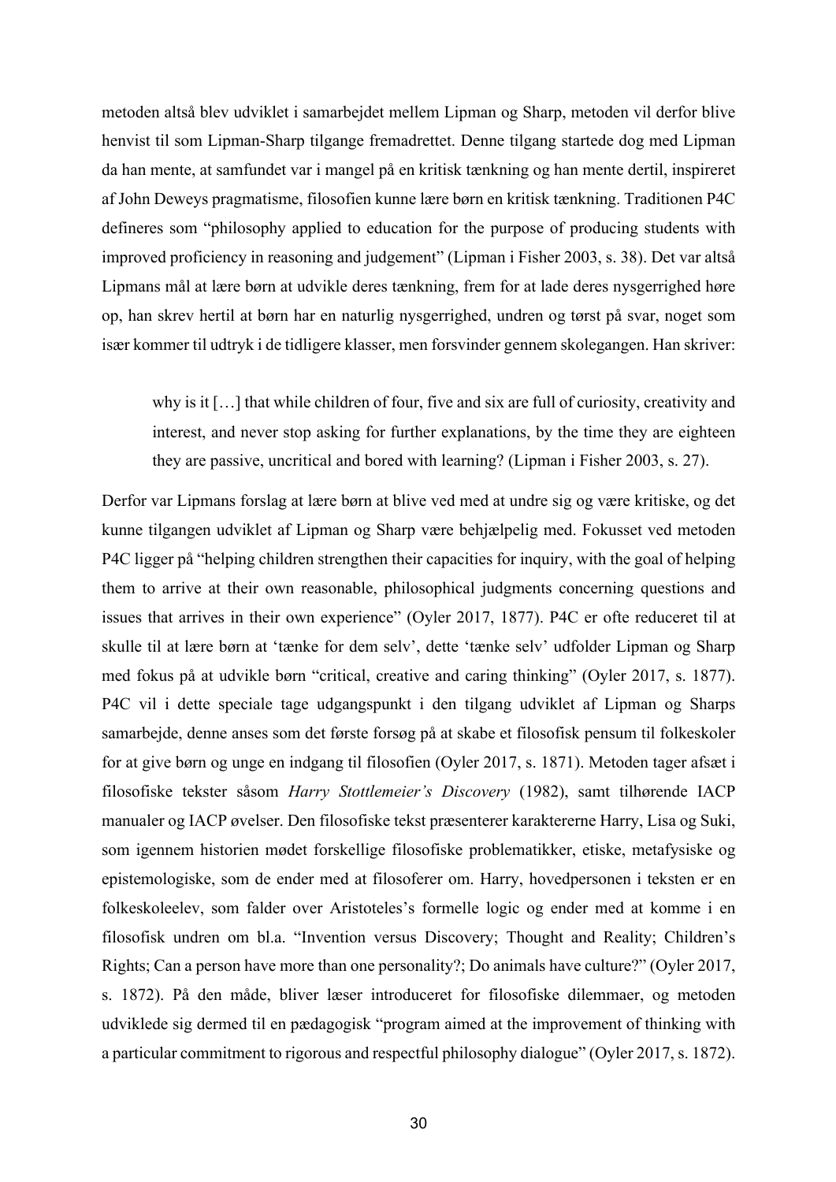metoden altså blev udviklet i samarbejdet mellem Lipman og Sharp, metoden vil derfor blive henvist til som Lipman-Sharp tilgange fremadrettet. Denne tilgang startede dog med Lipman da han mente, at samfundet var i mangel på en kritisk tænkning og han mente dertil, inspireret af John Deweys pragmatisme, filosofien kunne lære børn en kritisk tænkning. Traditionen P4C defineres som "philosophy applied to education for the purpose of producing students with improved proficiency in reasoning and judgement" (Lipman i Fisher 2003, s. 38). Det var altså Lipmans mål at lære børn at udvikle deres tænkning, frem for at lade deres nysgerrighed høre op, han skrev hertil at børn har en naturlig nysgerrighed, undren og tørst på svar, noget som især kommer til udtryk i de tidligere klasser, men forsvinder gennem skolegangen. Han skriver:

> why is it […] that while children of four, five and six are full of curiosity, creativity and interest, and never stop asking for further explanations, by the time they are eighteen they are passive, uncritical and bored with learning? (Lipman i Fisher 2003, s. 27).

Derfor var Lipmans forslag at lære børn at blive ved med at undre sig og være kritiske, og det kunne tilgangen udviklet af Lipman og Sharp være behjælpelig med. Fokusset ved metoden P4C ligger på "helping children strengthen their capacities for inquiry, with the goal of helping them to arrive at their own reasonable, philosophical judgments concerning questions and issues that arrives in their own experience" (Oyler 2017, 1877). P4C er ofte reduceret til at skulle til at lære børn at 'tænke for dem selv', dette 'tænke selv' udfolder Lipman og Sharp med fokus på at udvikle børn "critical, creative and caring thinking" (Oyler 2017, s. 1877). P4C vil i dette speciale tage udgangspunkt i den tilgang udviklet af Lipman og Sharps samarbejde, denne anses som det første forsøg på at skabe et filosofisk pensum til folkeskoler for at give børn og unge en indgang til filosofien (Oyler 2017, s. 1871). Metoden tager afsæt i filosofiske tekster såsom *Harry Stottlemeier's Discovery* (1982), samt tilhørende IACP manualer og IACP øvelser. Den filosofiske tekst præsenterer karaktererne Harry, Lisa og Suki, som igennem historien mødet forskellige filosofiske problematikker, etiske, metafysiske og epistemologiske, som de ender med at filosoferer om. Harry, hovedpersonen i teksten er en folkeskoleelev, som falder over Aristoteles's formelle logic og ender med at komme i en filosofisk undren om bl.a. "Invention versus Discovery; Thought and Reality; Children's Rights; Can a person have more than one personality?; Do animals have culture?" (Oyler 2017, s. 1872). På den måde, bliver læser introduceret for filosofiske dilemmaer, og metoden udviklede sig dermed til en pædagogisk "program aimed at the improvement of thinking with a particular commitment to rigorous and respectful philosophy dialogue" (Oyler 2017, s. 1872).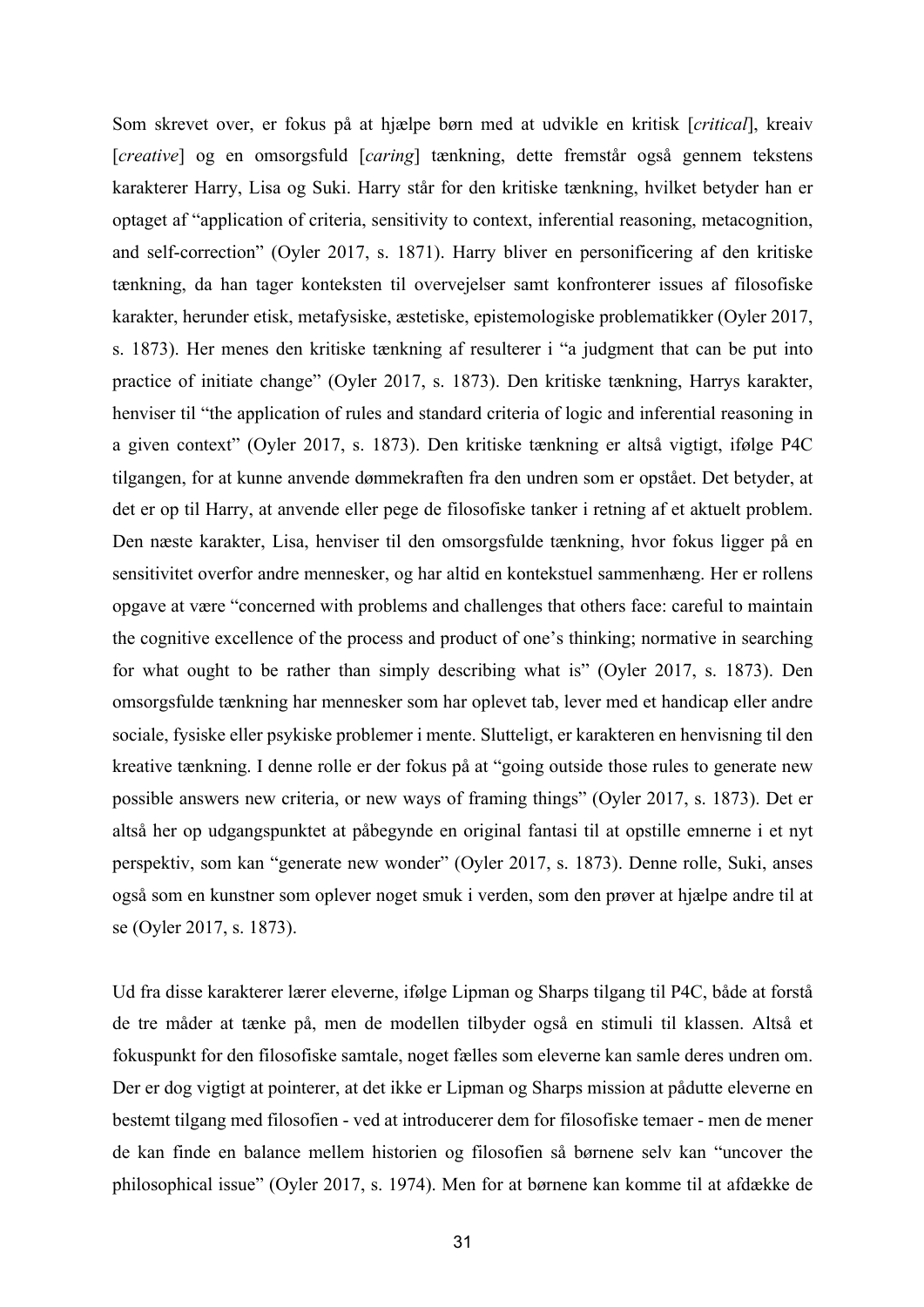Som skrevet over, er fokus på at hjælpe børn med at udvikle en kritisk [*critical*], kreaiv [*creative*] og en omsorgsfuld [*caring*] tænkning, dette fremstår også gennem tekstens karakterer Harry, Lisa og Suki. Harry står for den kritiske tænkning, hvilket betyder han er optaget af "application of criteria, sensitivity to context, inferential reasoning, metacognition, and self-correction" (Oyler 2017, s. 1871). Harry bliver en personificering af den kritiske tænkning, da han tager konteksten til overvejelser samt konfronterer issues af filosofiske karakter, herunder etisk, metafysiske, æstetiske, epistemologiske problematikker (Oyler 2017, s. 1873). Her menes den kritiske tænkning af resulterer i "a judgment that can be put into practice of initiate change" (Oyler 2017, s. 1873). Den kritiske tænkning, Harrys karakter, henviser til "the application of rules and standard criteria of logic and inferential reasoning in a given context" (Oyler 2017, s. 1873). Den kritiske tænkning er altså vigtigt, ifølge P4C tilgangen, for at kunne anvende dømmekraften fra den undren som er opstået. Det betyder, at det er op til Harry, at anvende eller pege de filosofiske tanker i retning af et aktuelt problem. Den næste karakter, Lisa, henviser til den omsorgsfulde tænkning, hvor fokus ligger på en sensitivitet overfor andre mennesker, og har altid en kontekstuel sammenhæng. Her er rollens opgave at være "concerned with problems and challenges that others face: careful to maintain the cognitive excellence of the process and product of one's thinking; normative in searching for what ought to be rather than simply describing what is" (Oyler 2017, s. 1873). Den omsorgsfulde tænkning har mennesker som har oplevet tab, lever med et handicap eller andre sociale, fysiske eller psykiske problemer i mente. Slutteligt, er karakteren en henvisning til den kreative tænkning. I denne rolle er der fokus på at "going outside those rules to generate new possible answers new criteria, or new ways of framing things" (Oyler 2017, s. 1873). Det er altså her op udgangspunktet at påbegynde en original fantasi til at opstille emnerne i et nyt perspektiv, som kan "generate new wonder" (Oyler 2017, s. 1873). Denne rolle, Suki, anses også som en kunstner som oplever noget smuk i verden, som den prøver at hjælpe andre til at se (Oyler 2017, s. 1873).

Ud fra disse karakterer lærer eleverne, ifølge Lipman og Sharps tilgang til P4C, både at forstå de tre måder at tænke på, men de modellen tilbyder også en stimuli til klassen. Altså et fokuspunkt for den filosofiske samtale, noget fælles som eleverne kan samle deres undren om. Der er dog vigtigt at pointerer, at det ikke er Lipman og Sharps mission at pådutte eleverne en bestemt tilgang med filosofien - ved at introducerer dem for filosofiske temaer - men de mener de kan finde en balance mellem historien og filosofien så børnene selv kan "uncover the philosophical issue" (Oyler 2017, s. 1974). Men for at børnene kan komme til at afdække de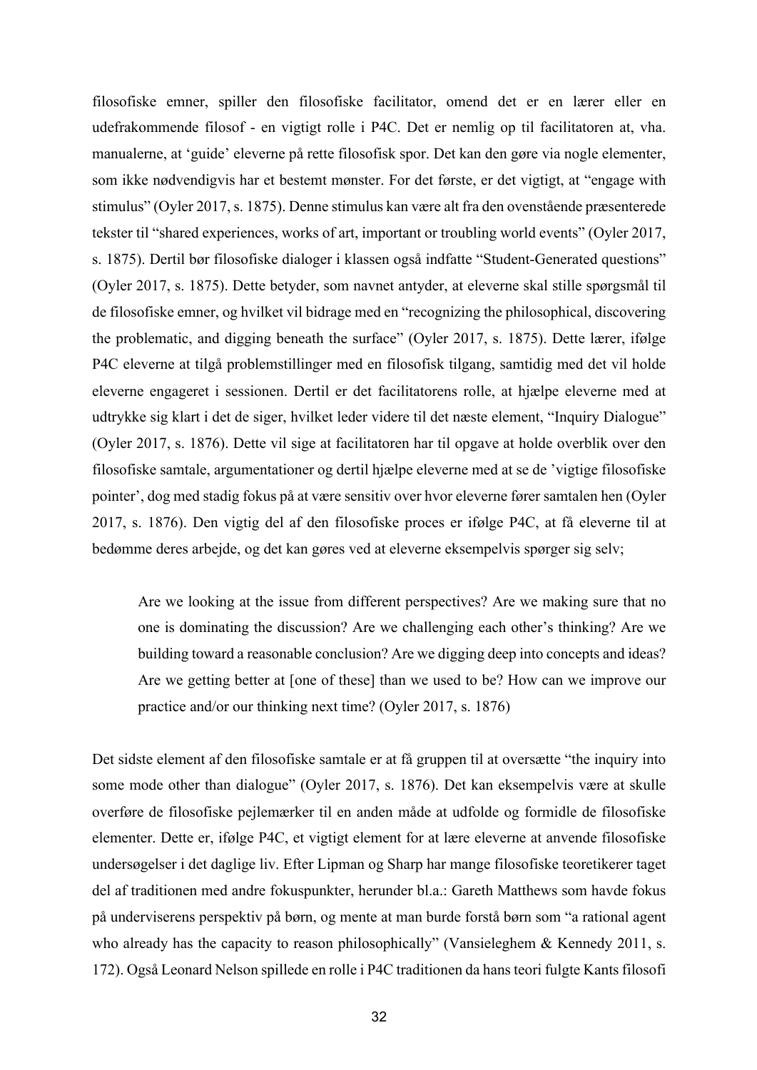filosofiske emner, spiller den filosofiske facilitator, omend det er en lærer eller en udefrakommende filosof - en vigtigt rolle i P4C. Det er nemlig op til facilitatoren at, vha. manualerne, at 'guide' eleverne på rette filosofisk spor. Det kan den gøre via nogle elementer, som ikke nødvendigvis har et bestemt mønster. For det første, er det vigtigt, at "engage with stimulus" (Oyler 2017, s. 1875). Denne stimulus kan være alt fra den ovenstående præsenterede tekster til "shared experiences, works of art, important or troubling world events" (Oyler 2017, s. 1875). Dertil bør filosofiske dialoger i klassen også indfatte "Student-Generated questions" (Oyler 2017, s. 1875). Dette betyder, som navnet antyder, at eleverne skal stille spørgsmål til de filosofiske emner, og hvilket vil bidrage med en "recognizing the philosophical, discovering the problematic, and digging beneath the surface" (Oyler 2017, s. 1875). Dette lærer, ifølge P4C eleverne at tilgå problemstillinger med en filosofisk tilgang, samtidig med det vil holde eleverne engageret i sessionen. Dertil er det facilitatorens rolle, at hjælpe eleverne med at udtrykke sig klart i det de siger, hvilket leder videre til det næste element, "Inquiry Dialogue" (Oyler 2017, s. 1876). Dette vil sige at facilitatoren har til opgave at holde overblik over den filosofiske samtale, argumentationer og dertil hjælpe eleverne med at se de 'vigtige filosofiske pointer', dog med stadig fokus på at være sensitiv over hvor eleverne fører samtalen hen (Oyler 2017, s. 1876). Den vigtig del af den filosofiske proces er ifølge P4C, at få eleverne til at bedømme deres arbejde, og det kan gøres ved at eleverne eksempelvis spørger sig selv;

> Are we looking at the issue from different perspectives? Are we making sure that no one is dominating the discussion? Are we challenging each other's thinking? Are we building toward a reasonable conclusion? Are we digging deep into concepts and ideas? Are we getting better at [one of these] than we used to be? How can we improve our practice and/or our thinking next time? (Oyler 2017, s. 1876)

Det sidste element af den filosofiske samtale er at få gruppen til at oversætte "the inquiry into some mode other than dialogue" (Oyler 2017, s. 1876). Det kan eksempelvis være at skulle overføre de filosofiske pejlemærker til en anden måde at udfolde og formidle de filosofiske elementer. Dette er, ifølge P4C, et vigtigt element for at lære eleverne at anvende filosofiske undersøgelser i det daglige liv. Efter Lipman og Sharp har mange filosofiske teoretikerer taget del af traditionen med andre fokuspunkter, herunder bl.a.: Gareth Matthews som havde fokus på underviserens perspektiv på børn, og mente at man burde forstå børn som "a rational agent who already has the capacity to reason philosophically" (Vansieleghem & Kennedy 2011, s. 172). Også Leonard Nelson spillede en rolle i P4C traditionen da hans teori fulgte Kants filosofi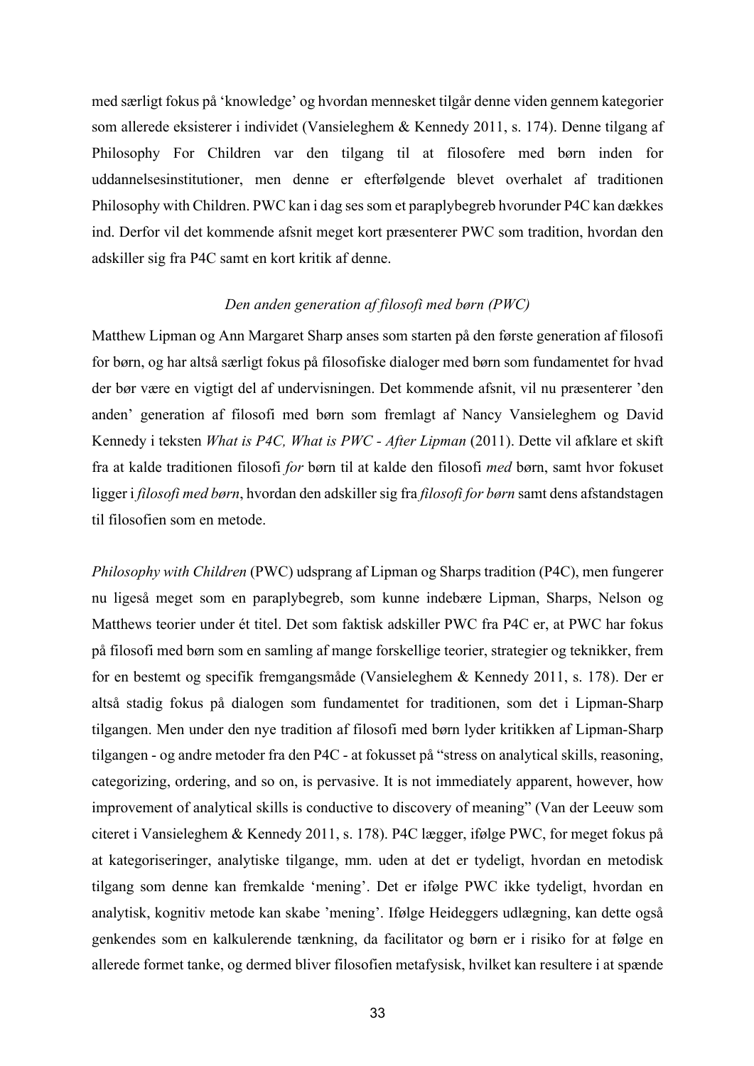med særligt fokus på 'knowledge' og hvordan mennesket tilgår denne viden gennem kategorier som allerede eksisterer i individet (Vansieleghem & Kennedy 2011, s. 174). Denne tilgang af Philosophy For Children var den tilgang til at filosofere med børn inden for uddannelsesinstitutioner, men denne er efterfølgende blevet overhalet af traditionen Philosophy with Children. PWC kan i dag ses som et paraplybegreb hvorunder P4C kan dækkes ind. Derfor vil det kommende afsnit meget kort præsenterer PWC som tradition, hvordan den adskiller sig fra P4C samt en kort kritik af denne.

### *Den anden generation af filosofi med børn (PWC)*

Matthew Lipman og Ann Margaret Sharp anses som starten på den første generation af filosofi for børn, og har altså særligt fokus på filosofiske dialoger med børn som fundamentet for hvad der bør være en vigtigt del af undervisningen. Det kommende afsnit, vil nu præsenterer 'den anden' generation af filosofi med børn som fremlagt af Nancy Vansieleghem og David Kennedy i teksten *What is P4C, What is PWC - After Lipman* (2011). Dette vil afklare et skift fra at kalde traditionen filosofi *for* børn til at kalde den filosofi *med* børn, samt hvor fokuset ligger i *filosofi med børn*, hvordan den adskiller sig fra *filosofi for børn* samt dens afstandstagen til filosofien som en metode.

*Philosophy with Children* (PWC) udsprang af Lipman og Sharps tradition (P4C), men fungerer nu ligeså meget som en paraplybegreb, som kunne indebære Lipman, Sharps, Nelson og Matthews teorier under ét titel. Det som faktisk adskiller PWC fra P4C er, at PWC har fokus på filosofi med børn som en samling af mange forskellige teorier, strategier og teknikker, frem for en bestemt og specifik fremgangsmåde (Vansieleghem & Kennedy 2011, s. 178). Der er altså stadig fokus på dialogen som fundamentet for traditionen, som det i Lipman-Sharp tilgangen. Men under den nye tradition af filosofi med børn lyder kritikken af Lipman-Sharp tilgangen - og andre metoder fra den P4C - at fokusset på "stress on analytical skills, reasoning, categorizing, ordering, and so on, is pervasive. It is not immediately apparent, however, how improvement of analytical skills is conductive to discovery of meaning" (Van der Leeuw som citeret i Vansieleghem & Kennedy 2011, s. 178). P4C lægger, ifølge PWC, for meget fokus på at kategoriseringer, analytiske tilgange, mm. uden at det er tydeligt, hvordan en metodisk tilgang som denne kan fremkalde 'mening'. Det er ifølge PWC ikke tydeligt, hvordan en analytisk, kognitiv metode kan skabe 'mening'. Ifølge Heideggers udlægning, kan dette også genkendes som en kalkulerende tænkning, da facilitator og børn er i risiko for at følge en allerede formet tanke, og dermed bliver filosofien metafysisk, hvilket kan resultere i at spænde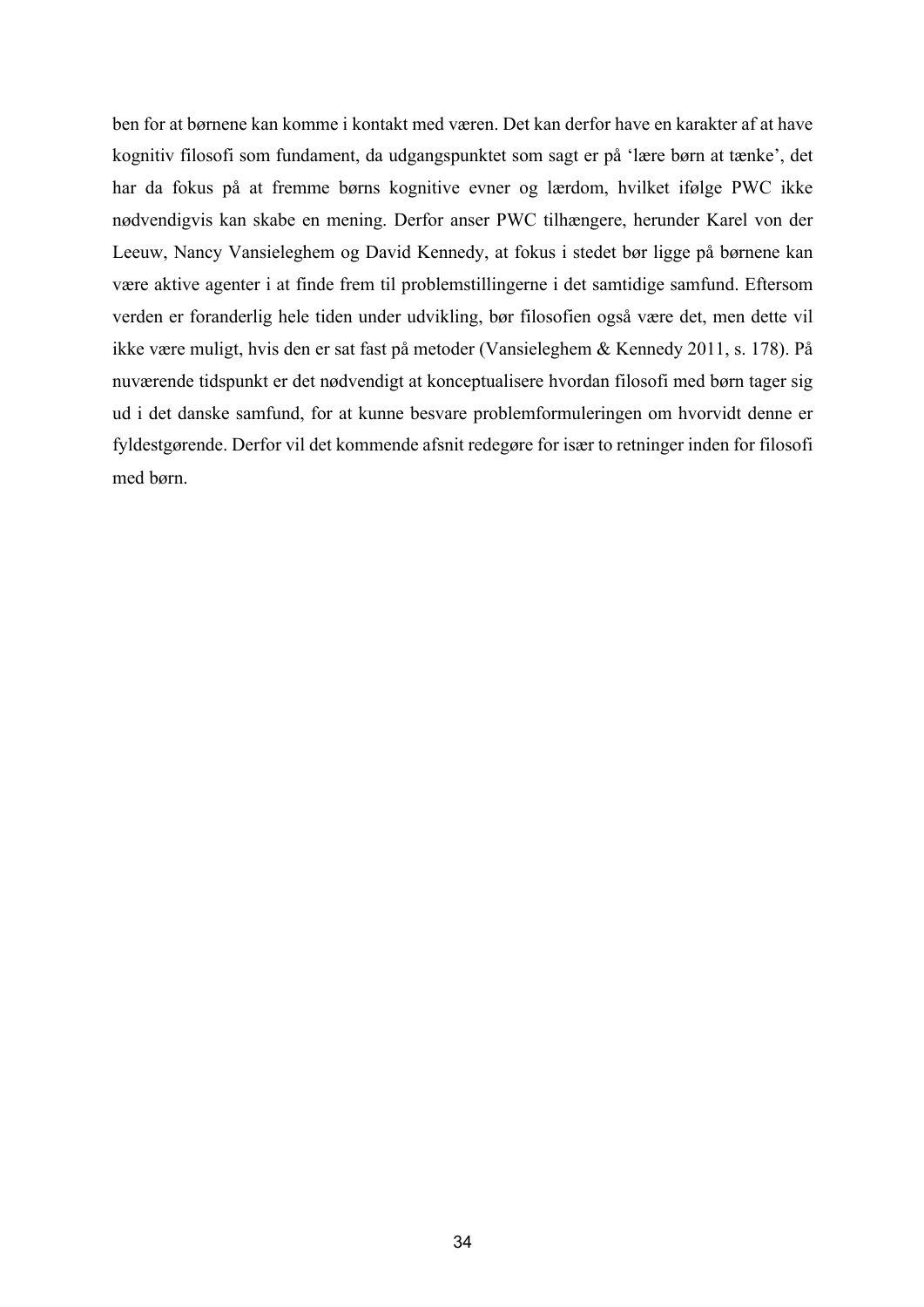ben for at børnene kan komme i kontakt med væren. Det kan derfor have en karakter af at have kognitiv filosofi som fundament, da udgangspunktet som sagt er på 'lære børn at tænke', det har da fokus på at fremme børns kognitive evner og lærdom, hvilket ifølge PWC ikke nødvendigvis kan skabe en mening. Derfor anser PWC tilhængere, herunder Karel von der Leeuw, Nancy Vansieleghem og David Kennedy, at fokus i stedet bør ligge på børnene kan være aktive agenter i at finde frem til problemstillingerne i det samtidige samfund. Eftersom verden er foranderlig hele tiden under udvikling, bør filosofien også være det, men dette vil ikke være muligt, hvis den er sat fast på metoder (Vansieleghem & Kennedy 2011, s. 178). På nuværende tidspunkt er det nødvendigt at konceptualisere hvordan filosofi med børn tager sig ud i det danske samfund, for at kunne besvare problemformuleringen om hvorvidt denne er fyldestgørende. Derfor vil det kommende afsnit redegøre for især to retninger inden for filosofi med børn.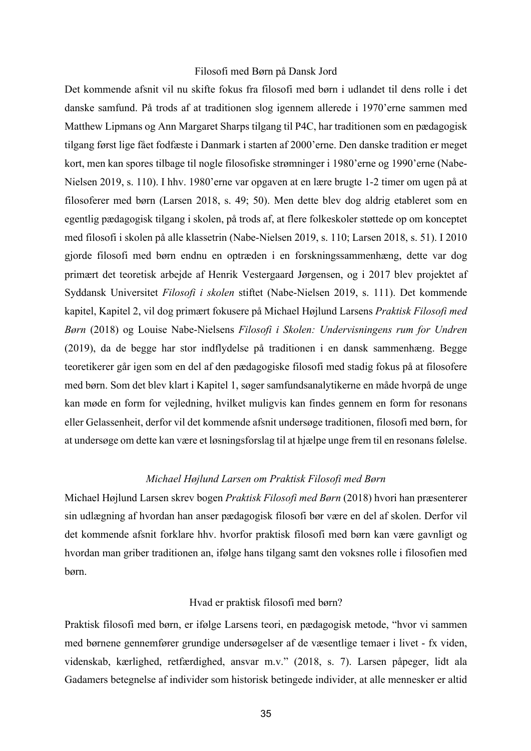## Filosofi med Børn på Dansk Jord

Det kommende afsnit vil nu skifte fokus fra filosofi med børn i udlandet til dens rolle i det danske samfund. På trods af at traditionen slog igennem allerede i 1970'erne sammen med Matthew Lipmans og Ann Margaret Sharps tilgang til P4C, har traditionen som en pædagogisk tilgang først lige fået fodfæste i Danmark i starten af 2000'erne. Den danske tradition er meget kort, men kan spores tilbage til nogle filosofiske strømninger i 1980'erne og 1990'erne (Nabe-Nielsen 2019, s. 110). I hhv. 1980'erne var opgaven at en lære brugte 1-2 timer om ugen på at filosoferer med børn (Larsen 2018, s. 49; 50). Men dette blev dog aldrig etableret som en egentlig pædagogisk tilgang i skolen, på trods af, at flere folkeskoler støttede op om konceptet med filosofi i skolen på alle klassetrin (Nabe-Nielsen 2019, s. 110; Larsen 2018, s. 51). I 2010 gjorde filosofi med børn endnu en optræden i en forskningssammenhæng, dette var dog primært det teoretisk arbejde af Henrik Vestergaard Jørgensen, og i 2017 blev projektet af Syddansk Universitet *Filosofi i skolen* stiftet (Nabe-Nielsen 2019, s. 111). Det kommende kapitel, Kapitel 2, vil dog primært fokusere på Michael Højlund Larsens *Praktisk Filosofi med Børn* (2018) og Louise Nabe-Nielsens *Filosofi i Skolen: Undervisningens rum for Undren* (2019), da de begge har stor indflydelse på traditionen i en dansk sammenhæng. Begge teoretikerer går igen som en del af den pædagogiske filosofi med stadig fokus på at filosofere med børn. Som det blev klart i Kapitel 1, søger samfundsanalytikerne en måde hvorpå de unge kan møde en form for vejledning, hvilket muligvis kan findes gennem en form for resonans eller Gelassenheit, derfor vil det kommende afsnit undersøge traditionen, filosofi med børn, for at undersøge om dette kan være et løsningsforslag til at hjælpe unge frem til en resonans følelse.

### *Michael Højlund Larsen om Praktisk Filosofi med Børn*

Michael Højlund Larsen skrev bogen *Praktisk Filosofi med Børn* (2018) hvori han præsenterer sin udlægning af hvordan han anser pædagogisk filosofi bør være en del af skolen. Derfor vil det kommende afsnit forklare hhv. hvorfor praktisk filosofi med børn kan være gavnligt og hvordan man griber traditionen an, ifølge hans tilgang samt den voksnes rolle i filosofien med børn.

#### Hvad er praktisk filosofi med børn?

Praktisk filosofi med børn, er ifølge Larsens teori, en pædagogisk metode, "hvor vi sammen med børnene gennemfører grundige undersøgelser af de væsentlige temaer i livet - fx viden, videnskab, kærlighed, retfærdighed, ansvar m.v." (2018, s. 7). Larsen påpeger, lidt ala Gadamers betegnelse af individer som historisk betingede individer, at alle mennesker er altid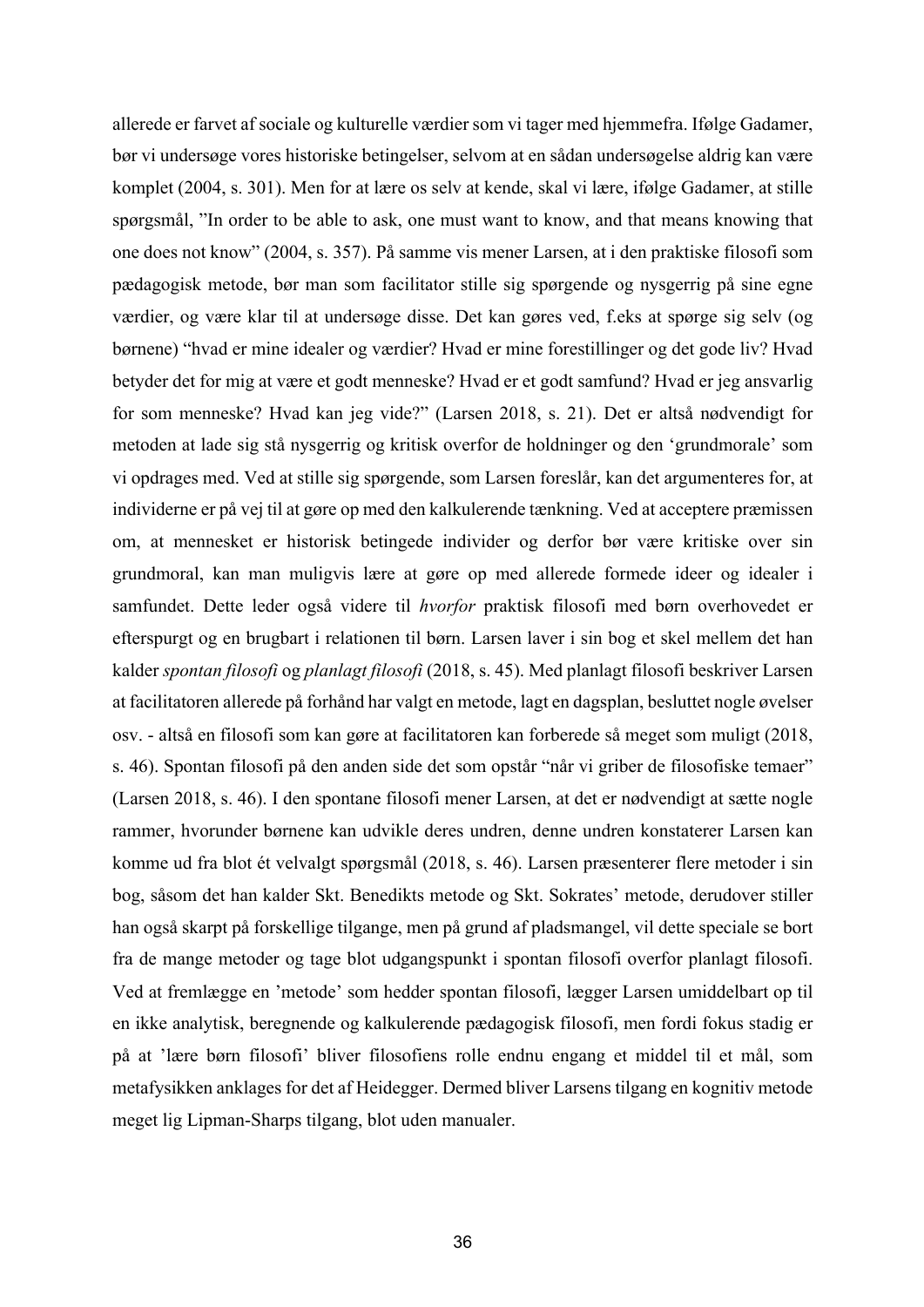allerede er farvet af sociale og kulturelle værdier som vi tager med hjemmefra. Ifølge Gadamer, bør vi undersøge vores historiske betingelser, selvom at en sådan undersøgelse aldrig kan være komplet (2004, s. 301). Men for at lære os selv at kende, skal vi lære, ifølge Gadamer, at stille spørgsmål, "In order to be able to ask, one must want to know, and that means knowing that one does not know" (2004, s. 357). På samme vis mener Larsen, at i den praktiske filosofi som pædagogisk metode, bør man som facilitator stille sig spørgende og nysgerrig på sine egne værdier, og være klar til at undersøge disse. Det kan gøres ved, f.eks at spørge sig selv (og børnene) "hvad er mine idealer og værdier? Hvad er mine forestillinger og det gode liv? Hvad betyder det for mig at være et godt menneske? Hvad er et godt samfund? Hvad er jeg ansvarlig for som menneske? Hvad kan jeg vide?" (Larsen 2018, s. 21). Det er altså nødvendigt for metoden at lade sig stå nysgerrig og kritisk overfor de holdninger og den 'grundmorale' som vi opdrages med. Ved at stille sig spørgende, som Larsen foreslår, kan det argumenteres for, at individerne er på vej til at gøre op med den kalkulerende tænkning. Ved at acceptere præmissen om, at mennesket er historisk betingede individer og derfor bør være kritiske over sin grundmoral, kan man muligvis lære at gøre op med allerede formede ideer og idealer i samfundet. Dette leder også videre til *hvorfor* praktisk filosofi med børn overhovedet er efterspurgt og en brugbart i relationen til børn. Larsen laver i sin bog et skel mellem det han kalder *spontan filosofi* og *planlagt filosofi* (2018, s. 45). Med planlagt filosofi beskriver Larsen at facilitatoren allerede på forhånd har valgt en metode, lagt en dagsplan, besluttet nogle øvelser osv. - altså en filosofi som kan gøre at facilitatoren kan forberede så meget som muligt (2018, s. 46). Spontan filosofi på den anden side det som opstår "når vi griber de filosofiske temaer" (Larsen 2018, s. 46). I den spontane filosofi mener Larsen, at det er nødvendigt at sætte nogle rammer, hvorunder børnene kan udvikle deres undren, denne undren konstaterer Larsen kan komme ud fra blot ét velvalgt spørgsmål (2018, s. 46). Larsen præsenterer flere metoder i sin bog, såsom det han kalder Skt. Benedikts metode og Skt. Sokrates' metode, derudover stiller han også skarpt på forskellige tilgange, men på grund af pladsmangel, vil dette speciale se bort fra de mange metoder og tage blot udgangspunkt i spontan filosofi overfor planlagt filosofi. Ved at fremlægge en 'metode' som hedder spontan filosofi, lægger Larsen umiddelbart op til en ikke analytisk, beregnende og kalkulerende pædagogisk filosofi, men fordi fokus stadig er på at 'lære børn filosofi' bliver filosofiens rolle endnu engang et middel til et mål, som metafysikken anklages for det af Heidegger. Dermed bliver Larsens tilgang en kognitiv metode meget lig Lipman-Sharps tilgang, blot uden manualer.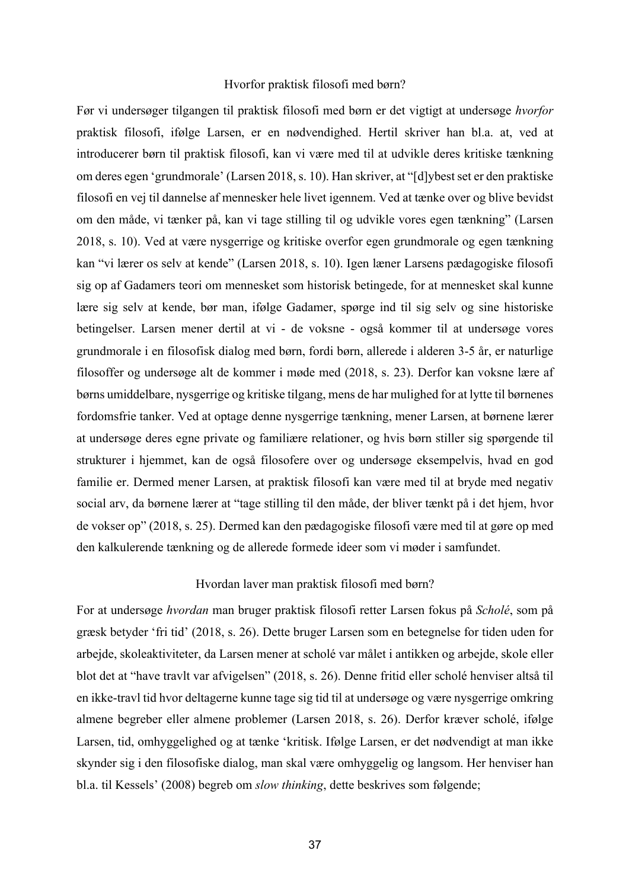## Hvorfor praktisk filosofi med børn?

Før vi undersøger tilgangen til praktisk filosofi med børn er det vigtigt at undersøge *hvorfor* praktisk filosofi, ifølge Larsen, er en nødvendighed. Hertil skriver han bl.a. at, ved at introducerer børn til praktisk filosofi, kan vi være med til at udvikle deres kritiske tænkning om deres egen 'grundmorale' (Larsen 2018, s. 10). Han skriver, at "[d]ybest set er den praktiske filosofi en vej til dannelse af mennesker hele livet igennem. Ved at tænke over og blive bevidst om den måde, vi tænker på, kan vi tage stilling til og udvikle vores egen tænkning" (Larsen 2018, s. 10). Ved at være nysgerrige og kritiske overfor egen grundmorale og egen tænkning kan "vi lærer os selv at kende" (Larsen 2018, s. 10). Igen læner Larsens pædagogiske filosofi sig op af Gadamers teori om mennesket som historisk betingede, for at mennesket skal kunne lære sig selv at kende, bør man, ifølge Gadamer, spørge ind til sig selv og sine historiske betingelser. Larsen mener dertil at vi - de voksne - også kommer til at undersøge vores grundmorale i en filosofisk dialog med børn, fordi børn, allerede i alderen 3-5 år, er naturlige filosoffer og undersøge alt de kommer i møde med (2018, s. 23). Derfor kan voksne lære af børns umiddelbare, nysgerrige og kritiske tilgang, mens de har mulighed for at lytte til børnenes fordomsfrie tanker. Ved at optage denne nysgerrige tænkning, mener Larsen, at børnene lærer at undersøge deres egne private og familiære relationer, og hvis børn stiller sig spørgende til strukturer i hjemmet, kan de også filosofere over og undersøge eksempelvis, hvad en god familie er. Dermed mener Larsen, at praktisk filosofi kan være med til at bryde med negativ social arv, da børnene lærer at "tage stilling til den måde, der bliver tænkt på i det hjem, hvor de vokser op" (2018, s. 25). Dermed kan den pædagogiske filosofi være med til at gøre op med den kalkulerende tænkning og de allerede formede ideer som vi møder i samfundet.

## Hvordan laver man praktisk filosofi med børn?

For at undersøge *hvordan* man bruger praktisk filosofi retter Larsen fokus på *Scholé*, som på græsk betyder 'fri tid' (2018, s. 26). Dette bruger Larsen som en betegnelse for tiden uden for arbejde, skoleaktiviteter, da Larsen mener at scholé var målet i antikken og arbejde, skole eller blot det at "have travlt var afvigelsen" (2018, s. 26). Denne fritid eller scholé henviser altså til en ikke-travl tid hvor deltagerne kunne tage sig tid til at undersøge og være nysgerrige omkring almene begreber eller almene problemer (Larsen 2018, s. 26). Derfor kræver scholé, ifølge Larsen, tid, omhyggelighed og at tænke 'kritisk. Ifølge Larsen, er det nødvendigt at man ikke skynder sig i den filosofiske dialog, man skal være omhyggelig og langsom. Her henviser han bl.a. til Kessels' (2008) begreb om *slow thinking*, dette beskrives som følgende;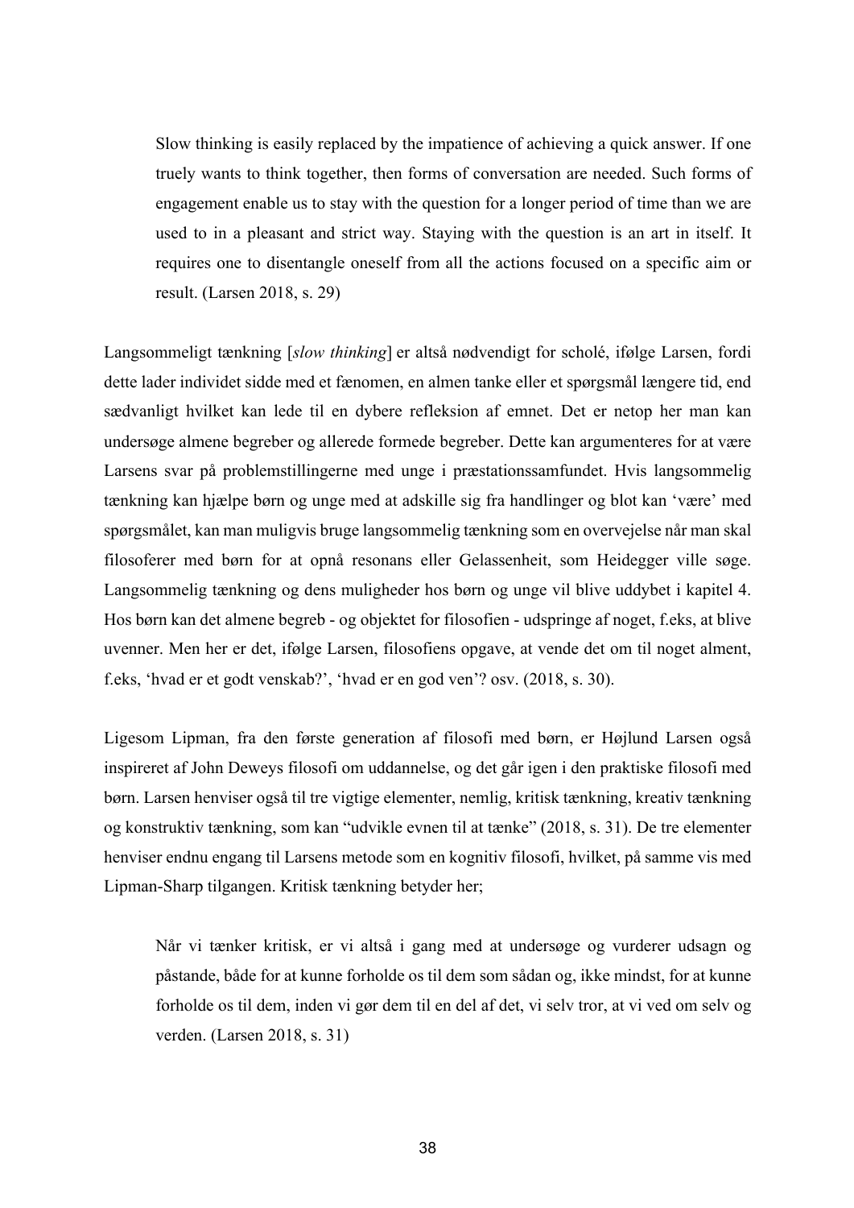> Slow thinking is easily replaced by the impatience of achieving a quick answer. If one truely wants to think together, then forms of conversation are needed. Such forms of engagement enable us to stay with the question for a longer period of time than we are used to in a pleasant and strict way. Staying with the question is an art in itself. It requires one to disentangle oneself from all the actions focused on a specific aim or result. (Larsen 2018, s. 29)

Langsommeligt tænkning [*slow thinking*] er altså nødvendigt for scholé, ifølge Larsen, fordi dette lader individet sidde med et fænomen, en almen tanke eller et spørgsmål længere tid, end sædvanligt hvilket kan lede til en dybere refleksion af emnet. Det er netop her man kan undersøge almene begreber og allerede formede begreber. Dette kan argumenteres for at være Larsens svar på problemstillingerne med unge i præstationssamfundet. Hvis langsommelig tænkning kan hjælpe børn og unge med at adskille sig fra handlinger og blot kan 'være' med spørgsmålet, kan man muligvis bruge langsommelig tænkning som en overvejelse når man skal filosoferer med børn for at opnå resonans eller Gelassenheit, som Heidegger ville søge. Langsommelig tænkning og dens muligheder hos børn og unge vil blive uddybet i kapitel 4. Hos børn kan det almene begreb - og objektet for filosofien - udspringe af noget, f.eks, at blive uvenner. Men her er det, ifølge Larsen, filosofiens opgave, at vende det om til noget alment, f.eks, 'hvad er et godt venskab?', 'hvad er en god ven'? osv. (2018, s. 30).

Ligesom Lipman, fra den første generation af filosofi med børn, er Højlund Larsen også inspireret af John Deweys filosofi om uddannelse, og det går igen i den praktiske filosofi med børn. Larsen henviser også til tre vigtige elementer, nemlig, kritisk tænkning, kreativ tænkning og konstruktiv tænkning, som kan "udvikle evnen til at tænke" (2018, s. 31). De tre elementer henviser endnu engang til Larsens metode som en kognitiv filosofi, hvilket, på samme vis med Lipman-Sharp tilgangen. Kritisk tænkning betyder her;

> Når vi tænker kritisk, er vi altså i gang med at undersøge og vurderer udsagn og påstande, både for at kunne forholde os til dem som sådan og, ikke mindst, for at kunne forholde os til dem, inden vi gør dem til en del af det, vi selv tror, at vi ved om selv og verden. (Larsen 2018, s. 31)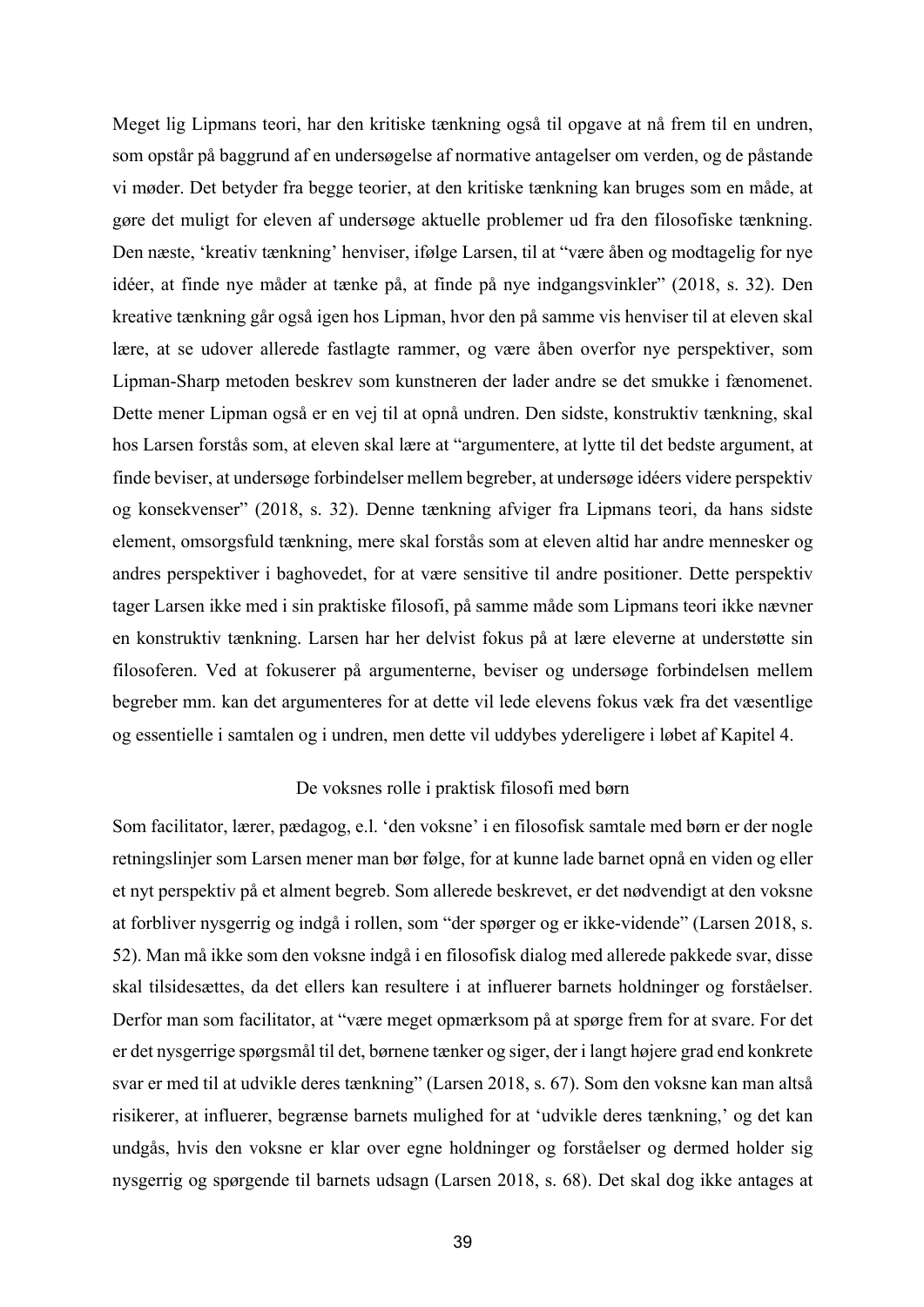Meget lig Lipmans teori, har den kritiske tænkning også til opgave at nå frem til en undren, som opstår på baggrund af en undersøgelse af normative antagelser om verden, og de påstande vi møder. Det betyder fra begge teorier, at den kritiske tænkning kan bruges som en måde, at gøre det muligt for eleven af undersøge aktuelle problemer ud fra den filosofiske tænkning. Den næste, 'kreativ tænkning' henviser, ifølge Larsen, til at "være åben og modtagelig for nye idéer, at finde nye måder at tænke på, at finde på nye indgangsvinkler" (2018, s. 32). Den kreative tænkning går også igen hos Lipman, hvor den på samme vis henviser til at eleven skal lære, at se udover allerede fastlagte rammer, og være åben overfor nye perspektiver, som Lipman-Sharp metoden beskrev som kunstneren der lader andre se det smukke i fænomenet. Dette mener Lipman også er en vej til at opnå undren. Den sidste, konstruktiv tænkning, skal hos Larsen forstås som, at eleven skal lære at "argumentere, at lytte til det bedste argument, at finde beviser, at undersøge forbindelser mellem begreber, at undersøge idéers videre perspektiv og konsekvenser" (2018, s. 32). Denne tænkning afviger fra Lipmans teori, da hans sidste element, omsorgsfuld tænkning, mere skal forstås som at eleven altid har andre mennesker og andres perspektiver i baghovedet, for at være sensitive til andre positioner. Dette perspektiv tager Larsen ikke med i sin praktiske filosofi, på samme måde som Lipmans teori ikke nævner en konstruktiv tænkning. Larsen har her delvist fokus på at lære eleverne at understøtte sin filosoferen. Ved at fokuserer på argumenterne, beviser og undersøge forbindelsen mellem begreber mm. kan det argumenteres for at dette vil lede elevens fokus væk fra det væsentlige og essentielle i samtalen og i undren, men dette vil uddybes ydereligere i løbet af Kapitel 4.

## De voksnes rolle i praktisk filosofi med børn

Som facilitator, lærer, pædagog, e.l. 'den voksne' i en filosofisk samtale med børn er der nogle retningslinjer som Larsen mener man bør følge, for at kunne lade barnet opnå en viden og eller et nyt perspektiv på et alment begreb. Som allerede beskrevet, er det nødvendigt at den voksne at forbliver nysgerrig og indgå i rollen, som "der spørger og er ikke-vidende" (Larsen 2018, s. 52). Man må ikke som den voksne indgå i en filosofisk dialog med allerede pakkede svar, disse skal tilsidesættes, da det ellers kan resultere i at influerer barnets holdninger og forståelser. Derfor man som facilitator, at "være meget opmærksom på at spørge frem for at svare. For det er det nysgerrige spørgsmål til det, børnene tænker og siger, der i langt højere grad end konkrete svar er med til at udvikle deres tænkning" (Larsen 2018, s. 67). Som den voksne kan man altså risikerer, at influerer, begrænse barnets mulighed for at 'udvikle deres tænkning,' og det kan undgås, hvis den voksne er klar over egne holdninger og forståelser og dermed holder sig nysgerrig og spørgende til barnets udsagn (Larsen 2018, s. 68). Det skal dog ikke antages at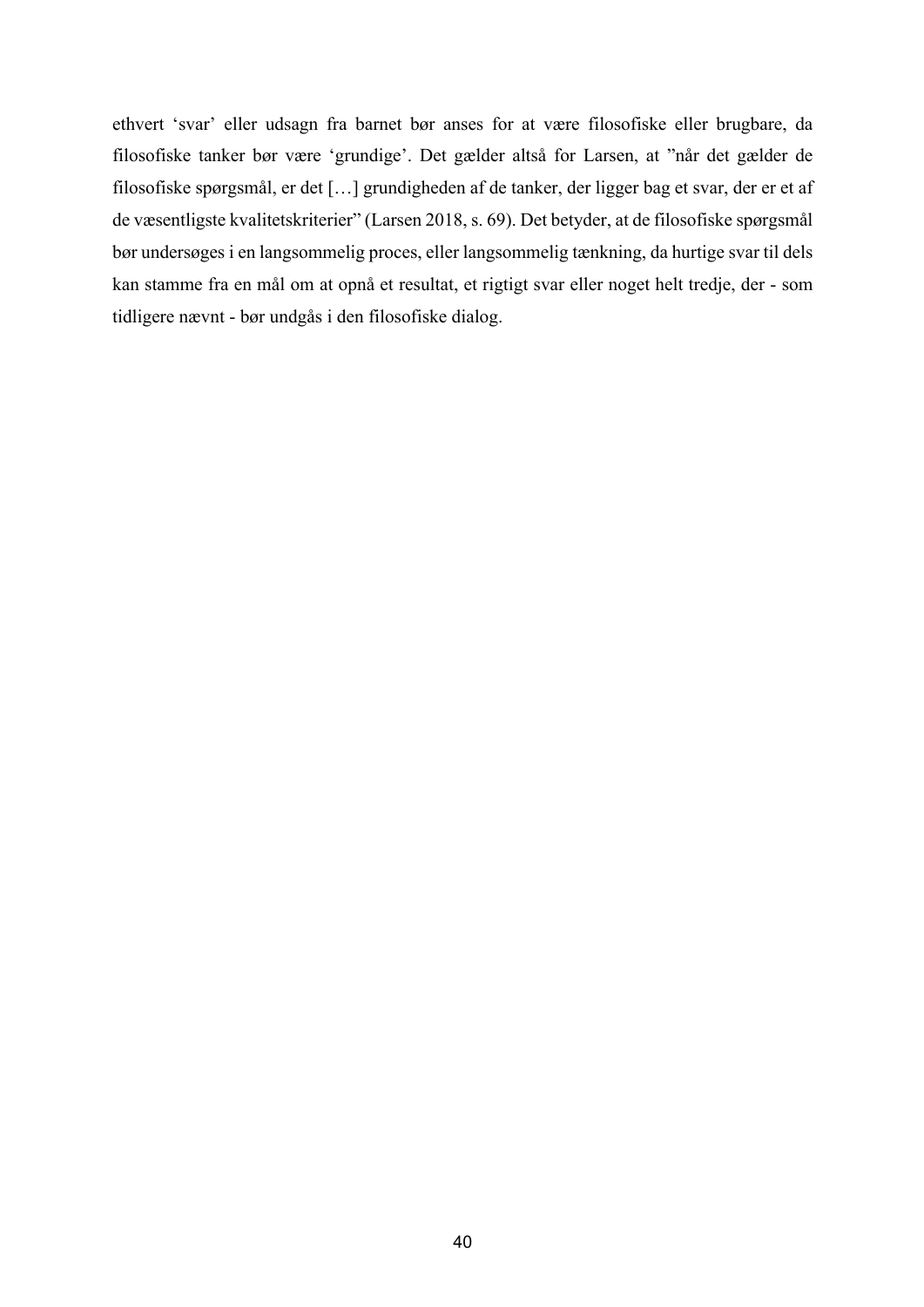ethvert 'svar' eller udsagn fra barnet bør anses for at være filosofiske eller brugbare, da filosofiske tanker bør være 'grundige'. Det gælder altså for Larsen, at "når det gælder de filosofiske spørgsmål, er det […] grundigheden af de tanker, der ligger bag et svar, der er et af de væsentligste kvalitetskriterier" (Larsen 2018, s. 69). Det betyder, at de filosofiske spørgsmål bør undersøges i en langsommelig proces, eller langsommelig tænkning, da hurtige svar til dels kan stamme fra en mål om at opnå et resultat, et rigtigt svar eller noget helt tredje, der - som tidligere nævnt - bør undgås i den filosofiske dialog.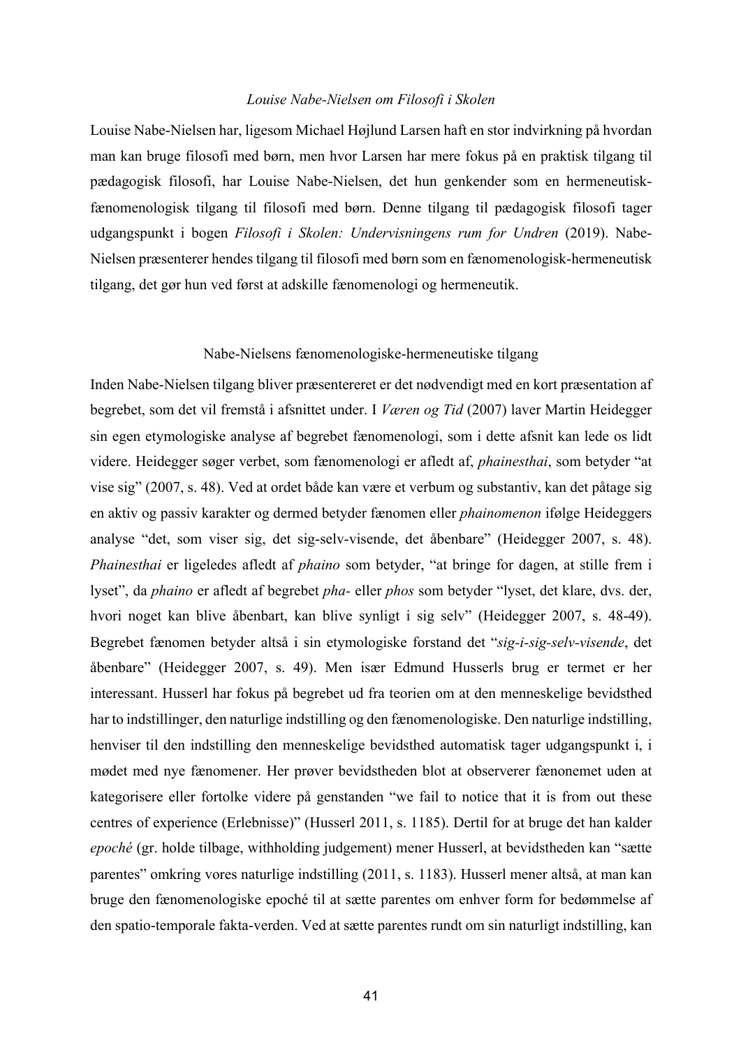### *Louise Nabe-Nielsen om Filosofi i Skolen*

Louise Nabe-Nielsen har, ligesom Michael Højlund Larsen haft en stor indvirkning på hvordan man kan bruge filosofi med børn, men hvor Larsen har mere fokus på en praktisk tilgang til pædagogisk filosofi, har Louise Nabe-Nielsen, det hun genkender som en hermeneutisk-fænomenologisk tilgang til filosofi med børn. Denne tilgang til pædagogisk filosofi tager udgangspunkt i bogen *Filosofi i Skolen: Undervisningens rum for Undren* (2019). Nabe-Nielsen præsenterer hendes tilgang til filosofi med børn som en fænomenologisk-hermeneutisk tilgang, det gør hun ved først at adskille fænomenologi og hermeneutik.

### Nabe-Nielsens fænomenologiske-hermeneutiske tilgang

Inden Nabe-Nielsen tilgang bliver præsentereret er det nødvendigt med en kort præsentation af begrebet, som det vil fremstå i afsnittet under. I *Væren og Tid* (2007) laver Martin Heidegger sin egen etymologiske analyse af begrebet fænomenologi, som i dette afsnit kan lede os lidt videre. Heidegger søger verbet, som fænomenologi er afledt af, *phainesthai*, som betyder "at vise sig" (2007, s. 48). Ved at ordet både kan være et verbum og substantiv, kan det påtage sig en aktiv og passiv karakter og dermed betyder fænomen eller *phainomenon* ifølge Heideggers analyse "det, som viser sig, det sig-selv-visende, det åbenbare" (Heidegger 2007, s. 48). *Phainesthai* er ligeledes afledt af *phaino* som betyder, "at bringe for dagen, at stille frem i lyset", da *phaino* er afledt af begrebet *pha-* eller *phos* som betyder "lyset, det klare, dvs. der, hvori noget kan blive åbenbart, kan blive synligt i sig selv" (Heidegger 2007, s. 48-49). Begrebet fænomen betyder altså i sin etymologiske forstand det "*sig-i-sig-selv-visende*, det åbenbare" (Heidegger 2007, s. 49). Men især Edmund Husserls brug er termet er her interessant. Husserl har fokus på begrebet ud fra teorien om at den menneskelige bevidsthed har to indstillinger, den naturlige indstilling og den fænomenologiske. Den naturlige indstilling, henviser til den indstilling den menneskelige bevidsthed automatisk tager udgangspunkt i, i mødet med nye fænomener. Her prøver bevidstheden blot at observerer fænonemet uden at kategorisere eller fortolke videre på genstanden "we fail to notice that it is from out these centres of experience (Erlebnisse)" (Husserl 2011, s. 1185). Dertil for at bruge det han kalder *epoché* (gr. holde tilbage, withholding judgement) mener Husserl, at bevidstheden kan "sætte parentes" omkring vores naturlige indstilling (2011, s. 1183). Husserl mener altså, at man kan bruge den fænomenologiske epoché til at sætte parentes om enhver form for bedømmelse af den spatio-temporale fakta-verden. Ved at sætte parentes rundt om sin naturligt indstilling, kan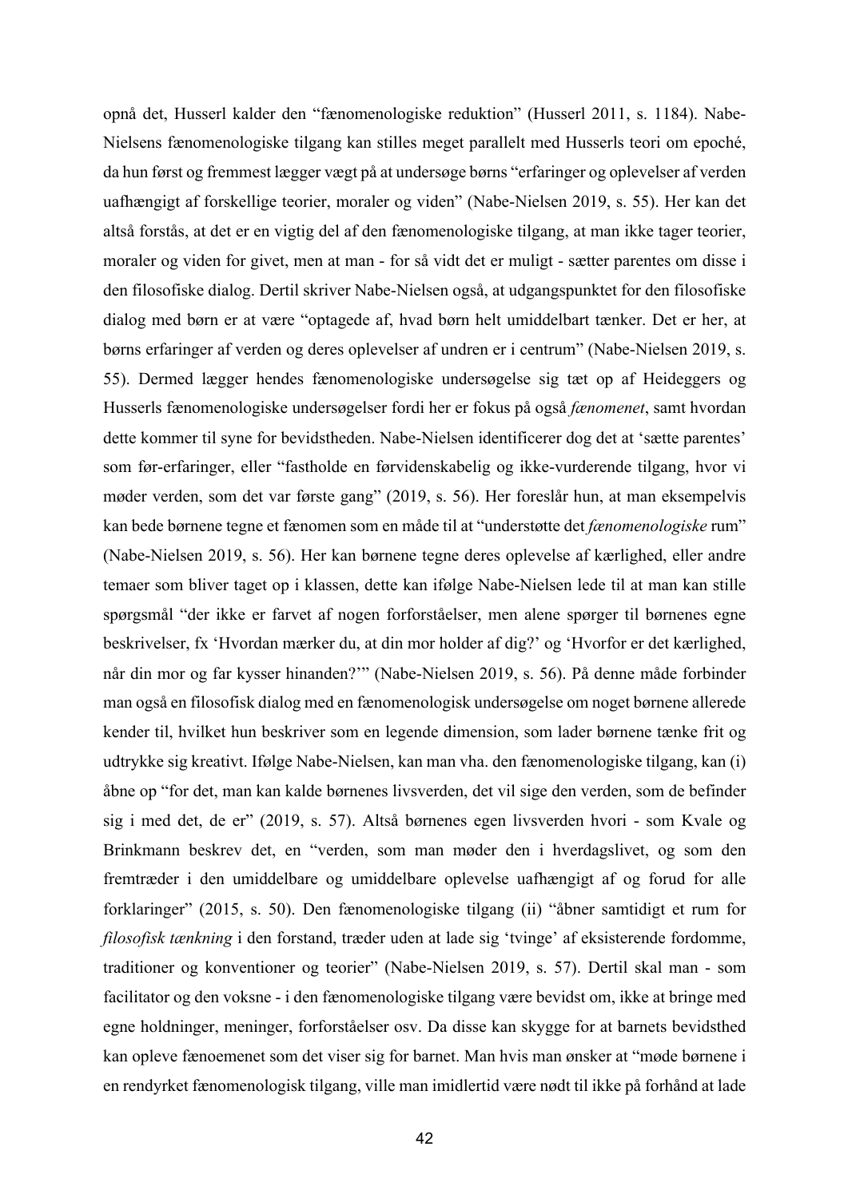opnå det, Husserl kalder den "fænomenologiske reduktion" (Husserl 2011, s. 1184). Nabe-Nielsens fænomenologiske tilgang kan stilles meget parallelt med Husserls teori om epoché, da hun først og fremmest lægger vægt på at undersøge børns "erfaringer og oplevelser af verden uafhængigt af forskellige teorier, moraler og viden" (Nabe-Nielsen 2019, s. 55). Her kan det altså forstås, at det er en vigtig del af den fænomenologiske tilgang, at man ikke tager teorier, moraler og viden for givet, men at man - for så vidt det er muligt - sætter parentes om disse i den filosofiske dialog. Dertil skriver Nabe-Nielsen også, at udgangspunktet for den filosofiske dialog med børn er at være "optagede af, hvad børn helt umiddelbart tænker. Det er her, at børns erfaringer af verden og deres oplevelser af undren er i centrum" (Nabe-Nielsen 2019, s. 55). Dermed lægger hendes fænomenologiske undersøgelse sig tæt op af Heideggers og Husserls fænomenologiske undersøgelser fordi her er fokus på også *fænomenet*, samt hvordan dette kommer til syne for bevidstheden. Nabe-Nielsen identificerer dog det at 'sætte parentes' som før-erfaringer, eller "fastholde en førvidenskabelig og ikke-vurderende tilgang, hvor vi møder verden, som det var første gang" (2019, s. 56). Her foreslår hun, at man eksempelvis kan bede børnene tegne et fænomen som en måde til at "understøtte det *fænomenologiske* rum" (Nabe-Nielsen 2019, s. 56). Her kan børnene tegne deres oplevelse af kærlighed, eller andre temaer som bliver taget op i klassen, dette kan ifølge Nabe-Nielsen lede til at man kan stille spørgsmål "der ikke er farvet af nogen forforståelser, men alene spørger til børnenes egne beskrivelser, fx 'Hvordan mærker du, at din mor holder af dig?' og 'Hvorfor er det kærlighed, når din mor og far kysser hinanden?'" (Nabe-Nielsen 2019, s. 56). På denne måde forbinder man også en filosofisk dialog med en fænomenologisk undersøgelse om noget børnene allerede kender til, hvilket hun beskriver som en legende dimension, som lader børnene tænke frit og udtrykke sig kreativt. Ifølge Nabe-Nielsen, kan man vha. den fænomenologiske tilgang, kan (i) åbne op "for det, man kan kalde børnenes livsverden, det vil sige den verden, som de befinder sig i med det, de er" (2019, s. 57). Altså børnenes egen livsverden hvori - som Kvale og Brinkmann beskrev det, en "verden, som man møder den i hverdagslivet, og som den fremtræder i den umiddelbare og umiddelbare oplevelse uafhængigt af og forud for alle forklaringer" (2015, s. 50). Den fænomenologiske tilgang (ii) "åbner samtidigt et rum for *filosofisk tænkning* i den forstand, træder uden at lade sig 'tvinge' af eksisterende fordomme, traditioner og konventioner og teorier" (Nabe-Nielsen 2019, s. 57). Dertil skal man - som facilitator og den voksne - i den fænomenologiske tilgang være bevidst om, ikke at bringe med egne holdninger, meninger, forforståelser osv. Da disse kan skygge for at barnets bevidsthed kan opleve fænoemenet som det viser sig for barnet. Man hvis man ønsker at "møde børnene i en rendyrket fænomenologisk tilgang, ville man imidlertid være nødt til ikke på forhånd at lade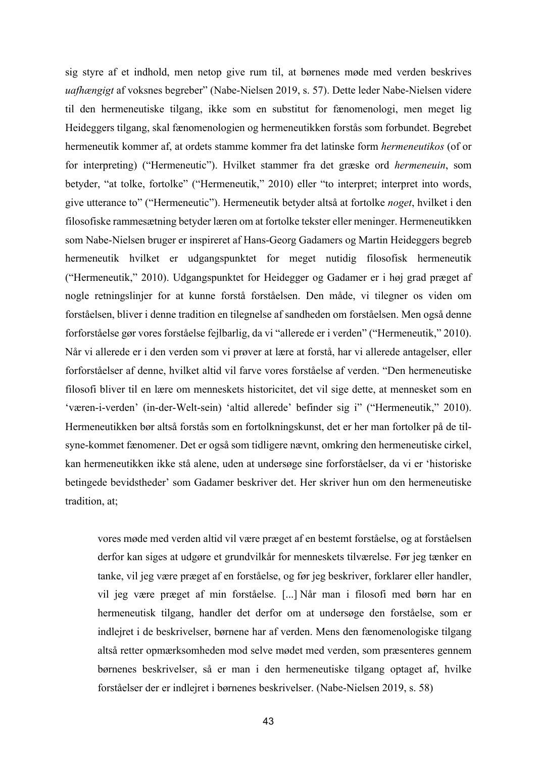sig styre af et indhold, men netop give rum til, at børnenes møde med verden beskrives *uafhængigt* af voksnes begreber" (Nabe-Nielsen 2019, s. 57). Dette leder Nabe-Nielsen videre til den hermeneutiske tilgang, ikke som en substitut for fænomenologi, men meget lig Heideggers tilgang, skal fænomenologien og hermeneutikken forstås som forbundet. Begrebet hermeneutik kommer af, at ordets stamme kommer fra det latinske form *hermeneutikos* (of or for interpreting) ("Hermeneutic"). Hvilket stammer fra det græske ord *hermeneuin*, som betyder, "at tolke, fortolke" ("Hermeneutik," 2010) eller "to interpret; interpret into words, give utterance to" ("Hermeneutic"). Hermeneutik betyder altså at fortolke *noget*, hvilket i den filosofiske rammesætning betyder læren om at fortolke tekster eller meninger. Hermeneutikken som Nabe-Nielsen bruger er inspireret af Hans-Georg Gadamers og Martin Heideggers begreb hermeneutik hvilket er udgangspunktet for meget nutidig filosofisk hermeneutik ("Hermeneutik," 2010). Udgangspunktet for Heidegger og Gadamer er i høj grad præget af nogle retningslinjer for at kunne forstå forståelsen. Den måde, vi tilegner os viden om forståelsen, bliver i denne tradition en tilegnelse af sandheden om forståelsen. Men også denne forforståelse gør vores forståelse fejlbarlig, da vi "allerede er i verden" ("Hermeneutik," 2010). Når vi allerede er i den verden som vi prøver at lære at forstå, har vi allerede antagelser, eller forforståelser af denne, hvilket altid vil farve vores forståelse af verden. "Den hermeneutiske filosofi bliver til en lære om menneskets historicitet, det vil sige dette, at mennesket som en 'væren-i-verden' (in-der-Welt-sein) 'altid allerede' befinder sig i" ("Hermeneutik," 2010). Hermeneutikken bør altså forstås som en fortolkningskunst, det er her man fortolker på de til-syne-kommet fænomener. Det er også som tidligere nævnt, omkring den hermeneutiske cirkel, kan hermeneutikken ikke stå alene, uden at undersøge sine forforståelser, da vi er 'historiske betingede bevidstheder' som Gadamer beskriver det. Her skriver hun om den hermeneutiske tradition, at;

> vores møde med verden altid vil være præget af en bestemt forståelse, og at forståelsen derfor kan siges at udgøre et grundvilkår for menneskets tilværelse. Før jeg tænker en tanke, vil jeg være præget af en forståelse, og før jeg beskriver, forklarer eller handler, vil jeg være præget af min forståelse. [...] Når man i filosofi med børn har en hermeneutisk tilgang, handler det derfor om at undersøge den forståelse, som er indlejret i de beskrivelser, børnene har af verden. Mens den fænomenologiske tilgang altså retter opmærksomheden mod selve mødet med verden, som præsenteres gennem børnenes beskrivelser, så er man i den hermeneutiske tilgang optaget af, hvilke forståelser der er indlejret i børnenes beskrivelser. (Nabe-Nielsen 2019, s. 58)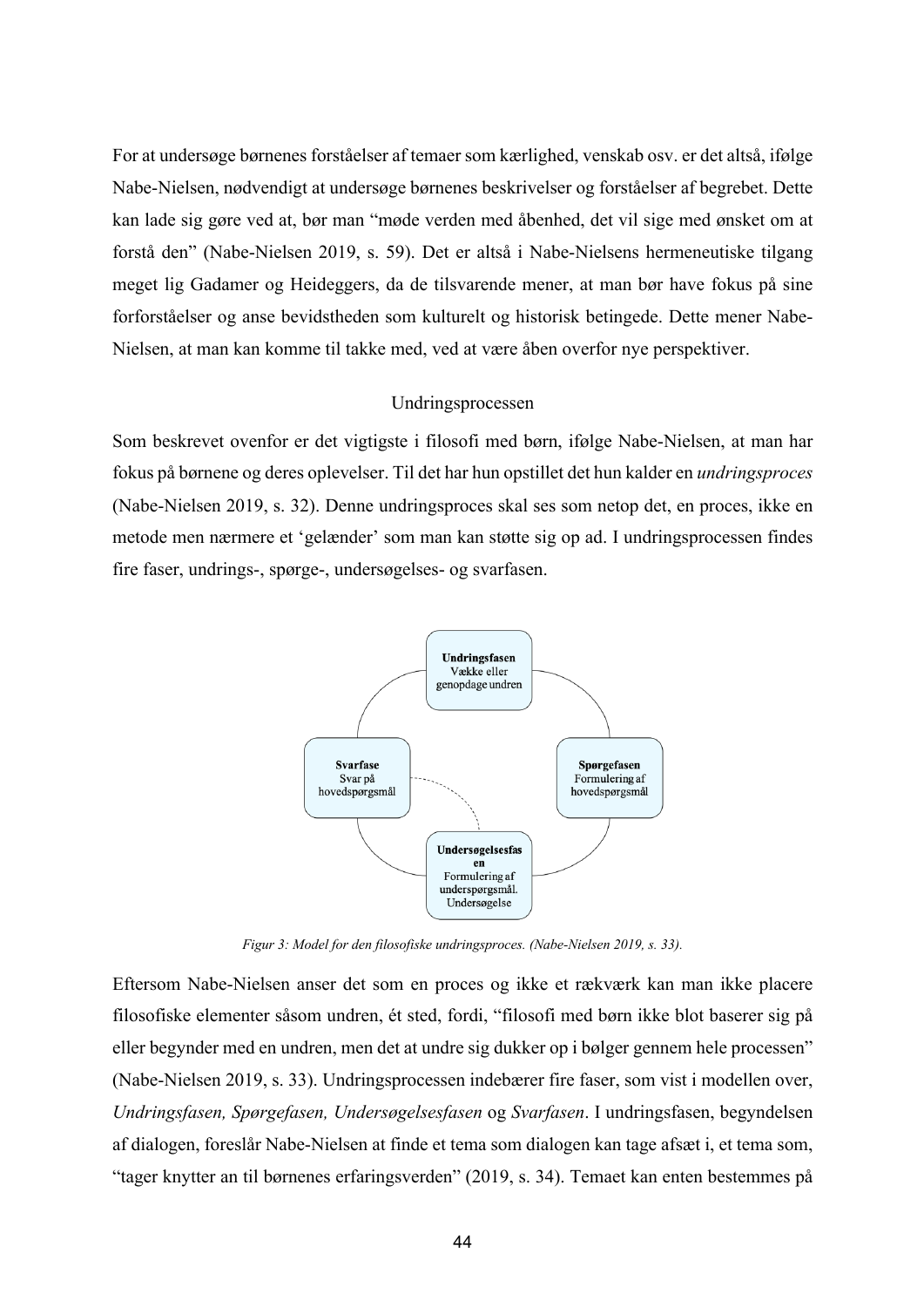For at undersøge børnenes forståelser af temaer som kærlighed, venskab osv. er det altså, ifølge Nabe-Nielsen, nødvendigt at undersøge børnenes beskrivelser og forståelser af begrebet. Dette kan lade sig gøre ved at, bør man "møde verden med åbenhed, det vil sige med ønsket om at forstå den" (Nabe-Nielsen 2019, s. 59). Det er altså i Nabe-Nielsens hermeneutiske tilgang meget lig Gadamer og Heideggers, da de tilsvarende mener, at man bør have fokus på sine forforståelser og anse bevidstheden som kulturelt og historisk betingede. Dette mener Nabe-Nielsen, at man kan komme til takke med, ved at være åben overfor nye perspektiver.

### Undringsprocessen

Som beskrevet ovenfor er det vigtigste i filosofi med børn, ifølge Nabe-Nielsen, at man har fokus på børnene og deres oplevelser. Til det har hun opstillet det hun kalder en *undringsproces* (Nabe-Nielsen 2019, s. 32). Denne undringsproces skal ses som netop det, en proces, ikke en metode men nærmere et 'gelænder' som man kan støtte sig op ad. I undringsprocessen findes fire faser, undrings-, spørge-, undersøgelses- og svarfasen.

*Figur 3: Model for den filosofiske undringsproces. (Nabe-Nielsen 2019, s. 33).*

Eftersom Nabe-Nielsen anser det som en proces og ikke et rækværk kan man ikke placere filosofiske elementer såsom undren, ét sted, fordi, "filosofi med børn ikke blot baserer sig på eller begynder med en undren, men det at undre sig dukker op i bølger gennem hele processen" (Nabe-Nielsen 2019, s. 33). Undringsprocessen indebærer fire faser, som vist i modellen over, *Undringsfasen, Spørgefasen, Undersøgelsesfasen* og *Svarfasen*. I undringsfasen, begyndelsen af dialogen, foreslår Nabe-Nielsen at finde et tema som dialogen kan tage afsæt i, et tema som, "tager knytter an til børnenes erfaringsverden" (2019, s. 34). Temaet kan enten bestemmes på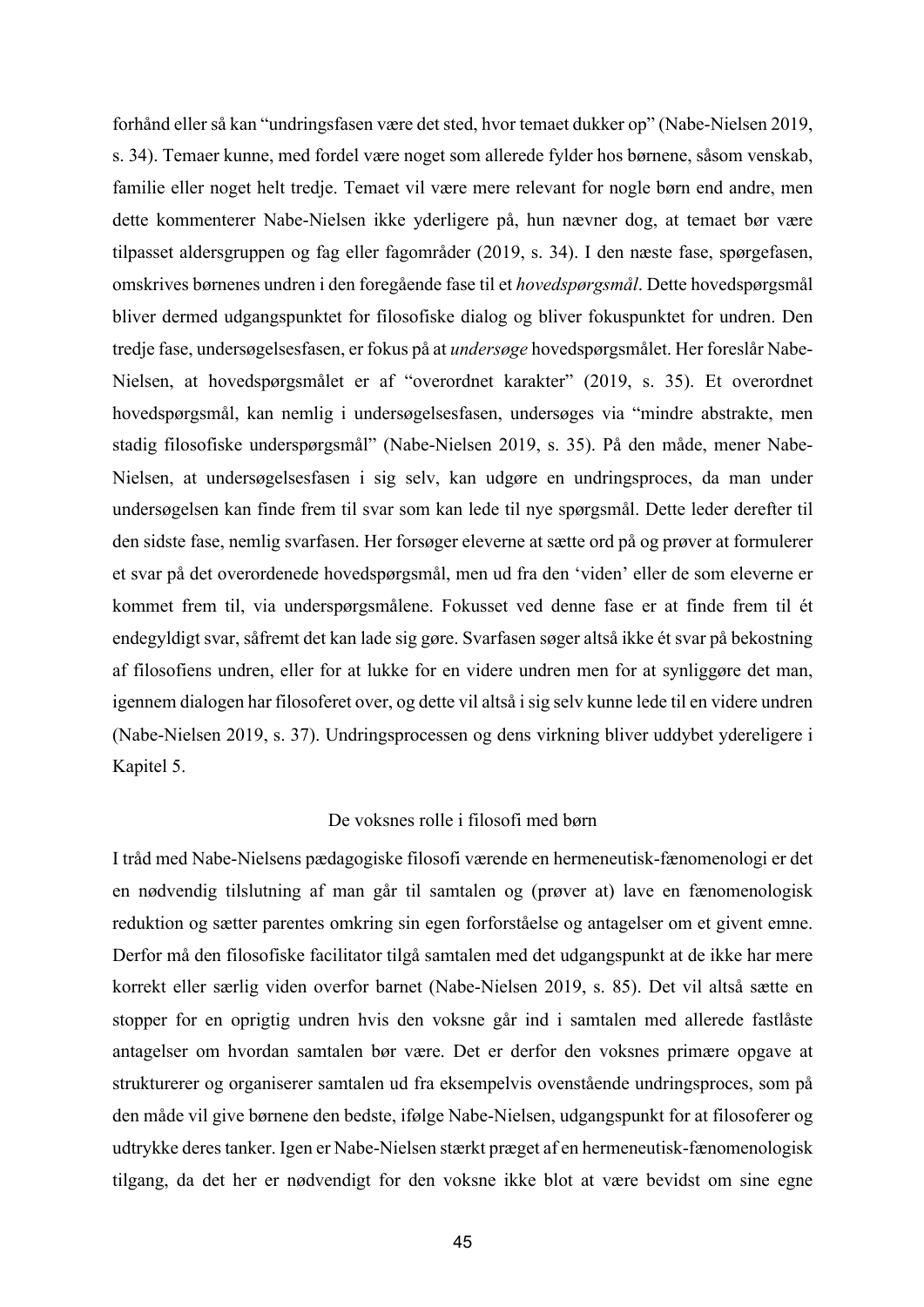forhånd eller så kan "undringsfasen være det sted, hvor temaet dukker op" (Nabe-Nielsen 2019, s. 34). Temaer kunne, med fordel være noget som allerede fylder hos børnene, såsom venskab, familie eller noget helt tredje. Temaet vil være mere relevant for nogle børn end andre, men dette kommenterer Nabe-Nielsen ikke yderligere på, hun nævner dog, at temaet bør være tilpasset aldersgruppen og fag eller fagområder (2019, s. 34). I den næste fase, spørgefasen, omskrives børnenes undren i den foregående fase til et *hovedspørgsmål*. Dette hovedspørgsmål bliver dermed udgangspunktet for filosofiske dialog og bliver fokuspunktet for undren. Den tredje fase, undersøgelsesfasen, er fokus på at *undersøge* hovedspørgsmålet. Her foreslår Nabe-Nielsen, at hovedspørgsmålet er af "overordnet karakter" (2019, s. 35). Et overordnet hovedspørgsmål, kan nemlig i undersøgelsesfasen, undersøges via "mindre abstrakte, men stadig filosofiske underspørgsmål" (Nabe-Nielsen 2019, s. 35). På den måde, mener Nabe-Nielsen, at undersøgelsesfasen i sig selv, kan udgøre en undringsproces, da man under undersøgelsen kan finde frem til svar som kan lede til nye spørgsmål. Dette leder derefter til den sidste fase, nemlig svarfasen. Her forsøger eleverne at sætte ord på og prøver at formulerer et svar på det overordenede hovedspørgsmål, men ud fra den 'viden' eller de som eleverne er kommet frem til, via underspørgsmålene. Fokusset ved denne fase er at finde frem til ét endegyldigt svar, såfremt det kan lade sig gøre. Svarfasen søger altså ikke ét svar på bekostning af filosofiens undren, eller for at lukke for en videre undren men for at synliggøre det man, igennem dialogen har filosoferet over, og dette vil altså i sig selv kunne lede til en videre undren (Nabe-Nielsen 2019, s. 37). Undringsprocessen og dens virkning bliver uddybet ydereligere i Kapitel 5.

### De voksnes rolle i filosofi med børn

I tråd med Nabe-Nielsens pædagogiske filosofi værende en hermeneutisk-fænomenologi er det en nødvendig tilslutning af man går til samtalen og (prøver at) lave en fænomenologisk reduktion og sætter parentes omkring sin egen forforståelse og antagelser om et givent emne. Derfor må den filosofiske facilitator tilgå samtalen med det udgangspunkt at de ikke har mere korrekt eller særlig viden overfor barnet (Nabe-Nielsen 2019, s. 85). Det vil altså sætte en stopper for en oprigtig undren hvis den voksne går ind i samtalen med allerede fastlåste antagelser om hvordan samtalen bør være. Det er derfor den voksnes primære opgave at strukturerer og organiserer samtalen ud fra eksempelvis ovenstående undringsproces, som på den måde vil give børnene den bedste, ifølge Nabe-Nielsen, udgangspunkt for at filosoferer og udtrykke deres tanker. Igen er Nabe-Nielsen stærkt præget af en hermeneutisk-fænomenologisk tilgang, da det her er nødvendigt for den voksne ikke blot at være bevidst om sine egne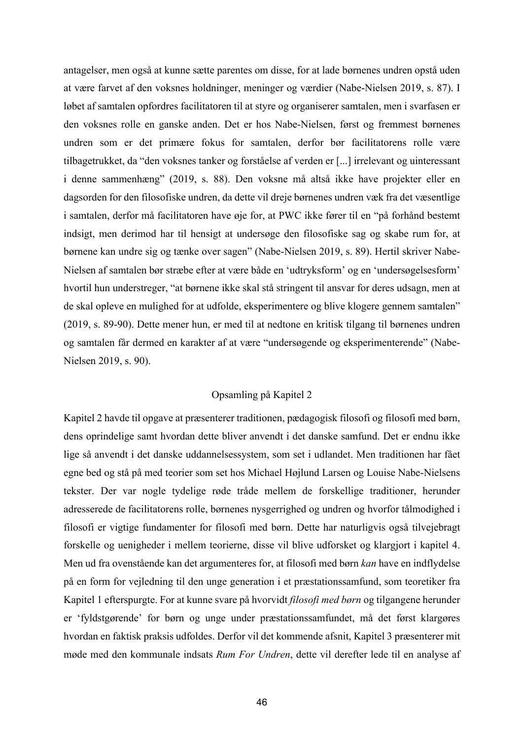antagelser, men også at kunne sætte parentes om disse, for at lade børnenes undren opstå uden at være farvet af den voksnes holdninger, meninger og værdier (Nabe-Nielsen 2019, s. 87). I løbet af samtalen opfordres facilitatoren til at styre og organiserer samtalen, men i svarfasen er den voksnes rolle en ganske anden. Det er hos Nabe-Nielsen, først og fremmest børnenes undren som er det primære fokus for samtalen, derfor bør facilitatorens rolle være tilbagetrukket, da "den voksnes tanker og forståelse af verden er [...] irrelevant og uinteressant i denne sammenhæng" (2019, s. 88). Den voksne må altså ikke have projekter eller en dagsorden for den filosofiske undren, da dette vil dreje børnenes undren væk fra det væsentlige i samtalen, derfor må facilitatoren have øje for, at PWC ikke fører til en "på forhånd bestemt indsigt, men derimod har til hensigt at undersøge den filosofiske sag og skabe rum for, at børnene kan undre sig og tænke over sagen" (Nabe-Nielsen 2019, s. 89). Hertil skriver Nabe-Nielsen af samtalen bør stræbe efter at være både en 'udtryksform' og en 'undersøgelsesform' hvortil hun understreger, "at børnene ikke skal stå stringent til ansvar for deres udsagn, men at de skal opleve en mulighed for at udfolde, eksperimentere og blive klogere gennem samtalen" (2019, s. 89-90). Dette mener hun, er med til at nedtone en kritisk tilgang til børnenes undren og samtalen får dermed en karakter af at være "undersøgende og eksperimenterende" (Nabe-Nielsen 2019, s. 90).

### Opsamling på Kapitel 2

Kapitel 2 havde til opgave at præsenterer traditionen, pædagogisk filosofi og filosofi med børn, dens oprindelige samt hvordan dette bliver anvendt i det danske samfund. Det er endnu ikke lige så anvendt i det danske uddannelsessystem, som set i udlandet. Men traditionen har fået egne bed og stå på med teorier som set hos Michael Højlund Larsen og Louise Nabe-Nielsens tekster. Der var nogle tydelige røde tråde mellem de forskellige traditioner, herunder adresserede de facilitatorens rolle, børnenes nysgerrighed og undren og hvorfor tålmodighed i filosofi er vigtige fundamenter for filosofi med børn. Dette har naturligvis også tilvejebragt forskelle og uenigheder i mellem teorierne, disse vil blive udforsket og klargjort i kapitel 4. Men ud fra ovenstående kan det argumenteres for, at filosofi med børn *kan* have en indflydelse på en form for vejledning til den unge generation i et præstationssamfund, som teoretiker fra Kapitel 1 efterspurgte. For at kunne svare på hvorvidt *filosofi med børn* og tilgangene herunder er 'fyldstgørende' for børn og unge under præstationssamfundet, må det først klargøres hvordan en faktisk praksis udfoldes. Derfor vil det kommende afsnit, Kapitel 3 præsenterer mit møde med den kommunale indsats *Rum For Undren*, dette vil derefter lede til en analyse af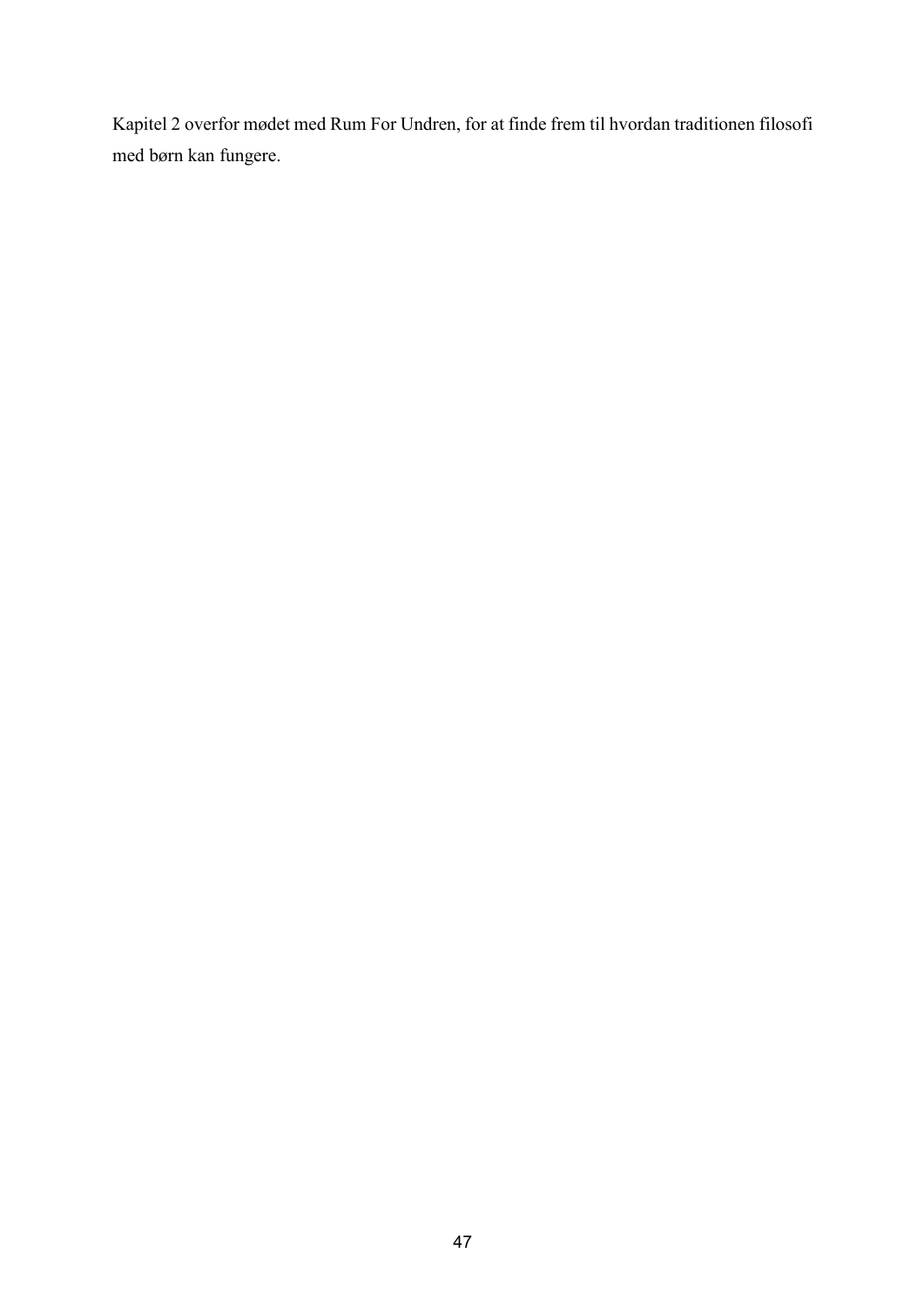Kapitel 2 overfor mødet med Rum For Undren, for at finde frem til hvordan traditionen filosofi med børn kan fungere.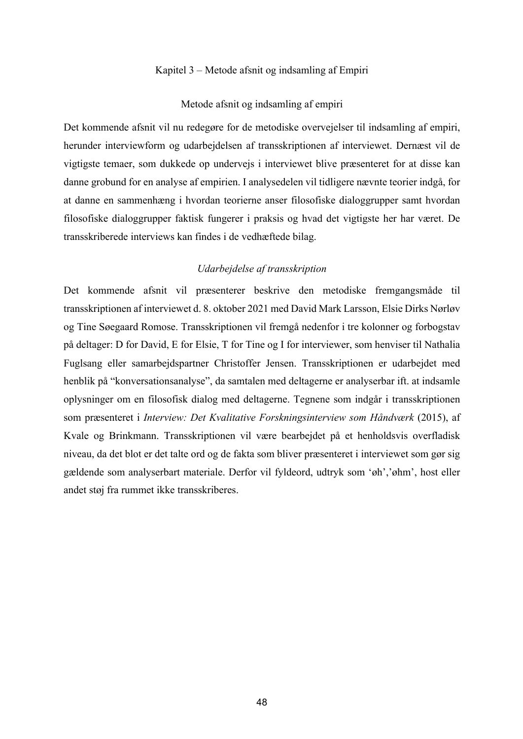# Kapitel 3 – Metode afsnit og indsamling af Empiri

## Metode afsnit og indsamling af empiri

Det kommende afsnit vil nu redegøre for de metodiske overvejelser til indsamling af empiri, herunder interviewform og udarbejdelsen af transskriptionen af interviewet. Dernæst vil de vigtigste temaer, som dukkede op undervejs i interviewet blive præsenteret for at disse kan danne grobund for en analyse af empirien. I analysedelen vil tidligere nævnte teorier indgå, for at danne en sammenhæng i hvordan teorierne anser filosofiske dialoggrupper samt hvordan filosofiske dialoggrupper faktisk fungerer i praksis og hvad det vigtigste her har været. De transskriberede interviews kan findes i de vedhæftede bilag.

### *Udarbejdelse af transskription*

Det kommende afsnit vil præsenterer beskrive den metodiske fremgangsmåde til transskriptionen af interviewet d. 8. oktober 2021 med David Mark Larsson, Elsie Dirks Nørløv og Tine Søegaard Romose. Transskriptionen vil fremgå nedenfor i tre kolonner og forbogstav på deltager: D for David, E for Elsie, T for Tine og I for interviewer, som henviser til Nathalia Fuglsang eller samarbejdspartner Christoffer Jensen. Transskriptionen er udarbejdet med henblik på "konversationsanalyse", da samtalen med deltagerne er analyserbar ift. at indsamle oplysninger om en filosofisk dialog med deltagerne. Tegnene som indgår i transskriptionen som præsenteret i *Interview: Det Kvalitative Forskningsinterview som Håndværk* (2015), af Kvale og Brinkmann. Transskriptionen vil være bearbejdet på et henholdsvis overfladisk niveau, da det blot er det talte ord og de fakta som bliver præsenteret i interviewet som gør sig gældende som analyserbart materiale. Derfor vil fyldeord, udtryk som 'øh','øhm', host eller andet støj fra rummet ikke transskriberes.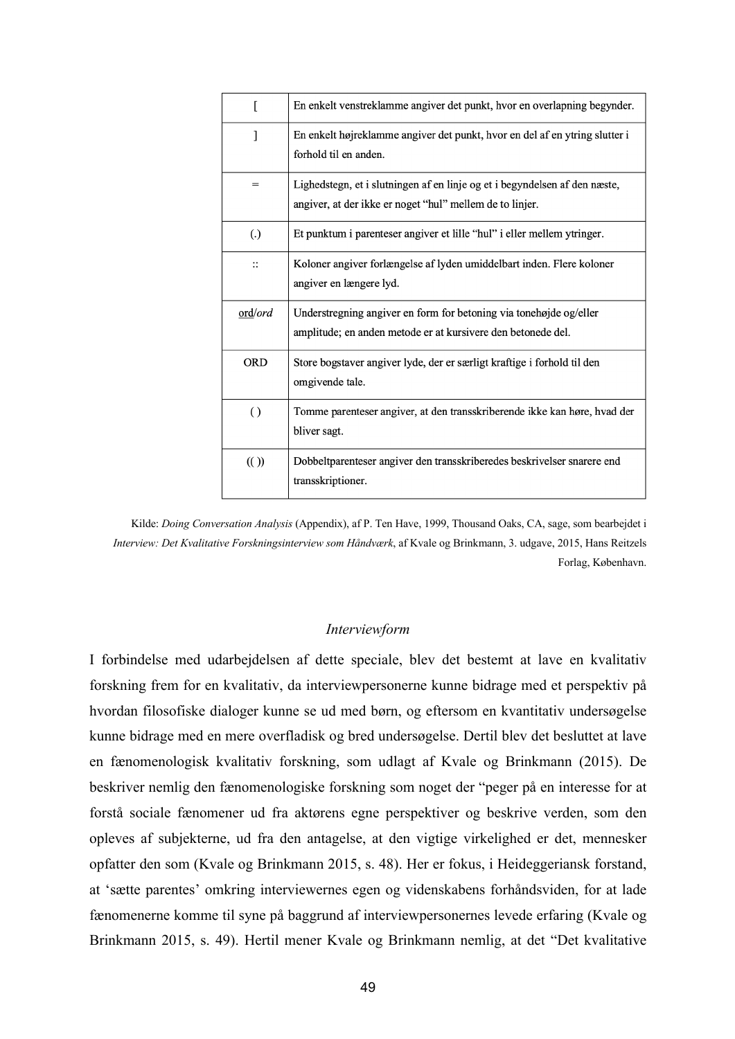| [ | En enkelt venstreklamme angiver det punkt, hvor en overlapning begynder. |
|---|---|
| ] | En enkelt højreklamme angiver det punkt, hvor en del af en ytring slutter i forhold til en anden. |
| = | Lighedstegn, et i slutningen af en linje og et i begyndelsen af den næste, angiver, at der ikke er noget “hul” mellem de to linjer. |
| (.) | Et punktum i parenteser angiver et lille “hul” i eller mellem ytringer. |
| :: | Koloner angiver forlængelse af lyden umiddelbart inden. Flere koloner angiver en længere lyd. |
| <u>ord</u>/*ord* | Understregning angiver en form for betoning via tonehøjde og/eller amplitude; en anden metode er at kursivere den betonede del. |
| ORD | Store bogstaver angiver lyde, der er særligt kraftige i forhold til den omgivende tale. |
| ( ) | Tomme parenteser angiver, at den transskriberende ikke kan høre, hvad der bliver sagt. |
| (( )) | Dobbeltparenteser angiver den transskriberedes beskrivelser snarere end transskriptioner. |

Kilde: *Doing Conversation Analysis* (Appendix), af P. Ten Have, 1999, Thousand Oaks, CA, sage, som bearbejdet i *Interview: Det Kvalitative Forskningsinterview som Håndværk*, af Kvale og Brinkmann, 3. udgave, 2015, Hans Reitzels Forlag, København.

### *Interviewform*

I forbindelse med udarbejdelsen af dette speciale, blev det bestemt at lave en kvalitativ forskning frem for en kvalitativ, da interviewpersonerne kunne bidrage med et perspektiv på hvordan filosofiske dialoger kunne se ud med børn, og eftersom en kvantitativ undersøgelse kunne bidrage med en mere overfladisk og bred undersøgelse. Dertil blev det besluttet at lave en fænomenologisk kvalitativ forskning, som udlagt af Kvale og Brinkmann (2015). De beskriver nemlig den fænomenologiske forskning som noget der “peger på en interesse for at forstå sociale fænomener ud fra aktørens egne perspektiver og beskrive verden, som den opleves af subjekterne, ud fra den antagelse, at den vigtige virkelighed er det, mennesker opfatter den som (Kvale og Brinkmann 2015, s. 48). Her er fokus, i Heideggeriansk forstand, at ‘sætte parentes’ omkring interviewernes egen og videnskabens forhåndsviden, for at lade fænomenerne komme til syne på baggrund af interviewpersonernes levede erfaring (Kvale og Brinkmann 2015, s. 49). Hertil mener Kvale og Brinkmann nemlig, at det “Det kvalitative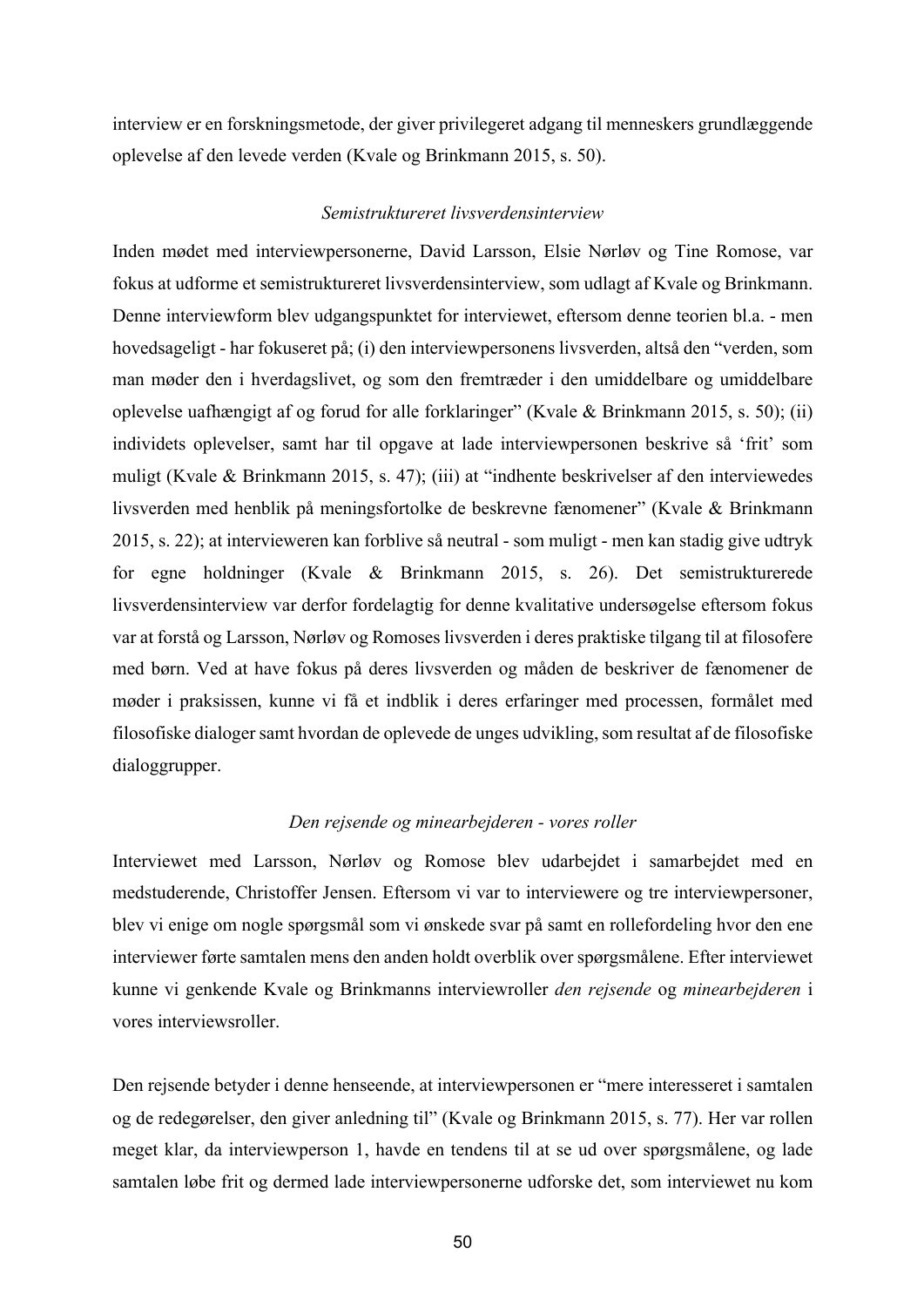interview er en forskningsmetode, der giver privilegeret adgang til menneskers grundlæggende oplevelse af den levede verden (Kvale og Brinkmann 2015, s. 50).

### *Semistruktureret livsverdensinterview*

Inden mødet med interviewpersonerne, David Larsson, Elsie Nørløv og Tine Romose, var fokus at udforme et semistruktureret livsverdensinterview, som udlagt af Kvale og Brinkmann. Denne interviewform blev udgangspunktet for interviewet, eftersom denne teorien bl.a. - men hovedsageligt - har fokuseret på; (i) den interviewpersonens livsverden, altså den "verden, som man møder den i hverdagslivet, og som den fremtræder i den umiddelbare og umiddelbare oplevelse uafhængigt af og forud for alle forklaringer" (Kvale & Brinkmann 2015, s. 50); (ii) individets oplevelser, samt har til opgave at lade interviewpersonen beskrive så 'frit' som muligt (Kvale & Brinkmann 2015, s. 47); (iii) at "indhente beskrivelser af den interviewedes livsverden med henblik på meningsfortolke de beskrevne fænomener" (Kvale & Brinkmann 2015, s. 22); at intervieweren kan forblive så neutral - som muligt - men kan stadig give udtryk for egne holdninger (Kvale & Brinkmann 2015, s. 26). Det semistrukturerede livsverdensinterview var derfor fordelagtig for denne kvalitative undersøgelse eftersom fokus var at forstå og Larsson, Nørløv og Romoses livsverden i deres praktiske tilgang til at filosofere med børn. Ved at have fokus på deres livsverden og måden de beskriver de fænomener de møder i praksissen, kunne vi få et indblik i deres erfaringer med processen, formålet med filosofiske dialoger samt hvordan de oplevede de unges udvikling, som resultat af de filosofiske dialoggrupper.

### *Den rejsende og minearbejderen - vores roller*

Interviewet med Larsson, Nørløv og Romose blev udarbejdet i samarbejdet med en medstuderende, Christoffer Jensen. Eftersom vi var to interviewere og tre interviewpersoner, blev vi enige om nogle spørgsmål som vi ønskede svar på samt en rollefordeling hvor den ene interviewer førte samtalen mens den anden holdt overblik over spørgsmålene. Efter interviewet kunne vi genkende Kvale og Brinkmanns interviewroller *den rejsende* og *minearbejderen* i vores interviewsroller.

Den rejsende betyder i denne henseende, at interviewpersonen er "mere interesseret i samtalen og de redegørelser, den giver anledning til" (Kvale og Brinkmann 2015, s. 77). Her var rollen meget klar, da interviewperson 1, havde en tendens til at se ud over spørgsmålene, og lade samtalen løbe frit og dermed lade interviewpersonerne udforske det, som interviewet nu kom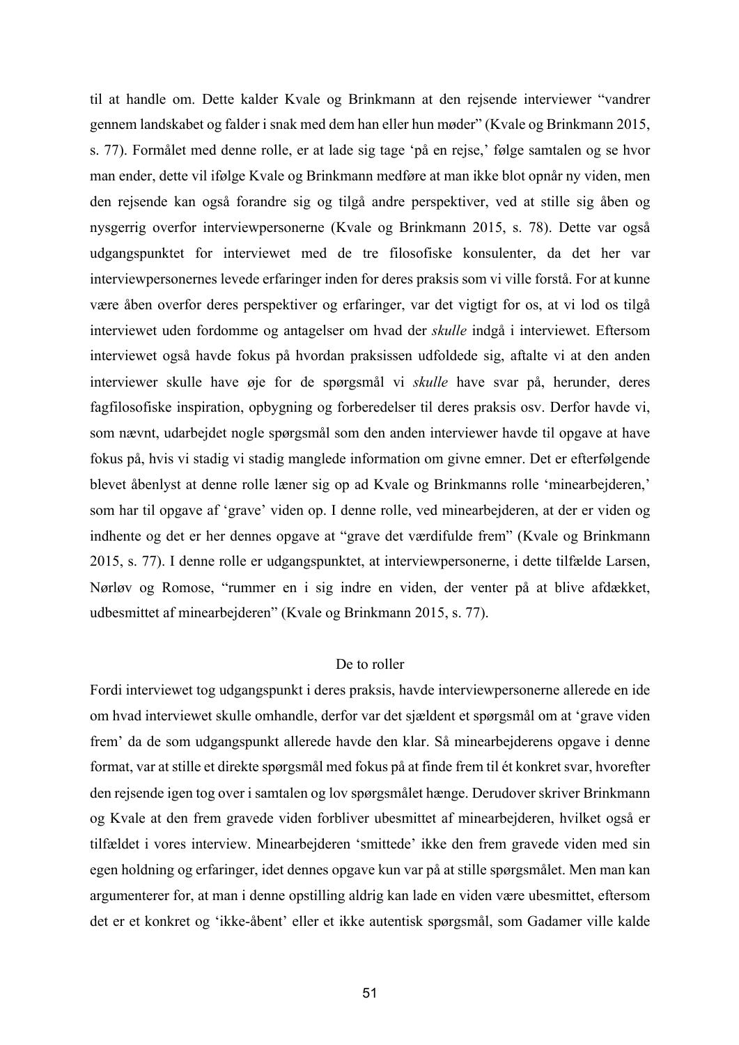til at handle om. Dette kalder Kvale og Brinkmann at den rejsende interviewer "vandrer gennem landskabet og falder i snak med dem han eller hun møder" (Kvale og Brinkmann 2015, s. 77). Formålet med denne rolle, er at lade sig tage 'på en rejse,' følge samtalen og se hvor man ender, dette vil ifølge Kvale og Brinkmann medføre at man ikke blot opnår ny viden, men den rejsende kan også forandre sig og tilgå andre perspektiver, ved at stille sig åben og nysgerrig overfor interviewpersonerne (Kvale og Brinkmann 2015, s. 78). Dette var også udgangspunktet for interviewet med de tre filosofiske konsulenter, da det her var interviewpersonernes levede erfaringer inden for deres praksis som vi ville forstå. For at kunne være åben overfor deres perspektiver og erfaringer, var det vigtigt for os, at vi lod os tilgå interviewet uden fordomme og antagelser om hvad der *skulle* indgå i interviewet. Eftersom interviewet også havde fokus på hvordan praksissen udfoldede sig, aftalte vi at den anden interviewer skulle have øje for de spørgsmål vi *skulle* have svar på, herunder, deres fagfilosofiske inspiration, opbygning og forberedelser til deres praksis osv. Derfor havde vi, som nævnt, udarbejdet nogle spørgsmål som den anden interviewer havde til opgave at have fokus på, hvis vi stadig vi stadig manglede information om givne emner. Det er efterfølgende blevet åbenlyst at denne rolle læner sig op ad Kvale og Brinkmanns rolle 'minearbejderen,' som har til opgave af 'grave' viden op. I denne rolle, ved minearbejderen, at der er viden og indhente og det er her dennes opgave at "grave det værdifulde frem" (Kvale og Brinkmann 2015, s. 77). I denne rolle er udgangspunktet, at interviewpersonerne, i dette tilfælde Larsen, Nørløv og Romose, "rummer en i sig indre en viden, der venter på at blive afdækket, udbesmittet af minearbejderen" (Kvale og Brinkmann 2015, s. 77).

### De to roller

Fordi interviewet tog udgangspunkt i deres praksis, havde interviewpersonerne allerede en ide om hvad interviewet skulle omhandle, derfor var det sjældent et spørgsmål om at 'grave viden frem' da de som udgangspunkt allerede havde den klar. Så minearbejderens opgave i denne format, var at stille et direkte spørgsmål med fokus på at finde frem til ét konkret svar, hvorefter den rejsende igen tog over i samtalen og lov spørgsmålet hænge. Derudover skriver Brinkmann og Kvale at den frem gravede viden forbliver ubesmittet af minearbejderen, hvilket også er tilfældet i vores interview. Minearbejderen 'smittede' ikke den frem gravede viden med sin egen holdning og erfaringer, idet dennes opgave kun var på at stille spørgsmålet. Men man kan argumenterer for, at man i denne opstilling aldrig kan lade en viden være ubesmittet, eftersom det er et konkret og 'ikke-åbent' eller et ikke autentisk spørgsmål, som Gadamer ville kalde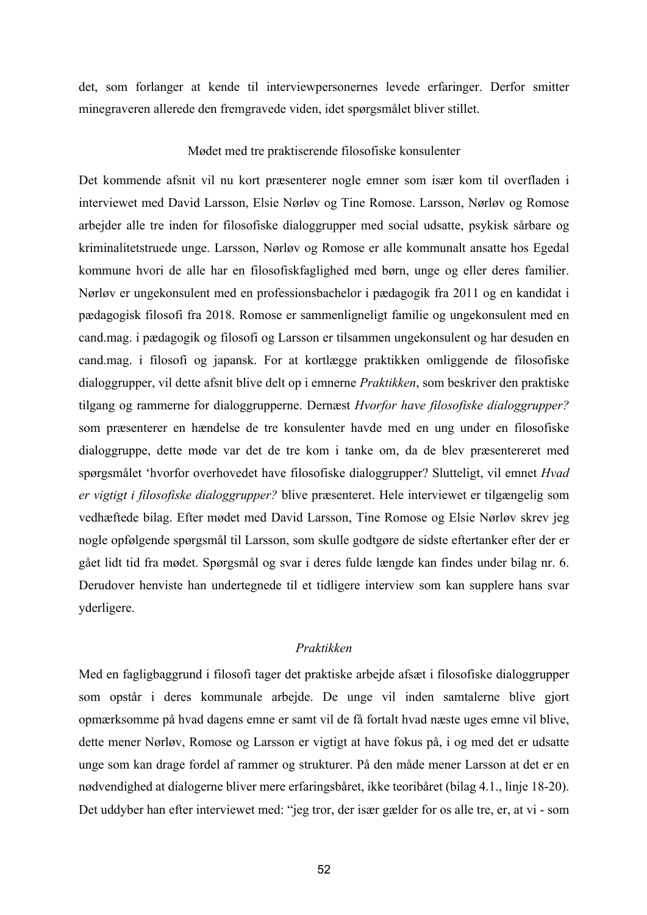det, som forlanger at kende til interviewpersonernes levede erfaringer. Derfor smitter minegraveren allerede den fremgravede viden, idet spørgsmålet bliver stillet.

## Mødet med tre praktiserende filosofiske konsulenter

Det kommende afsnit vil nu kort præsenterer nogle emner som især kom til overfladen i interviewet med David Larsson, Elsie Nørløv og Tine Romose. Larsson, Nørløv og Romose arbejder alle tre inden for filosofiske dialoggrupper med social udsatte, psykisk sårbare og kriminalitetstruede unge. Larsson, Nørløv og Romose er alle kommunalt ansatte hos Egedal kommune hvori de alle har en filosofiskfaglighed med børn, unge og eller deres familier. Nørløv er ungekonsulent med en professionsbachelor i pædagogik fra 2011 og en kandidat i pædagogisk filosofi fra 2018. Romose er sammenligneligt familie og ungekonsulent med en cand.mag. i pædagogik og filosofi og Larsson er tilsammen ungekonsulent og har desuden en cand.mag. i filosofi og japansk. For at kortlægge praktikken omliggende de filosofiske dialoggrupper, vil dette afsnit blive delt op i emnerne *Praktikken*, som beskriver den praktiske tilgang og rammerne for dialoggrupperne. Dernæst *Hvorfor have filosofiske dialoggrupper?* som præsenterer en hændelse de tre konsulenter havde med en ung under en filosofiske dialoggruppe, dette møde var det de tre kom i tanke om, da de blev præsentereret med spørgsmålet 'hvorfor overhovedet have filosofiske dialoggrupper? Slutteligt, vil emnet *Hvad er vigtigt i filosofiske dialoggrupper?* blive præsenteret. Hele interviewet er tilgængelig som vedhæftede bilag. Efter mødet med David Larsson, Tine Romose og Elsie Nørløv skrev jeg nogle opfølgende spørgsmål til Larsson, som skulle godtgøre de sidste eftertanker efter der er gået lidt tid fra mødet. Spørgsmål og svar i deres fulde længde kan findes under bilag nr. 6. Derudover henviste han undertegnede til et tidligere interview som kan supplere hans svar yderligere.

### *Praktikken*

Med en fagligbaggrund i filosofi tager det praktiske arbejde afsæt i filosofiske dialoggrupper som opstår i deres kommunale arbejde. De unge vil inden samtalerne blive gjort opmærksomme på hvad dagens emne er samt vil de få fortalt hvad næste uges emne vil blive, dette mener Nørløv, Romose og Larsson er vigtigt at have fokus på, i og med det er udsatte unge som kan drage fordel af rammer og strukturer. På den måde mener Larsson at det er en nødvendighed at dialogerne bliver mere erfaringsbåret, ikke teoribåret (bilag 4.1., linje 18-20). Det uddyber han efter interviewet med: "jeg tror, der især gælder for os alle tre, er, at vi - som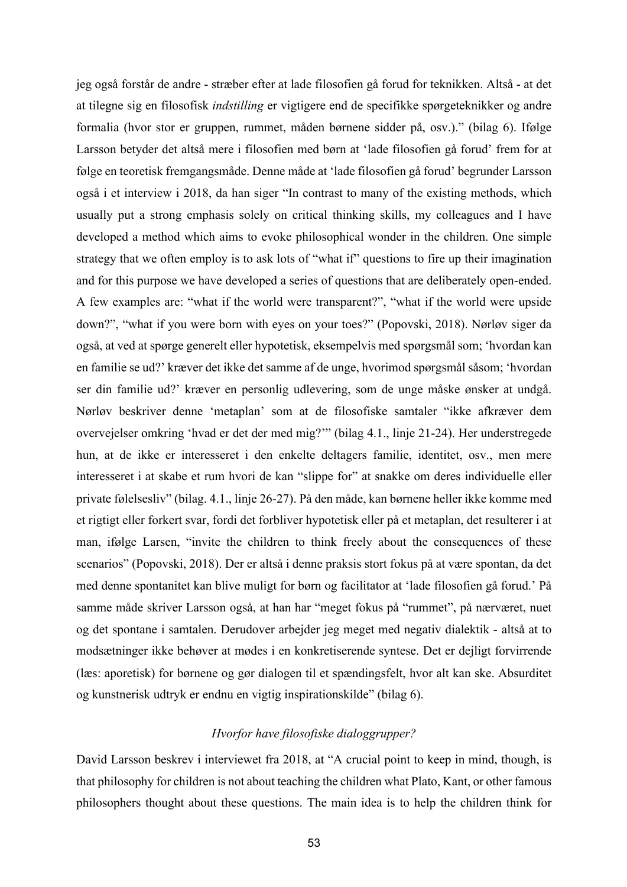jeg også forstår de andre - stræber efter at lade filosofien gå forud for teknikken. Altså - at det at tilegne sig en filosofisk *indstilling* er vigtigere end de specifikke spørgeteknikker og andre formalia (hvor stor er gruppen, rummet, måden børnene sidder på, osv.)." (bilag 6). Ifølge Larsson betyder det altså mere i filosofien med børn at 'lade filosofien gå forud' frem for at følge en teoretisk fremgangsmåde. Denne måde at 'lade filosofien gå forud' begrunder Larsson også i et interview i 2018, da han siger "In contrast to many of the existing methods, which usually put a strong emphasis solely on critical thinking skills, my colleagues and I have developed a method which aims to evoke philosophical wonder in the children. One simple strategy that we often employ is to ask lots of "what if" questions to fire up their imagination and for this purpose we have developed a series of questions that are deliberately open-ended. A few examples are: "what if the world were transparent?", "what if the world were upside down?", "what if you were born with eyes on your toes?" (Popovski, 2018). Nørløv siger da også, at ved at spørge generelt eller hypotetisk, eksempelvis med spørgsmål som; 'hvordan kan en familie se ud?' kræver det ikke det samme af de unge, hvorimod spørgsmål såsom; 'hvordan ser din familie ud?' kræver en personlig udlevering, som de unge måske ønsker at undgå. Nørløv beskriver denne 'metaplan' som at de filosofiske samtaler "ikke afkræver dem overvejelser omkring 'hvad er det der med mig?'" (bilag 4.1., linje 21-24). Her understregede hun, at de ikke er interesseret i den enkelte deltagers familie, identitet, osv., men mere interesseret i at skabe et rum hvori de kan "slippe for" at snakke om deres individuelle eller private følelsesliv" (bilag. 4.1., linje 26-27). På den måde, kan børnene heller ikke komme med et rigtigt eller forkert svar, fordi det forbliver hypotetisk eller på et metaplan, det resulterer i at man, ifølge Larsen, "invite the children to think freely about the consequences of these scenarios" (Popovski, 2018). Der er altså i denne praksis stort fokus på at være spontan, da det med denne spontanitet kan blive muligt for børn og facilitator at 'lade filosofien gå forud.' På samme måde skriver Larsson også, at han har "meget fokus på "rummet", på nærværet, nuet og det spontane i samtalen. Derudover arbejder jeg meget med negativ dialektik - altså at to modsætninger ikke behøver at mødes i en konkretiserende syntese. Det er dejligt forvirrende (læs: aporetisk) for børnene og gør dialogen til et spændingsfelt, hvor alt kan ske. Absurditet og kunstnerisk udtryk er endnu en vigtig inspirationskilde" (bilag 6).

### *Hvorfor have filosofiske dialoggrupper?*

David Larsson beskrev i interviewet fra 2018, at "A crucial point to keep in mind, though, is that philosophy for children is not about teaching the children what Plato, Kant, or other famous philosophers thought about these questions. The main idea is to help the children think for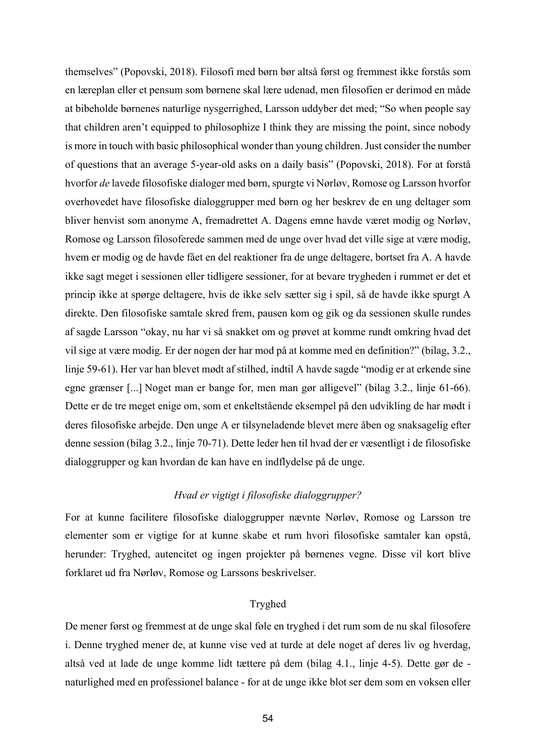themselves" (Popovski, 2018). Filosofi med børn bør altså først og fremmest ikke forstås som en læreplan eller et pensum som børnene skal lære udenad, men filosofien er derimod en måde at bibeholde børnenes naturlige nysgerrighed, Larsson uddyber det med; "So when people say that children aren't equipped to philosophize I think they are missing the point, since nobody is more in touch with basic philosophical wonder than young children. Just consider the number of questions that an average 5-year-old asks on a daily basis" (Popovski, 2018). For at forstå hvorfor *de* lavede filosofiske dialoger med børn, spurgte vi Nørløv, Romose og Larsson hvorfor overhovedet have filosofiske dialoggrupper med børn og her beskrev de en ung deltager som bliver henvist som anonyme A, fremadrettet A. Dagens emne havde været modig og Nørløv, Romose og Larsson filosoferede sammen med de unge over hvad det ville sige at være modig, hvem er modig og de havde fået en del reaktioner fra de unge deltagere, bortset fra A. A havde ikke sagt meget i sessionen eller tidligere sessioner, for at bevare trygheden i rummet er det et princip ikke at spørge deltagere, hvis de ikke selv sætter sig i spil, så de havde ikke spurgt A direkte. Den filosofiske samtale skred frem, pausen kom og gik og da sessionen skulle rundes af sagde Larsson "okay, nu har vi så snakket om og prøvet at komme rundt omkring hvad det vil sige at være modig. Er der nogen der har mod på at komme med en definition?" (bilag, 3.2., linje 59-61). Her var han blevet mødt af stilhed, indtil A havde sagde "modig er at erkende sine egne grænser [...] Noget man er bange for, men man gør alligevel" (bilag 3.2., linje 61-66). Dette er de tre meget enige om, som et enkeltstående eksempel på den udvikling de har mødt i deres filosofiske arbejde. Den unge A er tilsyneladende blevet mere åben og snaksagelig efter denne session (bilag 3.2., linje 70-71). Dette leder hen til hvad der er væsentligt i de filosofiske dialoggrupper og kan hvordan de kan have en indflydelse på de unge.

### *Hvad er vigtigt i filosofiske dialoggrupper?*

For at kunne facilitere filosofiske dialoggrupper nævnte Nørløv, Romose og Larsson tre elementer som er vigtige for at kunne skabe et rum hvori filosofiske samtaler kan opstå, herunder: Tryghed, autencitet og ingen projekter på børnenes vegne. Disse vil kort blive forklaret ud fra Nørløv, Romose og Larssons beskrivelser.

#### Tryghed

De mener først og fremmest at de unge skal føle en tryghed i det rum som de nu skal filosofere i. Denne tryghed mener de, at kunne vise ved at turde at dele noget af deres liv og hverdag, altså ved at lade de unge komme lidt tættere på dem (bilag 4.1., linje 4-5). Dette gør de - naturlighed med en professionel balance - for at de unge ikke blot ser dem som en voksen eller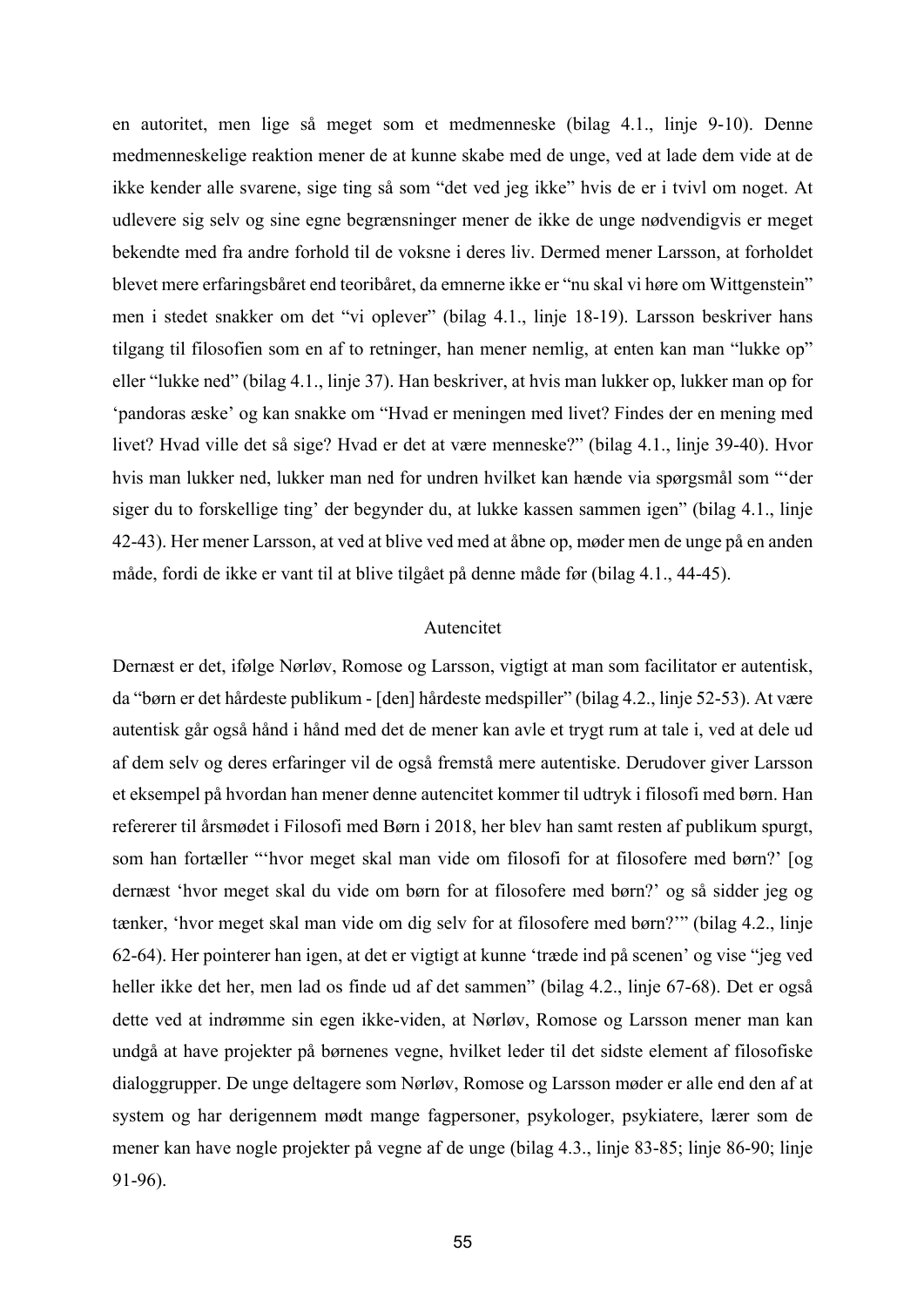en autoritet, men lige så meget som et medmenneske (bilag 4.1., linje 9-10). Denne medmenneskelige reaktion mener de at kunne skabe med de unge, ved at lade dem vide at de ikke kender alle svarene, sige ting så som "det ved jeg ikke" hvis de er i tvivl om noget. At udlevere sig selv og sine egne begrænsninger mener de ikke de unge nødvendigvis er meget bekendte med fra andre forhold til de voksne i deres liv. Dermed mener Larsson, at forholdet blevet mere erfaringsbåret end teoribåret, da emnerne ikke er "nu skal vi høre om Wittgenstein" men i stedet snakker om det "vi oplever" (bilag 4.1., linje 18-19). Larsson beskriver hans tilgang til filosofien som en af to retninger, han mener nemlig, at enten kan man "lukke op" eller "lukke ned" (bilag 4.1., linje 37). Han beskriver, at hvis man lukker op, lukker man op for 'pandoras æske' og kan snakke om "Hvad er meningen med livet? Findes der en mening med livet? Hvad ville det så sige? Hvad er det at være menneske?" (bilag 4.1., linje 39-40). Hvor hvis man lukker ned, lukker man ned for undren hvilket kan hænde via spørgsmål som "'der siger du to forskellige ting' der begynder du, at lukke kassen sammen igen" (bilag 4.1., linje 42-43). Her mener Larsson, at ved at blive ved med at åbne op, møder men de unge på en anden måde, fordi de ikke er vant til at blive tilgået på denne måde før (bilag 4.1., 44-45).

### Autencitet

Dernæst er det, ifølge Nørløv, Romose og Larsson, vigtigt at man som facilitator er autentisk, da "børn er det hårdeste publikum - [den] hårdeste medspiller" (bilag 4.2., linje 52-53). At være autentisk går også hånd i hånd med det de mener kan avle et trygt rum at tale i, ved at dele ud af dem selv og deres erfaringer vil de også fremstå mere autentiske. Derudover giver Larsson et eksempel på hvordan han mener denne autencitet kommer til udtryk i filosofi med børn. Han refererer til årsmødet i Filosofi med Børn i 2018, her blev han samt resten af publikum spurgt, som han fortæller "'hvor meget skal man vide om filosofi for at filosofere med børn?' [og dernæst 'hvor meget skal du vide om børn for at filosofere med børn?' og så sidder jeg og tænker, 'hvor meget skal man vide om dig selv for at filosofere med børn?'" (bilag 4.2., linje 62-64). Her pointerer han igen, at det er vigtigt at kunne 'træde ind på scenen' og vise "jeg ved heller ikke det her, men lad os finde ud af det sammen" (bilag 4.2., linje 67-68). Det er også dette ved at indrømme sin egen ikke-viden, at Nørløv, Romose og Larsson mener man kan undgå at have projekter på børnenes vegne, hvilket leder til det sidste element af filosofiske dialoggrupper. De unge deltagere som Nørløv, Romose og Larsson møder er alle end den af at system og har derigennem mødt mange fagpersoner, psykologer, psykiatere, lærer som de mener kan have nogle projekter på vegne af de unge (bilag 4.3., linje 83-85; linje 86-90; linje 91-96).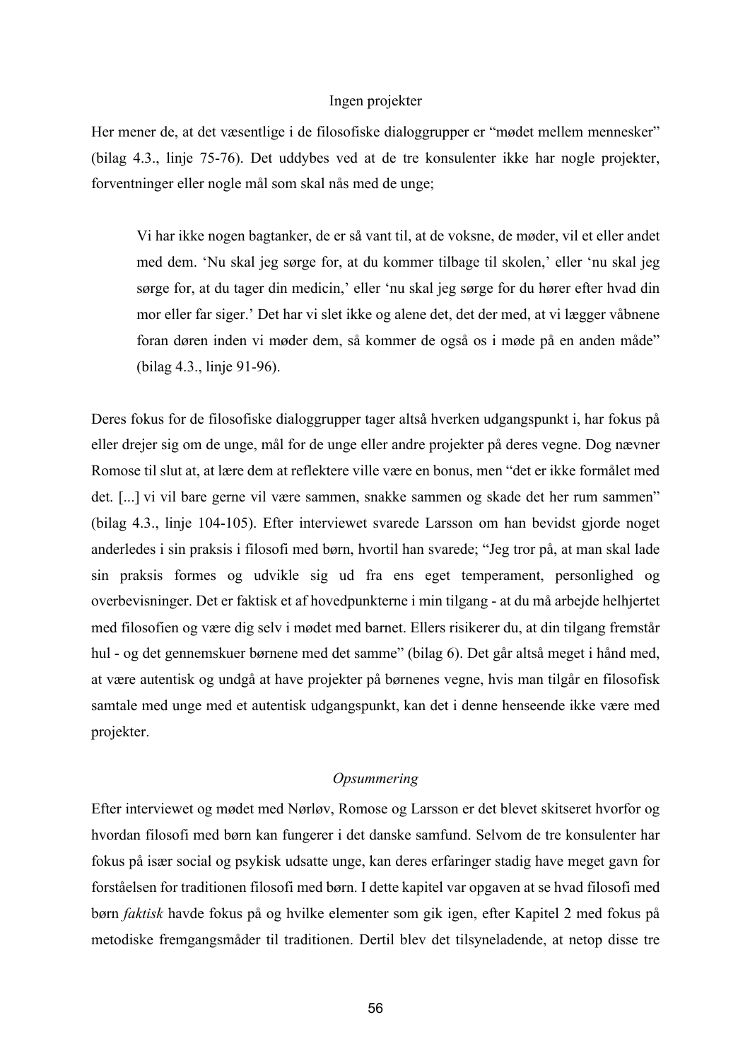### Ingen projekter

Her mener de, at det væsentlige i de filosofiske dialoggrupper er "mødet mellem mennesker" (bilag 4.3., linje 75-76). Det uddybes ved at de tre konsulenter ikke har nogle projekter, forventninger eller nogle mål som skal nås med de unge;

> Vi har ikke nogen bagtanker, de er så vant til, at de voksne, de møder, vil et eller andet med dem. 'Nu skal jeg sørge for, at du kommer tilbage til skolen,' eller 'nu skal jeg sørge for, at du tager din medicin,' eller 'nu skal jeg sørge for du hører efter hvad din mor eller far siger.' Det har vi slet ikke og alene det, det der med, at vi lægger våbnene foran døren inden vi møder dem, så kommer de også os i møde på en anden måde" (bilag 4.3., linje 91-96).

Deres fokus for de filosofiske dialoggrupper tager altså hverken udgangspunkt i, har fokus på eller drejer sig om de unge, mål for de unge eller andre projekter på deres vegne. Dog nævner Romose til slut at, at lære dem at reflektere ville være en bonus, men "det er ikke formålet med det. [...] vi vil bare gerne vil være sammen, snakke sammen og skade det her rum sammen" (bilag 4.3., linje 104-105). Efter interviewet svarede Larsson om han bevidst gjorde noget anderledes i sin praksis i filosofi med børn, hvortil han svarede; "Jeg tror på, at man skal lade sin praksis formes og udvikle sig ud fra ens eget temperament, personlighed og overbevisninger. Det er faktisk et af hovedpunkterne i min tilgang - at du må arbejde helhjertet med filosofien og være dig selv i mødet med barnet. Ellers risikerer du, at din tilgang fremstår hul - og det gennemskuer børnene med det samme" (bilag 6). Det går altså meget i hånd med, at være autentisk og undgå at have projekter på børnenes vegne, hvis man tilgår en filosofisk samtale med unge med et autentisk udgangspunkt, kan det i denne henseende ikke være med projekter.

### *Opsummering*

Efter interviewet og mødet med Nørløv, Romose og Larsson er det blevet skitseret hvorfor og hvordan filosofi med børn kan fungerer i det danske samfund. Selvom de tre konsulenter har fokus på især social og psykisk udsatte unge, kan deres erfaringer stadig have meget gavn for forståelsen for traditionen filosofi med børn. I dette kapitel var opgaven at se hvad filosofi med børn *faktisk* havde fokus på og hvilke elementer som gik igen, efter Kapitel 2 med fokus på metodiske fremgangsmåder til traditionen. Dertil blev det tilsyneladende, at netop disse tre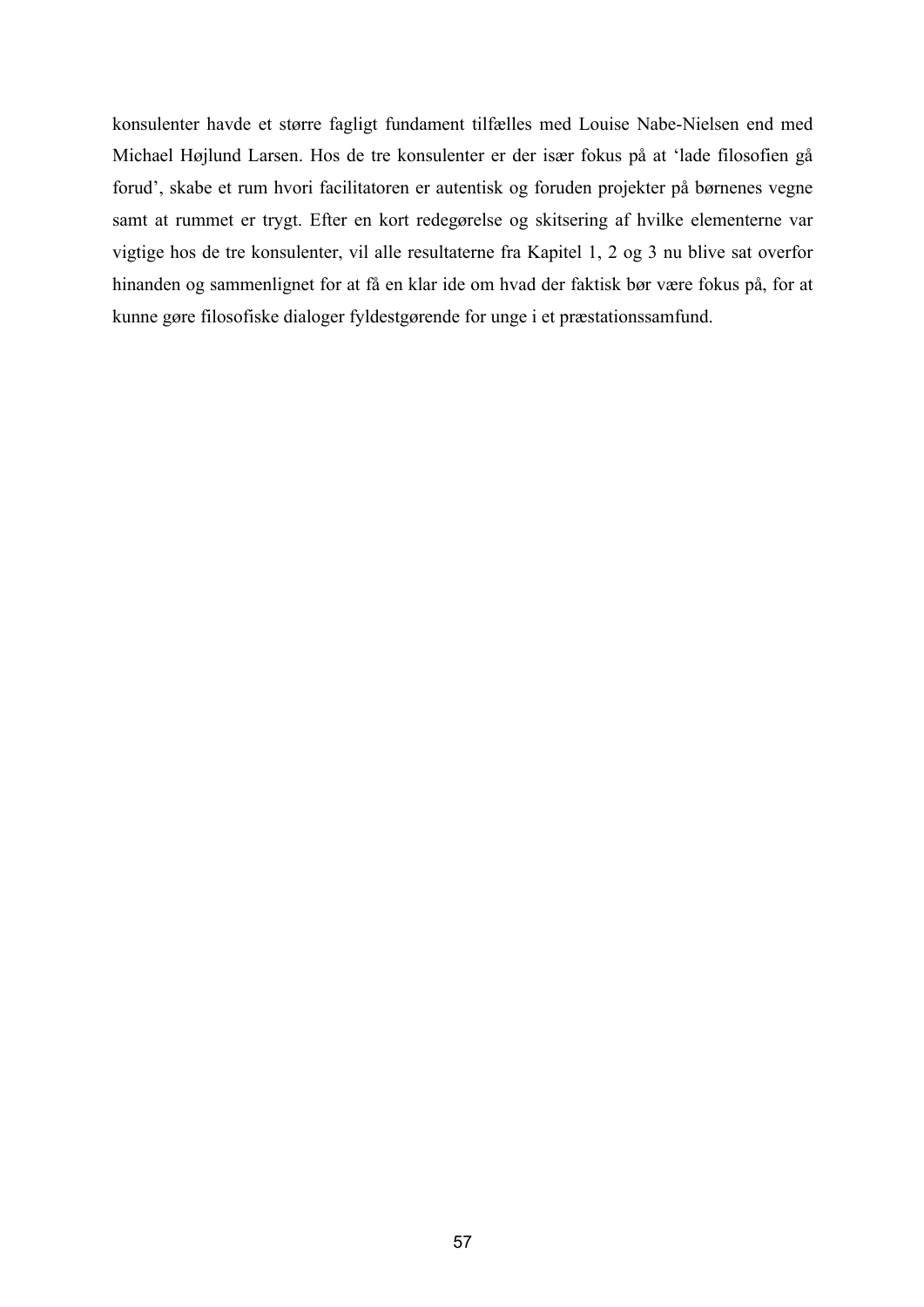konsulenter havde et større fagligt fundament tilfælles med Louise Nabe-Nielsen end med Michael Højlund Larsen. Hos de tre konsulenter er der især fokus på at 'lade filosofien gå forud', skabe et rum hvori facilitatoren er autentisk og foruden projekter på børnenes vegne samt at rummet er trygt. Efter en kort redegørelse og skitsering af hvilke elementerne var vigtige hos de tre konsulenter, vil alle resultaterne fra Kapitel 1, 2 og 3 nu blive sat overfor hinanden og sammenlignet for at få en klar ide om hvad der faktisk bør være fokus på, for at kunne gøre filosofiske dialoger fyldestgørende for unge i et præstationssamfund.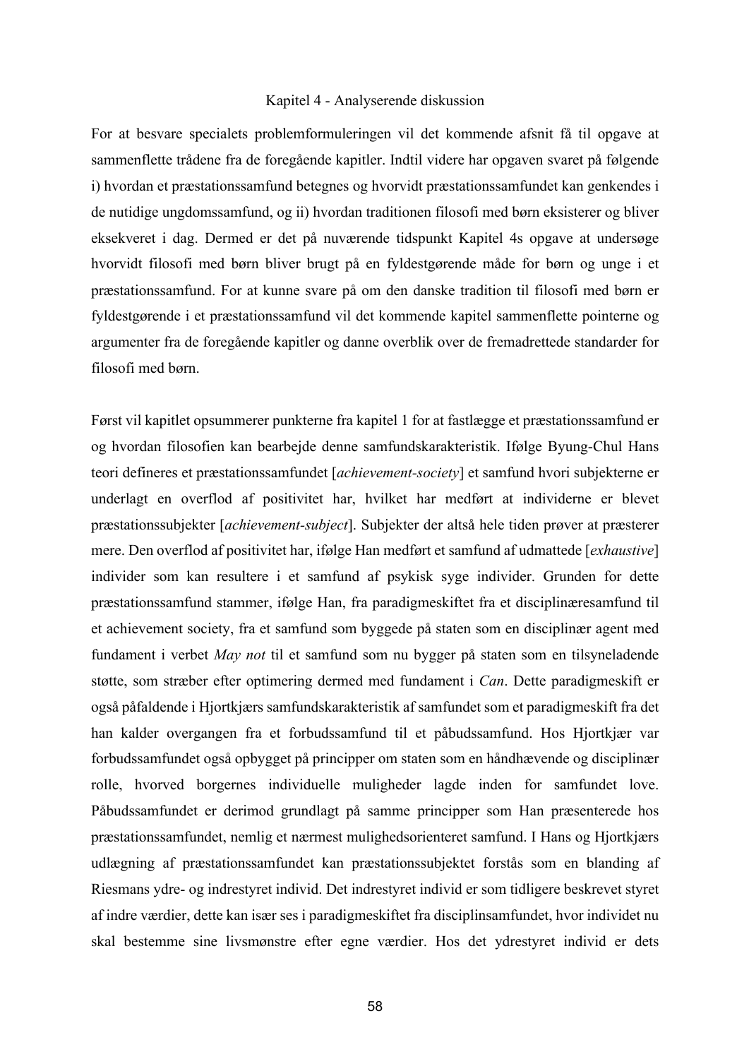# Kapitel 4 - Analyserende diskussion

For at besvare specialets problemformuleringen vil det kommende afsnit få til opgave at sammenflette trådene fra de foregående kapitler. Indtil videre har opgaven svaret på følgende i) hvordan et præstationssamfund betegnes og hvorvidt præstationssamfundet kan genkendes i de nutidige ungdomssamfund, og ii) hvordan traditionen filosofi med børn eksisterer og bliver eksekveret i dag. Dermed er det på nuværende tidspunkt Kapitel 4s opgave at undersøge hvorvidt filosofi med børn bliver brugt på en fyldestgørende måde for børn og unge i et præstationssamfund. For at kunne svare på om den danske tradition til filosofi med børn er fyldestgørende i et præstationssamfund vil det kommende kapitel sammenflette pointerne og argumenter fra de foregående kapitler og danne overblik over de fremadrettede standarder for filosofi med børn.

Først vil kapitlet opsummerer punkterne fra kapitel 1 for at fastlægge et præstationssamfund er og hvordan filosofien kan bearbejde denne samfundskarakteristik. Ifølge Byung-Chul Hans teori defineres et præstationssamfundet [*achievement-society*] et samfund hvori subjekterne er underlagt en overflod af positivitet har, hvilket har medført at individerne er blevet præstationssubjekter [*achievement-subject*]. Subjekter der altså hele tiden prøver at præsterer mere. Den overflod af positivitet har, ifølge Han medført et samfund af udmattede [*exhaustive*] individer som kan resultere i et samfund af psykisk syge individer. Grunden for dette præstationssamfund stammer, ifølge Han, fra paradigmeskiftet fra et disciplinæresamfund til et achievement society, fra et samfund som byggede på staten som en disciplinær agent med fundament i verbet *May not* til et samfund som nu bygger på staten som en tilsyneladende støtte, som stræber efter optimering dermed med fundament i *Can*. Dette paradigmeskift er også påfaldende i Hjortkjærs samfundskarakteristik af samfundet som et paradigmeskift fra det han kalder overgangen fra et forbudssamfund til et påbudssamfund. Hos Hjortkjær var forbudssamfundet også opbygget på principper om staten som en håndhævende og disciplinær rolle, hvorved borgernes individuelle muligheder lagde inden for samfundet love. Påbudssamfundet er derimod grundlagt på samme principper som Han præsenterede hos præstationssamfundet, nemlig et nærmest mulighedsorienteret samfund. I Hans og Hjortkjærs udlægning af præstationssamfundet kan præstationssubjektet forstås som en blanding af Riesmans ydre- og indrestyret individ. Det indrestyret individ er som tidligere beskrevet styret af indre værdier, dette kan især ses i paradigmeskiftet fra disciplinsamfundet, hvor individet nu skal bestemme sine livsmønstre efter egne værdier. Hos det ydrestyret individ er dets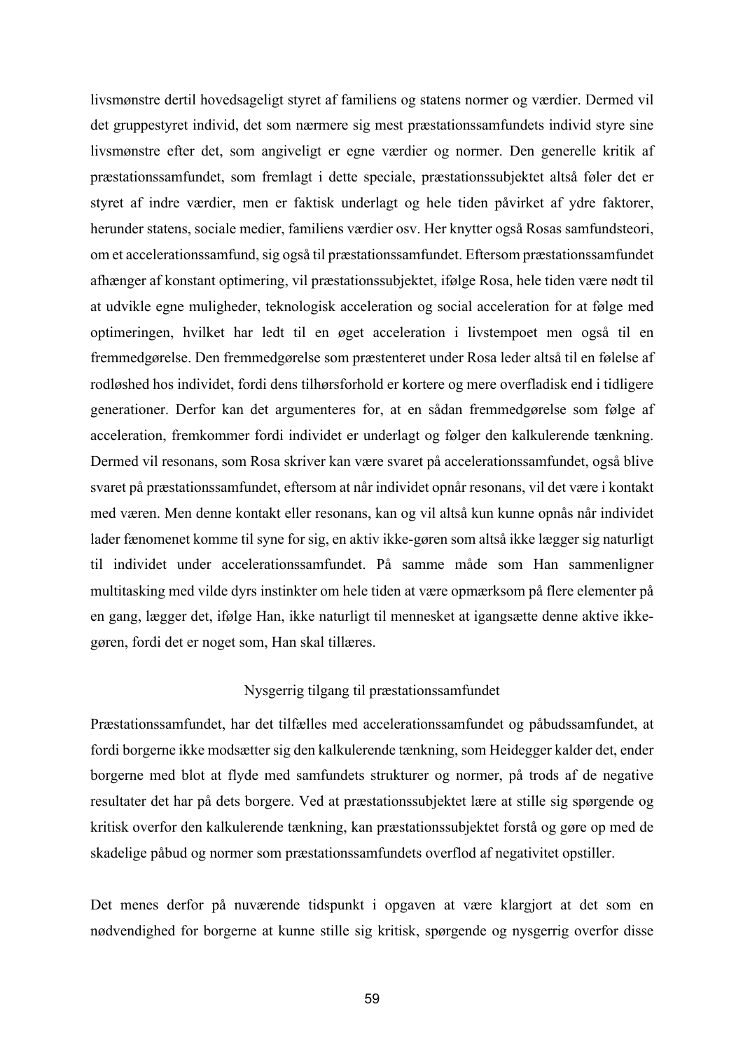livsmønstre dertil hovedsageligt styret af familiens og statens normer og værdier. Dermed vil det gruppestyret individ, det som nærmere sig mest præstationssamfundets individ styre sine livsmønstre efter det, som angiveligt er egne værdier og normer. Den generelle kritik af præstationssamfundet, som fremlagt i dette speciale, præstationssubjektet altså føler det er styret af indre værdier, men er faktisk underlagt og hele tiden påvirket af ydre faktorer, herunder statens, sociale medier, familiens værdier osv. Her knytter også Rosas samfundsteori, om et accelerationssamfund, sig også til præstationssamfundet. Eftersom præstationssamfundet afhænger af konstant optimering, vil præstationssubjektet, ifølge Rosa, hele tiden være nødt til at udvikle egne muligheder, teknologisk acceleration og social acceleration for at følge med optimeringen, hvilket har ledt til en øget acceleration i livstempoet men også til en fremmedgørelse. Den fremmedgørelse som præstenteret under Rosa leder altså til en følelse af rodløshed hos individet, fordi dens tilhørsforhold er kortere og mere overfladisk end i tidligere generationer. Derfor kan det argumenteres for, at en sådan fremmedgørelse som følge af acceleration, fremkommer fordi individet er underlagt og følger den kalkulerende tænkning. Dermed vil resonans, som Rosa skriver kan være svaret på accelerationssamfundet, også blive svaret på præstationssamfundet, eftersom at når individet opnår resonans, vil det være i kontakt med væren. Men denne kontakt eller resonans, kan og vil altså kun kunne opnås når individet lader fænomenet komme til syne for sig, en aktiv ikke-gøren som altså ikke lægger sig naturligt til individet under accelerationssamfundet. På samme måde som Han sammenligner multitasking med vilde dyrs instinkter om hele tiden at være opmærksom på flere elementer på en gang, lægger det, ifølge Han, ikke naturligt til mennesket at igangsætte denne aktive ikke-gøren, fordi det er noget som, Han skal tillæres.

## Nysgerrig tilgang til præstationssamfundet

Præstationssamfundet, har det tilfælles med accelerationssamfundet og påbudssamfundet, at fordi borgerne ikke modsætter sig den kalkulerende tænkning, som Heidegger kalder det, ender borgerne med blot at flyde med samfundets strukturer og normer, på trods af de negative resultater det har på dets borgere. Ved at præstationssubjektet lære at stille sig spørgende og kritisk overfor den kalkulerende tænkning, kan præstationssubjektet forstå og gøre op med de skadelige påbud og normer som præstationssamfundets overflod af negativitet opstiller.

Det menes derfor på nuværende tidspunkt i opgaven at være klargjort at det som en nødvendighed for borgerne at kunne stille sig kritisk, spørgende og nysgerrig overfor disse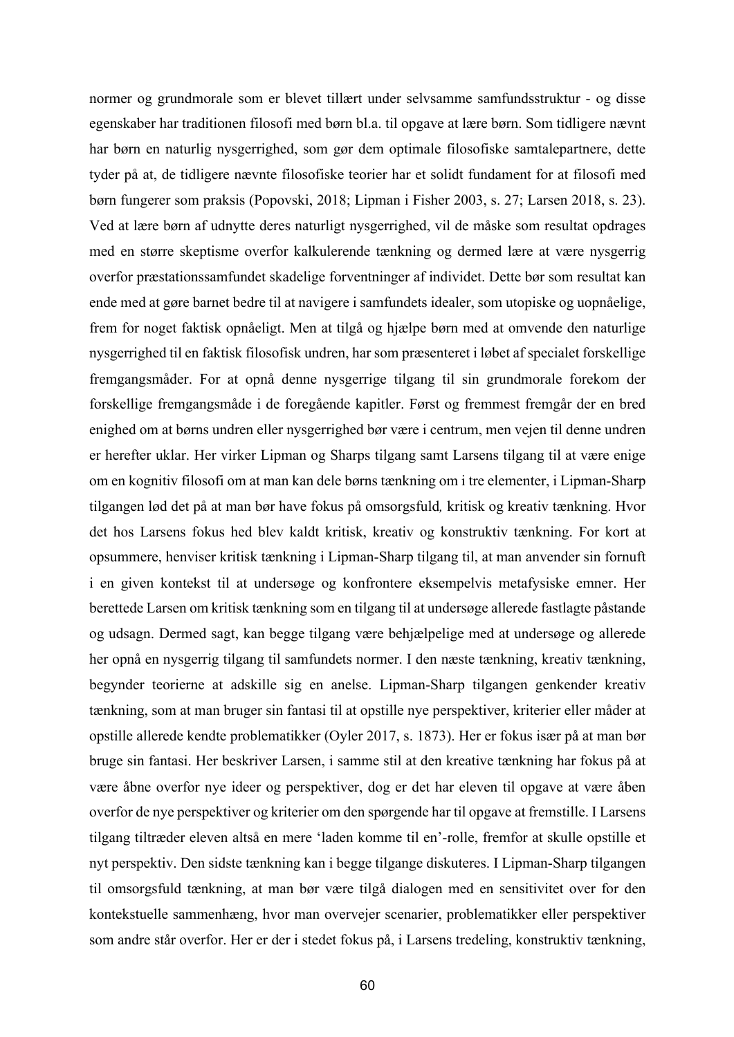normer og grundmorale som er blevet tillært under selvsamme samfundsstruktur - og disse egenskaber har traditionen filosofi med børn bl.a. til opgave at lære børn. Som tidligere nævnt har børn en naturlig nysgerrighed, som gør dem optimale filosofiske samtalepartnere, dette tyder på at, de tidligere nævnte filosofiske teorier har et solidt fundament for at filosofi med børn fungerer som praksis (Popovski, 2018; Lipman i Fisher 2003, s. 27; Larsen 2018, s. 23). Ved at lære børn af udnytte deres naturligt nysgerrighed, vil de måske som resultat opdrages med en større skeptisme overfor kalkulerende tænkning og dermed lære at være nysgerrig overfor præstationssamfundet skadelige forventninger af individet. Dette bør som resultat kan ende med at gøre barnet bedre til at navigere i samfundets idealer, som utopiske og uopnåelige, frem for noget faktisk opnåeligt. Men at tilgå og hjælpe børn med at omvende den naturlige nysgerrighed til en faktisk filosofisk undren, har som præsenteret i løbet af specialet forskellige fremgangsmåder. For at opnå denne nysgerrige tilgang til sin grundmorale forekom der forskellige fremgangsmåde i de foregående kapitler. Først og fremmest fremgår der en bred enighed om at børns undren eller nysgerrighed bør være i centrum, men vejen til denne undren er herefter uklar. Her virker Lipman og Sharps tilgang samt Larsens tilgang til at være enige om en kognitiv filosofi om at man kan dele børns tænkning om i tre elementer, i Lipman-Sharp tilgangen lød det på at man bør have fokus på omsorgsfuld*,* kritisk og kreativ tænkning. Hvor det hos Larsens fokus hed blev kaldt kritisk, kreativ og konstruktiv tænkning. For kort at opsummere, henviser kritisk tænkning i Lipman-Sharp tilgang til, at man anvender sin fornuft i en given kontekst til at undersøge og konfrontere eksempelvis metafysiske emner. Her berettede Larsen om kritisk tænkning som en tilgang til at undersøge allerede fastlagte påstande og udsagn. Dermed sagt, kan begge tilgang være behjælpelige med at undersøge og allerede her opnå en nysgerrig tilgang til samfundets normer. I den næste tænkning, kreativ tænkning, begynder teorierne at adskille sig en anelse. Lipman-Sharp tilgangen genkender kreativ tænkning, som at man bruger sin fantasi til at opstille nye perspektiver, kriterier eller måder at opstille allerede kendte problematikker (Oyler 2017, s. 1873). Her er fokus især på at man bør bruge sin fantasi. Her beskriver Larsen, i samme stil at den kreative tænkning har fokus på at være åbne overfor nye ideer og perspektiver, dog er det har eleven til opgave at være åben overfor de nye perspektiver og kriterier om den spørgende har til opgave at fremstille. I Larsens tilgang tiltræder eleven altså en mere 'laden komme til en'-rolle, fremfor at skulle opstille et nyt perspektiv. Den sidste tænkning kan i begge tilgange diskuteres. I Lipman-Sharp tilgangen til omsorgsfuld tænkning, at man bør være tilgå dialogen med en sensitivitet over for den kontekstuelle sammenhæng, hvor man overvejer scenarier, problematikker eller perspektiver som andre står overfor. Her er der i stedet fokus på, i Larsens tredeling, konstruktiv tænkning,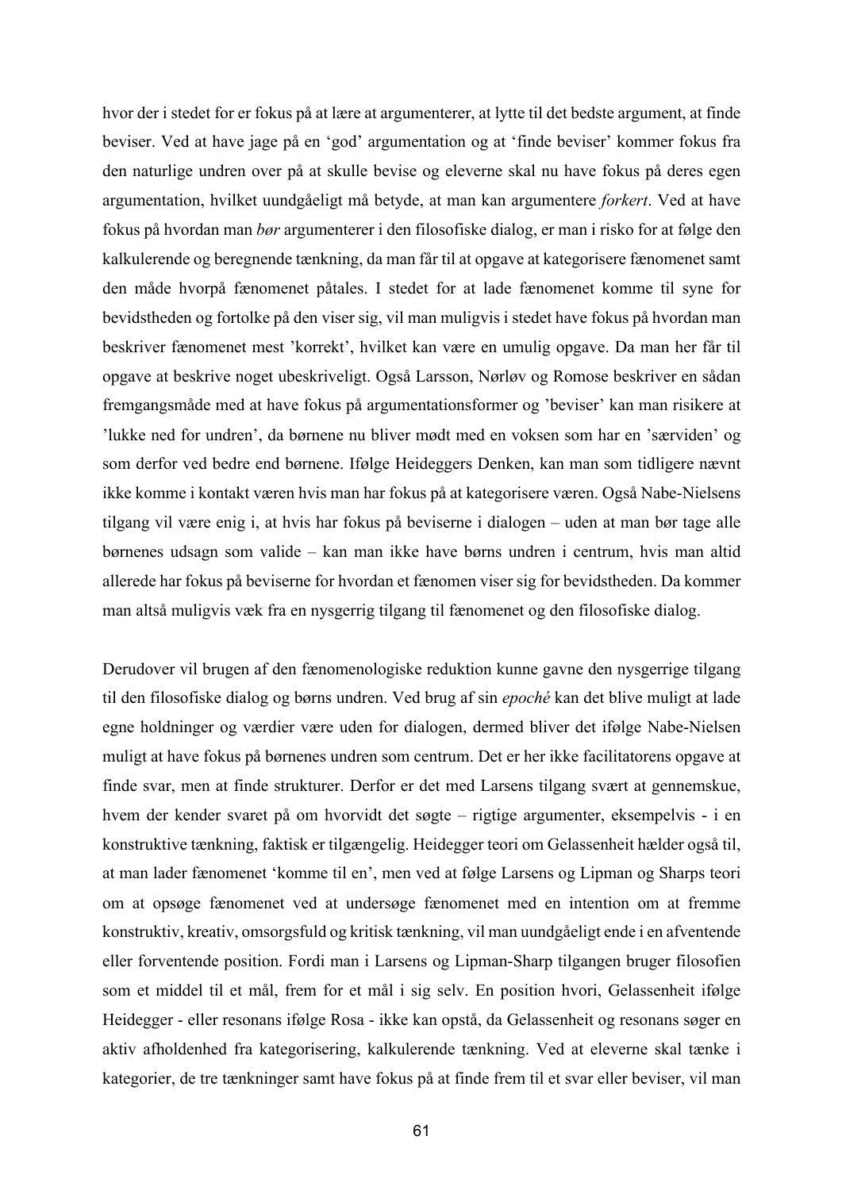hvor der i stedet for er fokus på at lære at argumenterer, at lytte til det bedste argument, at finde beviser. Ved at have jage på en 'god' argumentation og at 'finde beviser' kommer fokus fra den naturlige undren over på at skulle bevise og eleverne skal nu have fokus på deres egen argumentation, hvilket uundgåeligt må betyde, at man kan argumentere *forkert*. Ved at have fokus på hvordan man *bør* argumenterer i den filosofiske dialog, er man i risko for at følge den kalkulerende og beregnende tænkning, da man får til at opgave at kategorisere fænomenet samt den måde hvorpå fænomenet påtales. I stedet for at lade fænomenet komme til syne for bevidstheden og fortolke på den viser sig, vil man muligvis i stedet have fokus på hvordan man beskriver fænomenet mest 'korrekt', hvilket kan være en umulig opgave. Da man her får til opgave at beskrive noget ubeskriveligt. Også Larsson, Nørløv og Romose beskriver en sådan fremgangsmåde med at have fokus på argumentationsformer og 'beviser' kan man risikere at 'lukke ned for undren', da børnene nu bliver mødt med en voksen som har en 'særviden' og som derfor ved bedre end børnene. Ifølge Heideggers Denken, kan man som tidligere nævnt ikke komme i kontakt væren hvis man har fokus på at kategorisere væren. Også Nabe-Nielsens tilgang vil være enig i, at hvis har fokus på beviserne i dialogen – uden at man bør tage alle børnenes udsagn som valide – kan man ikke have børns undren i centrum, hvis man altid allerede har fokus på beviserne for hvordan et fænomen viser sig for bevidstheden. Da kommer man altså muligvis væk fra en nysgerrig tilgang til fænomenet og den filosofiske dialog.

Derudover vil brugen af den fænomenologiske reduktion kunne gavne den nysgerrige tilgang til den filosofiske dialog og børns undren. Ved brug af sin *epoché* kan det blive muligt at lade egne holdninger og værdier være uden for dialogen, dermed bliver det ifølge Nabe-Nielsen muligt at have fokus på børnenes undren som centrum. Det er her ikke facilitatorens opgave at finde svar, men at finde strukturer. Derfor er det med Larsens tilgang svært at gennemskue, hvem der kender svaret på om hvorvidt det søgte – rigtige argumenter, eksempelvis - i en konstruktive tænkning, faktisk er tilgængelig. Heidegger teori om Gelassenheit hælder også til, at man lader fænomenet 'komme til en', men ved at følge Larsens og Lipman og Sharps teori om at opsøge fænomenet ved at undersøge fænomenet med en intention om at fremme konstruktiv, kreativ, omsorgsfuld og kritisk tænkning, vil man uundgåeligt ende i en afventende eller forventende position. Fordi man i Larsens og Lipman-Sharp tilgangen bruger filosofien som et middel til et mål, frem for et mål i sig selv. En position hvori, Gelassenheit ifølge Heidegger - eller resonans ifølge Rosa - ikke kan opstå, da Gelassenheit og resonans søger en aktiv afholdenhed fra kategorisering, kalkulerende tænkning. Ved at eleverne skal tænke i kategorier, de tre tænkninger samt have fokus på at finde frem til et svar eller beviser, vil man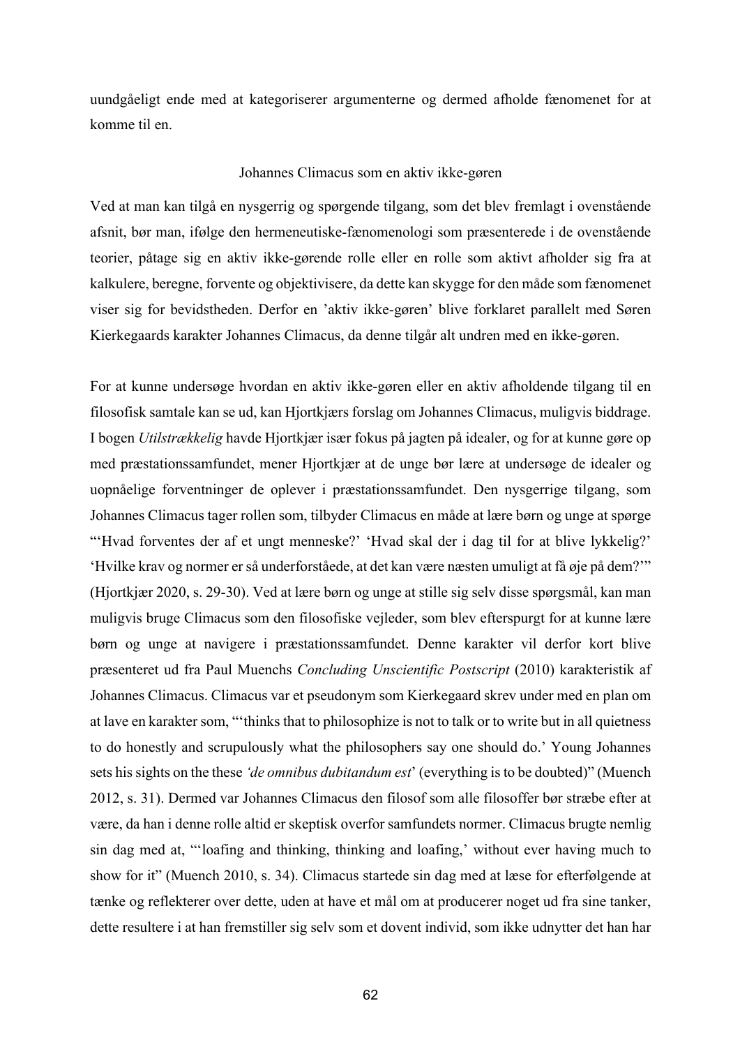uundgåeligt ende med at kategoriserer argumenterne og dermed afholde fænomenet for at komme til en.

### Johannes Climacus som en aktiv ikke-gøren

Ved at man kan tilgå en nysgerrig og spørgende tilgang, som det blev fremlagt i ovenstående afsnit, bør man, ifølge den hermeneutiske-fænomenologi som præsenterede i de ovenstående teorier, påtage sig en aktiv ikke-gørende rolle eller en rolle som aktivt afholder sig fra at kalkulere, beregne, forvente og objektivisere, da dette kan skygge for den måde som fænomenet viser sig for bevidstheden. Derfor en 'aktiv ikke-gøren' blive forklaret parallelt med Søren Kierkegaards karakter Johannes Climacus, da denne tilgår alt undren med en ikke-gøren.

For at kunne undersøge hvordan en aktiv ikke-gøren eller en aktiv afholdende tilgang til en filosofisk samtale kan se ud, kan Hjortkjærs forslag om Johannes Climacus, muligvis biddrage. I bogen *Utilstrækkelig* havde Hjortkjær især fokus på jagten på idealer, og for at kunne gøre op med præstationssamfundet, mener Hjortkjær at de unge bør lære at undersøge de idealer og uopnåelige forventninger de oplever i præstationssamfundet. Den nysgerrige tilgang, som Johannes Climacus tager rollen som, tilbyder Climacus en måde at lære børn og unge at spørge "'Hvad forventes der af et ungt menneske?' 'Hvad skal der i dag til for at blive lykkelig?' 'Hvilke krav og normer er så underforstående, at det kan være næsten umuligt at få øje på dem?'" (Hjortkjær 2020, s. 29-30). Ved at lære børn og unge at stille sig selv disse spørgsmål, kan man muligvis bruge Climacus som den filosofiske vejleder, som blev efterspurgt for at kunne lære børn og unge at navigere i præstationssamfundet. Denne karakter vil derfor kort blive præsenteret ud fra Paul Muenchs *Concluding Unscientific Postscript* (2010) karakteristik af Johannes Climacus. Climacus var et pseudonym som Kierkegaard skrev under med en plan om at lave en karakter som, "'thinks that to philosophize is not to talk or to write but in all quietness to do honestly and scrupulously what the philosophers say one should do.' Young Johannes sets his sights on the these *'de omnibus dubitandum est'* (everything is to be doubted)" (Muench 2012, s. 31). Dermed var Johannes Climacus den filosof som alle filosoffer bør stræbe efter at være, da han i denne rolle altid er skeptisk overfor samfundets normer. Climacus brugte nemlig sin dag med at, "'loafing and thinking, thinking and loafing,' without ever having much to show for it" (Muench 2010, s. 34). Climacus startede sin dag med at læse for efterfølgende at tænke og reflekterer over dette, uden at have et mål om at producerer noget ud fra sine tanker, dette resultere i at han fremstiller sig selv som et dovent individ, som ikke udnytter det han har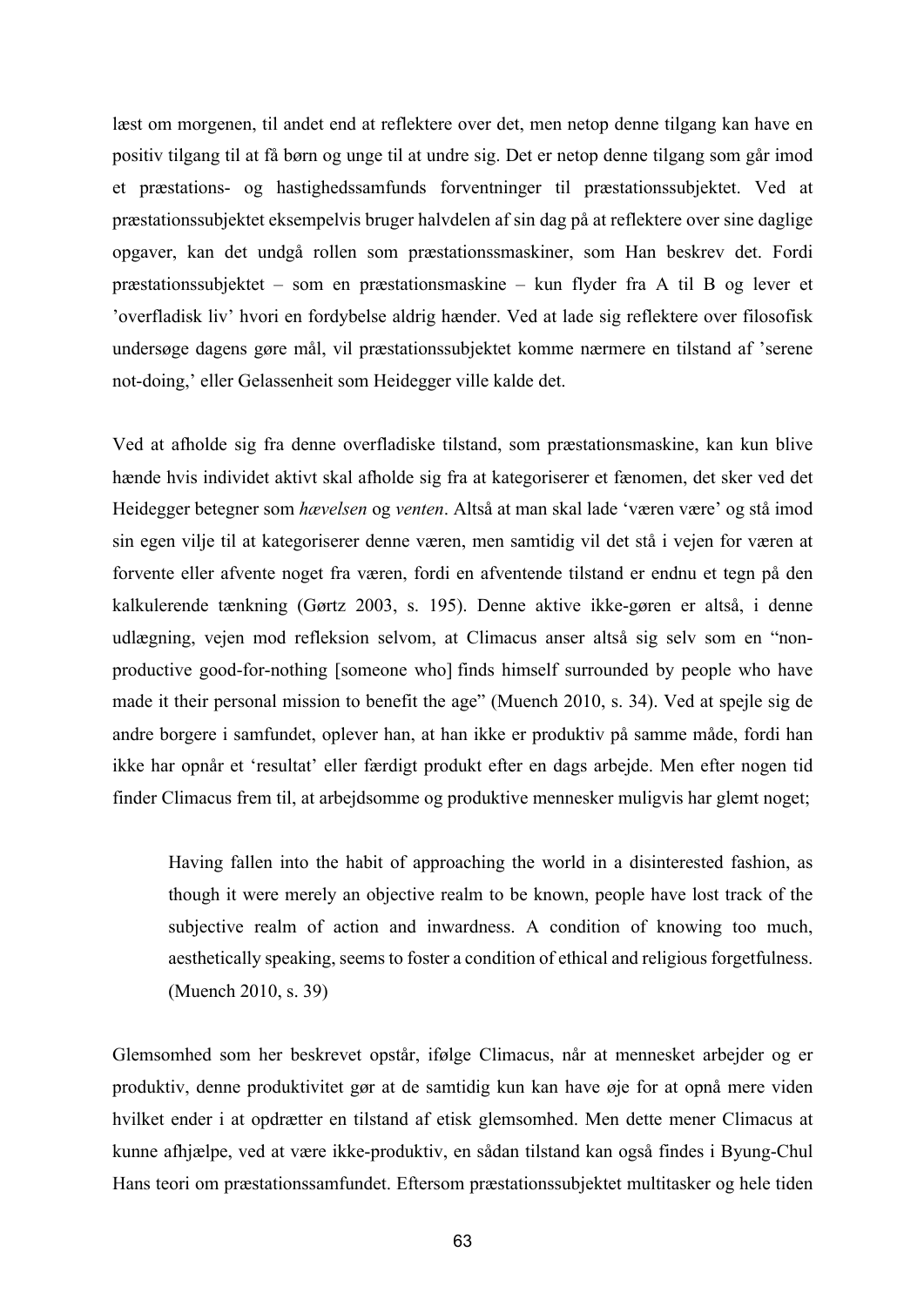læst om morgenen, til andet end at reflektere over det, men netop denne tilgang kan have en positiv tilgang til at få børn og unge til at undre sig. Det er netop denne tilgang som går imod et præstations- og hastighedssamfunds forventninger til præstationssubjektet. Ved at præstationssubjektet eksempelvis bruger halvdelen af sin dag på at reflektere over sine daglige opgaver, kan det undgå rollen som præstationssmaskiner, som Han beskrev det. Fordi præstationssubjektet – som en præstationsmaskine – kun flyder fra A til B og lever et 'overfladisk liv' hvori en fordybelse aldrig hænder. Ved at lade sig reflektere over filosofisk undersøge dagens gøre mål, vil præstationssubjektet komme nærmere en tilstand af 'serene not-doing,' eller Gelassenheit som Heidegger ville kalde det.

Ved at afholde sig fra denne overfladiske tilstand, som præstationsmaskine, kan kun blive hænde hvis individet aktivt skal afholde sig fra at kategoriserer et fænomen, det sker ved det Heidegger betegner som *hævelsen* og *venten*. Altså at man skal lade 'væren være' og stå imod sin egen vilje til at kategoriserer denne væren, men samtidig vil det stå i vejen for væren at forvente eller afvente noget fra væren, fordi en afventende tilstand er endnu et tegn på den kalkulerende tænkning (Gørtz 2003, s. 195). Denne aktive ikke-gøren er altså, i denne udlægning, vejen mod refleksion selvom, at Climacus anser altså sig selv som en "non-productive good-for-nothing [someone who] finds himself surrounded by people who have made it their personal mission to benefit the age" (Muench 2010, s. 34). Ved at spejle sig de andre borgere i samfundet, oplever han, at han ikke er produktiv på samme måde, fordi han ikke har opnår et 'resultat' eller færdigt produkt efter en dags arbejde. Men efter nogen tid finder Climacus frem til, at arbejdsomme og produktive mennesker muligvis har glemt noget;

> Having fallen into the habit of approaching the world in a disinterested fashion, as though it were merely an objective realm to be known, people have lost track of the subjective realm of action and inwardness. A condition of knowing too much, aesthetically speaking, seems to foster a condition of ethical and religious forgetfulness. (Muench 2010, s. 39)

Glemsomhed som her beskrevet opstår, ifølge Climacus, når at mennesket arbejder og er produktiv, denne produktivitet gør at de samtidig kun kan have øje for at opnå mere viden hvilket ender i at opdrætter en tilstand af etisk glemsomhed. Men dette mener Climacus at kunne afhjælpe, ved at være ikke-produktiv, en sådan tilstand kan også findes i Byung-Chul Hans teori om præstationssamfundet. Eftersom præstationssubjektet multitasker og hele tiden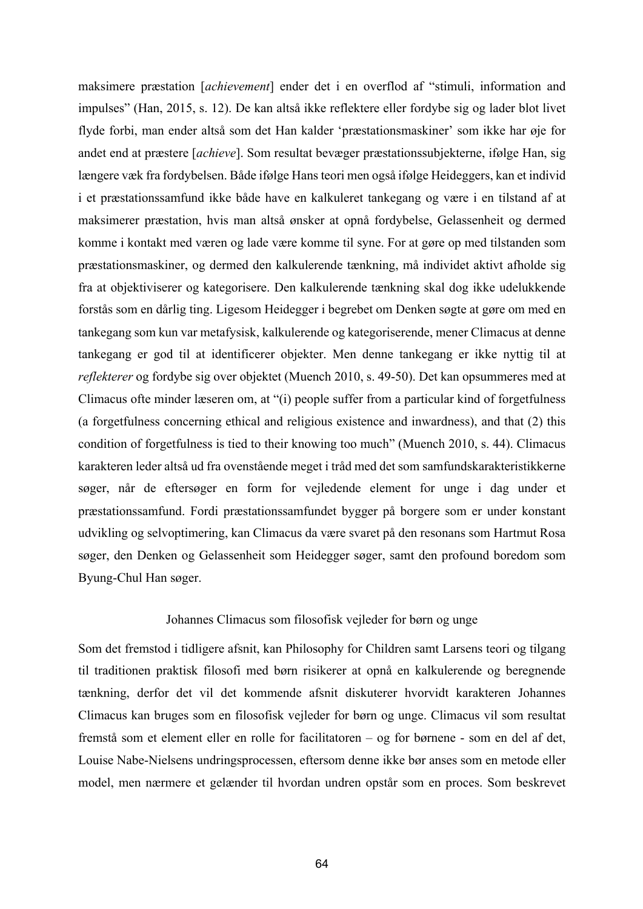maksimere præstation [*achievement*] ender det i en overflod af "stimuli, information and impulses" (Han, 2015, s. 12). De kan altså ikke reflektere eller fordybe sig og lader blot livet flyde forbi, man ender altså som det Han kalder 'præstationsmaskiner' som ikke har øje for andet end at præstere [*achieve*]. Som resultat bevæger præstationssubjekterne, ifølge Han, sig længere væk fra fordybelsen. Både ifølge Hans teori men også ifølge Heideggers, kan et individ i et præstationssamfund ikke både have en kalkuleret tankegang og være i en tilstand af at maksimerer præstation, hvis man altså ønsker at opnå fordybelse, Gelassenheit og dermed komme i kontakt med væren og lade være komme til syne. For at gøre op med tilstanden som præstationsmaskiner, og dermed den kalkulerende tænkning, må individet aktivt afholde sig fra at objektiviserer og kategorisere. Den kalkulerende tænkning skal dog ikke udelukkende forstås som en dårlig ting. Ligesom Heidegger i begrebet om Denken søgte at gøre om med en tankegang som kun var metafysisk, kalkulerende og kategoriserende, mener Climacus at denne tankegang er god til at identificerer objekter. Men denne tankegang er ikke nyttig til at *reflekterer* og fordybe sig over objektet (Muench 2010, s. 49-50). Det kan opsummeres med at Climacus ofte minder læseren om, at "(i) people suffer from a particular kind of forgetfulness (a forgetfulness concerning ethical and religious existence and inwardness), and that (2) this condition of forgetfulness is tied to their knowing too much" (Muench 2010, s. 44). Climacus karakteren leder altså ud fra ovenstående meget i tråd med det som samfundskarakteristikkerne søger, når de eftersøger en form for vejledende element for unge i dag under et præstationssamfund. Fordi præstationssamfundet bygger på borgere som er under konstant udvikling og selvoptimering, kan Climacus da være svaret på den resonans som Hartmut Rosa søger, den Denken og Gelassenheit som Heidegger søger, samt den profound boredom som Byung-Chul Han søger.

## Johannes Climacus som filosofisk vejleder for børn og unge

Som det fremstod i tidligere afsnit, kan Philosophy for Children samt Larsens teori og tilgang til traditionen praktisk filosofi med børn risikerer at opnå en kalkulerende og beregnende tænkning, derfor det vil det kommende afsnit diskuterer hvorvidt karakteren Johannes Climacus kan bruges som en filosofisk vejleder for børn og unge. Climacus vil som resultat fremstå som et element eller en rolle for facilitatoren – og for børnene - som en del af det, Louise Nabe-Nielsens undringsprocessen, eftersom denne ikke bør anses som en metode eller model, men nærmere et gelænder til hvordan undren opstår som en proces. Som beskrevet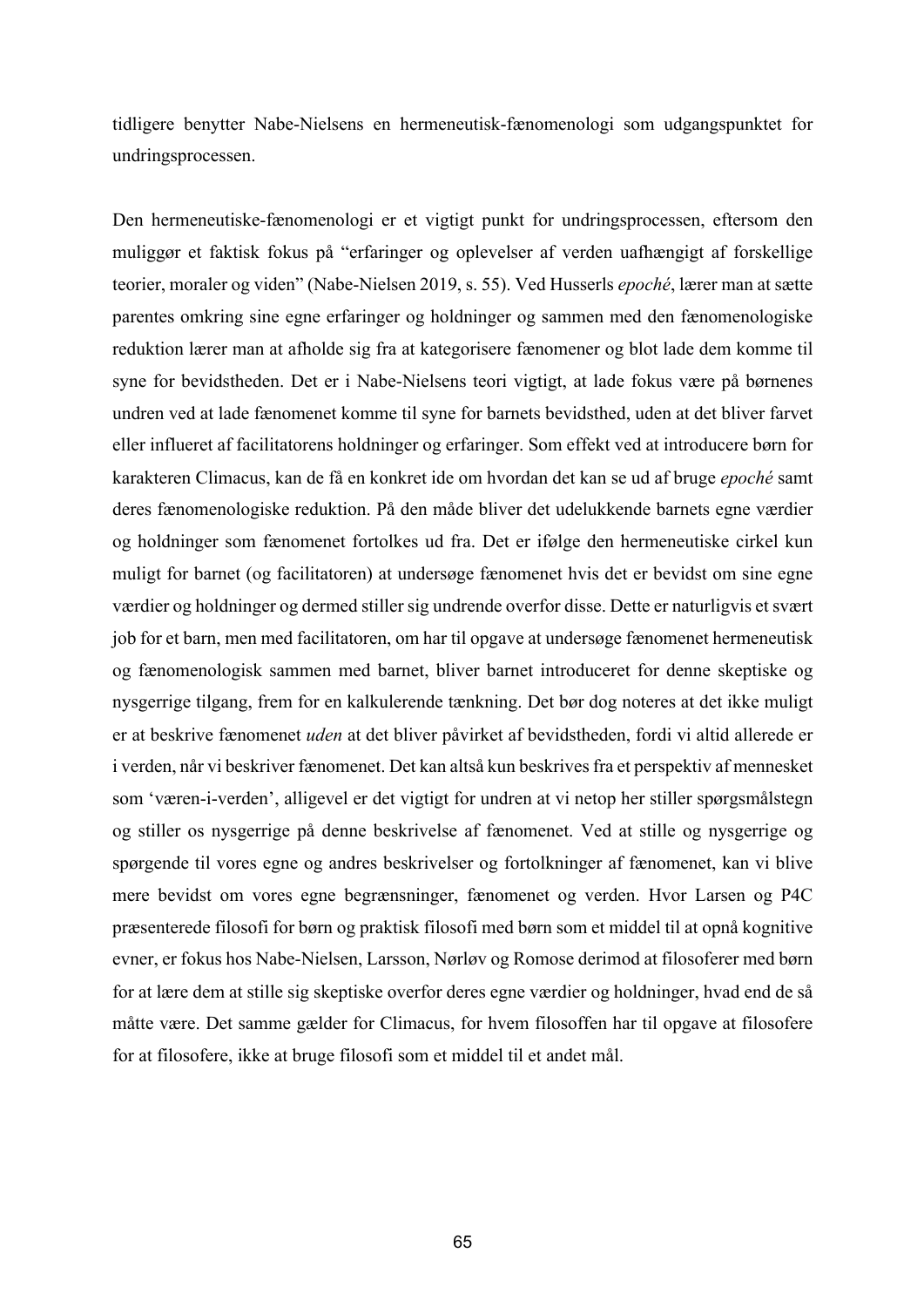tidligere benytter Nabe-Nielsens en hermeneutisk-fænomenologi som udgangspunktet for undringsprocessen.

Den hermeneutiske-fænomenologi er et vigtigt punkt for undringsprocessen, eftersom den muliggør et faktisk fokus på "erfaringer og oplevelser af verden uafhængigt af forskellige teorier, moraler og viden" (Nabe-Nielsen 2019, s. 55). Ved Husserls *epoché*, lærer man at sætte parentes omkring sine egne erfaringer og holdninger og sammen med den fænomenologiske reduktion lærer man at afholde sig fra at kategorisere fænomener og blot lade dem komme til syne for bevidstheden. Det er i Nabe-Nielsens teori vigtigt, at lade fokus være på børnenes undren ved at lade fænomenet komme til syne for barnets bevidsthed, uden at det bliver farvet eller influeret af facilitatorens holdninger og erfaringer. Som effekt ved at introducere børn for karakteren Climacus, kan de få en konkret ide om hvordan det kan se ud af bruge *epoché* samt deres fænomenologiske reduktion. På den måde bliver det udelukkende barnets egne værdier og holdninger som fænomenet fortolkes ud fra. Det er ifølge den hermeneutiske cirkel kun muligt for barnet (og facilitatoren) at undersøge fænomenet hvis det er bevidst om sine egne værdier og holdninger og dermed stiller sig undrende overfor disse. Dette er naturligvis et svært job for et barn, men med facilitatoren, om har til opgave at undersøge fænomenet hermeneutisk og fænomenologisk sammen med barnet, bliver barnet introduceret for denne skeptiske og nysgerrige tilgang, frem for en kalkulerende tænkning. Det bør dog noteres at det ikke muligt er at beskrive fænomenet *uden* at det bliver påvirket af bevidstheden, fordi vi altid allerede er i verden, når vi beskriver fænomenet. Det kan altså kun beskrives fra et perspektiv af mennesket som 'væren-i-verden', alligevel er det vigtigt for undren at vi netop her stiller spørgsmålstegn og stiller os nysgerrige på denne beskrivelse af fænomenet. Ved at stille og nysgerrige og spørgende til vores egne og andres beskrivelser og fortolkninger af fænomenet, kan vi blive mere bevidst om vores egne begrænsninger, fænomenet og verden. Hvor Larsen og P4C præsenterede filosofi for børn og praktisk filosofi med børn som et middel til at opnå kognitive evner, er fokus hos Nabe-Nielsen, Larsson, Nørløv og Romose derimod at filosoferer med børn for at lære dem at stille sig skeptiske overfor deres egne værdier og holdninger, hvad end de så måtte være. Det samme gælder for Climacus, for hvem filosoffen har til opgave at filosofere for at filosofere, ikke at bruge filosofi som et middel til et andet mål.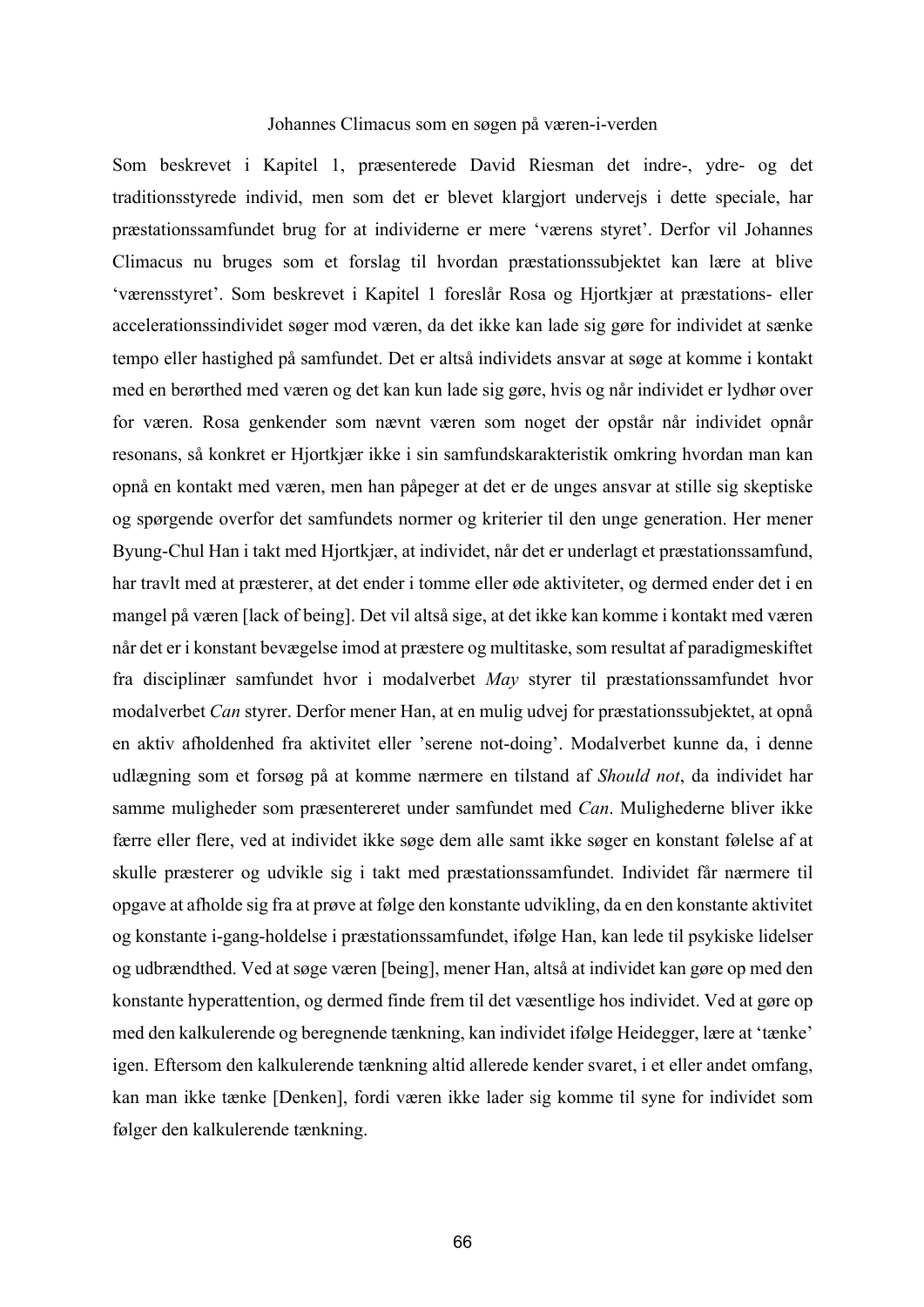### Johannes Climacus som en søgen på væren-i-verden

Som beskrevet i Kapitel 1, præsenterede David Riesman det indre-, ydre- og det traditionsstyrede individ, men som det er blevet klargjort undervejs i dette speciale, har præstationssamfundet brug for at individerne er mere 'værens styret'. Derfor vil Johannes Climacus nu bruges som et forslag til hvordan præstationssubjektet kan lære at blive 'værensstyret'. Som beskrevet i Kapitel 1 foreslår Rosa og Hjortkjær at præstations- eller accelerationssindividet søger mod væren, da det ikke kan lade sig gøre for individet at sænke tempo eller hastighed på samfundet. Det er altså individets ansvar at søge at komme i kontakt med en berørthed med væren og det kan kun lade sig gøre, hvis og når individet er lydhør over for væren. Rosa genkender som nævnt væren som noget der opstår når individet opnår resonans, så konkret er Hjortkjær ikke i sin samfundskarakteristik omkring hvordan man kan opnå en kontakt med væren, men han påpeger at det er de unges ansvar at stille sig skeptiske og spørgende overfor det samfundets normer og kriterier til den unge generation. Her mener Byung-Chul Han i takt med Hjortkjær, at individet, når det er underlagt et præstationssamfund, har travlt med at præsterer, at det ender i tomme eller øde aktiviteter, og dermed ender det i en mangel på væren [lack of being]. Det vil altså sige, at det ikke kan komme i kontakt med væren når det er i konstant bevægelse imod at præstere og multitaske, som resultat af paradigmeskiftet fra disciplinær samfundet hvor i modalverbet *May* styrer til præstationssamfundet hvor modalverbet *Can* styrer. Derfor mener Han, at en mulig udvej for præstationssubjektet, at opnå en aktiv afholdenhed fra aktivitet eller 'serene not-doing'. Modalverbet kunne da, i denne udlægning som et forsøg på at komme nærmere en tilstand af *Should not*, da individet har samme muligheder som præsentereret under samfundet med *Can*. Mulighederne bliver ikke færre eller flere, ved at individet ikke søge dem alle samt ikke søger en konstant følelse af at skulle præsterer og udvikle sig i takt med præstationssamfundet. Individet får nærmere til opgave at afholde sig fra at prøve at følge den konstante udvikling, da en den konstante aktivitet og konstante i-gang-holdelse i præstationssamfundet, ifølge Han, kan lede til psykiske lidelser og udbrændthed. Ved at søge væren [being], mener Han, altså at individet kan gøre op med den konstante hyperattention, og dermed finde frem til det væsentlige hos individet. Ved at gøre op med den kalkulerende og beregnende tænkning, kan individet ifølge Heidegger, lære at 'tænke' igen. Eftersom den kalkulerende tænkning altid allerede kender svaret, i et eller andet omfang, kan man ikke tænke [Denken], fordi væren ikke lader sig komme til syne for individet som følger den kalkulerende tænkning.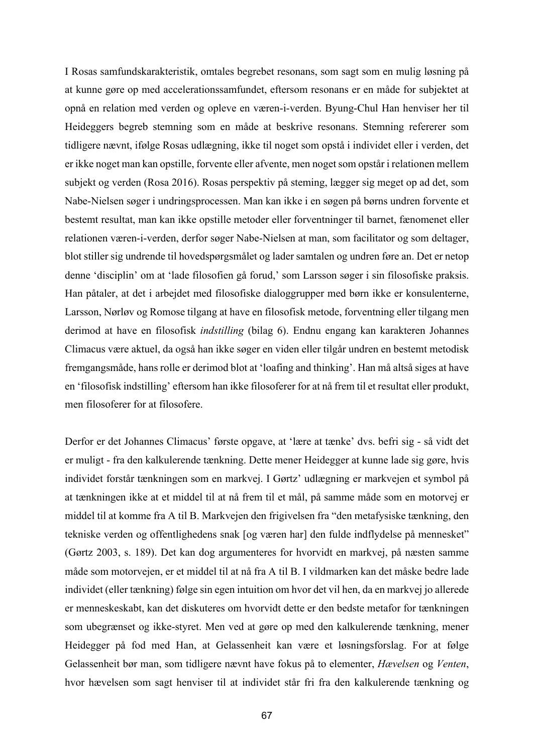I Rosas samfundskarakteristik, omtales begrebet resonans, som sagt som en mulig løsning på at kunne gøre op med accelerationssamfundet, eftersom resonans er en måde for subjektet at opnå en relation med verden og opleve en væren-i-verden. Byung-Chul Han henviser her til Heideggers begreb stemning som en måde at beskrive resonans. Stemning refererer som tidligere nævnt, ifølge Rosas udlægning, ikke til noget som opstå i individet eller i verden, det er ikke noget man kan opstille, forvente eller afvente, men noget som opstår i relationen mellem subjekt og verden (Rosa 2016). Rosas perspektiv på steming, lægger sig meget op ad det, som Nabe-Nielsen søger i undringsprocessen. Man kan ikke i en søgen på børns undren forvente et bestemt resultat, man kan ikke opstille metoder eller forventninger til barnet, fænomenet eller relationen væren-i-verden, derfor søger Nabe-Nielsen at man, som facilitator og som deltager, blot stiller sig undrende til hovedspørgsmålet og lader samtalen og undren føre an. Det er netop denne 'disciplin' om at 'lade filosofien gå forud,' som Larsson søger i sin filosofiske praksis. Han påtaler, at det i arbejdet med filosofiske dialoggrupper med børn ikke er konsulenterne, Larsson, Nørløv og Romose tilgang at have en filosofisk metode, forventning eller tilgang men derimod at have en filosofisk *indstilling* (bilag 6). Endnu engang kan karakteren Johannes Climacus være aktuel, da også han ikke søger en viden eller tilgår undren en bestemt metodisk fremgangsmåde, hans rolle er derimod blot at 'loafing and thinking'. Han må altså siges at have en 'filosofisk indstilling' eftersom han ikke filosoferer for at nå frem til et resultat eller produkt, men filosoferer for at filosofere.

Derfor er det Johannes Climacus' første opgave, at 'lære at tænke' dvs. befri sig - så vidt det er muligt - fra den kalkulerende tænkning. Dette mener Heidegger at kunne lade sig gøre, hvis individet forstår tænkningen som en markvej. I Gørtz' udlægning er markvejen et symbol på at tænkningen ikke at et middel til at nå frem til et mål, på samme måde som en motorvej er middel til at komme fra A til B. Markvejen den frigivelsen fra "den metafysiske tænkning, den tekniske verden og offentlighedens snak [og væren har] den fulde indflydelse på mennesket" (Gørtz 2003, s. 189). Det kan dog argumenteres for hvorvidt en markvej, på næsten samme måde som motorvejen, er et middel til at nå fra A til B. I vildmarken kan det måske bedre lade individet (eller tænkning) følge sin egen intuition om hvor det vil hen, da en markvej jo allerede er menneskeskabt, kan det diskuteres om hvorvidt dette er den bedste metafor for tænkningen som ubegrænset og ikke-styret. Men ved at gøre op med den kalkulerende tænkning, mener Heidegger på fod med Han, at Gelassenheit kan være et løsningsforslag. For at følge Gelassenheit bør man, som tidligere nævnt have fokus på to elementer, *Hævelsen* og *Venten*, hvor hævelsen som sagt henviser til at individet står fri fra den kalkulerende tænkning og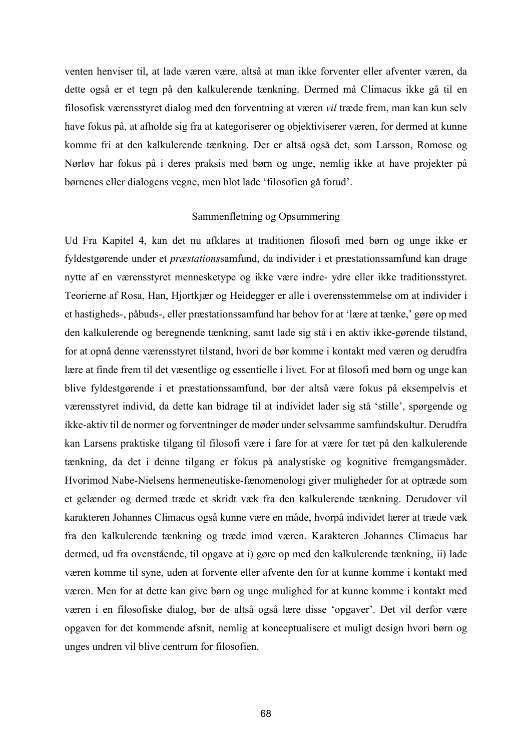venten henviser til, at lade væren være, altså at man ikke forventer eller afventer væren, da dette også er et tegn på den kalkulerende tænkning. Dermed må Climacus ikke gå til en filosofisk værensstyret dialog med den forventning at væren *vil* træde frem, man kan kun selv have fokus på, at afholde sig fra at kategoriserer og objektiviserer væren, for dermed at kunne komme fri at den kalkulerende tænkning. Der er altså også det, som Larsson, Romose og Nørløv har fokus på i deres praksis med børn og unge, nemlig ikke at have projekter på børnenes eller dialogens vegne, men blot lade 'filosofien gå forud'.

## Sammenfletning og Opsummering

Ud Fra Kapitel 4, kan det nu afklares at traditionen filosofi med børn og unge ikke er fyldestgørende under et *præstations*samfund, da individer i et præstationssamfund kan drage nytte af en værensstyret mennesketype og ikke være indre- ydre eller ikke traditionsstyret. Teorierne af Rosa, Han, Hjortkjær og Heidegger er alle i overensstemmelse om at individer i et hastigheds-, påbuds-, eller præstationssamfund har behov for at 'lære at tænke,' gøre op med den kalkulerende og beregnende tænkning, samt lade sig stå i en aktiv ikke-gørende tilstand, for at opnå denne værensstyret tilstand, hvori de bør komme i kontakt med væren og derudfra lære at finde frem til det væsentlige og essentielle i livet. For at filosofi med børn og unge kan blive fyldestgørende i et præstationssamfund, bør der altså være fokus på eksempelvis et værensstyret individ, da dette kan bidrage til at individet lader sig stå 'stille', spørgende og ikke-aktiv til de normer og forventninger de møder under selvsamme samfundskultur. Derudfra kan Larsens praktiske tilgang til filosofi være i fare for at være for tæt på den kalkulerende tænkning, da det i denne tilgang er fokus på analystiske og kognitive fremgangsmåder. Hvorimod Nabe-Nielsens hermeneutiske-fænomenologi giver muligheder for at optræde som et gelænder og dermed træde et skridt væk fra den kalkulerende tænkning. Derudover vil karakteren Johannes Climacus også kunne være en måde, hvorpå individet lærer at træde væk fra den kalkulerende tænkning og træde imod væren. Karakteren Johannes Climacus har dermed, ud fra ovenstående, til opgave at i) gøre op med den kalkulerende tænkning, ii) lade væren komme til syne, uden at forvente eller afvente den for at kunne komme i kontakt med væren. Men for at dette kan give børn og unge mulighed for at kunne komme i kontakt med væren i en filosofiske dialog, bør de altså også lære disse 'opgaver'. Det vil derfor være opgaven for det kommende afsnit, nemlig at konceptualisere et muligt design hvori børn og unges undren vil blive centrum for filosofien.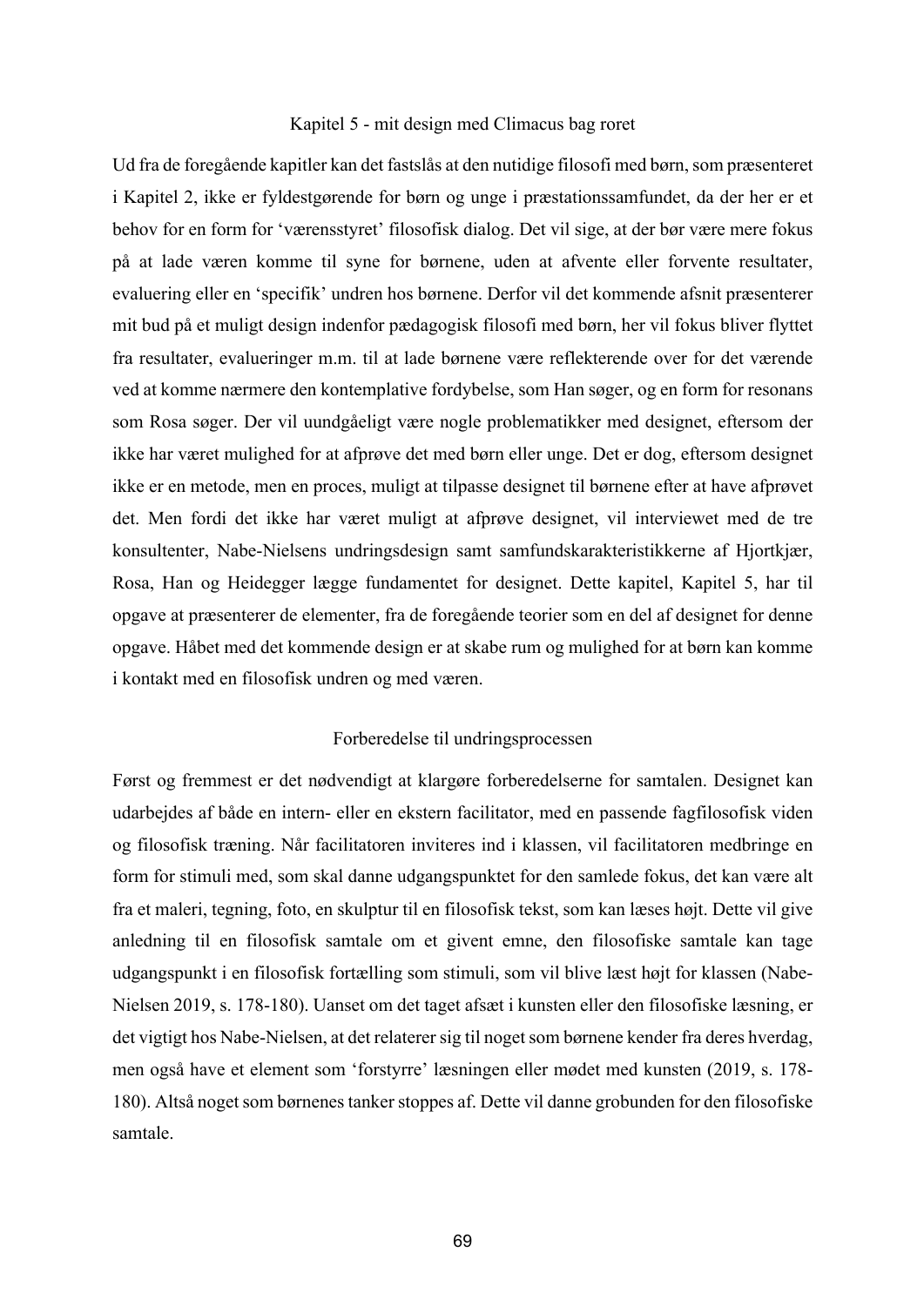## Kapitel 5 - mit design med Climacus bag roret

Ud fra de foregående kapitler kan det fastslås at den nutidige filosofi med børn, som præsenteret i Kapitel 2, ikke er fyldestgørende for børn og unge i præstationssamfundet, da der her er et behov for en form for 'værensstyret' filosofisk dialog. Det vil sige, at der bør være mere fokus på at lade væren komme til syne for børnene, uden at afvente eller forvente resultater, evaluering eller en 'specifik' undren hos børnene. Derfor vil det kommende afsnit præsenterer mit bud på et muligt design indenfor pædagogisk filosofi med børn, her vil fokus bliver flyttet fra resultater, evalueringer m.m. til at lade børnene være reflekterende over for det værende ved at komme nærmere den kontemplative fordybelse, som Han søger, og en form for resonans som Rosa søger. Der vil uundgåeligt være nogle problematikker med designet, eftersom der ikke har været mulighed for at afprøve det med børn eller unge. Det er dog, eftersom designet ikke er en metode, men en proces, muligt at tilpasse designet til børnene efter at have afprøvet det. Men fordi det ikke har været muligt at afprøve designet, vil interviewet med de tre konsultenter, Nabe-Nielsens undringsdesign samt samfundskarakteristikkerne af Hjortkjær, Rosa, Han og Heidegger lægge fundamentet for designet. Dette kapitel, Kapitel 5, har til opgave at præsenterer de elementer, fra de foregående teorier som en del af designet for denne opgave. Håbet med det kommende design er at skabe rum og mulighed for at børn kan komme i kontakt med en filosofisk undren og med væren.

### Forberedelse til undringsprocessen

Først og fremmest er det nødvendigt at klargøre forberedelserne for samtalen. Designet kan udarbejdes af både en intern- eller en ekstern facilitator, med en passende fagfilosofisk viden og filosofisk træning. Når facilitatoren inviteres ind i klassen, vil facilitatoren medbringe en form for stimuli med, som skal danne udgangspunktet for den samlede fokus, det kan være alt fra et maleri, tegning, foto, en skulptur til en filosofisk tekst, som kan læses højt. Dette vil give anledning til en filosofisk samtale om et givent emne, den filosofiske samtale kan tage udgangspunkt i en filosofisk fortælling som stimuli, som vil blive læst højt for klassen (Nabe-Nielsen 2019, s. 178-180). Uanset om det taget afsæt i kunsten eller den filosofiske læsning, er det vigtigt hos Nabe-Nielsen, at det relaterer sig til noget som børnene kender fra deres hverdag, men også have et element som 'forstyrre' læsningen eller mødet med kunsten (2019, s. 178-180). Altså noget som børnenes tanker stoppes af. Dette vil danne grobunden for den filosofiske samtale.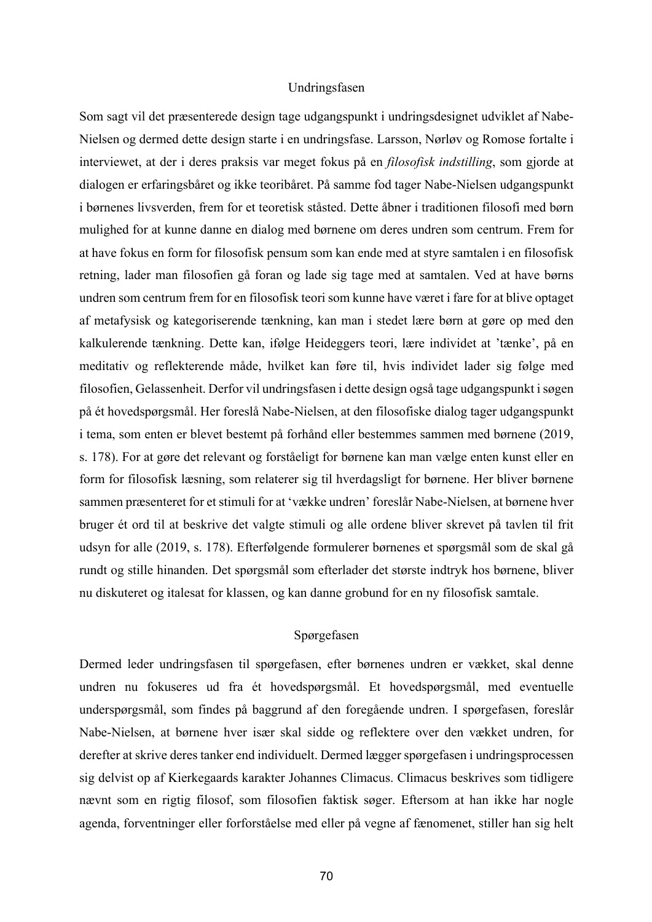### Undringsfasen

Som sagt vil det præsenterede design tage udgangspunkt i undringsdesignet udviklet af Nabe-Nielsen og dermed dette design starte i en undringsfase. Larsson, Nørløv og Romose fortalte i interviewet, at der i deres praksis var meget fokus på en *filosofisk indstilling*, som gjorde at dialogen er erfaringsbåret og ikke teoribåret. På samme fod tager Nabe-Nielsen udgangspunkt i børnenes livsverden, frem for et teoretisk ståsted. Dette åbner i traditionen filosofi med børn mulighed for at kunne danne en dialog med børnene om deres undren som centrum. Frem for at have fokus en form for filosofisk pensum som kan ende med at styre samtalen i en filosofisk retning, lader man filosofien gå foran og lade sig tage med at samtalen. Ved at have børns undren som centrum frem for en filosofisk teori som kunne have været i fare for at blive optaget af metafysisk og kategoriserende tænkning, kan man i stedet lære børn at gøre op med den kalkulerende tænkning. Dette kan, ifølge Heideggers teori, lære individet at 'tænke', på en meditativ og reflekterende måde, hvilket kan føre til, hvis individet lader sig følge med filosofien, Gelassenheit. Derfor vil undringsfasen i dette design også tage udgangspunkt i søgen på ét hovedspørgsmål. Her foreslå Nabe-Nielsen, at den filosofiske dialog tager udgangspunkt i tema, som enten er blevet bestemt på forhånd eller bestemmes sammen med børnene (2019, s. 178). For at gøre det relevant og forståeligt for børnene kan man vælge enten kunst eller en form for filosofisk læsning, som relaterer sig til hverdagsligt for børnene. Her bliver børnene sammen præsenteret for et stimuli for at 'vække undren' foreslår Nabe-Nielsen, at børnene hver bruger ét ord til at beskrive det valgte stimuli og alle ordene bliver skrevet på tavlen til frit udsyn for alle (2019, s. 178). Efterfølgende formulerer børnenes et spørgsmål som de skal gå rundt og stille hinanden. Det spørgsmål som efterlader det største indtryk hos børnene, bliver nu diskuteret og italesat for klassen, og kan danne grobund for en ny filosofisk samtale.

### Spørgefasen

Dermed leder undringsfasen til spørgefasen, efter børnenes undren er vækket, skal denne undren nu fokuseres ud fra ét hovedspørgsmål. Et hovedspørgsmål, med eventuelle underspørgsmål, som findes på baggrund af den foregående undren. I spørgefasen, foreslår Nabe-Nielsen, at børnene hver især skal sidde og reflektere over den vækket undren, for derefter at skrive deres tanker end individuelt. Dermed lægger spørgefasen i undringsprocessen sig delvist op af Kierkegaards karakter Johannes Climacus. Climacus beskrives som tidligere nævnt som en rigtig filosof, som filosofien faktisk søger. Eftersom at han ikke har nogle agenda, forventninger eller forforståelse med eller på vegne af fænomenet, stiller han sig helt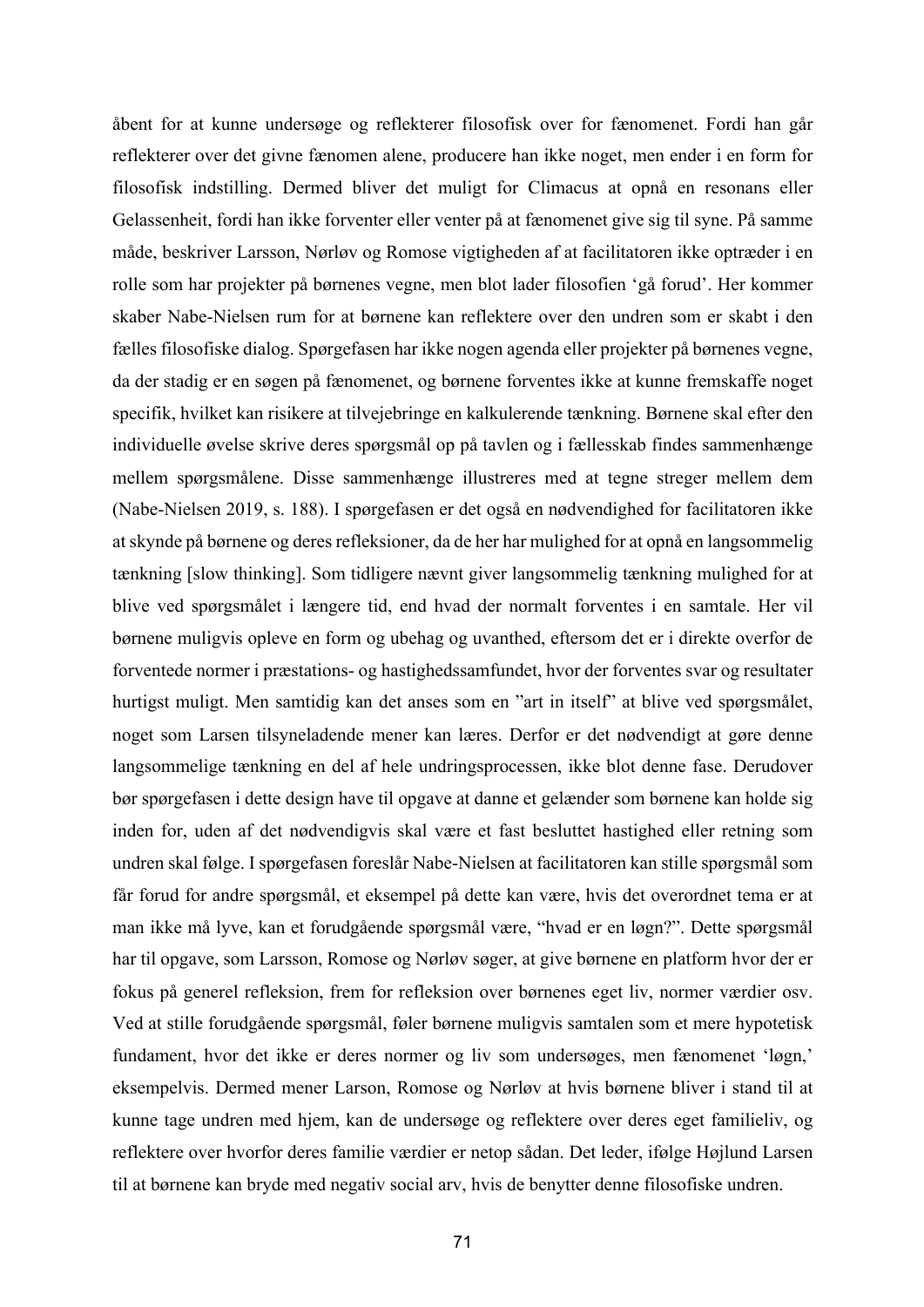åbent for at kunne undersøge og reflekterer filosofisk over for fænomenet. Fordi han går reflekterer over det givne fænomen alene, producere han ikke noget, men ender i en form for filosofisk indstilling. Dermed bliver det muligt for Climacus at opnå en resonans eller Gelassenheit, fordi han ikke forventer eller venter på at fænomenet give sig til syne. På samme måde, beskriver Larsson, Nørløv og Romose vigtigheden af at facilitatoren ikke optræder i en rolle som har projekter på børnenes vegne, men blot lader filosofien 'gå forud'. Her kommer skaber Nabe-Nielsen rum for at børnene kan reflektere over den undren som er skabt i den fælles filosofiske dialog. Spørgefasen har ikke nogen agenda eller projekter på børnenes vegne, da der stadig er en søgen på fænomenet, og børnene forventes ikke at kunne fremskaffe noget specifik, hvilket kan risikere at tilvejebringe en kalkulerende tænkning. Børnene skal efter den individuelle øvelse skrive deres spørgsmål op på tavlen og i fællesskab findes sammenhænge mellem spørgsmålene. Disse sammenhænge illustreres med at tegne streger mellem dem (Nabe-Nielsen 2019, s. 188). I spørgefasen er det også en nødvendighed for facilitatoren ikke at skynde på børnene og deres refleksioner, da de her har mulighed for at opnå en langsommelig tænkning [slow thinking]. Som tidligere nævnt giver langsommelig tænkning mulighed for at blive ved spørgsmålet i længere tid, end hvad der normalt forventes i en samtale. Her vil børnene muligvis opleve en form og ubehag og uvanthed, eftersom det er i direkte overfor de forventede normer i præstations- og hastighedssamfundet, hvor der forventes svar og resultater hurtigst muligt. Men samtidig kan det anses som en "art in itself" at blive ved spørgsmålet, noget som Larsen tilsyneladende mener kan læres. Derfor er det nødvendigt at gøre denne langsommelige tænkning en del af hele undringsprocessen, ikke blot denne fase. Derudover bør spørgefasen i dette design have til opgave at danne et gelænder som børnene kan holde sig inden for, uden af det nødvendigvis skal være et fast besluttet hastighed eller retning som undren skal følge. I spørgefasen foreslår Nabe-Nielsen at facilitatoren kan stille spørgsmål som får forud for andre spørgsmål, et eksempel på dette kan være, hvis det overordnet tema er at man ikke må lyve, kan et forudgående spørgsmål være, "hvad er en løgn?". Dette spørgsmål har til opgave, som Larsson, Romose og Nørløv søger, at give børnene en platform hvor der er fokus på generel refleksion, frem for refleksion over børnenes eget liv, normer værdier osv. Ved at stille forudgående spørgsmål, føler børnene muligvis samtalen som et mere hypotetisk fundament, hvor det ikke er deres normer og liv som undersøges, men fænomenet 'løgn,' eksempelvis. Dermed mener Larson, Romose og Nørløv at hvis børnene bliver i stand til at kunne tage undren med hjem, kan de undersøge og reflektere over deres eget familieliv, og reflektere over hvorfor deres familie værdier er netop sådan. Det leder, ifølge Højlund Larsen til at børnene kan bryde med negativ social arv, hvis de benytter denne filosofiske undren.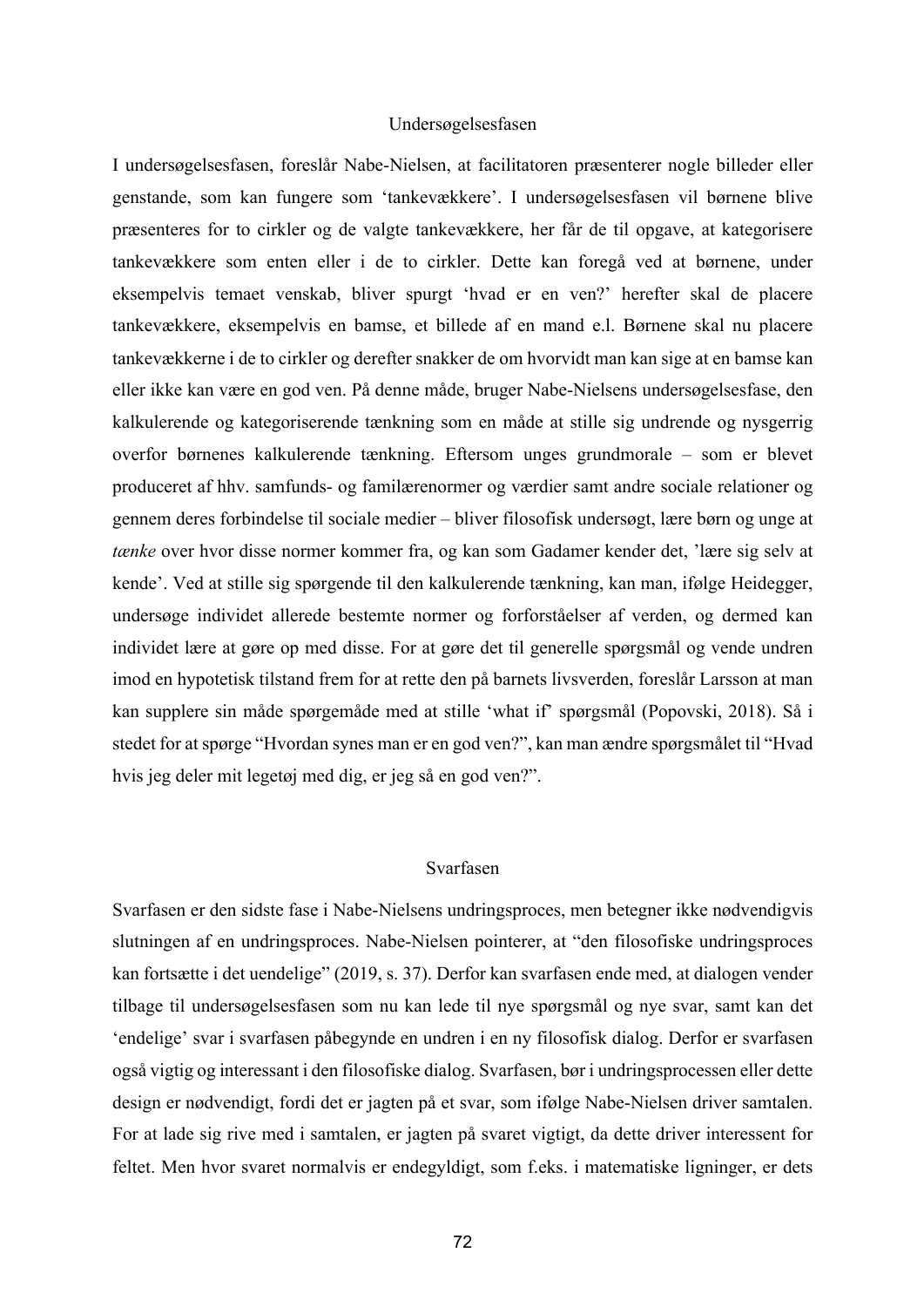### Undersøgelsesfasen

I undersøgelsesfasen, foreslår Nabe-Nielsen, at facilitatoren præsenterer nogle billeder eller genstande, som kan fungere som 'tankevækkere'. I undersøgelsesfasen vil børnene blive præsenteres for to cirkler og de valgte tankevækkere, her får de til opgave, at kategorisere tankevækkere som enten eller i de to cirkler. Dette kan foregå ved at børnene, under eksempelvis temaet venskab, bliver spurgt 'hvad er en ven?' herefter skal de placere tankevækkere, eksempelvis en bamse, et billede af en mand e.l. Børnene skal nu placere tankevækkerne i de to cirkler og derefter snakker de om hvorvidt man kan sige at en bamse kan eller ikke kan være en god ven. På denne måde, bruger Nabe-Nielsens undersøgelsesfase, den kalkulerende og kategoriserende tænkning som en måde at stille sig undrende og nysgerrig overfor børnenes kalkulerende tænkning. Eftersom unges grundmorale – som er blevet produceret af hhv. samfunds- og familærenormer og værdier samt andre sociale relationer og gennem deres forbindelse til sociale medier – bliver filosofisk undersøgt, lære børn og unge at *tænke* over hvor disse normer kommer fra, og kan som Gadamer kender det, 'lære sig selv at kende'. Ved at stille sig spørgende til den kalkulerende tænkning, kan man, ifølge Heidegger, undersøge individet allerede bestemte normer og forforståelser af verden, og dermed kan individet lære at gøre op med disse. For at gøre det til generelle spørgsmål og vende undren imod en hypotetisk tilstand frem for at rette den på barnets livsverden, foreslår Larsson at man kan supplere sin måde spørgemåde med at stille 'what if' spørgsmål (Popovski, 2018). Så i stedet for at spørge "Hvordan synes man er en god ven?", kan man ændre spørgsmålet til "Hvad hvis jeg deler mit legetøj med dig, er jeg så en god ven?".

### Svarfasen

Svarfasen er den sidste fase i Nabe-Nielsens undringsproces, men betegner ikke nødvendigvis slutningen af en undringsproces. Nabe-Nielsen pointerer, at "den filosofiske undringsproces kan fortsætte i det uendelige" (2019, s. 37). Derfor kan svarfasen ende med, at dialogen vender tilbage til undersøgelsesfasen som nu kan lede til nye spørgsmål og nye svar, samt kan det 'endelige' svar i svarfasen påbegynde en undren i en ny filosofisk dialog. Derfor er svarfasen også vigtig og interessant i den filosofiske dialog. Svarfasen, bør i undringsprocessen eller dette design er nødvendigt, fordi det er jagten på et svar, som ifølge Nabe-Nielsen driver samtalen. For at lade sig rive med i samtalen, er jagten på svaret vigtigt, da dette driver interessent for feltet. Men hvor svaret normalvis er endegyldigt, som f.eks. i matematiske ligninger, er dets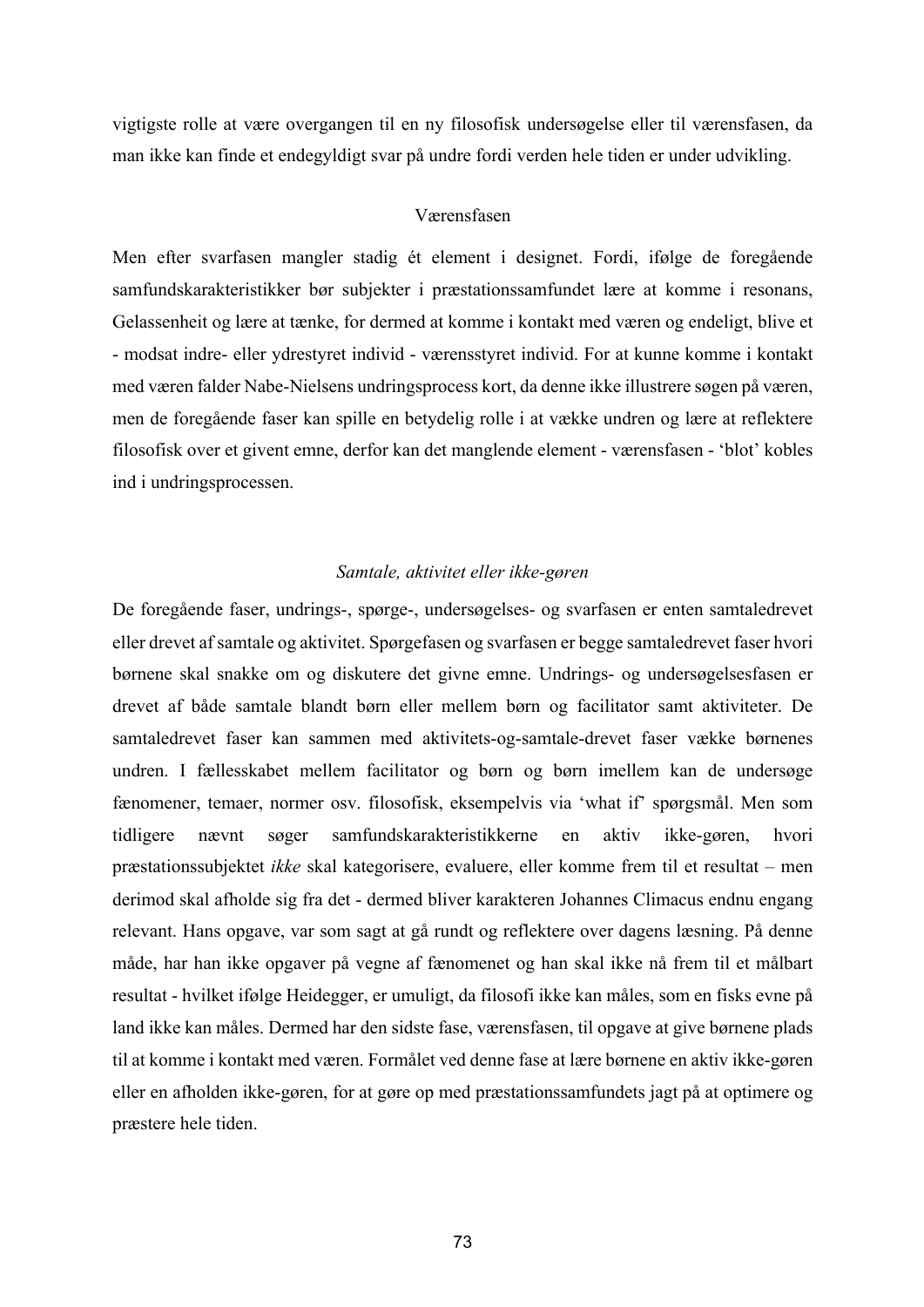vigtigste rolle at være overgangen til en ny filosofisk undersøgelse eller til værensfasen, da man ikke kan finde et endegyldigt svar på undre fordi verden hele tiden er under udvikling.

## Værensfasen

Men efter svarfasen mangler stadig ét element i designet. Fordi, ifølge de foregående samfundskarakteristikker bør subjekter i præstationssamfundet lære at komme i resonans, Gelassenheit og lære at tænke, for dermed at komme i kontakt med væren og endeligt, blive et - modsat indre- eller ydrestyret individ - værensstyret individ. For at kunne komme i kontakt med væren falder Nabe-Nielsens undringsprocess kort, da denne ikke illustrere søgen på væren, men de foregående faser kan spille en betydelig rolle i at vække undren og lære at reflektere filosofisk over et givent emne, derfor kan det manglende element - værensfasen - 'blot' kobles ind i undringsprocessen.

### *Samtale, aktivitet eller ikke-gøren*

De foregående faser, undrings-, spørge-, undersøgelses- og svarfasen er enten samtaledrevet eller drevet af samtale og aktivitet. Spørgefasen og svarfasen er begge samtaledrevet faser hvori børnene skal snakke om og diskutere det givne emne. Undrings- og undersøgelsesfasen er drevet af både samtale blandt børn eller mellem børn og facilitator samt aktiviteter. De samtaledrevet faser kan sammen med aktivitets-og-samtale-drevet faser vække børnenes undren. I fællesskabet mellem facilitator og børn og børn imellem kan de undersøge fænomener, temaer, normer osv. filosofisk, eksempelvis via 'what if' spørgsmål. Men som tidligere nævnt søger samfundskarakteristikkerne en aktiv ikke-gøren, hvori præstationssubjektet *ikke* skal kategorisere, evaluere, eller komme frem til et resultat – men derimod skal afholde sig fra det - dermed bliver karakteren Johannes Climacus endnu engang relevant. Hans opgave, var som sagt at gå rundt og reflektere over dagens læsning. På denne måde, har han ikke opgaver på vegne af fænomenet og han skal ikke nå frem til et målbart resultat - hvilket ifølge Heidegger, er umuligt, da filosofi ikke kan måles, som en fisks evne på land ikke kan måles. Dermed har den sidste fase, værensfasen, til opgave at give børnene plads til at komme i kontakt med væren. Formålet ved denne fase at lære børnene en aktiv ikke-gøren eller en afholden ikke-gøren, for at gøre op med præstationssamfundets jagt på at optimere og præstere hele tiden.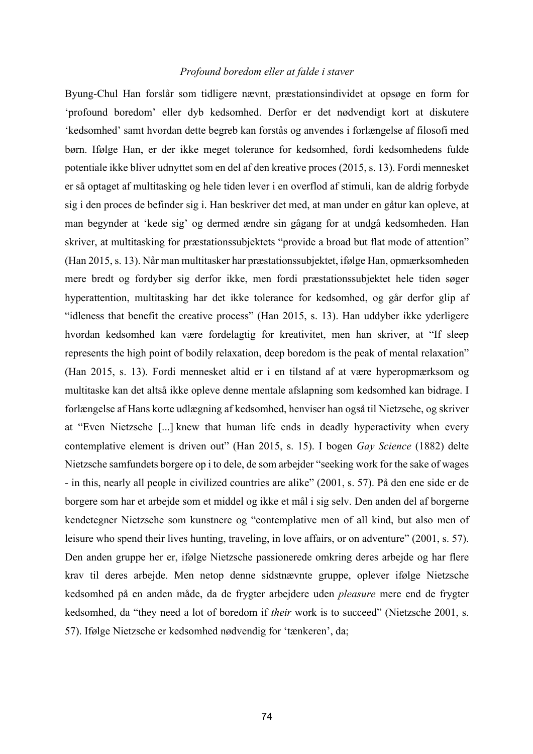*Profound boredom eller at falde i staver*

Byung-Chul Han forslår som tidligere nævnt, præstationsindividet at opsøge en form for 'profound boredom' eller dyb kedsomhed. Derfor er det nødvendigt kort at diskutere 'kedsomhed' samt hvordan dette begreb kan forstås og anvendes i forlængelse af filosofi med børn. Ifølge Han, er der ikke meget tolerance for kedsomhed, fordi kedsomhedens fulde potentiale ikke bliver udnyttet som en del af den kreative proces (2015, s. 13). Fordi mennesket er så optaget af multitasking og hele tiden lever i en overflod af stimuli, kan de aldrig forbyde sig i den proces de befinder sig i. Han beskriver det med, at man under en gåtur kan opleve, at man begynder at 'kede sig' og dermed ændre sin gågang for at undgå kedsomheden. Han skriver, at multitasking for præstationssubjektets "provide a broad but flat mode of attention" (Han 2015, s. 13). Når man multitasker har præstationssubjektet, ifølge Han, opmærksomheden mere bredt og fordyber sig derfor ikke, men fordi præstationssubjektet hele tiden søger hyperattention, multitasking har det ikke tolerance for kedsomhed, og går derfor glip af "idleness that benefit the creative process" (Han 2015, s. 13). Han uddyber ikke yderligere hvordan kedsomhed kan være fordelagtig for kreativitet, men han skriver, at "If sleep represents the high point of bodily relaxation, deep boredom is the peak of mental relaxation" (Han 2015, s. 13). Fordi mennesket altid er i en tilstand af at være hyperopmærksom og multitaske kan det altså ikke opleve denne mentale afslapning som kedsomhed kan bidrage. I forlængelse af Hans korte udlægning af kedsomhed, henviser han også til Nietzsche, og skriver at "Even Nietzsche [...] knew that human life ends in deadly hyperactivity when every contemplative element is driven out" (Han 2015, s. 15). I bogen *Gay Science* (1882) delte Nietzsche samfundets borgere op i to dele, de som arbejder "seeking work for the sake of wages - in this, nearly all people in civilized countries are alike" (2001, s. 57). På den ene side er de borgere som har et arbejde som et middel og ikke et mål i sig selv. Den anden del af borgerne kendetegner Nietzsche som kunstnere og "contemplative men of all kind, but also men of leisure who spend their lives hunting, traveling, in love affairs, or on adventure" (2001, s. 57). Den anden gruppe her er, ifølge Nietzsche passionerede omkring deres arbejde og har flere krav til deres arbejde. Men netop denne sidstnævnte gruppe, oplever ifølge Nietzsche kedsomhed på en anden måde, da de frygter arbejdere uden *pleasure* mere end de frygter kedsomhed, da "they need a lot of boredom if *their* work is to succeed" (Nietzsche 2001, s. 57). Ifølge Nietzsche er kedsomhed nødvendig for 'tænkeren', da;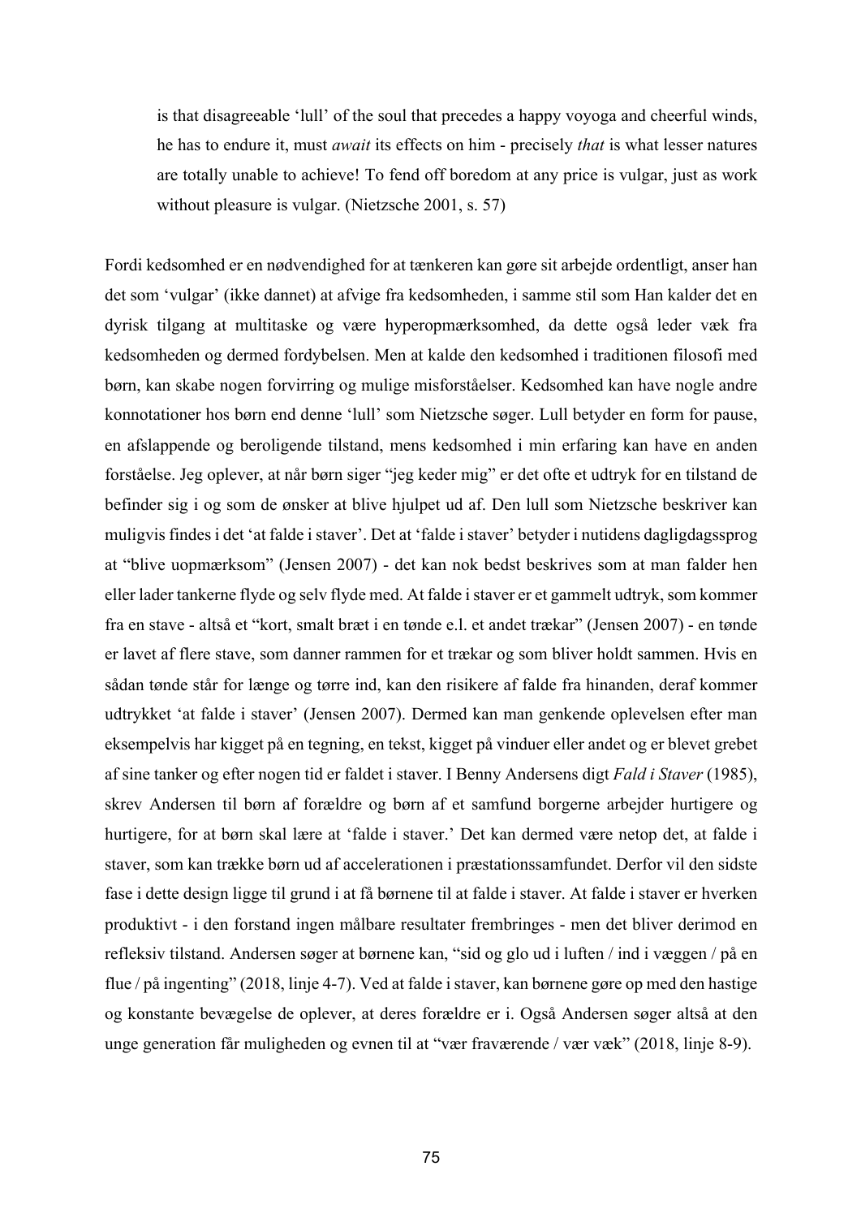> is that disagreeable 'lull' of the soul that precedes a happy voyoga and cheerful winds, he has to endure it, must *await* its effects on him - precisely *that* is what lesser natures are totally unable to achieve! To fend off boredom at any price is vulgar, just as work without pleasure is vulgar. (Nietzsche 2001, s. 57)

Fordi kedsomhed er en nødvendighed for at tænkeren kan gøre sit arbejde ordentligt, anser han det som 'vulgar' (ikke dannet) at afvige fra kedsomheden, i samme stil som Han kalder det en dyrisk tilgang at multitaske og være hyperopmærksomhed, da dette også leder væk fra kedsomheden og dermed fordybelsen. Men at kalde den kedsomhed i traditionen filosofi med børn, kan skabe nogen forvirring og mulige misforståelser. Kedsomhed kan have nogle andre konnotationer hos børn end denne 'lull' som Nietzsche søger. Lull betyder en form for pause, en afslappende og beroligende tilstand, mens kedsomhed i min erfaring kan have en anden forståelse. Jeg oplever, at når børn siger "jeg keder mig" er det ofte et udtryk for en tilstand de befinder sig i og som de ønsker at blive hjulpet ud af. Den lull som Nietzsche beskriver kan muligvis findes i det 'at falde i staver'. Det at 'falde i staver' betyder i nutidens dagligdagssprog at "blive uopmærksom" (Jensen 2007) - det kan nok bedst beskrives som at man falder hen eller lader tankerne flyde og selv flyde med. At falde i staver er et gammelt udtryk, som kommer fra en stave - altså et "kort, smalt bræt i en tønde e.l. et andet trækar" (Jensen 2007) - en tønde er lavet af flere stave, som danner rammen for et trækar og som bliver holdt sammen. Hvis en sådan tønde står for længe og tørre ind, kan den risikere af falde fra hinanden, deraf kommer udtrykket 'at falde i staver' (Jensen 2007). Dermed kan man genkende oplevelsen efter man eksempelvis har kigget på en tegning, en tekst, kigget på vinduer eller andet og er blevet grebet af sine tanker og efter nogen tid er faldet i staver. I Benny Andersens digt *Fald i Staver* (1985), skrev Andersen til børn af forældre og børn af et samfund borgerne arbejder hurtigere og hurtigere, for at børn skal lære at 'falde i staver.' Det kan dermed være netop det, at falde i staver, som kan trække børn ud af accelerationen i præstationssamfundet. Derfor vil den sidste fase i dette design ligge til grund i at få børnene til at falde i staver. At falde i staver er hverken produktivt - i den forstand ingen målbare resultater frembringes - men det bliver derimod en refleksiv tilstand. Andersen søger at børnene kan, "sid og glo ud i luften / ind i væggen / på en flue / på ingenting" (2018, linje 4-7). Ved at falde i staver, kan børnene gøre op med den hastige og konstante bevægelse de oplever, at deres forældre er i. Også Andersen søger altså at den unge generation får muligheden og evnen til at "vær fraværende / vær væk" (2018, linje 8-9).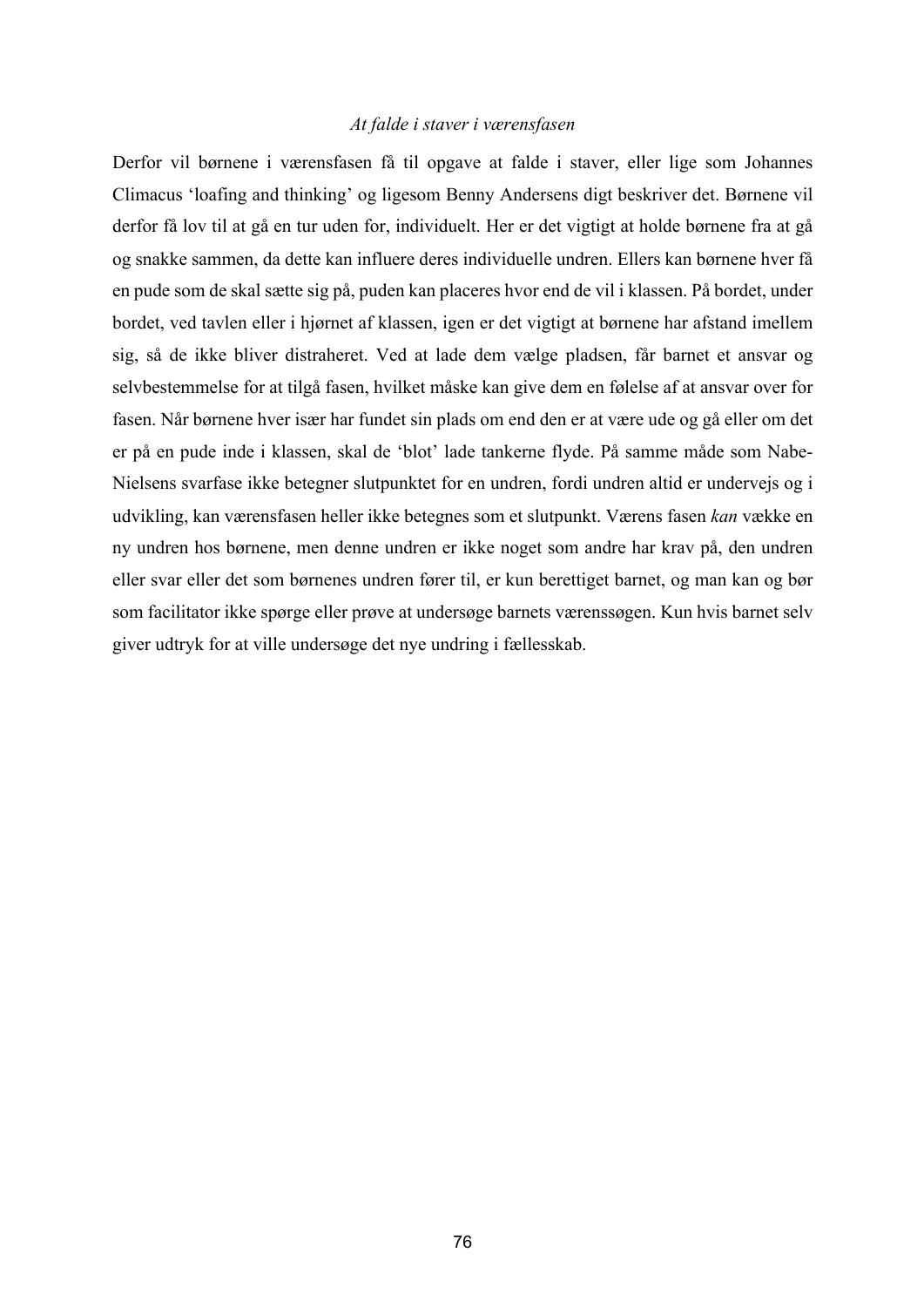*At falde i staver i værensfasen*

Derfor vil børnene i værensfasen få til opgave at falde i staver, eller lige som Johannes Climacus 'loafing and thinking' og ligesom Benny Andersens digt beskriver det. Børnene vil derfor få lov til at gå en tur uden for, individuelt. Her er det vigtigt at holde børnene fra at gå og snakke sammen, da dette kan influere deres individuelle undren. Ellers kan børnene hver få en pude som de skal sætte sig på, puden kan placeres hvor end de vil i klassen. På bordet, under bordet, ved tavlen eller i hjørnet af klassen, igen er det vigtigt at børnene har afstand imellem sig, så de ikke bliver distraheret. Ved at lade dem vælge pladsen, får barnet et ansvar og selvbestemmelse for at tilgå fasen, hvilket måske kan give dem en følelse af at ansvar over for fasen. Når børnene hver især har fundet sin plads om end den er at være ude og gå eller om det er på en pude inde i klassen, skal de 'blot' lade tankerne flyde. På samme måde som Nabe-Nielsens svarfase ikke betegner slutpunktet for en undren, fordi undren altid er undervejs og i udvikling, kan værensfasen heller ikke betegnes som et slutpunkt. Værens fasen *kan* vække en ny undren hos børnene, men denne undren er ikke noget som andre har krav på, den undren eller svar eller det som børnenes undren fører til, er kun berettiget barnet, og man kan og bør som facilitator ikke spørge eller prøve at undersøge barnets værenssøgen. Kun hvis barnet selv giver udtryk for at ville undersøge det nye undring i fællesskab.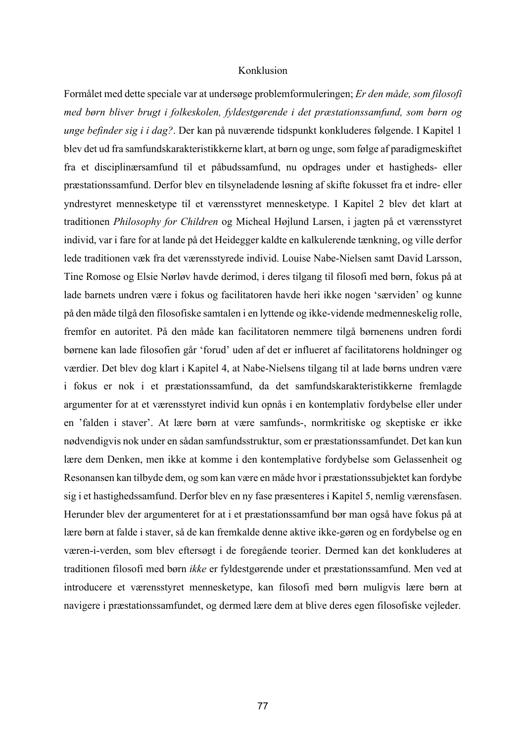# Konklusion

Formålet med dette speciale var at undersøge problemformuleringen; *Er den måde, som filosofi med børn bliver brugt i folkeskolen, fyldestgørende i det præstationssamfund, som børn og unge befinder sig i i dag?*. Der kan på nuværende tidspunkt konkluderes følgende. I Kapitel 1 blev det ud fra samfundskarakteristikkerne klart, at børn og unge, som følge af paradigmeskiftet fra et disciplinærsamfund til et påbudssamfund, nu opdrages under et hastigheds- eller præstationssamfund. Derfor blev en tilsyneladende løsning af skifte fokusset fra et indre- eller yndrestyret mennesketype til et værensstyret mennesketype. I Kapitel 2 blev det klart at traditionen *Philosophy for Children* og Micheal Højlund Larsen, i jagten på et værensstyret individ, var i fare for at lande på det Heidegger kaldte en kalkulerende tænkning, og ville derfor lede traditionen væk fra det værensstyrede individ. Louise Nabe-Nielsen samt David Larsson, Tine Romose og Elsie Nørløv havde derimod, i deres tilgang til filosofi med børn, fokus på at lade barnets undren være i fokus og facilitatoren havde heri ikke nogen 'særviden' og kunne på den måde tilgå den filosofiske samtalen i en lyttende og ikke-vidende medmenneskelig rolle, fremfor en autoritet. På den måde kan facilitatoren nemmere tilgå børnenens undren fordi børnene kan lade filosofien går 'forud' uden af det er influeret af facilitatorens holdninger og værdier. Det blev dog klart i Kapitel 4, at Nabe-Nielsens tilgang til at lade børns undren være i fokus er nok i et præstationssamfund, da det samfundskarakteristikkerne fremlagde argumenter for at et værensstyret individ kun opnås i en kontemplativ fordybelse eller under en 'falden i staver'. At lære børn at være samfunds-, normkritiske og skeptiske er ikke nødvendigvis nok under en sådan samfundsstruktur, som er præstationssamfundet. Det kan kun lære dem Denken, men ikke at komme i den kontemplative fordybelse som Gelassenheit og Resonansen kan tilbyde dem, og som kan være en måde hvor i præstationssubjektet kan fordybe sig i et hastighedssamfund. Derfor blev en ny fase præsenteres i Kapitel 5, nemlig værensfasen. Herunder blev der argumenteret for at i et præstationssamfund bør man også have fokus på at lære børn at falde i staver, så de kan fremkalde denne aktive ikke-gøren og en fordybelse og en væren-i-verden, som blev eftersøgt i de foregående teorier. Dermed kan det konkluderes at traditionen filosofi med børn *ikke* er fyldestgørende under et præstationssamfund. Men ved at introducere et værensstyret mennesketype, kan filosofi med børn muligvis lære børn at navigere i præstationssamfundet, og dermed lære dem at blive deres egen filosofiske vejleder.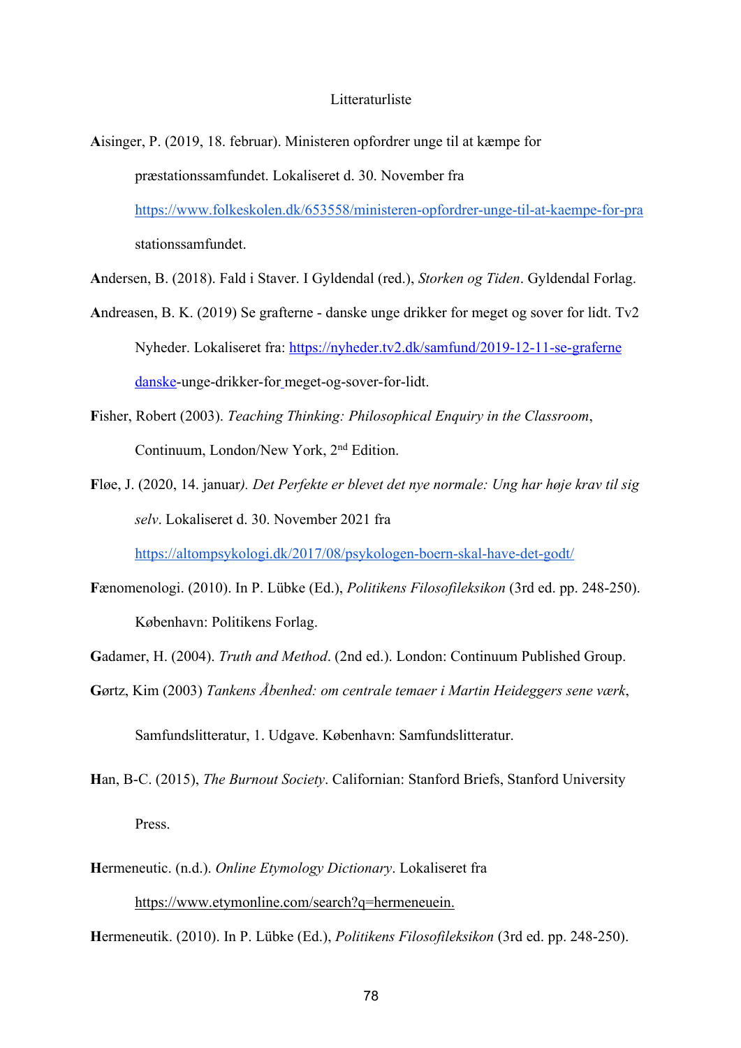Litteraturliste

**A**isinger, P. (2019, 18. februar). Ministeren opfordrer unge til at kæmpe for præstationssamfundet. Lokaliseret d. 30. November fra https://www.folkeskolen.dk/653558/ministeren-opfordrer-unge-til-at-kaempe-for-prastationssamfundet.

**A**ndersen, B. (2018). Fald i Staver. I Gyldendal (red.), *Storken og Tiden*. Gyldendal Forlag.

**A**ndreasen, B. K. (2019) Se grafterne - danske unge drikker for meget og sover for lidt. Tv2 Nyheder. Lokaliseret fra: https://nyheder.tv2.dk/samfund/2019-12-11-se-graferne danske-unge-drikker-for meget-og-sover-for-lidt.

**F**isher, Robert (2003). *Teaching Thinking: Philosophical Enquiry in the Classroom*, Continuum, London/New York, 2nd Edition.

**F**løe, J. (2020, 14. januar*). Det Perfekte er blevet det nye normale: Ung har høje krav til sig selv*. Lokaliseret d. 30. November 2021 fra https://altompsykologi.dk/2017/08/psykologen-boern-skal-have-det-godt/

**F**ænomenologi. (2010). In P. Lübke (Ed.), *Politikens Filosofileksikon* (3rd ed. pp. 248-250). København: Politikens Forlag.

**G**adamer, H. (2004). *Truth and Method*. (2nd ed.). London: Continuum Published Group.

**G**ørtz, Kim (2003) *Tankens Åbenhed: om centrale temaer i Martin Heideggers sene værk*, Samfundslitteratur, 1. Udgave. København: Samfundslitteratur.

**H**an, B-C. (2015), *The Burnout Society*. Californian: Stanford Briefs, Stanford University Press.

**H**ermeneutic. (n.d.). *Online Etymology Dictionary*. Lokaliseret fra https://www.etymonline.com/search?q=hermeneuein.

**H**ermeneutik. (2010). In P. Lübke (Ed.), *Politikens Filosofileksikon* (3rd ed. pp. 248-250).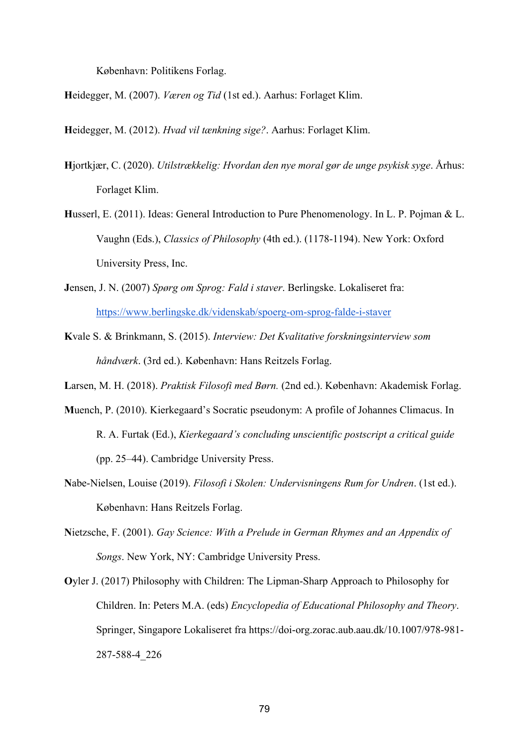København: Politikens Forlag.

**H**eidegger, M. (2007). *Væren og Tid* (1st ed.). Aarhus: Forlaget Klim.

**H**eidegger, M. (2012). *Hvad vil tænkning sige?*. Aarhus: Forlaget Klim.

**H**jortkjær, C. (2020). *Utilstrækkelig: Hvordan den nye moral gør de unge psykisk syge*. Århus: Forlaget Klim.

**H**usserl, E. (2011). Ideas: General Introduction to Pure Phenomenology. In L. P. Pojman & L. Vaughn (Eds.), *Classics of Philosophy* (4th ed.). (1178-1194). New York: Oxford University Press, Inc.

**J**ensen, J. N. (2007) *Spørg om Sprog: Fald i staver*. Berlingske. Lokaliseret fra: https://www.berlingske.dk/videnskab/spoerg-om-sprog-falde-i-staver

**K**vale S. & Brinkmann, S. (2015). *Interview: Det Kvalitative forskningsinterview som håndværk*. (3rd ed.). København: Hans Reitzels Forlag.

**L**arsen, M. H. (2018). *Praktisk Filosofi med Børn.* (2nd ed.). København: Akademisk Forlag.

**M**uench, P. (2010). Kierkegaard's Socratic pseudonym: A profile of Johannes Climacus. In R. A. Furtak (Ed.), *Kierkegaard's concluding unscientific postscript a critical guide* (pp. 25–44). Cambridge University Press.

**N**abe-Nielsen, Louise (2019). *Filosofi i Skolen: Undervisningens Rum for Undren*. (1st ed.). København: Hans Reitzels Forlag.

**N**ietzsche, F. (2001). *Gay Science: With a Prelude in German Rhymes and an Appendix of Songs*. New York, NY: Cambridge University Press.

**O**yler J. (2017) Philosophy with Children: The Lipman-Sharp Approach to Philosophy for Children. In: Peters M.A. (eds) *Encyclopedia of Educational Philosophy and Theory*. Springer, Singapore Lokaliseret fra https://doi-org.zorac.aub.aau.dk/10.1007/978-981-287-588-4_226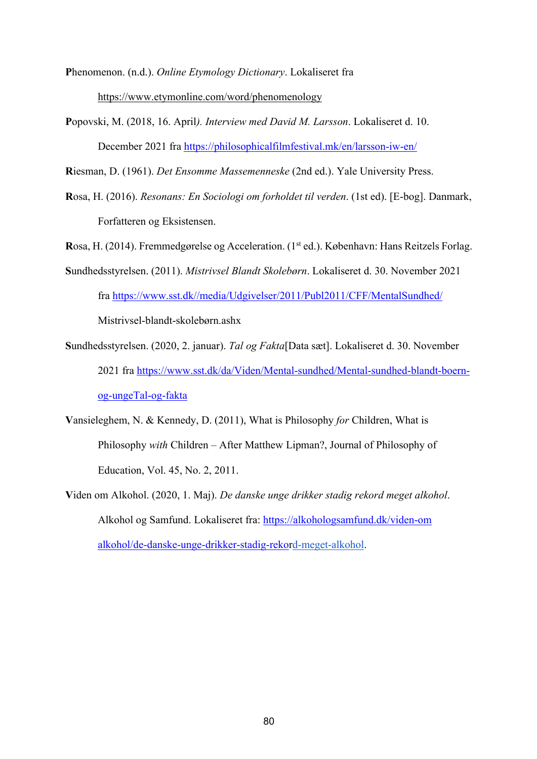**P**henomenon. (n.d.). *Online Etymology Dictionary*. Lokaliseret fra https://www.etymonline.com/word/phenomenology

**P**opovski, M. (2018, 16. April*). Interview med David M. Larsson*. Lokaliseret d. 10. December 2021 fra https://philosophicalfilmfestival.mk/en/larsson-iw-en/

**R**iesman, D. (1961). *Det Ensomme Massemenneske* (2nd ed.). Yale University Press.

**R**osa, H. (2016). *Resonans: En Sociologi om forholdet til verden*. (1st ed). [E-bog]. Danmark, Forfatteren og Eksistensen.

**R**osa, H. (2014). Fremmedgørelse og Acceleration. (1st ed.). København: Hans Reitzels Forlag.

**S**undhedsstyrelsen. (2011). *Mistrivsel Blandt Skolebørn*. Lokaliseret d. 30. November 2021 fra https://www.sst.dk//media/Udgivelser/2011/Publ2011/CFF/MentalSundhed/Mistrivsel-blandt-skolebørn.ashx

**S**undhedsstyrelsen. (2020, 2. januar). *Tal og Fakta*[Data sæt]. Lokaliseret d. 30. November 2021 fra https://www.sst.dk/da/Viden/Mental-sundhed/Mental-sundhed-blandt-boern-og-ungeTal-og-fakta

**V**ansieleghem, N. & Kennedy, D. (2011), What is Philosophy *for* Children, What is Philosophy *with* Children – After Matthew Lipman?, Journal of Philosophy of Education, Vol. 45, No. 2, 2011.

**V**iden om Alkohol. (2020, 1. Maj). *De danske unge drikker stadig rekord meget alkohol*. Alkohol og Samfund. Lokaliseret fra: https://alkohologsamfund.dk/viden-om alkohol/de-danske-unge-drikker-stadig-rekord-meget-alkohol.